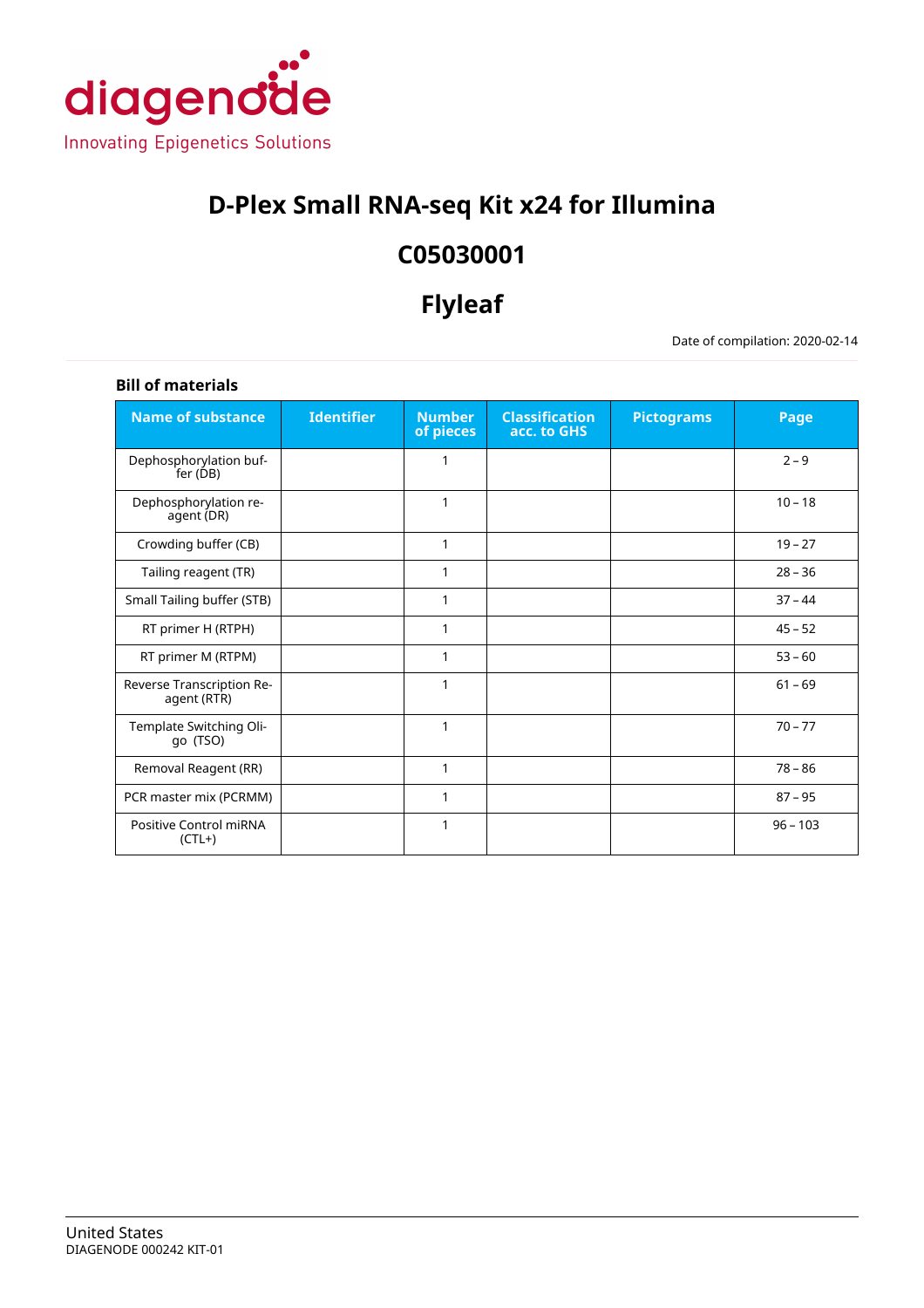diagenode
Innovating Epigenetics Solutions

# D-Plex Small RNA-seq Kit x24 for Illumina

# C05030001

# Flyleaf

Date of compilation: 2020-02-14

**Bill of materials**

| Name of substance | Identifier | Number of pieces | Classification acc. to GHS | Pictograms | Page |
|---|---|---|---|---|---|
| Dephosphorylation buffer (DB) | | 1 | | | 2 – 9 |
| Dephosphorylation reagent (DR) | | 1 | | | 10 – 18 |
| Crowding buffer (CB) | | 1 | | | 19 – 27 |
| Tailing reagent (TR) | | 1 | | | 28 – 36 |
| Small Tailing buffer (STB) | | 1 | | | 37 – 44 |
| RT primer H (RTPH) | | 1 | | | 45 – 52 |
| RT primer M (RTPM) | | 1 | | | 53 – 60 |
| Reverse Transcription Reagent (RTR) | | 1 | | | 61 – 69 |
| Template Switching Oligo (TSO) | | 1 | | | 70 – 77 |
| Removal Reagent (RR) | | 1 | | | 78 – 86 |
| PCR master mix (PCRMM) | | 1 | | | 87 – 95 |
| Positive Control miRNA (CTL+) | | 1 | | | 96 – 103 |

United States
DIAGENODE 000242 KIT-01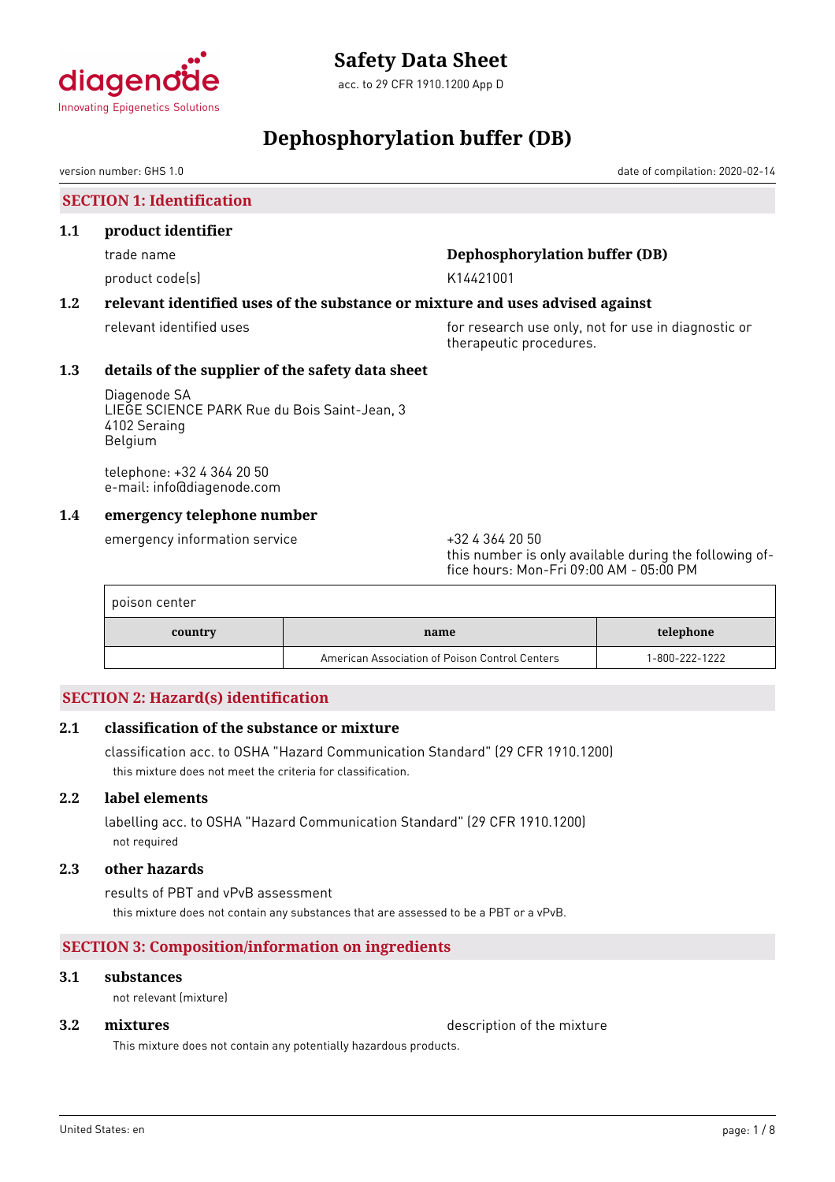# Safety Data Sheet

acc. to 29 CFR 1910.1200 App D

# Dephosphorylation buffer (DB)

version number: GHS 1.0 date of compilation: 2020-02-14

## SECTION 1: Identification

### 1.1 product identifier

trade name **Dephosphorylation buffer (DB)**

product code(s) K14421001

### 1.2 relevant identified uses of the substance or mixture and uses advised against

relevant identified uses: for research use only, not for use in diagnostic or therapeutic procedures.

### 1.3 details of the supplier of the safety data sheet

Diagenode SA
LIEGE SCIENCE PARK Rue du Bois Saint-Jean, 3
4102 Seraing
Belgium

telephone: +32 4 364 20 50
e-mail: info@diagenode.com

### 1.4 emergency telephone number

emergency information service: +32 4 364 20 50
this number is only available during the following office hours: Mon-Fri 09:00 AM - 05:00 PM

| poison center | | |
|---|---|---|
| **country** | **name** | **telephone** |
| | American Association of Poison Control Centers | 1-800-222-1222 |

## SECTION 2: Hazard(s) identification

### 2.1 classification of the substance or mixture

classification acc. to OSHA "Hazard Communication Standard" (29 CFR 1910.1200)

this mixture does not meet the criteria for classification.

### 2.2 label elements

labelling acc. to OSHA "Hazard Communication Standard" (29 CFR 1910.1200)

not required

### 2.3 other hazards

results of PBT and vPvB assessment

this mixture does not contain any substances that are assessed to be a PBT or a vPvB.

## SECTION 3: Composition/information on ingredients

### 3.1 substances

not relevant (mixture)

### 3.2 mixtures

description of the mixture

This mixture does not contain any potentially hazardous products.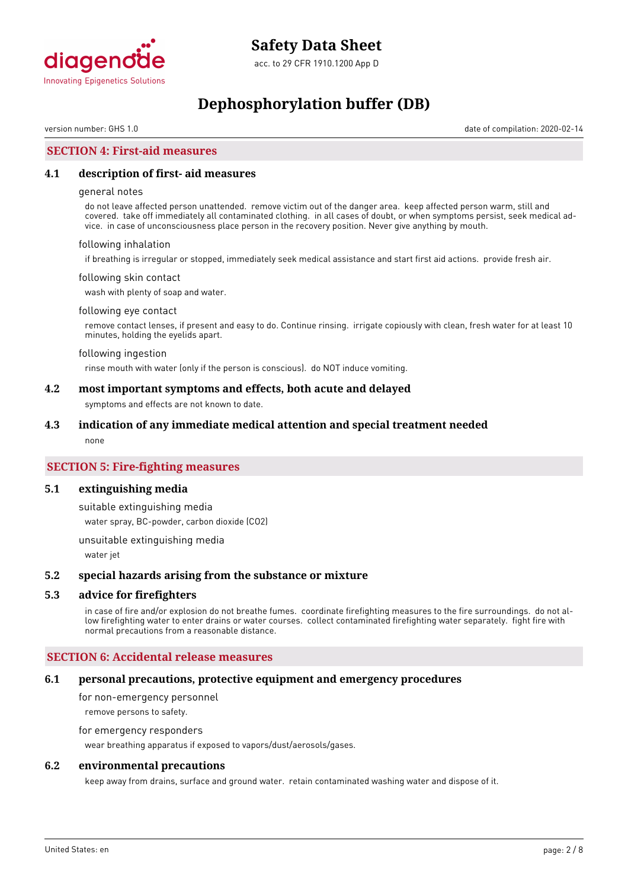## SECTION 4: First-aid measures

### 4.1 description of first- aid measures

general notes

do not leave affected person unattended. remove victim out of the danger area. keep affected person warm, still and covered. take off immediately all contaminated clothing. in all cases of doubt, or when symptoms persist, seek medical advice. in case of unconsciousness place person in the recovery position. Never give anything by mouth.

following inhalation

if breathing is irregular or stopped, immediately seek medical assistance and start first aid actions. provide fresh air.

following skin contact

wash with plenty of soap and water.

following eye contact

remove contact lenses, if present and easy to do. Continue rinsing. irrigate copiously with clean, fresh water for at least 10 minutes, holding the eyelids apart.

following ingestion

rinse mouth with water (only if the person is conscious). do NOT induce vomiting.

### 4.2 most important symptoms and effects, both acute and delayed

symptoms and effects are not known to date.

### 4.3 indication of any immediate medical attention and special treatment needed

none

## SECTION 5: Fire-fighting measures

### 5.1 extinguishing media

suitable extinguishing media

water spray, BC-powder, carbon dioxide ($CO_2$)

unsuitable extinguishing media

water jet

### 5.2 special hazards arising from the substance or mixture

### 5.3 advice for firefighters

in case of fire and/or explosion do not breathe fumes. coordinate firefighting measures to the fire surroundings. do not allow firefighting water to enter drains or water courses. collect contaminated firefighting water separately. fight fire with normal precautions from a reasonable distance.

## SECTION 6: Accidental release measures

### 6.1 personal precautions, protective equipment and emergency procedures

for non-emergency personnel

remove persons to safety.

for emergency responders

wear breathing apparatus if exposed to vapors/dust/aerosols/gases.

### 6.2 environmental precautions

keep away from drains, surface and ground water. retain contaminated washing water and dispose of it.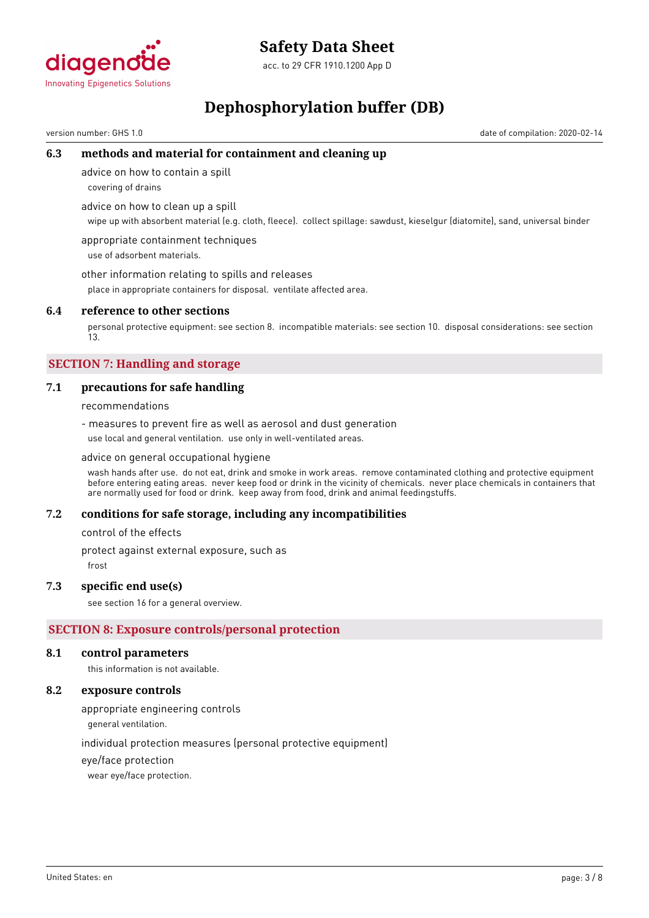### 6.3 methods and material for containment and cleaning up

advice on how to contain a spill

covering of drains

advice on how to clean up a spill

wipe up with absorbent material (e.g. cloth, fleece). collect spillage: sawdust, kieselgur (diatomite), sand, universal binder

appropriate containment techniques

use of adsorbent materials.

other information relating to spills and releases

place in appropriate containers for disposal. ventilate affected area.

### 6.4 reference to other sections

personal protective equipment: see section 8. incompatible materials: see section 10. disposal considerations: see section 13.

## SECTION 7: Handling and storage

### 7.1 precautions for safe handling

recommendations

- measures to prevent fire as well as aerosol and dust generation

use local and general ventilation. use only in well-ventilated areas.

advice on general occupational hygiene

wash hands after use. do not eat, drink and smoke in work areas. remove contaminated clothing and protective equipment before entering eating areas. never keep food or drink in the vicinity of chemicals. never place chemicals in containers that are normally used for food or drink. keep away from food, drink and animal feedingstuffs.

### 7.2 conditions for safe storage, including any incompatibilities

control of the effects

protect against external exposure, such as

frost

### 7.3 specific end use(s)

see section 16 for a general overview.

## SECTION 8: Exposure controls/personal protection

### 8.1 control parameters

this information is not available.

### 8.2 exposure controls

appropriate engineering controls

general ventilation.

individual protection measures (personal protective equipment)

eye/face protection

wear eye/face protection.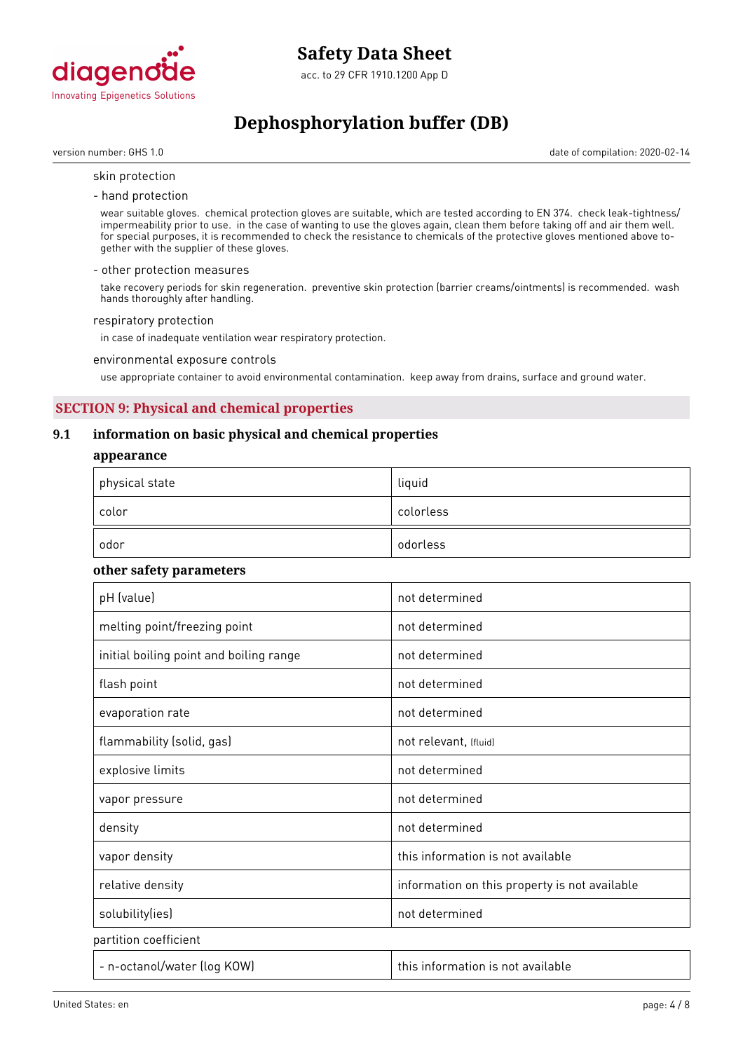skin protection

- hand protection

wear suitable gloves. chemical protection gloves are suitable, which are tested according to EN 374. check leak-tightness/ impermeability prior to use. in the case of wanting to use the gloves again, clean them before taking off and air them well. for special purposes, it is recommended to check the resistance to chemicals of the protective gloves mentioned above together with the supplier of these gloves.

- other protection measures

take recovery periods for skin regeneration. preventive skin protection (barrier creams/ointments) is recommended. wash hands thoroughly after handling.

respiratory protection

in case of inadequate ventilation wear respiratory protection.

environmental exposure controls

use appropriate container to avoid environmental contamination. keep away from drains, surface and ground water.

## SECTION 9: Physical and chemical properties

### 9.1 information on basic physical and chemical properties

**appearance**

| | |
|---|---|
| physical state | liquid |
| color | colorless |
| odor | odorless |

**other safety parameters**

| | |
|---|---|
| pH (value) | not determined |
| melting point/freezing point | not determined |
| initial boiling point and boiling range | not determined |
| flash point | not determined |
| evaporation rate | not determined |
| flammability (solid, gas) | not relevant, (fluid) |
| explosive limits | not determined |
| vapor pressure | not determined |
| density | not determined |
| vapor density | this information is not available |
| relative density | information on this property is not available |
| solubility(ies) | not determined |

partition coefficient

| | |
|---|---|
| - n-octanol/water (log KOW) | this information is not available |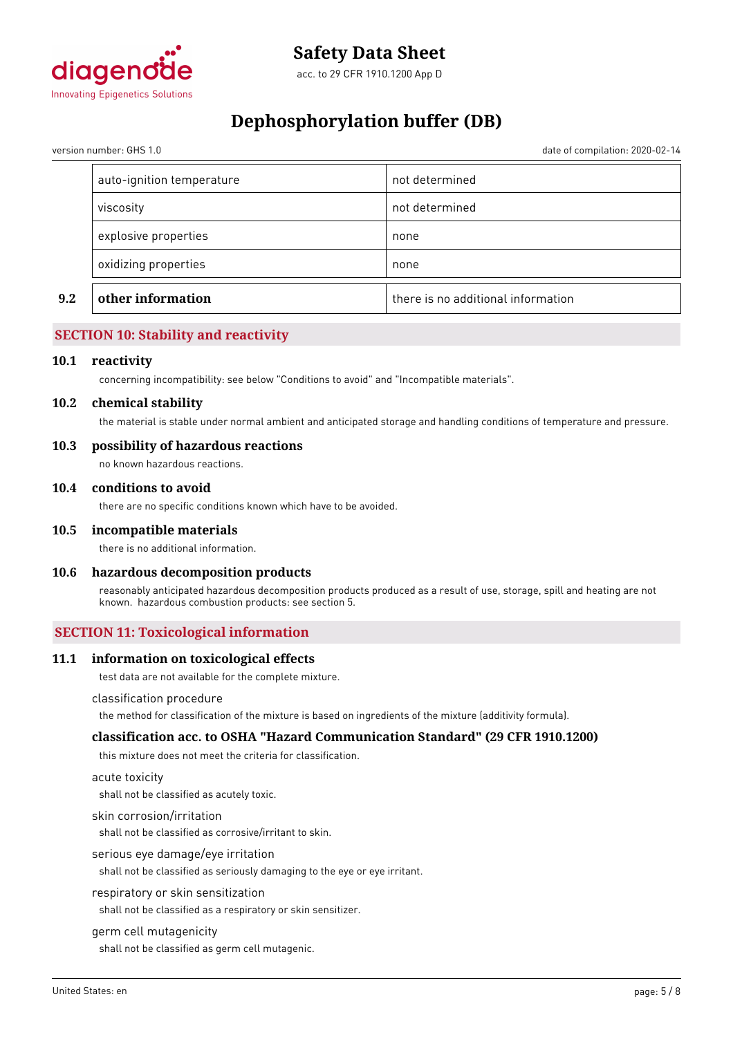| | |
|---|---|
| auto-ignition temperature | not determined |
| viscosity | not determined |
| explosive properties | none |
| oxidizing properties | none |

| | | |
|---|---|---|
| **9.2** | **other information** | there is no additional information |

## SECTION 10: Stability and reactivity

### 10.1 reactivity

concerning incompatibility: see below "Conditions to avoid" and "Incompatible materials".

### 10.2 chemical stability

the material is stable under normal ambient and anticipated storage and handling conditions of temperature and pressure.

### 10.3 possibility of hazardous reactions

no known hazardous reactions.

### 10.4 conditions to avoid

there are no specific conditions known which have to be avoided.

### 10.5 incompatible materials

there is no additional information.

### 10.6 hazardous decomposition products

reasonably anticipated hazardous decomposition products produced as a result of use, storage, spill and heating are not known. hazardous combustion products: see section 5.

## SECTION 11: Toxicological information

### 11.1 information on toxicological effects

test data are not available for the complete mixture.

classification procedure

the method for classification of the mixture is based on ingredients of the mixture (additivity formula).

### classification acc. to OSHA "Hazard Communication Standard" (29 CFR 1910.1200)

this mixture does not meet the criteria for classification.

acute toxicity

shall not be classified as acutely toxic.

skin corrosion/irritation

shall not be classified as corrosive/irritant to skin.

serious eye damage/eye irritation

shall not be classified as seriously damaging to the eye or eye irritant.

respiratory or skin sensitization

shall not be classified as a respiratory or skin sensitizer.

germ cell mutagenicity

shall not be classified as germ cell mutagenic.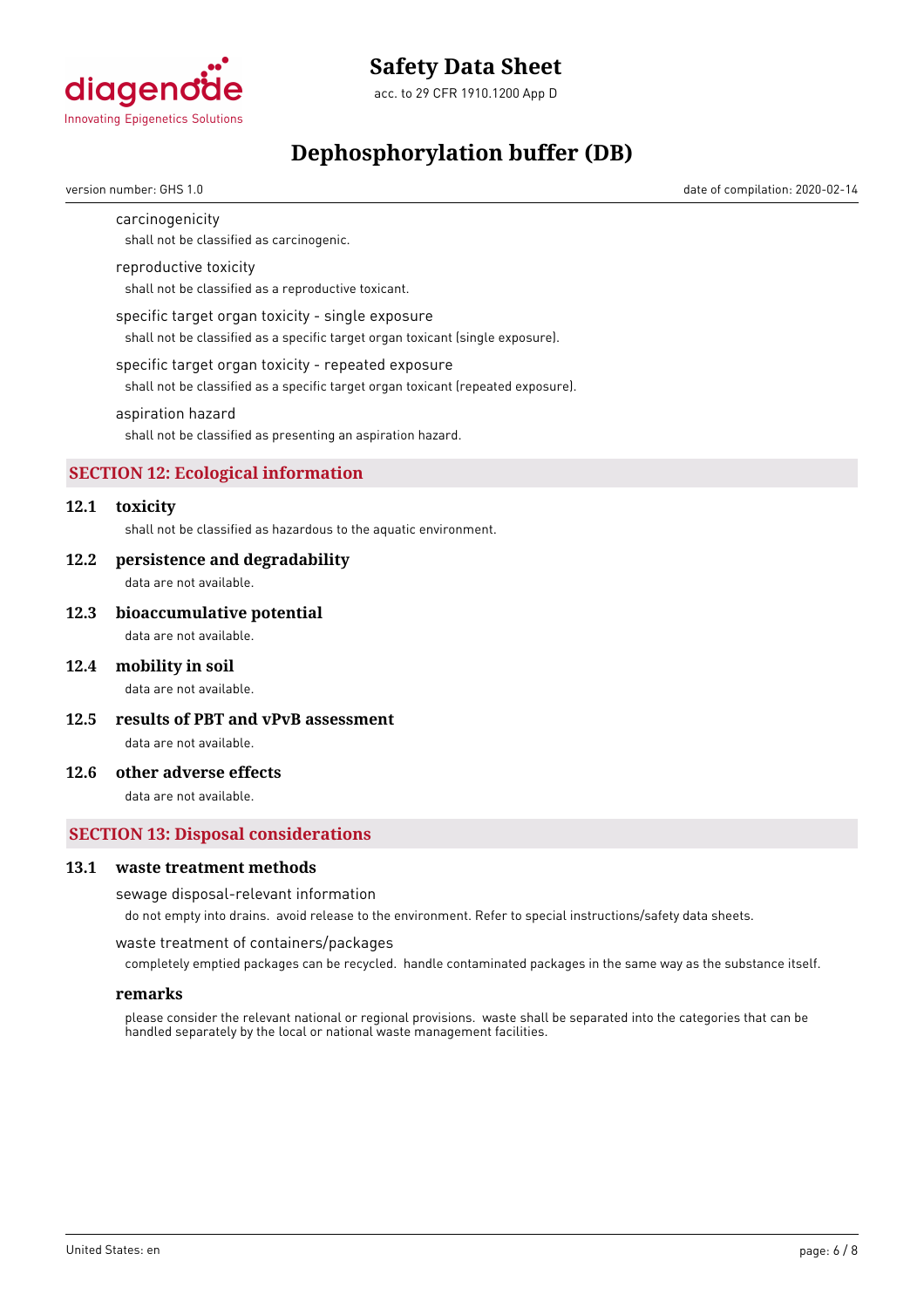carcinogenicity

shall not be classified as carcinogenic.

reproductive toxicity

shall not be classified as a reproductive toxicant.

specific target organ toxicity - single exposure

shall not be classified as a specific target organ toxicant (single exposure).

specific target organ toxicity - repeated exposure

shall not be classified as a specific target organ toxicant (repeated exposure).

aspiration hazard

shall not be classified as presenting an aspiration hazard.

## SECTION 12: Ecological information

### 12.1 toxicity

shall not be classified as hazardous to the aquatic environment.

### 12.2 persistence and degradability

data are not available.

### 12.3 bioaccumulative potential

data are not available.

### 12.4 mobility in soil

data are not available.

### 12.5 results of PBT and vPvB assessment

data are not available.

### 12.6 other adverse effects

data are not available.

## SECTION 13: Disposal considerations

### 13.1 waste treatment methods

sewage disposal-relevant information

do not empty into drains. avoid release to the environment. Refer to special instructions/safety data sheets.

waste treatment of containers/packages

completely emptied packages can be recycled. handle contaminated packages in the same way as the substance itself.

**remarks**

please consider the relevant national or regional provisions. waste shall be separated into the categories that can be handled separately by the local or national waste management facilities.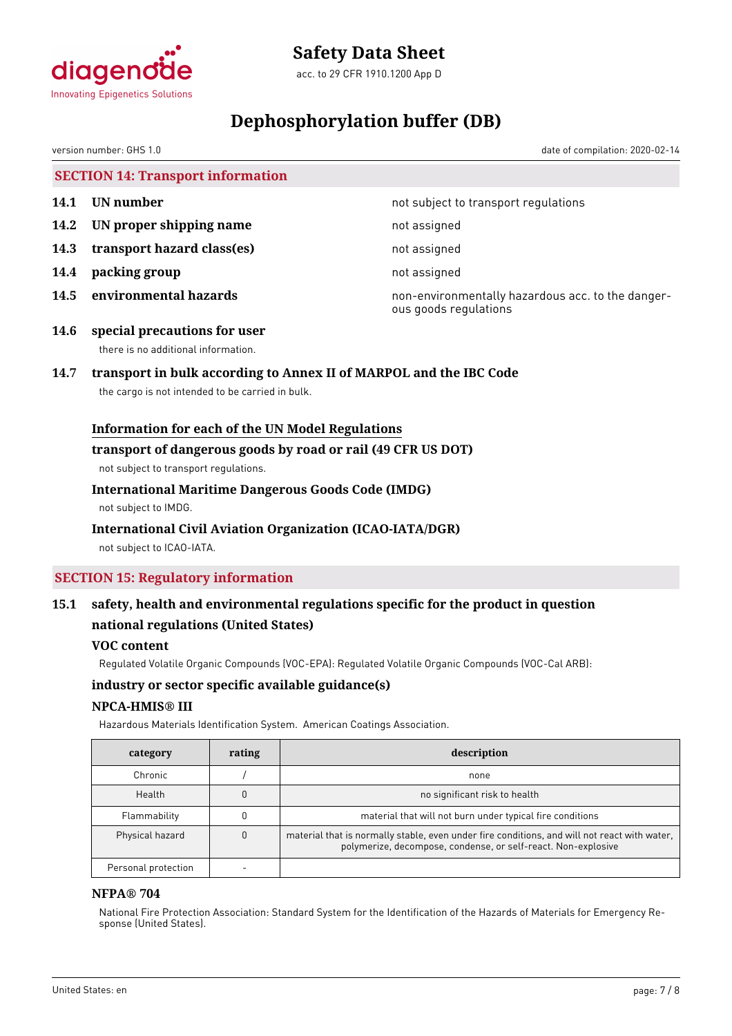## SECTION 14: Transport information

**14.1 UN number** — not subject to transport regulations

**14.2 UN proper shipping name** — not assigned

**14.3 transport hazard class(es)** — not assigned

**14.4 packing group** — not assigned

**14.5 environmental hazards** — non-environmentally hazardous acc. to the dangerous goods regulations

**14.6 special precautions for user**

there is no additional information.

**14.7 transport in bulk according to Annex II of MARPOL and the IBC Code**

the cargo is not intended to be carried in bulk.

**Information for each of the UN Model Regulations**

**transport of dangerous goods by road or rail (49 CFR US DOT)**

not subject to transport regulations.

**International Maritime Dangerous Goods Code (IMDG)**

not subject to IMDG.

**International Civil Aviation Organization (ICAO-IATA/DGR)**

not subject to ICAO-IATA.

## SECTION 15: Regulatory information

**15.1 safety, health and environmental regulations specific for the product in question**

**national regulations (United States)**

**VOC content**

Regulated Volatile Organic Compounds (VOC-EPA): Regulated Volatile Organic Compounds (VOC-Cal ARB):

**industry or sector specific available guidance(s)**

**NPCA-HMIS® III**

Hazardous Materials Identification System. American Coatings Association.

| category | rating | description |
|---|---|---|
| Chronic | / | none |
| Health | 0 | no significant risk to health |
| Flammability | 0 | material that will not burn under typical fire conditions |
| Physical hazard | 0 | material that is normally stable, even under fire conditions, and will not react with water, polymerize, decompose, condense, or self-react. Non-explosive |
| Personal protection | - | |

**NFPA® 704**

National Fire Protection Association: Standard System for the Identification of the Hazards of Materials for Emergency Response (United States).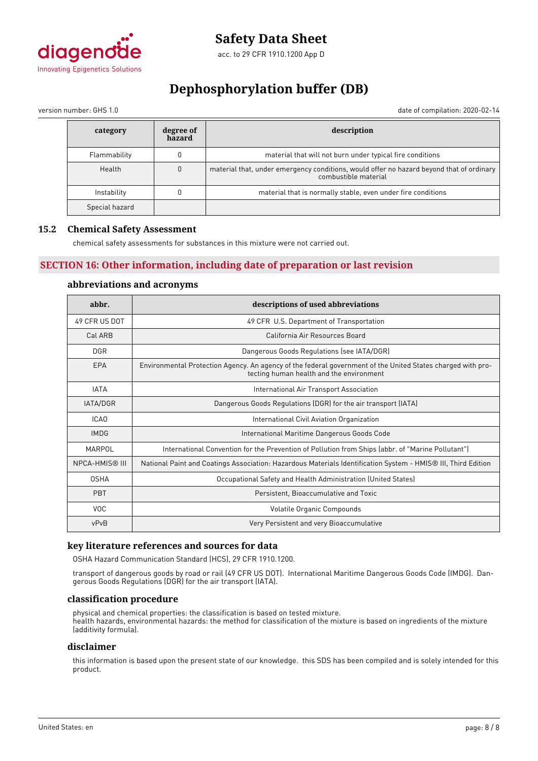| category | degree of hazard | description |
|---|---|---|
| Flammability | 0 | material that will not burn under typical fire conditions |
| Health | 0 | material that, under emergency conditions, would offer no hazard beyond that of ordinary combustible material |
| Instability | 0 | material that is normally stable, even under fire conditions |
| Special hazard | | |

### 15.2 Chemical Safety Assessment

chemical safety assessments for substances in this mixture were not carried out.

## SECTION 16: Other information, including date of preparation or last revision

### abbreviations and acronyms

| abbr. | descriptions of used abbreviations |
|---|---|
| 49 CFR US DOT | 49 CFR U.S. Department of Transportation |
| Cal ARB | California Air Resources Board |
| DGR | Dangerous Goods Regulations (see IATA/DGR) |
| EPA | Environmental Protection Agency. An agency of the federal government of the United States charged with protecting human health and the environment |
| IATA | International Air Transport Association |
| IATA/DGR | Dangerous Goods Regulations (DGR) for the air transport (IATA) |
| ICAO | International Civil Aviation Organization |
| IMDG | International Maritime Dangerous Goods Code |
| MARPOL | International Convention for the Prevention of Pollution from Ships (abbr. of "Marine Pollutant") |
| NPCA-HMIS® III | National Paint and Coatings Association: Hazardous Materials Identification System - HMIS® III, Third Edition |
| OSHA | Occupational Safety and Health Administration (United States) |
| PBT | Persistent, Bioaccumulative and Toxic |
| VOC | Volatile Organic Compounds |
| vPvB | Very Persistent and very Bioaccumulative |

### key literature references and sources for data

OSHA Hazard Communication Standard (HCS), 29 CFR 1910.1200.

transport of dangerous goods by road or rail (49 CFR US DOT). International Maritime Dangerous Goods Code (IMDG). Dangerous Goods Regulations (DGR) for the air transport (IATA).

### classification procedure

physical and chemical properties: the classification is based on tested mixture.
health hazards, environmental hazards: the method for classification of the mixture is based on ingredients of the mixture (additivity formula).

### disclaimer

this information is based upon the present state of our knowledge. this SDS has been compiled and is solely intended for this product.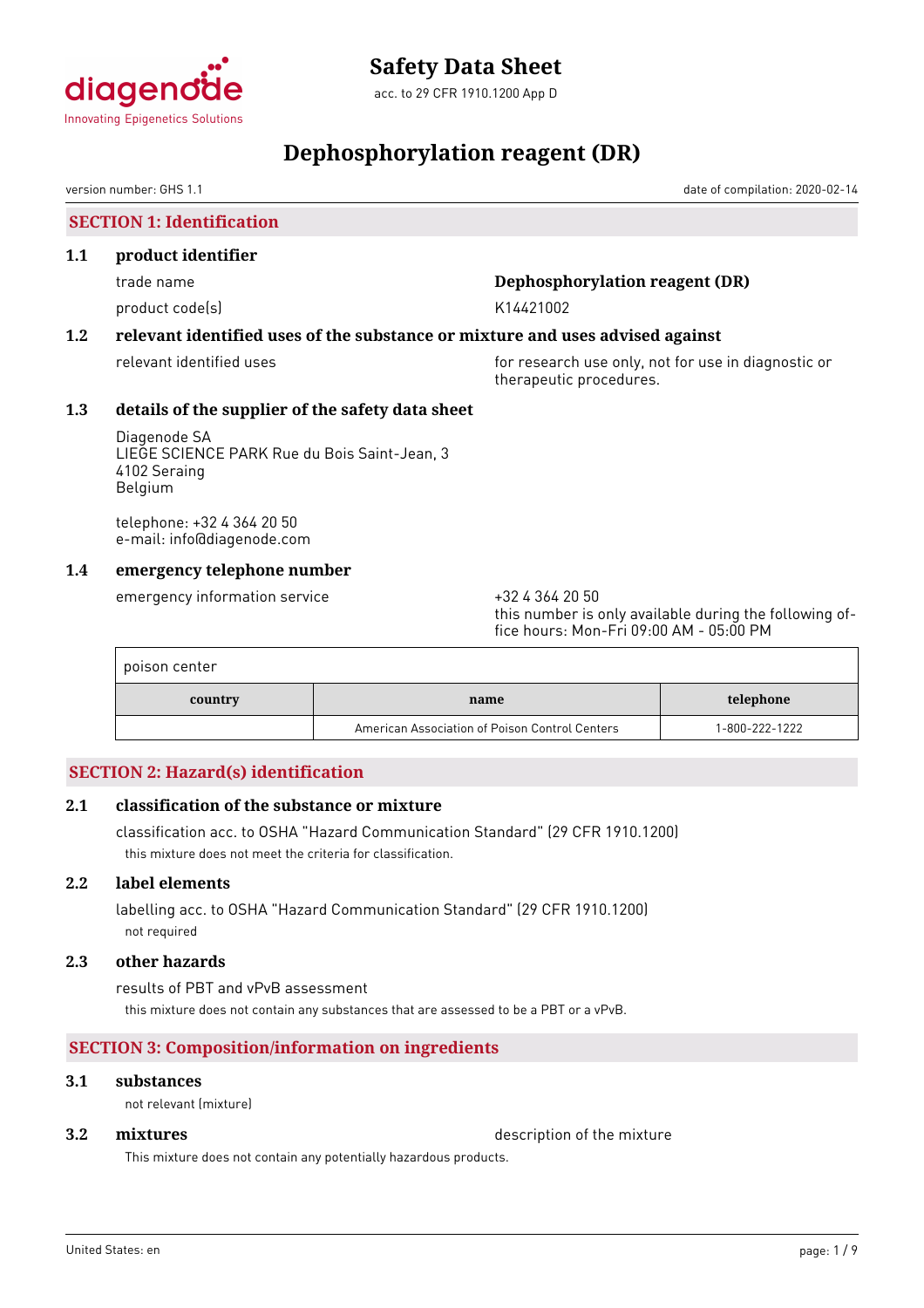# Safety Data Sheet

acc. to 29 CFR 1910.1200 App D

# Dephosphorylation reagent (DR)

version number: GHS 1.1

date of compilation: 2020-02-14

## SECTION 1: Identification

### 1.1 product identifier

trade name: **Dephosphorylation reagent (DR)**

product code(s): K14421002

### 1.2 relevant identified uses of the substance or mixture and uses advised against

relevant identified uses: for research use only, not for use in diagnostic or therapeutic procedures.

### 1.3 details of the supplier of the safety data sheet

Diagenode SA
LIEGE SCIENCE PARK Rue du Bois Saint-Jean, 3
4102 Seraing
Belgium

telephone: +32 4 364 20 50
e-mail: info@diagenode.com

### 1.4 emergency telephone number

emergency information service: +32 4 364 20 50
this number is only available during the following office hours: Mon-Fri 09:00 AM - 05:00 PM

| poison center | | |
|---|---|---|
| **country** | **name** | **telephone** |
| | American Association of Poison Control Centers | 1-800-222-1222 |

## SECTION 2: Hazard(s) identification

### 2.1 classification of the substance or mixture

classification acc. to OSHA "Hazard Communication Standard" (29 CFR 1910.1200)

this mixture does not meet the criteria for classification.

### 2.2 label elements

labelling acc. to OSHA "Hazard Communication Standard" (29 CFR 1910.1200)

not required

### 2.3 other hazards

results of PBT and vPvB assessment

this mixture does not contain any substances that are assessed to be a PBT or a vPvB.

## SECTION 3: Composition/information on ingredients

### 3.1 substances

not relevant (mixture)

### 3.2 mixtures

description of the mixture

This mixture does not contain any potentially hazardous products.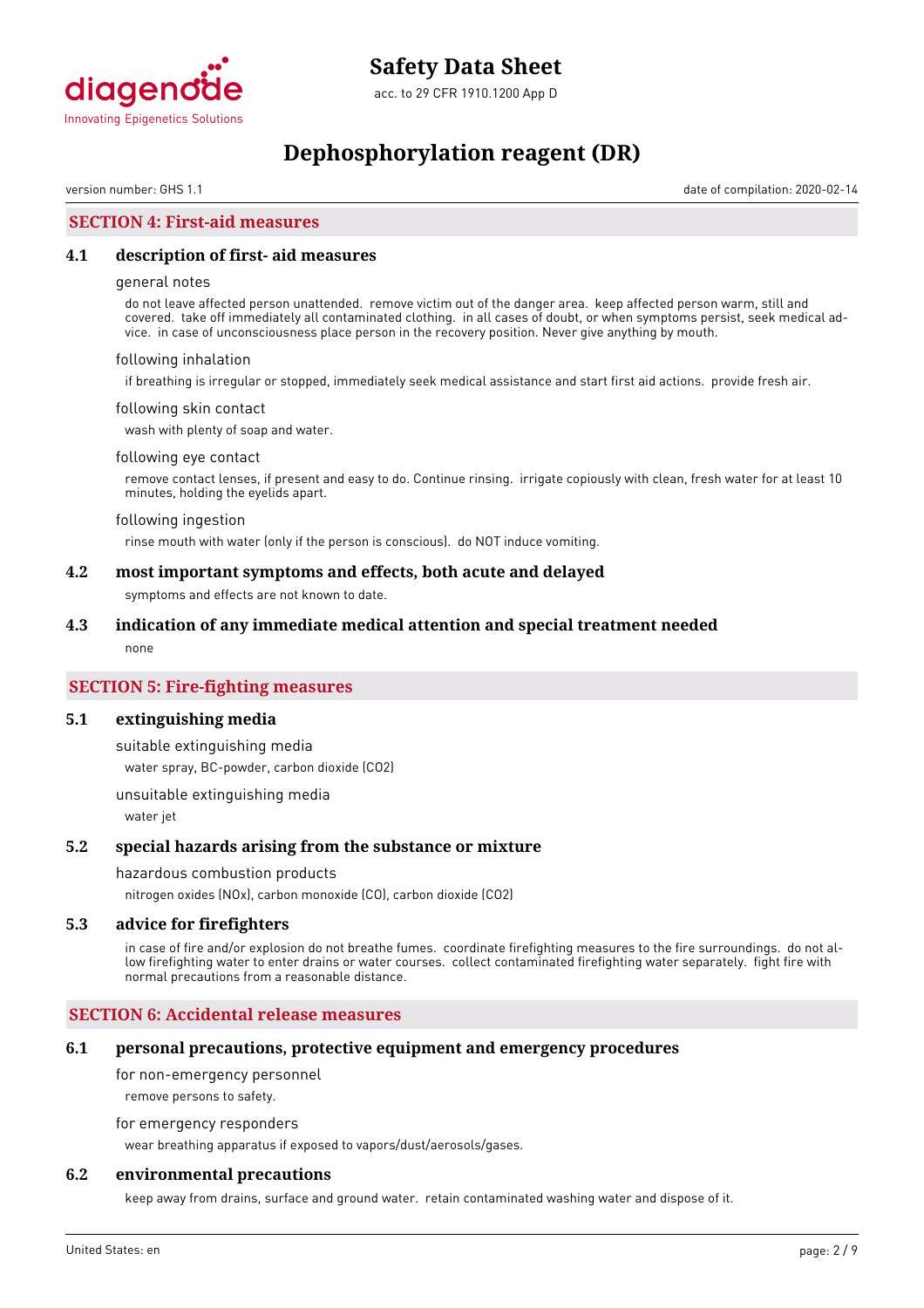# Safety Data Sheet

acc. to 29 CFR 1910.1200 App D

# Dephosphorylation reagent (DR)

version number: GHS 1.1

date of compilation: 2020-02-14

## SECTION 4: First-aid measures

### 4.1 description of first- aid measures

general notes

do not leave affected person unattended. remove victim out of the danger area. keep affected person warm, still and covered. take off immediately all contaminated clothing. in all cases of doubt, or when symptoms persist, seek medical advice. in case of unconsciousness place person in the recovery position. Never give anything by mouth.

following inhalation

if breathing is irregular or stopped, immediately seek medical assistance and start first aid actions. provide fresh air.

following skin contact

wash with plenty of soap and water.

following eye contact

remove contact lenses, if present and easy to do. Continue rinsing. irrigate copiously with clean, fresh water for at least 10 minutes, holding the eyelids apart.

following ingestion

rinse mouth with water (only if the person is conscious). do NOT induce vomiting.

### 4.2 most important symptoms and effects, both acute and delayed

symptoms and effects are not known to date.

### 4.3 indication of any immediate medical attention and special treatment needed

none

## SECTION 5: Fire-fighting measures

### 5.1 extinguishing media

suitable extinguishing media

water spray, BC-powder, carbon dioxide ($CO_2$)

unsuitable extinguishing media

water jet

### 5.2 special hazards arising from the substance or mixture

hazardous combustion products

nitrogen oxides ($NO_x$), carbon monoxide (CO), carbon dioxide ($CO_2$)

### 5.3 advice for firefighters

in case of fire and/or explosion do not breathe fumes. coordinate firefighting measures to the fire surroundings. do not allow firefighting water to enter drains or water courses. collect contaminated firefighting water separately. fight fire with normal precautions from a reasonable distance.

## SECTION 6: Accidental release measures

### 6.1 personal precautions, protective equipment and emergency procedures

for non-emergency personnel

remove persons to safety.

for emergency responders

wear breathing apparatus if exposed to vapors/dust/aerosols/gases.

### 6.2 environmental precautions

keep away from drains, surface and ground water. retain contaminated washing water and dispose of it.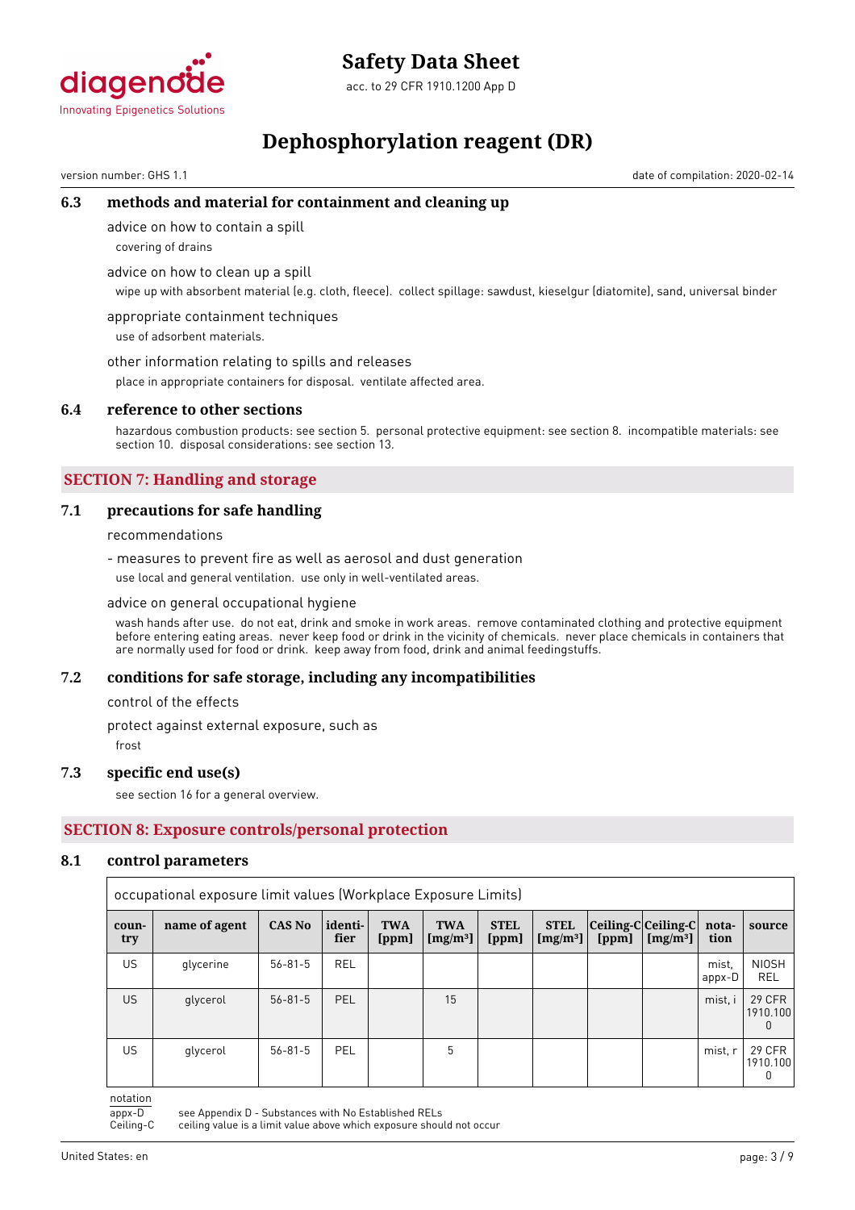### 6.3 methods and material for containment and cleaning up

advice on how to contain a spill

covering of drains

advice on how to clean up a spill

wipe up with absorbent material (e.g. cloth, fleece). collect spillage: sawdust, kieselgur (diatomite), sand, universal binder

appropriate containment techniques

use of adsorbent materials.

other information relating to spills and releases

place in appropriate containers for disposal. ventilate affected area.

### 6.4 reference to other sections

hazardous combustion products: see section 5. personal protective equipment: see section 8. incompatible materials: see section 10. disposal considerations: see section 13.

## SECTION 7: Handling and storage

### 7.1 precautions for safe handling

recommendations

- measures to prevent fire as well as aerosol and dust generation

use local and general ventilation. use only in well-ventilated areas.

advice on general occupational hygiene

wash hands after use. do not eat, drink and smoke in work areas. remove contaminated clothing and protective equipment before entering eating areas. never keep food or drink in the vicinity of chemicals. never place chemicals in containers that are normally used for food or drink. keep away from food, drink and animal feedingstuffs.

### 7.2 conditions for safe storage, including any incompatibilities

control of the effects

protect against external exposure, such as

frost

### 7.3 specific end use(s)

see section 16 for a general overview.

## SECTION 8: Exposure controls/personal protection

### 8.1 control parameters

occupational exposure limit values (Workplace Exposure Limits)

| country | name of agent | CAS No | identifier | TWA [ppm] | TWA [mg/m³] | STEL [ppm] | STEL [mg/m³] | Ceiling-C [ppm] | Ceiling-C [mg/m³] | notation | source |
|---|---|---|---|---|---|---|---|---|---|---|---|
| US | glycerine | 56-81-5 | REL | | | | | | | mist, appx-D | NIOSH REL |
| US | glycerol | 56-81-5 | PEL | | 15 | | | | | mist, i | 29 CFR 1910.1000 |
| US | glycerol | 56-81-5 | PEL | | 5 | | | | | mist, r | 29 CFR 1910.1000 |

notation

appx-D — see Appendix D - Substances with No Established RELs

Ceiling-C — ceiling value is a limit value above which exposure should not occur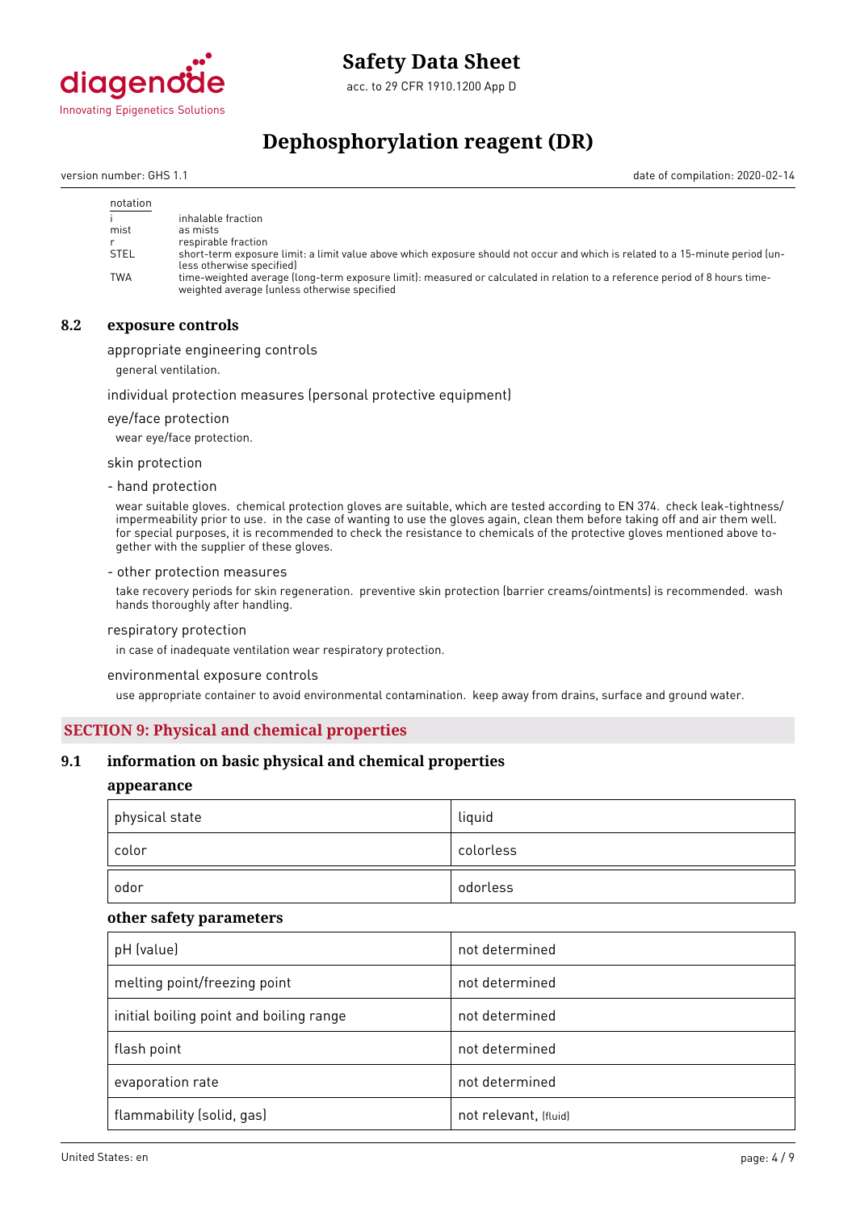| notation | |
|---|---|
| i | inhalable fraction |
| mist | as mists |
| r | respirable fraction |
| STEL | short-term exposure limit: a limit value above which exposure should not occur and which is related to a 15-minute period (unless otherwise specified) |
| TWA | time-weighted average (long-term exposure limit): measured or calculated in relation to a reference period of 8 hours time-weighted average (unless otherwise specified |

### 8.2 exposure controls

appropriate engineering controls

general ventilation.

individual protection measures (personal protective equipment)

eye/face protection

wear eye/face protection.

skin protection

- hand protection

wear suitable gloves. chemical protection gloves are suitable, which are tested according to EN 374. check leak-tightness/impermeability prior to use. in the case of wanting to use the gloves again, clean them before taking off and air them well. for special purposes, it is recommended to check the resistance to chemicals of the protective gloves mentioned above together with the supplier of these gloves.

- other protection measures

take recovery periods for skin regeneration. preventive skin protection (barrier creams/ointments) is recommended. wash hands thoroughly after handling.

respiratory protection

in case of inadequate ventilation wear respiratory protection.

environmental exposure controls

use appropriate container to avoid environmental contamination. keep away from drains, surface and ground water.

## SECTION 9: Physical and chemical properties

### 9.1 information on basic physical and chemical properties

**appearance**

| physical state | liquid |
|---|---|
| color | colorless |
| odor | odorless |

**other safety parameters**

| pH (value) | not determined |
|---|---|
| melting point/freezing point | not determined |
| initial boiling point and boiling range | not determined |
| flash point | not determined |
| evaporation rate | not determined |
| flammability (solid, gas) | not relevant, (fluid) |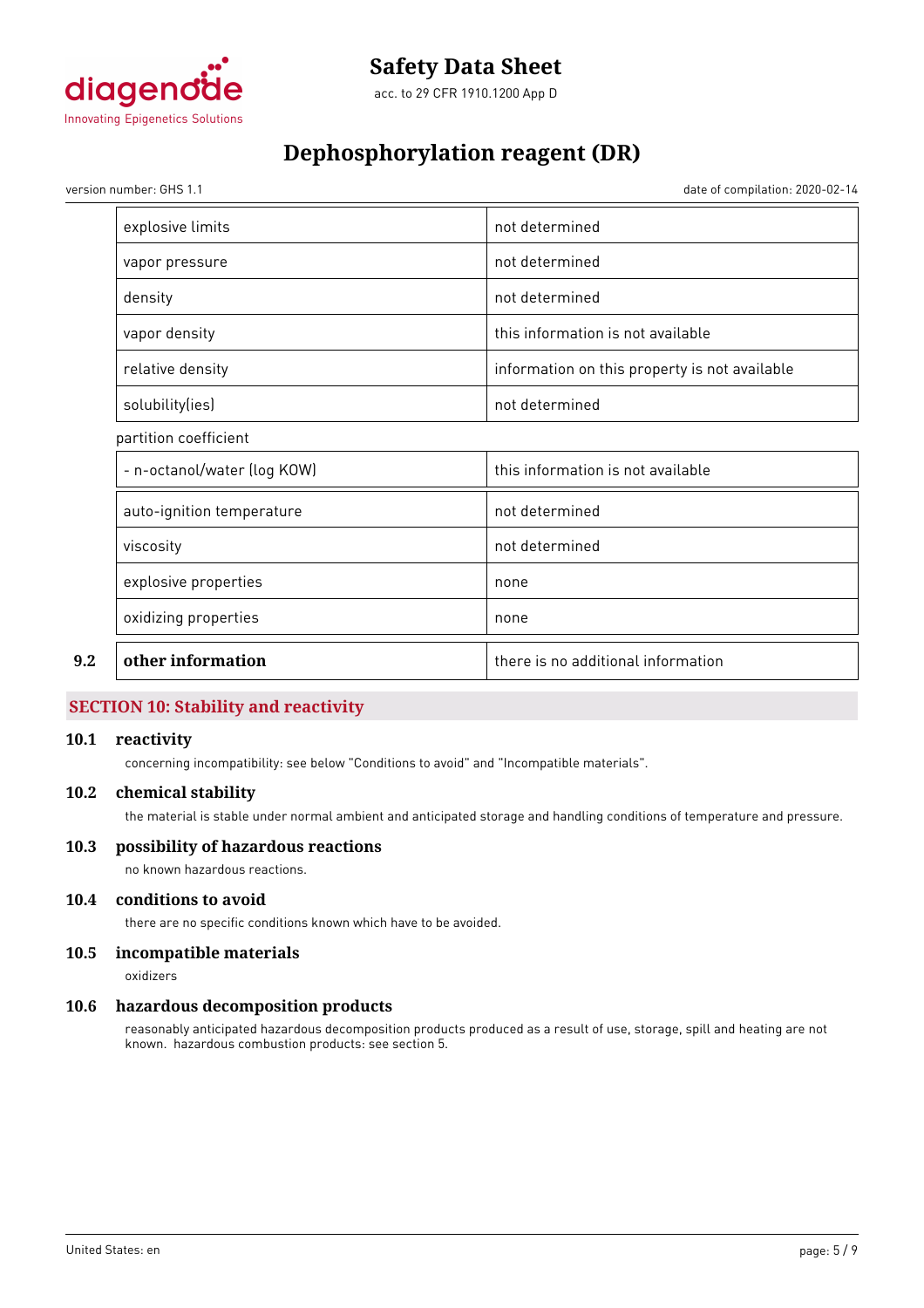| | |
|---|---|
| explosive limits | not determined |
| vapor pressure | not determined |
| density | not determined |
| vapor density | this information is not available |
| relative density | information on this property is not available |
| solubility(ies) | not determined |

partition coefficient

| | |
|---|---|
| - n-octanol/water (log KOW) | this information is not available |
| auto-ignition temperature | not determined |
| viscosity | not determined |
| explosive properties | none |
| oxidizing properties | none |

| | | |
|---|---|---|
| 9.2 | **other information** | there is no additional information |

## SECTION 10: Stability and reactivity

### 10.1 reactivity

concerning incompatibility: see below "Conditions to avoid" and "Incompatible materials".

### 10.2 chemical stability

the material is stable under normal ambient and anticipated storage and handling conditions of temperature and pressure.

### 10.3 possibility of hazardous reactions

no known hazardous reactions.

### 10.4 conditions to avoid

there are no specific conditions known which have to be avoided.

### 10.5 incompatible materials

oxidizers

### 10.6 hazardous decomposition products

reasonably anticipated hazardous decomposition products produced as a result of use, storage, spill and heating are not known. hazardous combustion products: see section 5.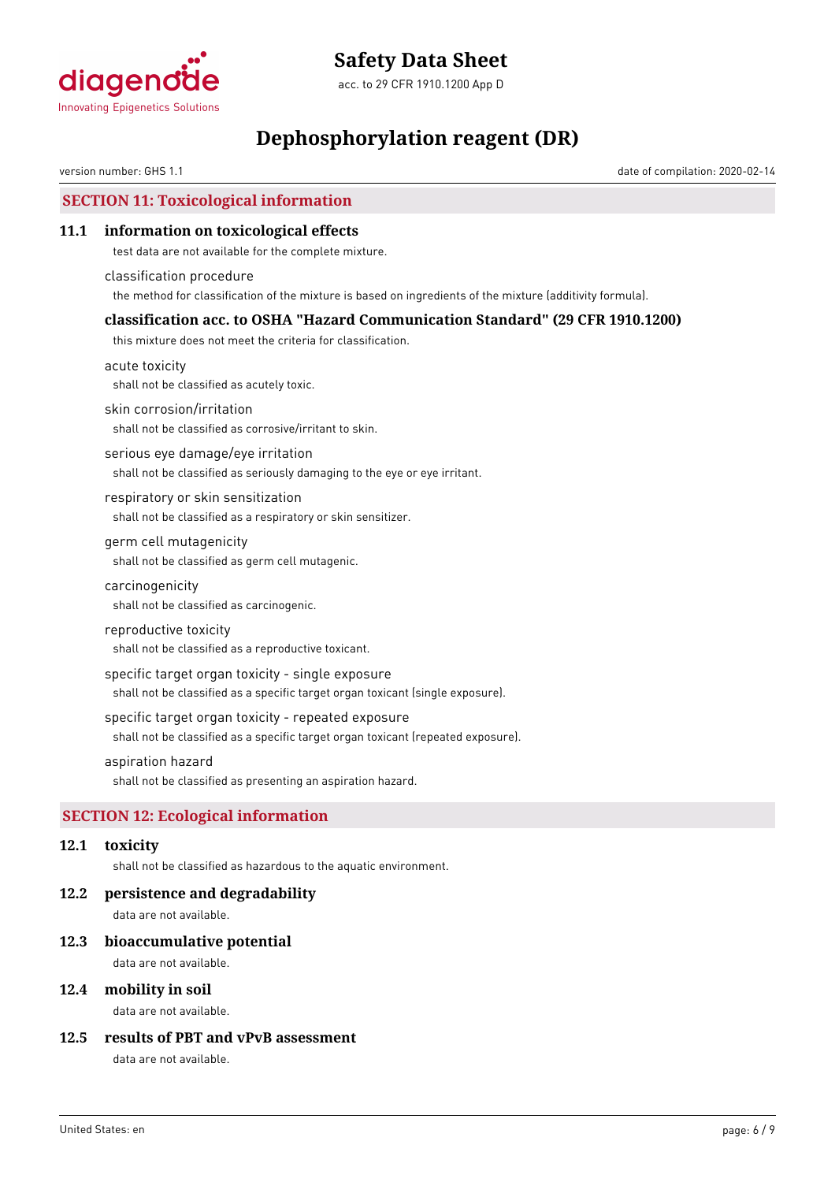# Dephosphorylation reagent (DR)

version number: GHS 1.1

date of compilation: 2020-02-14

## SECTION 11: Toxicological information

### 11.1 information on toxicological effects

test data are not available for the complete mixture.

classification procedure

the method for classification of the mixture is based on ingredients of the mixture (additivity formula).

#### classification acc. to OSHA "Hazard Communication Standard" (29 CFR 1910.1200)

this mixture does not meet the criteria for classification.

acute toxicity

shall not be classified as acutely toxic.

skin corrosion/irritation

shall not be classified as corrosive/irritant to skin.

serious eye damage/eye irritation

shall not be classified as seriously damaging to the eye or eye irritant.

respiratory or skin sensitization

shall not be classified as a respiratory or skin sensitizer.

germ cell mutagenicity

shall not be classified as germ cell mutagenic.

carcinogenicity

shall not be classified as carcinogenic.

reproductive toxicity

shall not be classified as a reproductive toxicant.

specific target organ toxicity - single exposure

shall not be classified as a specific target organ toxicant (single exposure).

specific target organ toxicity - repeated exposure

shall not be classified as a specific target organ toxicant (repeated exposure).

aspiration hazard

shall not be classified as presenting an aspiration hazard.

## SECTION 12: Ecological information

### 12.1 toxicity

shall not be classified as hazardous to the aquatic environment.

### 12.2 persistence and degradability

data are not available.

### 12.3 bioaccumulative potential

data are not available.

### 12.4 mobility in soil

data are not available.

### 12.5 results of PBT and vPvB assessment

data are not available.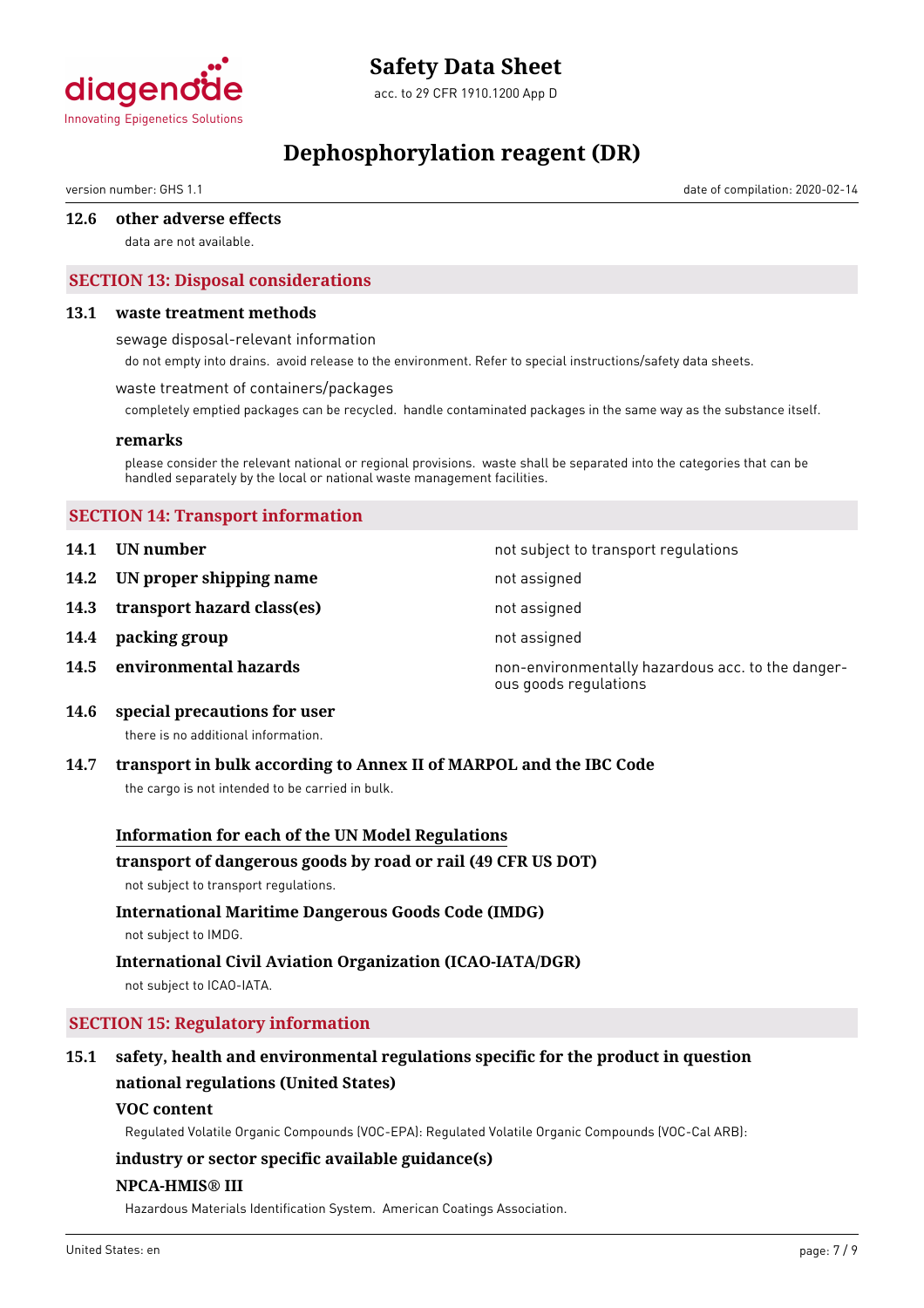### 12.6 other adverse effects

data are not available.

## SECTION 13: Disposal considerations

### 13.1 waste treatment methods

sewage disposal-relevant information

do not empty into drains. avoid release to the environment. Refer to special instructions/safety data sheets.

waste treatment of containers/packages

completely emptied packages can be recycled. handle contaminated packages in the same way as the substance itself.

**remarks**

please consider the relevant national or regional provisions. waste shall be separated into the categories that can be handled separately by the local or national waste management facilities.

## SECTION 14: Transport information

| | | |
|---|---|---|
| **14.1** | **UN number** | not subject to transport regulations |
| **14.2** | **UN proper shipping name** | not assigned |
| **14.3** | **transport hazard class(es)** | not assigned |
| **14.4** | **packing group** | not assigned |
| **14.5** | **environmental hazards** | non-environmentally hazardous acc. to the dangerous goods regulations |

### 14.6 special precautions for user

there is no additional information.

### 14.7 transport in bulk according to Annex II of MARPOL and the IBC Code

the cargo is not intended to be carried in bulk.

**Information for each of the UN Model Regulations**

**transport of dangerous goods by road or rail (49 CFR US DOT)**

not subject to transport regulations.

**International Maritime Dangerous Goods Code (IMDG)**

not subject to IMDG.

**International Civil Aviation Organization (ICAO-IATA/DGR)**

not subject to ICAO-IATA.

## SECTION 15: Regulatory information

### 15.1 safety, health and environmental regulations specific for the product in question

**national regulations (United States)**

**VOC content**

Regulated Volatile Organic Compounds (VOC-EPA): Regulated Volatile Organic Compounds (VOC-Cal ARB):

**industry or sector specific available guidance(s)**

**NPCA-HMIS® III**

Hazardous Materials Identification System. American Coatings Association.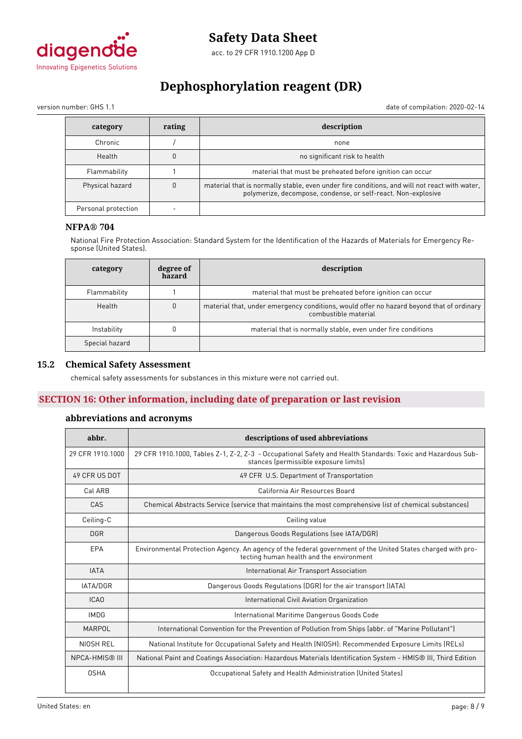| category | rating | description |
|---|---|---|
| Chronic | / | none |
| Health | 0 | no significant risk to health |
| Flammability | 1 | material that must be preheated before ignition can occur |
| Physical hazard | 0 | material that is normally stable, even under fire conditions, and will not react with water, polymerize, decompose, condense, or self-react. Non-explosive |
| Personal protection | - | |

### NFPA® 704

National Fire Protection Association: Standard System for the Identification of the Hazards of Materials for Emergency Response (United States).

| category | degree of hazard | description |
|---|---|---|
| Flammability | 1 | material that must be preheated before ignition can occur |
| Health | 0 | material that, under emergency conditions, would offer no hazard beyond that of ordinary combustible material |
| Instability | 0 | material that is normally stable, even under fire conditions |
| Special hazard | | |

## 15.2 Chemical Safety Assessment

chemical safety assessments for substances in this mixture were not carried out.

## SECTION 16: Other information, including date of preparation or last revision

### abbreviations and acronyms

| abbr. | descriptions of used abbreviations |
|---|---|
| 29 CFR 1910.1000 | 29 CFR 1910.1000, Tables Z-1, Z-2, Z-3 - Occupational Safety and Health Standards: Toxic and Hazardous Substances (permissible exposure limits) |
| 49 CFR US DOT | 49 CFR U.S. Department of Transportation |
| Cal ARB | California Air Resources Board |
| CAS | Chemical Abstracts Service (service that maintains the most comprehensive list of chemical substances) |
| Ceiling-C | Ceiling value |
| DGR | Dangerous Goods Regulations (see IATA/DGR) |
| EPA | Environmental Protection Agency. An agency of the federal government of the United States charged with protecting human health and the environment |
| IATA | International Air Transport Association |
| IATA/DGR | Dangerous Goods Regulations (DGR) for the air transport (IATA) |
| ICAO | International Civil Aviation Organization |
| IMDG | International Maritime Dangerous Goods Code |
| MARPOL | International Convention for the Prevention of Pollution from Ships (abbr. of "Marine Pollutant") |
| NIOSH REL | National Institute for Occupational Safety and Health (NIOSH): Recommended Exposure Limits (RELs) |
| NPCA-HMIS® III | National Paint and Coatings Association: Hazardous Materials Identification System - HMIS® III, Third Edition |
| OSHA | Occupational Safety and Health Administration (United States) |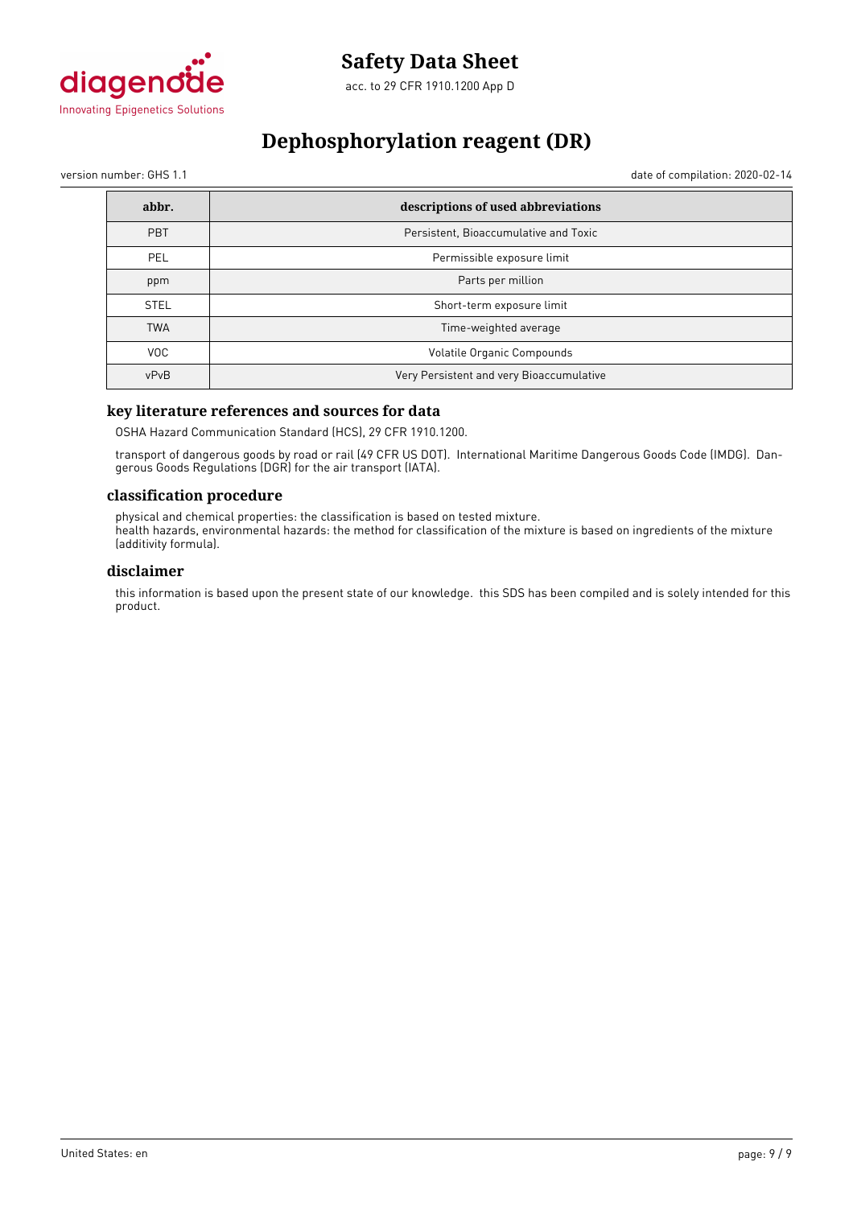| abbr. | descriptions of used abbreviations |
|---|---|
| PBT | Persistent, Bioaccumulative and Toxic |
| PEL | Permissible exposure limit |
| ppm | Parts per million |
| STEL | Short-term exposure limit |
| TWA | Time-weighted average |
| VOC | Volatile Organic Compounds |
| vPvB | Very Persistent and very Bioaccumulative |

### key literature references and sources for data

OSHA Hazard Communication Standard (HCS), 29 CFR 1910.1200.

transport of dangerous goods by road or rail (49 CFR US DOT). International Maritime Dangerous Goods Code (IMDG). Dangerous Goods Regulations (DGR) for the air transport (IATA).

### classification procedure

physical and chemical properties: the classification is based on tested mixture.
health hazards, environmental hazards: the method for classification of the mixture is based on ingredients of the mixture (additivity formula).

### disclaimer

this information is based upon the present state of our knowledge. this SDS has been compiled and is solely intended for this product.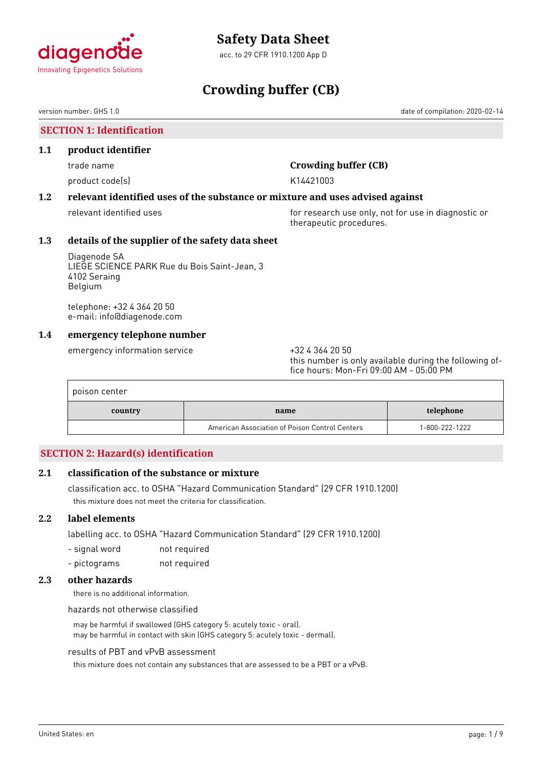# Safety Data Sheet

acc. to 29 CFR 1910.1200 App D

# Crowding buffer (CB)

version number: GHS 1.0 date of compilation: 2020-02-14

## SECTION 1: Identification

### 1.1 product identifier

trade name **Crowding buffer (CB)**

product code(s) K14421003

### 1.2 relevant identified uses of the substance or mixture and uses advised against

relevant identified uses: for research use only, not for use in diagnostic or therapeutic procedures.

### 1.3 details of the supplier of the safety data sheet

Diagenode SA
LIEGE SCIENCE PARK Rue du Bois Saint-Jean, 3
4102 Seraing
Belgium

telephone: +32 4 364 20 50
e-mail: info@diagenode.com

### 1.4 emergency telephone number

emergency information service: +32 4 364 20 50
this number is only available during the following office hours: Mon-Fri 09:00 AM - 05:00 PM

| poison center | | |
|---|---|---|
| **country** | **name** | **telephone** |
| | American Association of Poison Control Centers | 1-800-222-1222 |

## SECTION 2: Hazard(s) identification

### 2.1 classification of the substance or mixture

classification acc. to OSHA "Hazard Communication Standard" (29 CFR 1910.1200)

this mixture does not meet the criteria for classification.

### 2.2 label elements

labelling acc. to OSHA "Hazard Communication Standard" (29 CFR 1910.1200)

- signal word: not required
- pictograms: not required

### 2.3 other hazards

there is no additional information.

hazards not otherwise classified

may be harmful if swallowed (GHS category 5: acutely toxic - oral).
may be harmful in contact with skin (GHS category 5: acutely toxic - dermal).

results of PBT and vPvB assessment

this mixture does not contain any substances that are assessed to be a PBT or a vPvB.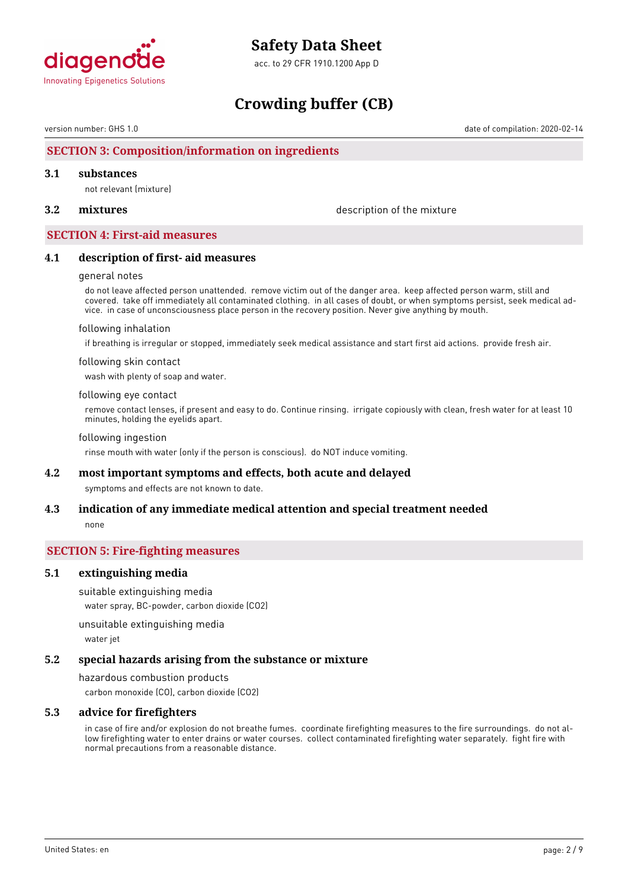## SECTION 3: Composition/information on ingredients

### 3.1 substances

not relevant (mixture)

### 3.2 mixtures

description of the mixture

## SECTION 4: First-aid measures

### 4.1 description of first- aid measures

general notes

do not leave affected person unattended. remove victim out of the danger area. keep affected person warm, still and covered. take off immediately all contaminated clothing. in all cases of doubt, or when symptoms persist, seek medical advice. in case of unconsciousness place person in the recovery position. Never give anything by mouth.

following inhalation

if breathing is irregular or stopped, immediately seek medical assistance and start first aid actions. provide fresh air.

following skin contact

wash with plenty of soap and water.

following eye contact

remove contact lenses, if present and easy to do. Continue rinsing. irrigate copiously with clean, fresh water for at least 10 minutes, holding the eyelids apart.

following ingestion

rinse mouth with water (only if the person is conscious). do NOT induce vomiting.

### 4.2 most important symptoms and effects, both acute and delayed

symptoms and effects are not known to date.

### 4.3 indication of any immediate medical attention and special treatment needed

none

## SECTION 5: Fire-fighting measures

### 5.1 extinguishing media

suitable extinguishing media

water spray, BC-powder, carbon dioxide ($CO_2$)

unsuitable extinguishing media

water jet

### 5.2 special hazards arising from the substance or mixture

hazardous combustion products

carbon monoxide (CO), carbon dioxide ($CO_2$)

### 5.3 advice for firefighters

in case of fire and/or explosion do not breathe fumes. coordinate firefighting measures to the fire surroundings. do not allow firefighting water to enter drains or water courses. collect contaminated firefighting water separately. fight fire with normal precautions from a reasonable distance.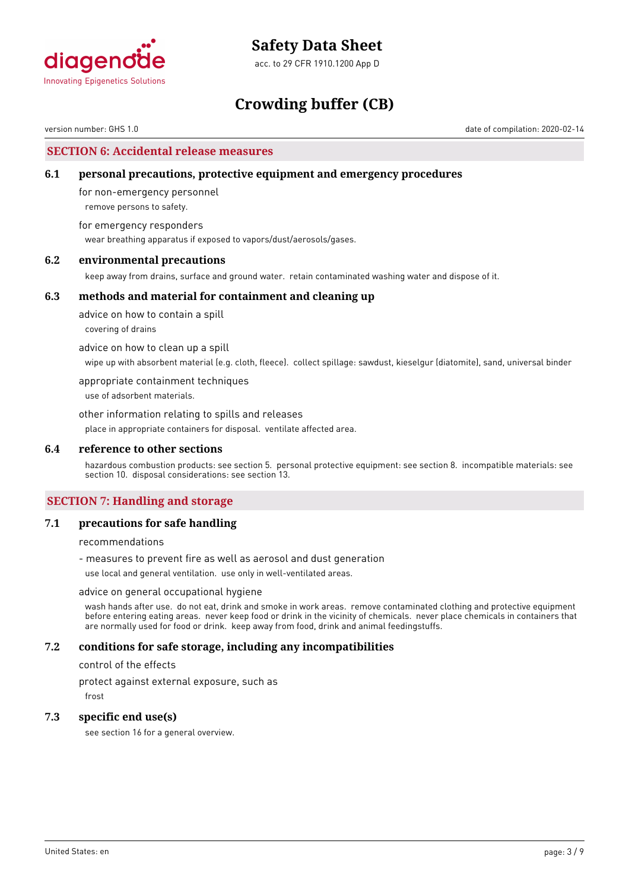## SECTION 6: Accidental release measures

### 6.1 personal precautions, protective equipment and emergency procedures

for non-emergency personnel

remove persons to safety.

for emergency responders

wear breathing apparatus if exposed to vapors/dust/aerosols/gases.

### 6.2 environmental precautions

keep away from drains, surface and ground water. retain contaminated washing water and dispose of it.

### 6.3 methods and material for containment and cleaning up

advice on how to contain a spill

covering of drains

advice on how to clean up a spill

wipe up with absorbent material (e.g. cloth, fleece). collect spillage: sawdust, kieselgur (diatomite), sand, universal binder

appropriate containment techniques

use of adsorbent materials.

other information relating to spills and releases

place in appropriate containers for disposal. ventilate affected area.

### 6.4 reference to other sections

hazardous combustion products: see section 5. personal protective equipment: see section 8. incompatible materials: see section 10. disposal considerations: see section 13.

## SECTION 7: Handling and storage

### 7.1 precautions for safe handling

recommendations

- measures to prevent fire as well as aerosol and dust generation

use local and general ventilation. use only in well-ventilated areas.

advice on general occupational hygiene

wash hands after use. do not eat, drink and smoke in work areas. remove contaminated clothing and protective equipment before entering eating areas. never keep food or drink in the vicinity of chemicals. never place chemicals in containers that are normally used for food or drink. keep away from food, drink and animal feedingstuffs.

### 7.2 conditions for safe storage, including any incompatibilities

control of the effects

protect against external exposure, such as

frost

### 7.3 specific end use(s)

see section 16 for a general overview.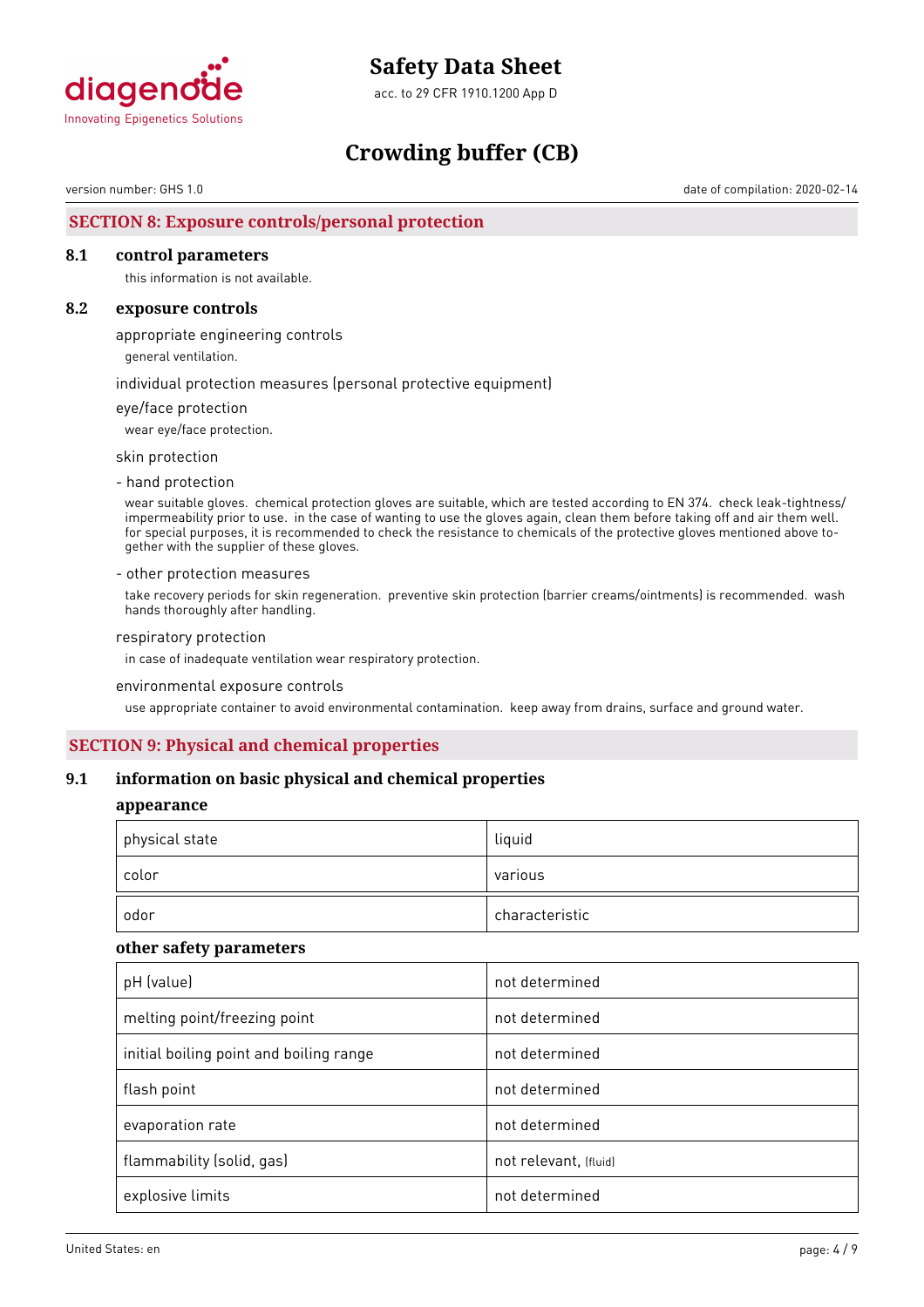## SECTION 8: Exposure controls/personal protection

### 8.1 control parameters

this information is not available.

### 8.2 exposure controls

appropriate engineering controls

general ventilation.

individual protection measures (personal protective equipment)

eye/face protection

wear eye/face protection.

skin protection

- hand protection

wear suitable gloves. chemical protection gloves are suitable, which are tested according to EN 374. check leak-tightness/ impermeability prior to use. in the case of wanting to use the gloves again, clean them before taking off and air them well. for special purposes, it is recommended to check the resistance to chemicals of the protective gloves mentioned above together with the supplier of these gloves.

- other protection measures

take recovery periods for skin regeneration. preventive skin protection (barrier creams/ointments) is recommended. wash hands thoroughly after handling.

respiratory protection

in case of inadequate ventilation wear respiratory protection.

environmental exposure controls

use appropriate container to avoid environmental contamination. keep away from drains, surface and ground water.

## SECTION 9: Physical and chemical properties

### 9.1 information on basic physical and chemical properties

**appearance**

| | |
|---|---|
| physical state | liquid |
| color | various |
| odor | characteristic |

**other safety parameters**

| | |
|---|---|
| pH (value) | not determined |
| melting point/freezing point | not determined |
| initial boiling point and boiling range | not determined |
| flash point | not determined |
| evaporation rate | not determined |
| flammability (solid, gas) | not relevant, (fluid) |
| explosive limits | not determined |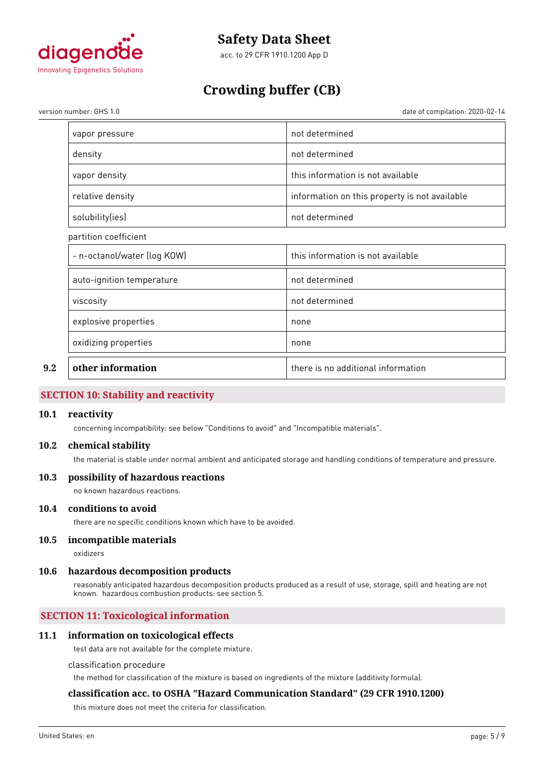| | |
|---|---|
| vapor pressure | not determined |
| density | not determined |
| vapor density | this information is not available |
| relative density | information on this property is not available |
| solubility(ies) | not determined |

partition coefficient

| | |
|---|---|
| - n-octanol/water (log KOW) | this information is not available |
| auto-ignition temperature | not determined |
| viscosity | not determined |
| explosive properties | none |
| oxidizing properties | none |

| | | |
|---|---|---|
| 9.2 | **other information** | there is no additional information |

## SECTION 10: Stability and reactivity

### 10.1 reactivity

concerning incompatibility: see below "Conditions to avoid" and "Incompatible materials".

### 10.2 chemical stability

the material is stable under normal ambient and anticipated storage and handling conditions of temperature and pressure.

### 10.3 possibility of hazardous reactions

no known hazardous reactions.

### 10.4 conditions to avoid

there are no specific conditions known which have to be avoided.

### 10.5 incompatible materials

oxidizers

### 10.6 hazardous decomposition products

reasonably anticipated hazardous decomposition products produced as a result of use, storage, spill and heating are not known. hazardous combustion products: see section 5.

## SECTION 11: Toxicological information

### 11.1 information on toxicological effects

test data are not available for the complete mixture.

classification procedure

the method for classification of the mixture is based on ingredients of the mixture (additivity formula).

**classification acc. to OSHA "Hazard Communication Standard" (29 CFR 1910.1200)**

this mixture does not meet the criteria for classification.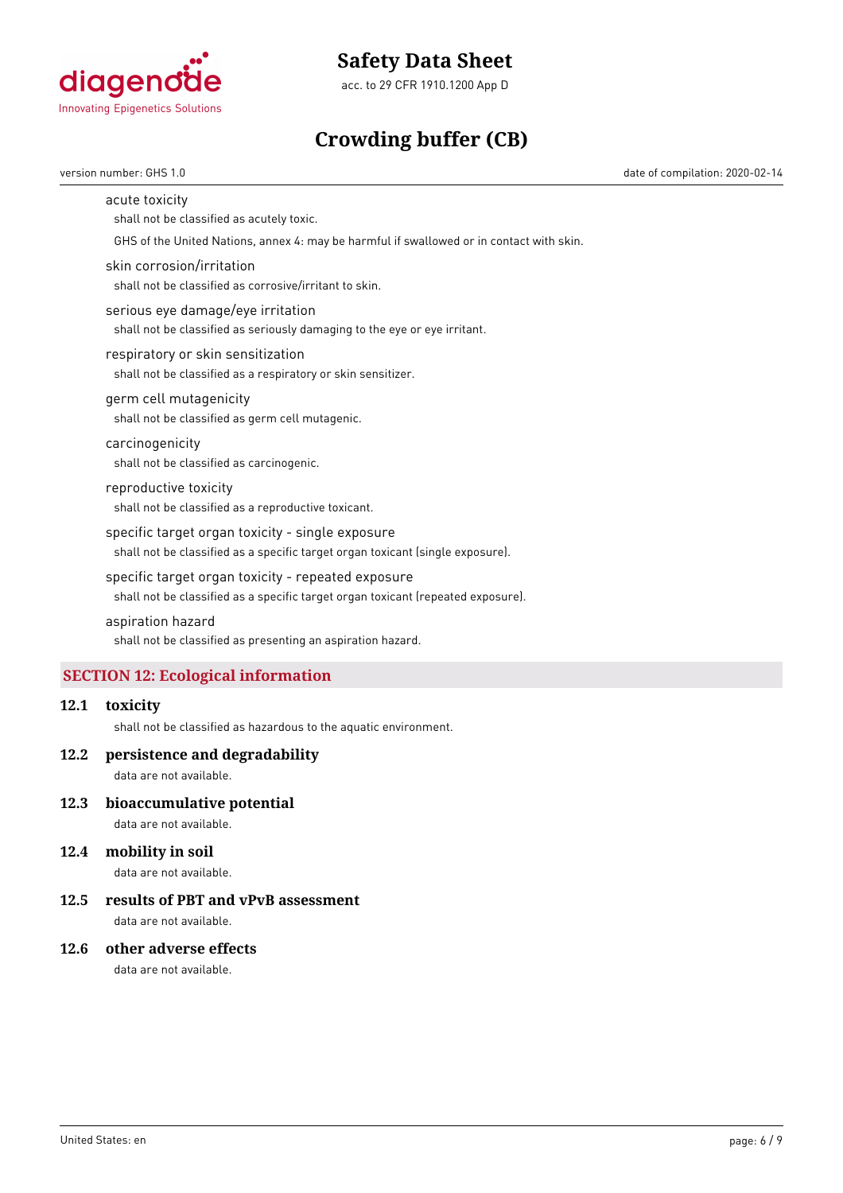acute toxicity

shall not be classified as acutely toxic.

GHS of the United Nations, annex 4: may be harmful if swallowed or in contact with skin.

skin corrosion/irritation

shall not be classified as corrosive/irritant to skin.

serious eye damage/eye irritation

shall not be classified as seriously damaging to the eye or eye irritant.

respiratory or skin sensitization

shall not be classified as a respiratory or skin sensitizer.

germ cell mutagenicity

shall not be classified as germ cell mutagenic.

carcinogenicity

shall not be classified as carcinogenic.

reproductive toxicity

shall not be classified as a reproductive toxicant.

specific target organ toxicity - single exposure

shall not be classified as a specific target organ toxicant (single exposure).

specific target organ toxicity - repeated exposure

shall not be classified as a specific target organ toxicant (repeated exposure).

aspiration hazard

shall not be classified as presenting an aspiration hazard.

## SECTION 12: Ecological information

### 12.1 toxicity

shall not be classified as hazardous to the aquatic environment.

### 12.2 persistence and degradability

data are not available.

### 12.3 bioaccumulative potential

data are not available.

### 12.4 mobility in soil

data are not available.

### 12.5 results of PBT and vPvB assessment

data are not available.

### 12.6 other adverse effects

data are not available.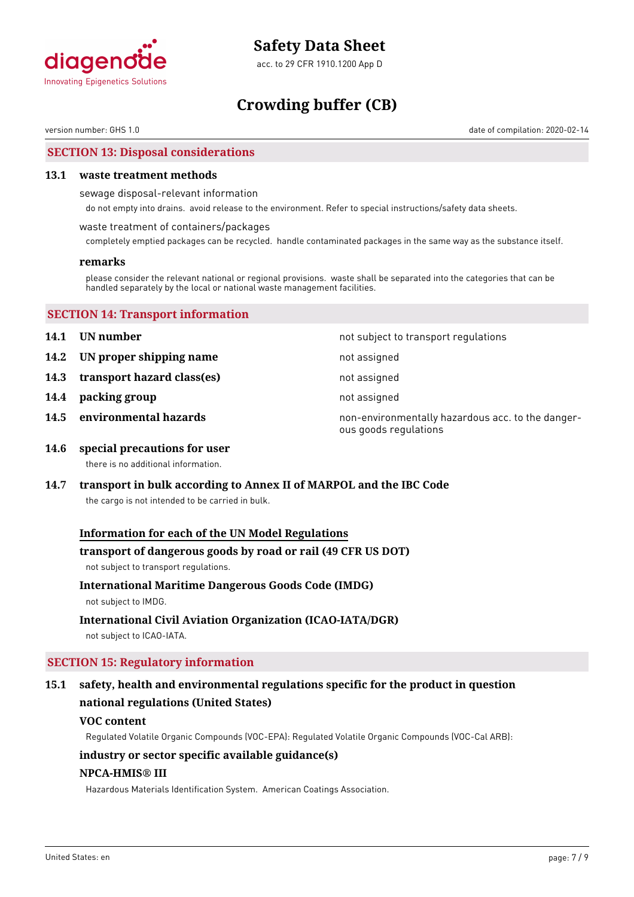## SECTION 13: Disposal considerations

### 13.1 waste treatment methods

sewage disposal-relevant information

do not empty into drains. avoid release to the environment. Refer to special instructions/safety data sheets.

waste treatment of containers/packages

completely emptied packages can be recycled. handle contaminated packages in the same way as the substance itself.

**remarks**

please consider the relevant national or regional provisions. waste shall be separated into the categories that can be handled separately by the local or national waste management facilities.

## SECTION 14: Transport information

| | | |
|---|---|---|
| **14.1** | **UN number** | not subject to transport regulations |
| **14.2** | **UN proper shipping name** | not assigned |
| **14.3** | **transport hazard class(es)** | not assigned |
| **14.4** | **packing group** | not assigned |
| **14.5** | **environmental hazards** | non-environmentally hazardous acc. to the dangerous goods regulations |

### 14.6 special precautions for user

there is no additional information.

### 14.7 transport in bulk according to Annex II of MARPOL and the IBC Code

the cargo is not intended to be carried in bulk.

**Information for each of the UN Model Regulations**

**transport of dangerous goods by road or rail (49 CFR US DOT)**

not subject to transport regulations.

**International Maritime Dangerous Goods Code (IMDG)**

not subject to IMDG.

**International Civil Aviation Organization (ICAO-IATA/DGR)**

not subject to ICAO-IATA.

## SECTION 15: Regulatory information

### 15.1 safety, health and environmental regulations specific for the product in question

**national regulations (United States)**

**VOC content**

Regulated Volatile Organic Compounds (VOC-EPA): Regulated Volatile Organic Compounds (VOC-Cal ARB):

**industry or sector specific available guidance(s)**

**NPCA-HMIS® III**

Hazardous Materials Identification System. American Coatings Association.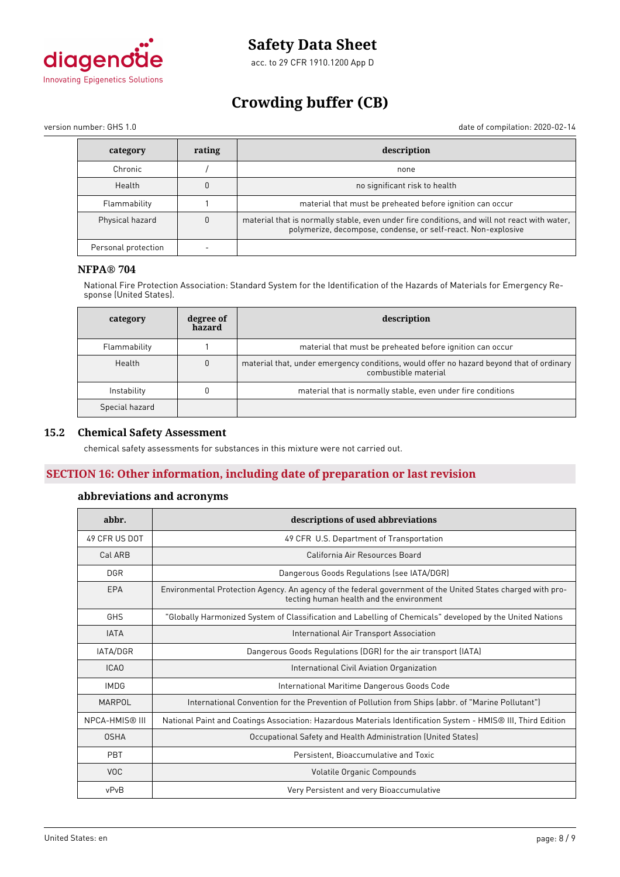| category | rating | description |
| --- | --- | --- |
| Chronic | / | none |
| Health | 0 | no significant risk to health |
| Flammability | 1 | material that must be preheated before ignition can occur |
| Physical hazard | 0 | material that is normally stable, even under fire conditions, and will not react with water, polymerize, decompose, condense, or self-react. Non-explosive |
| Personal protection | - | |

### NFPA® 704

National Fire Protection Association: Standard System for the Identification of the Hazards of Materials for Emergency Response (United States).

| category | degree of hazard | description |
| --- | --- | --- |
| Flammability | 1 | material that must be preheated before ignition can occur |
| Health | 0 | material that, under emergency conditions, would offer no hazard beyond that of ordinary combustible material |
| Instability | 0 | material that is normally stable, even under fire conditions |
| Special hazard | | |

## 15.2 Chemical Safety Assessment

chemical safety assessments for substances in this mixture were not carried out.

## SECTION 16: Other information, including date of preparation or last revision

### abbreviations and acronyms

| abbr. | descriptions of used abbreviations |
| --- | --- |
| 49 CFR US DOT | 49 CFR U.S. Department of Transportation |
| Cal ARB | California Air Resources Board |
| DGR | Dangerous Goods Regulations (see IATA/DGR) |
| EPA | Environmental Protection Agency. An agency of the federal government of the United States charged with protecting human health and the environment |
| GHS | "Globally Harmonized System of Classification and Labelling of Chemicals" developed by the United Nations |
| IATA | International Air Transport Association |
| IATA/DGR | Dangerous Goods Regulations (DGR) for the air transport (IATA) |
| ICAO | International Civil Aviation Organization |
| IMDG | International Maritime Dangerous Goods Code |
| MARPOL | International Convention for the Prevention of Pollution from Ships (abbr. of "Marine Pollutant") |
| NPCA-HMIS® III | National Paint and Coatings Association: Hazardous Materials Identification System - HMIS® III, Third Edition |
| OSHA | Occupational Safety and Health Administration (United States) |
| PBT | Persistent, Bioaccumulative and Toxic |
| VOC | Volatile Organic Compounds |
| vPvB | Very Persistent and very Bioaccumulative |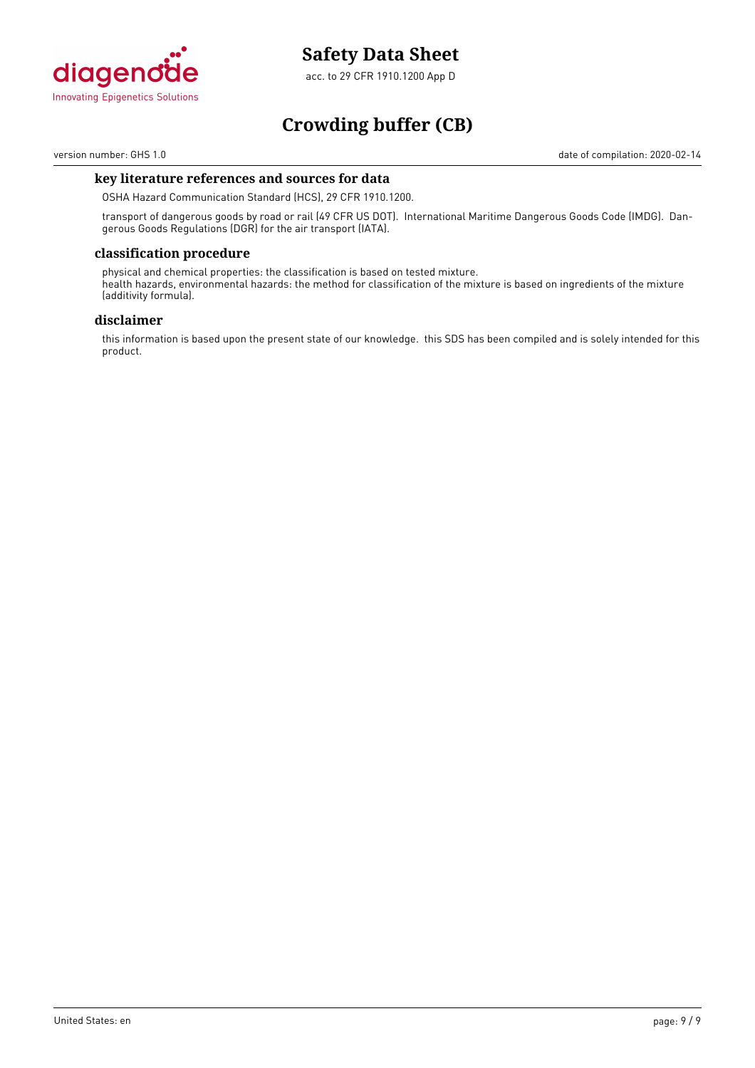### key literature references and sources for data

OSHA Hazard Communication Standard (HCS), 29 CFR 1910.1200.

transport of dangerous goods by road or rail (49 CFR US DOT). International Maritime Dangerous Goods Code (IMDG). Dangerous Goods Regulations (DGR) for the air transport (IATA).

### classification procedure

physical and chemical properties: the classification is based on tested mixture.
health hazards, environmental hazards: the method for classification of the mixture is based on ingredients of the mixture (additivity formula).

### disclaimer

this information is based upon the present state of our knowledge. this SDS has been compiled and is solely intended for this product.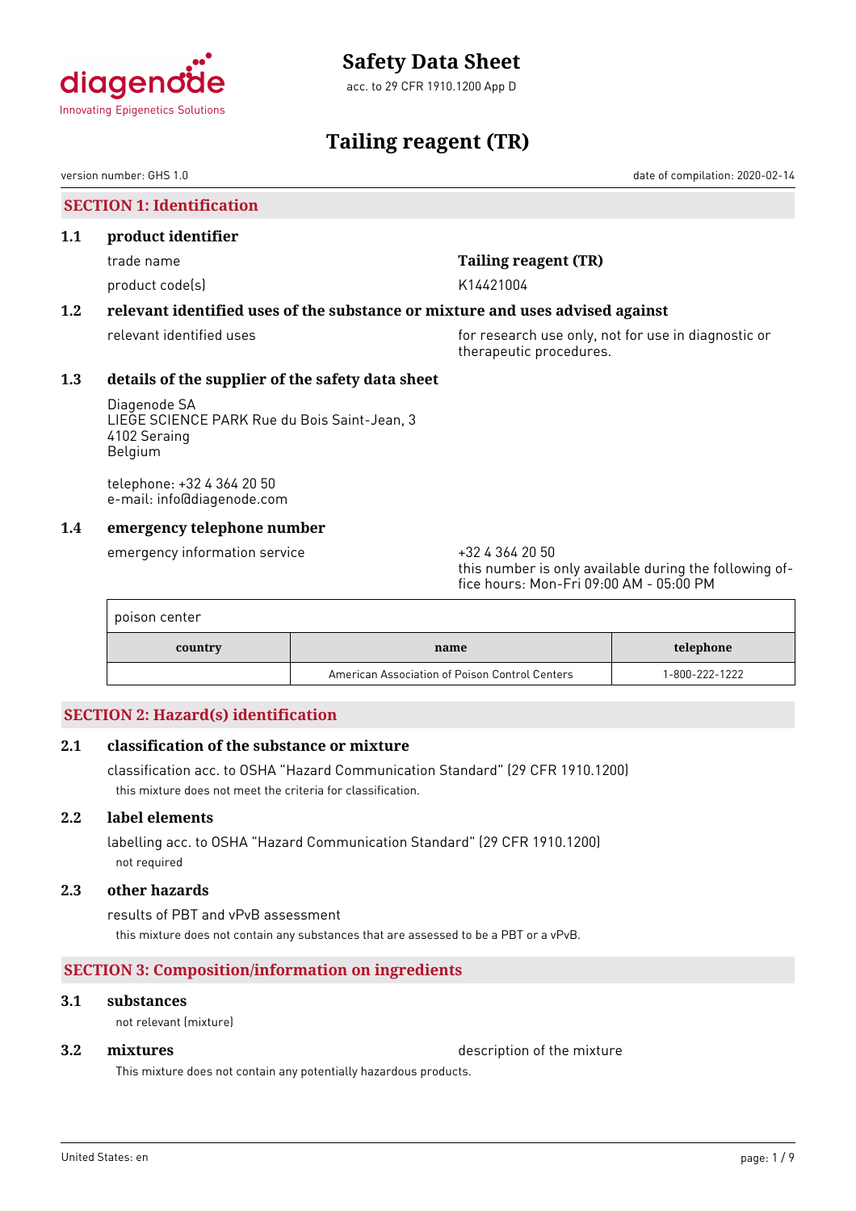# Safety Data Sheet

acc. to 29 CFR 1910.1200 App D

# Tailing reagent (TR)

version number: GHS 1.0

date of compilation: 2020-02-14

## SECTION 1: Identification

### 1.1 product identifier

trade name: **Tailing reagent (TR)**

product code(s): K14421004

### 1.2 relevant identified uses of the substance or mixture and uses advised against

relevant identified uses: for research use only, not for use in diagnostic or therapeutic procedures.

### 1.3 details of the supplier of the safety data sheet

Diagenode SA
LIEGE SCIENCE PARK Rue du Bois Saint-Jean, 3
4102 Seraing
Belgium

telephone: +32 4 364 20 50
e-mail: info@diagenode.com

### 1.4 emergency telephone number

emergency information service: +32 4 364 20 50
this number is only available during the following office hours: Mon-Fri 09:00 AM - 05:00 PM

poison center

| country | name | telephone |
|---|---|---|
| | American Association of Poison Control Centers | 1-800-222-1222 |

## SECTION 2: Hazard(s) identification

### 2.1 classification of the substance or mixture

classification acc. to OSHA "Hazard Communication Standard" (29 CFR 1910.1200)

this mixture does not meet the criteria for classification.

### 2.2 label elements

labelling acc. to OSHA "Hazard Communication Standard" (29 CFR 1910.1200)

not required

### 2.3 other hazards

results of PBT and vPvB assessment

this mixture does not contain any substances that are assessed to be a PBT or a vPvB.

## SECTION 3: Composition/information on ingredients

### 3.1 substances

not relevant (mixture)

### 3.2 mixtures

description of the mixture

This mixture does not contain any potentially hazardous products.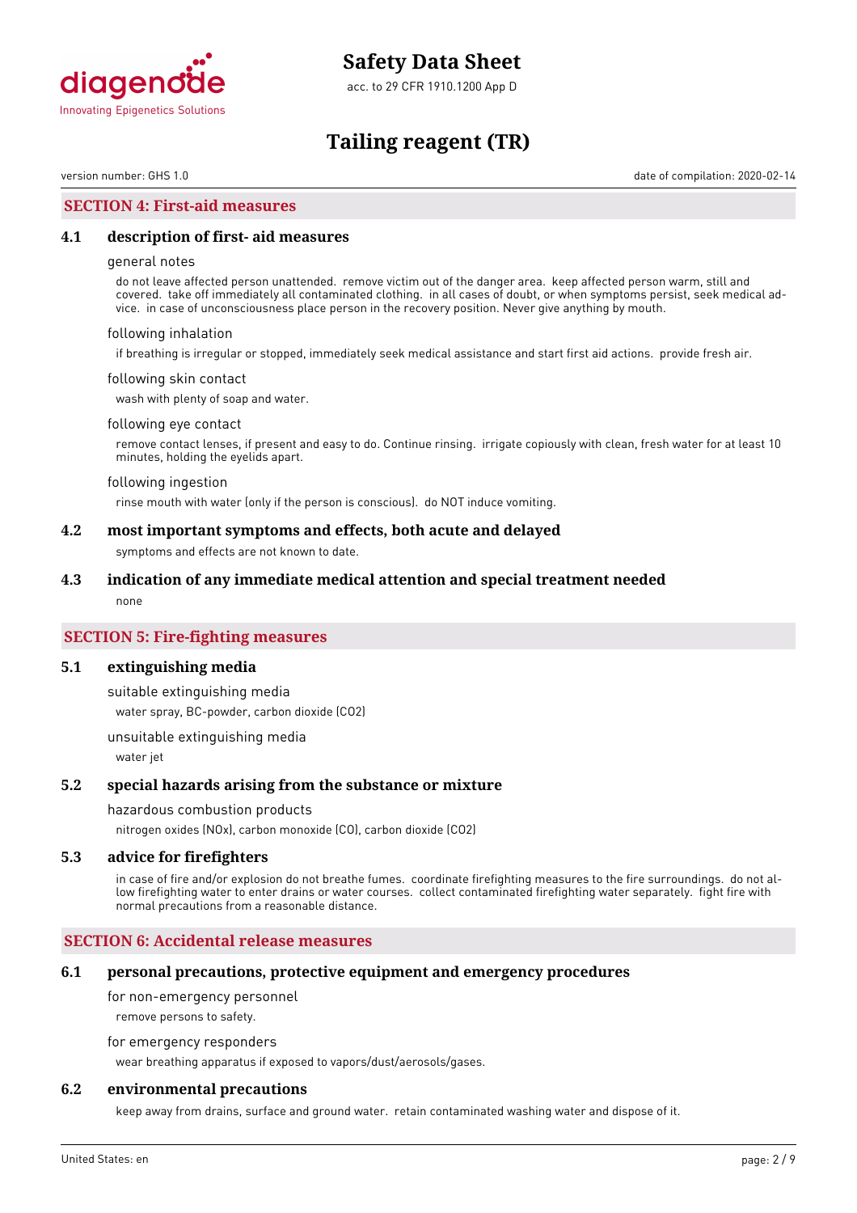## SECTION 4: First-aid measures

### 4.1 description of first- aid measures

general notes

do not leave affected person unattended. remove victim out of the danger area. keep affected person warm, still and covered. take off immediately all contaminated clothing. in all cases of doubt, or when symptoms persist, seek medical advice. in case of unconsciousness place person in the recovery position. Never give anything by mouth.

following inhalation

if breathing is irregular or stopped, immediately seek medical assistance and start first aid actions. provide fresh air.

following skin contact

wash with plenty of soap and water.

following eye contact

remove contact lenses, if present and easy to do. Continue rinsing. irrigate copiously with clean, fresh water for at least 10 minutes, holding the eyelids apart.

following ingestion

rinse mouth with water (only if the person is conscious). do NOT induce vomiting.

### 4.2 most important symptoms and effects, both acute and delayed

symptoms and effects are not known to date.

### 4.3 indication of any immediate medical attention and special treatment needed

none

## SECTION 5: Fire-fighting measures

### 5.1 extinguishing media

suitable extinguishing media

water spray, BC-powder, carbon dioxide ($CO_2$)

unsuitable extinguishing media

water jet

### 5.2 special hazards arising from the substance or mixture

hazardous combustion products

nitrogen oxides ($NO_x$), carbon monoxide (CO), carbon dioxide ($CO_2$)

### 5.3 advice for firefighters

in case of fire and/or explosion do not breathe fumes. coordinate firefighting measures to the fire surroundings. do not allow firefighting water to enter drains or water courses. collect contaminated firefighting water separately. fight fire with normal precautions from a reasonable distance.

## SECTION 6: Accidental release measures

### 6.1 personal precautions, protective equipment and emergency procedures

for non-emergency personnel

remove persons to safety.

for emergency responders

wear breathing apparatus if exposed to vapors/dust/aerosols/gases.

### 6.2 environmental precautions

keep away from drains, surface and ground water. retain contaminated washing water and dispose of it.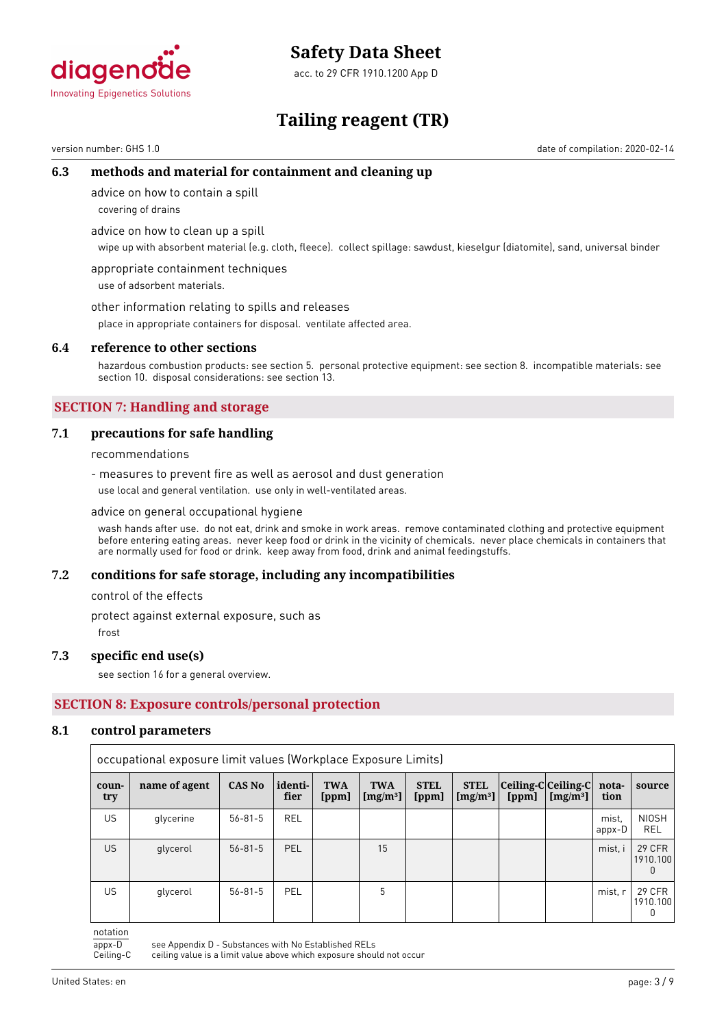### 6.3 methods and material for containment and cleaning up

advice on how to contain a spill

covering of drains

advice on how to clean up a spill

wipe up with absorbent material (e.g. cloth, fleece). collect spillage: sawdust, kieselgur (diatomite), sand, universal binder

appropriate containment techniques

use of adsorbent materials.

other information relating to spills and releases

place in appropriate containers for disposal. ventilate affected area.

### 6.4 reference to other sections

hazardous combustion products: see section 5. personal protective equipment: see section 8. incompatible materials: see section 10. disposal considerations: see section 13.

## SECTION 7: Handling and storage

### 7.1 precautions for safe handling

recommendations

- measures to prevent fire as well as aerosol and dust generation

use local and general ventilation. use only in well-ventilated areas.

advice on general occupational hygiene

wash hands after use. do not eat, drink and smoke in work areas. remove contaminated clothing and protective equipment before entering eating areas. never keep food or drink in the vicinity of chemicals. never place chemicals in containers that are normally used for food or drink. keep away from food, drink and animal feedingstuffs.

### 7.2 conditions for safe storage, including any incompatibilities

control of the effects

protect against external exposure, such as

frost

### 7.3 specific end use(s)

see section 16 for a general overview.

## SECTION 8: Exposure controls/personal protection

### 8.1 control parameters

occupational exposure limit values (Workplace Exposure Limits)

| country | name of agent | CAS No | identifier | TWA [ppm] | TWA [mg/m³] | STEL [ppm] | STEL [mg/m³] | Ceiling-C [ppm] | Ceiling-C [mg/m³] | notation | source |
|---|---|---|---|---|---|---|---|---|---|---|---|
| US | glycerine | 56-81-5 | REL | | | | | | | mist, appx-D | NIOSH REL |
| US | glycerol | 56-81-5 | PEL | | 15 | | | | | mist, i | 29 CFR 1910.1000 |
| US | glycerol | 56-81-5 | PEL | | 5 | | | | | mist, r | 29 CFR 1910.1000 |

notation

appx-D — see Appendix D - Substances with No Established RELs

Ceiling-C — ceiling value is a limit value above which exposure should not occur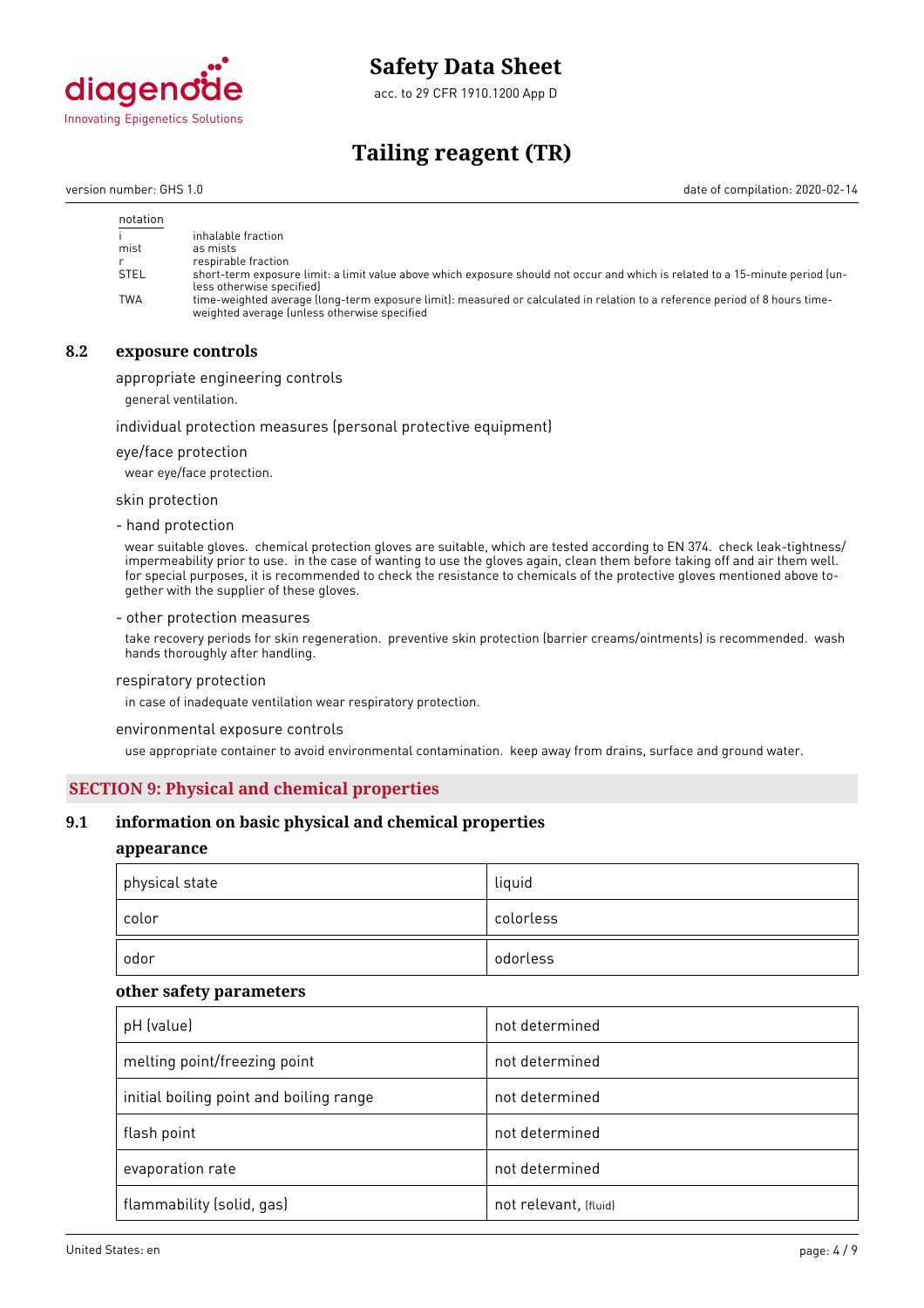| notation | |
|---|---|
| i | inhalable fraction |
| mist | as mists |
| r | respirable fraction |
| STEL | short-term exposure limit: a limit value above which exposure should not occur and which is related to a 15-minute period (unless otherwise specified) |
| TWA | time-weighted average (long-term exposure limit): measured or calculated in relation to a reference period of 8 hours time-weighted average (unless otherwise specified |

### 8.2 exposure controls

appropriate engineering controls

general ventilation.

individual protection measures (personal protective equipment)

eye/face protection

wear eye/face protection.

skin protection

- hand protection

wear suitable gloves. chemical protection gloves are suitable, which are tested according to EN 374. check leak-tightness/impermeability prior to use. in the case of wanting to use the gloves again, clean them before taking off and air them well. for special purposes, it is recommended to check the resistance to chemicals of the protective gloves mentioned above together with the supplier of these gloves.

- other protection measures

take recovery periods for skin regeneration. preventive skin protection (barrier creams/ointments) is recommended. wash hands thoroughly after handling.

respiratory protection

in case of inadequate ventilation wear respiratory protection.

environmental exposure controls

use appropriate container to avoid environmental contamination. keep away from drains, surface and ground water.

## SECTION 9: Physical and chemical properties

### 9.1 information on basic physical and chemical properties

**appearance**

| | |
|---|---|
| physical state | liquid |
| color | colorless |
| odor | odorless |

**other safety parameters**

| | |
|---|---|
| pH (value) | not determined |
| melting point/freezing point | not determined |
| initial boiling point and boiling range | not determined |
| flash point | not determined |
| evaporation rate | not determined |
| flammability (solid, gas) | not relevant, (fluid) |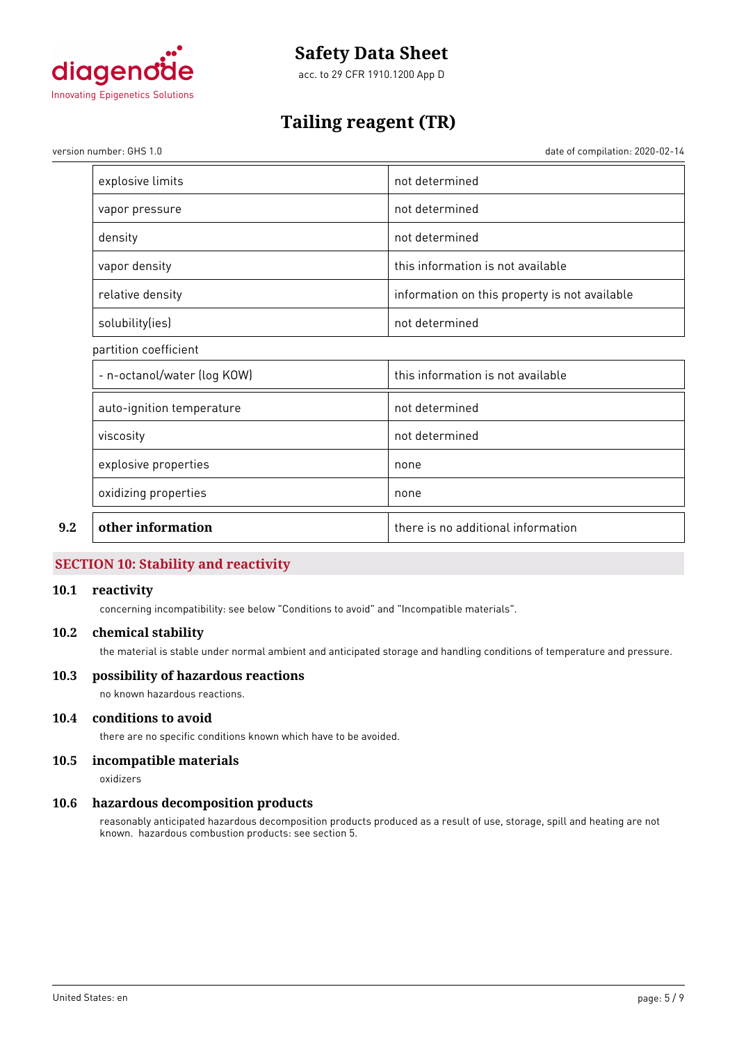| | |
|---|---|
| explosive limits | not determined |
| vapor pressure | not determined |
| density | not determined |
| vapor density | this information is not available |
| relative density | information on this property is not available |
| solubility(ies) | not determined |

partition coefficient

| | |
|---|---|
| - n-octanol/water (log KOW) | this information is not available |
| auto-ignition temperature | not determined |
| viscosity | not determined |
| explosive properties | none |
| oxidizing properties | none |

| | | |
|---|---|---|
| 9.2 | **other information** | there is no additional information |

## SECTION 10: Stability and reactivity

### 10.1 reactivity

concerning incompatibility: see below "Conditions to avoid" and "Incompatible materials".

### 10.2 chemical stability

the material is stable under normal ambient and anticipated storage and handling conditions of temperature and pressure.

### 10.3 possibility of hazardous reactions

no known hazardous reactions.

### 10.4 conditions to avoid

there are no specific conditions known which have to be avoided.

### 10.5 incompatible materials

oxidizers

### 10.6 hazardous decomposition products

reasonably anticipated hazardous decomposition products produced as a result of use, storage, spill and heating are not known. hazardous combustion products: see section 5.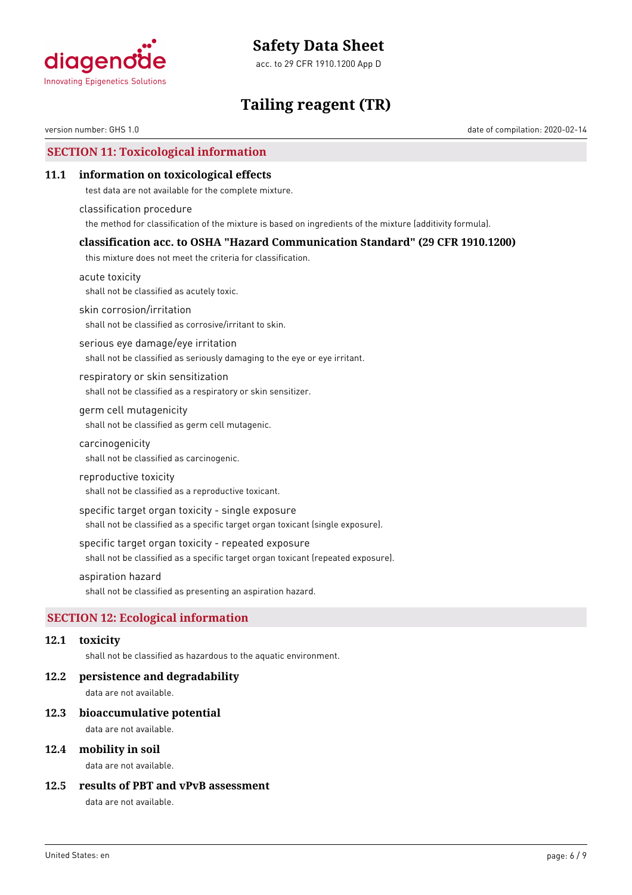## SECTION 11: Toxicological information

### 11.1 information on toxicological effects

test data are not available for the complete mixture.

classification procedure

the method for classification of the mixture is based on ingredients of the mixture (additivity formula).

### classification acc. to OSHA "Hazard Communication Standard" (29 CFR 1910.1200)

this mixture does not meet the criteria for classification.

acute toxicity

shall not be classified as acutely toxic.

skin corrosion/irritation

shall not be classified as corrosive/irritant to skin.

serious eye damage/eye irritation

shall not be classified as seriously damaging to the eye or eye irritant.

respiratory or skin sensitization

shall not be classified as a respiratory or skin sensitizer.

germ cell mutagenicity

shall not be classified as germ cell mutagenic.

carcinogenicity

shall not be classified as carcinogenic.

reproductive toxicity

shall not be classified as a reproductive toxicant.

specific target organ toxicity - single exposure

shall not be classified as a specific target organ toxicant (single exposure).

specific target organ toxicity - repeated exposure

shall not be classified as a specific target organ toxicant (repeated exposure).

aspiration hazard

shall not be classified as presenting an aspiration hazard.

## SECTION 12: Ecological information

### 12.1 toxicity

shall not be classified as hazardous to the aquatic environment.

### 12.2 persistence and degradability

data are not available.

### 12.3 bioaccumulative potential

data are not available.

### 12.4 mobility in soil

data are not available.

### 12.5 results of PBT and vPvB assessment

data are not available.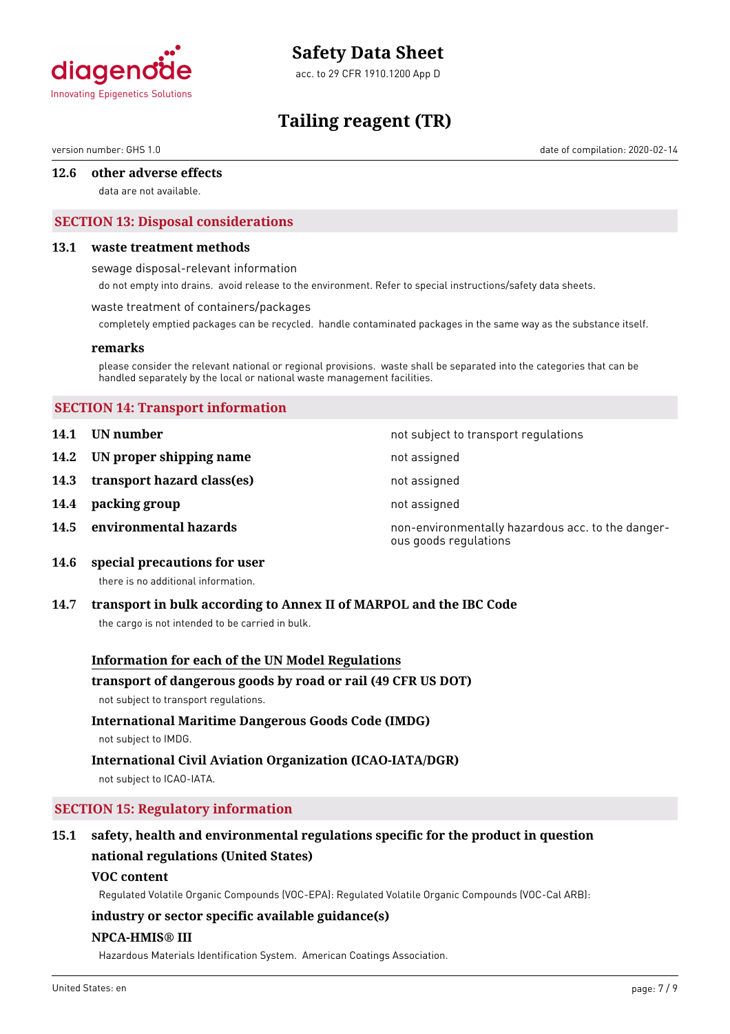### 12.6 other adverse effects

data are not available.

## SECTION 13: Disposal considerations

### 13.1 waste treatment methods

sewage disposal-relevant information

do not empty into drains. avoid release to the environment. Refer to special instructions/safety data sheets.

waste treatment of containers/packages

completely emptied packages can be recycled. handle contaminated packages in the same way as the substance itself.

**remarks**

please consider the relevant national or regional provisions. waste shall be separated into the categories that can be handled separately by the local or national waste management facilities.

## SECTION 14: Transport information

| | | |
|---|---|---|
| **14.1** | **UN number** | not subject to transport regulations |
| **14.2** | **UN proper shipping name** | not assigned |
| **14.3** | **transport hazard class(es)** | not assigned |
| **14.4** | **packing group** | not assigned |
| **14.5** | **environmental hazards** | non-environmentally hazardous acc. to the dangerous goods regulations |

### 14.6 special precautions for user

there is no additional information.

### 14.7 transport in bulk according to Annex II of MARPOL and the IBC Code

the cargo is not intended to be carried in bulk.

**Information for each of the UN Model Regulations**

**transport of dangerous goods by road or rail (49 CFR US DOT)**

not subject to transport regulations.

**International Maritime Dangerous Goods Code (IMDG)**

not subject to IMDG.

**International Civil Aviation Organization (ICAO-IATA/DGR)**

not subject to ICAO-IATA.

## SECTION 15: Regulatory information

### 15.1 safety, health and environmental regulations specific for the product in question

**national regulations (United States)**

**VOC content**

Regulated Volatile Organic Compounds (VOC-EPA): Regulated Volatile Organic Compounds (VOC-Cal ARB):

**industry or sector specific available guidance(s)**

**NPCA-HMIS® III**

Hazardous Materials Identification System. American Coatings Association.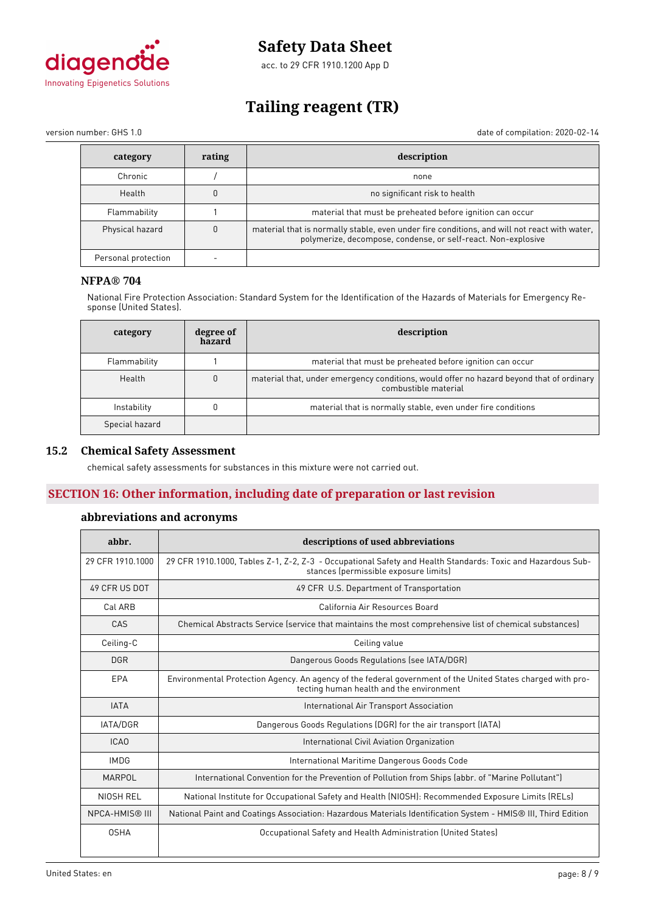| category | rating | description |
|---|---|---|
| Chronic | / | none |
| Health | 0 | no significant risk to health |
| Flammability | 1 | material that must be preheated before ignition can occur |
| Physical hazard | 0 | material that is normally stable, even under fire conditions, and will not react with water, polymerize, decompose, condense, or self-react. Non-explosive |
| Personal protection | - | |

### NFPA® 704

National Fire Protection Association: Standard System for the Identification of the Hazards of Materials for Emergency Response (United States).

| category | degree of hazard | description |
|---|---|---|
| Flammability | 1 | material that must be preheated before ignition can occur |
| Health | 0 | material that, under emergency conditions, would offer no hazard beyond that of ordinary combustible material |
| Instability | 0 | material that is normally stable, even under fire conditions |
| Special hazard | | |

## 15.2 Chemical Safety Assessment

chemical safety assessments for substances in this mixture were not carried out.

## SECTION 16: Other information, including date of preparation or last revision

### abbreviations and acronyms

| abbr. | descriptions of used abbreviations |
|---|---|
| 29 CFR 1910.1000 | 29 CFR 1910.1000, Tables Z-1, Z-2, Z-3 - Occupational Safety and Health Standards: Toxic and Hazardous Substances (permissible exposure limits) |
| 49 CFR US DOT | 49 CFR U.S. Department of Transportation |
| Cal ARB | California Air Resources Board |
| CAS | Chemical Abstracts Service (service that maintains the most comprehensive list of chemical substances) |
| Ceiling-C | Ceiling value |
| DGR | Dangerous Goods Regulations (see IATA/DGR) |
| EPA | Environmental Protection Agency. An agency of the federal government of the United States charged with protecting human health and the environment |
| IATA | International Air Transport Association |
| IATA/DGR | Dangerous Goods Regulations (DGR) for the air transport (IATA) |
| ICAO | International Civil Aviation Organization |
| IMDG | International Maritime Dangerous Goods Code |
| MARPOL | International Convention for the Prevention of Pollution from Ships (abbr. of "Marine Pollutant") |
| NIOSH REL | National Institute for Occupational Safety and Health (NIOSH): Recommended Exposure Limits (RELs) |
| NPCA-HMIS® III | National Paint and Coatings Association: Hazardous Materials Identification System - HMIS® III, Third Edition |
| OSHA | Occupational Safety and Health Administration (United States) |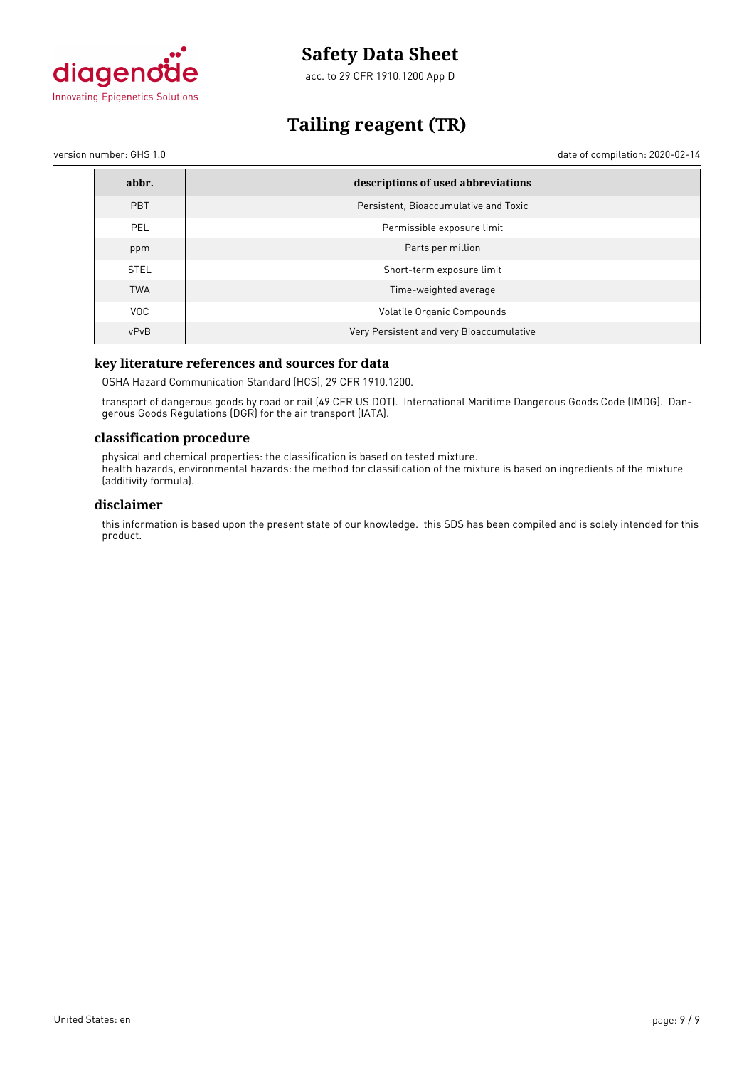| abbr. | descriptions of used abbreviations |
| --- | --- |
| PBT | Persistent, Bioaccumulative and Toxic |
| PEL | Permissible exposure limit |
| ppm | Parts per million |
| STEL | Short-term exposure limit |
| TWA | Time-weighted average |
| VOC | Volatile Organic Compounds |
| vPvB | Very Persistent and very Bioaccumulative |

### key literature references and sources for data

OSHA Hazard Communication Standard (HCS), 29 CFR 1910.1200.

transport of dangerous goods by road or rail (49 CFR US DOT). International Maritime Dangerous Goods Code (IMDG). Dangerous Goods Regulations (DGR) for the air transport (IATA).

### classification procedure

physical and chemical properties: the classification is based on tested mixture.
health hazards, environmental hazards: the method for classification of the mixture is based on ingredients of the mixture (additivity formula).

### disclaimer

this information is based upon the present state of our knowledge. this SDS has been compiled and is solely intended for this product.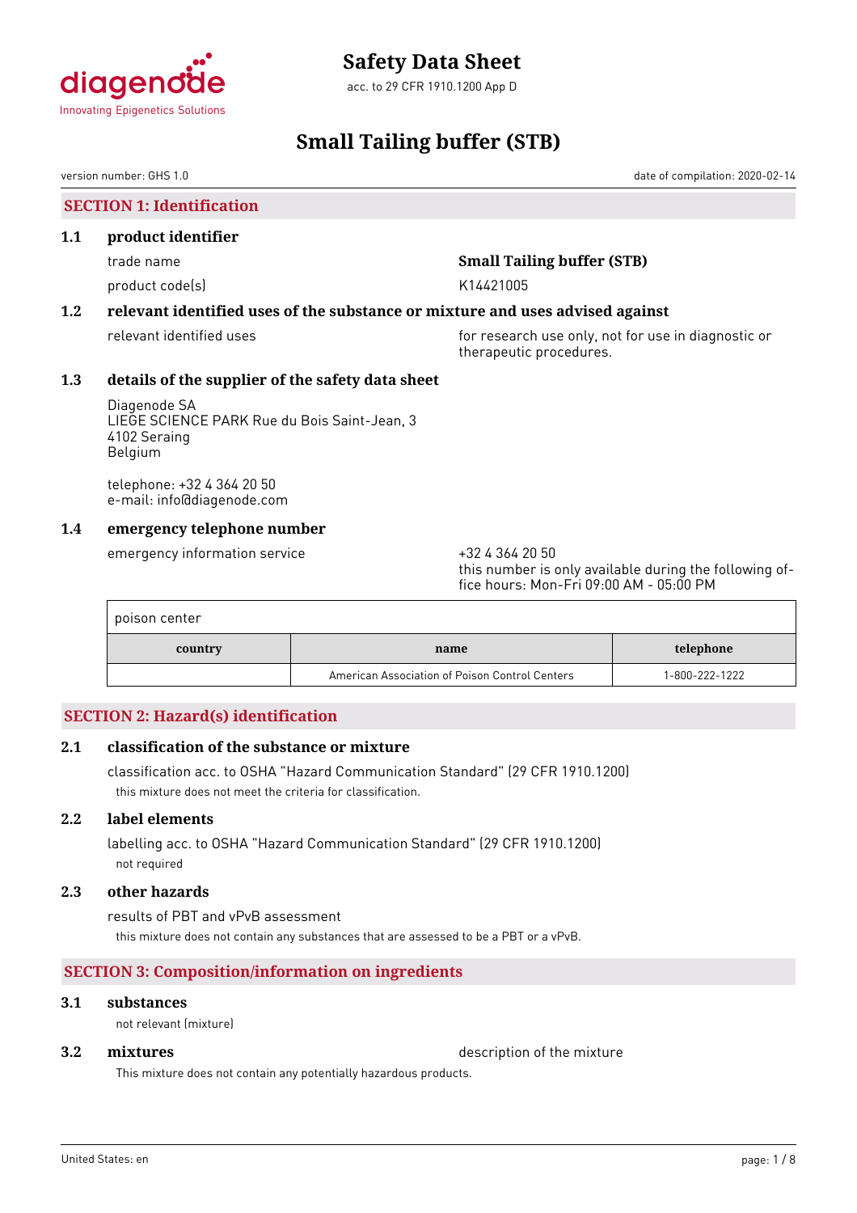# Safety Data Sheet

acc. to 29 CFR 1910.1200 App D

# Small Tailing buffer (STB)

version number: GHS 1.0 date of compilation: 2020-02-14

## SECTION 1: Identification

### 1.1 product identifier

trade name **Small Tailing buffer (STB)**

product code(s) K14421005

### 1.2 relevant identified uses of the substance or mixture and uses advised against

relevant identified uses: for research use only, not for use in diagnostic or therapeutic procedures.

### 1.3 details of the supplier of the safety data sheet

Diagenode SA
LIEGE SCIENCE PARK Rue du Bois Saint-Jean, 3
4102 Seraing
Belgium

telephone: +32 4 364 20 50
e-mail: info@diagenode.com

### 1.4 emergency telephone number

emergency information service: +32 4 364 20 50
this number is only available during the following office hours: Mon-Fri 09:00 AM - 05:00 PM

| poison center | | |
|---|---|---|
| **country** | **name** | **telephone** |
| | American Association of Poison Control Centers | 1-800-222-1222 |

## SECTION 2: Hazard(s) identification

### 2.1 classification of the substance or mixture

classification acc. to OSHA "Hazard Communication Standard" (29 CFR 1910.1200)

this mixture does not meet the criteria for classification.

### 2.2 label elements

labelling acc. to OSHA "Hazard Communication Standard" (29 CFR 1910.1200)

not required

### 2.3 other hazards

results of PBT and vPvB assessment

this mixture does not contain any substances that are assessed to be a PBT or a vPvB.

## SECTION 3: Composition/information on ingredients

### 3.1 substances

not relevant (mixture)

### 3.2 mixtures

description of the mixture

This mixture does not contain any potentially hazardous products.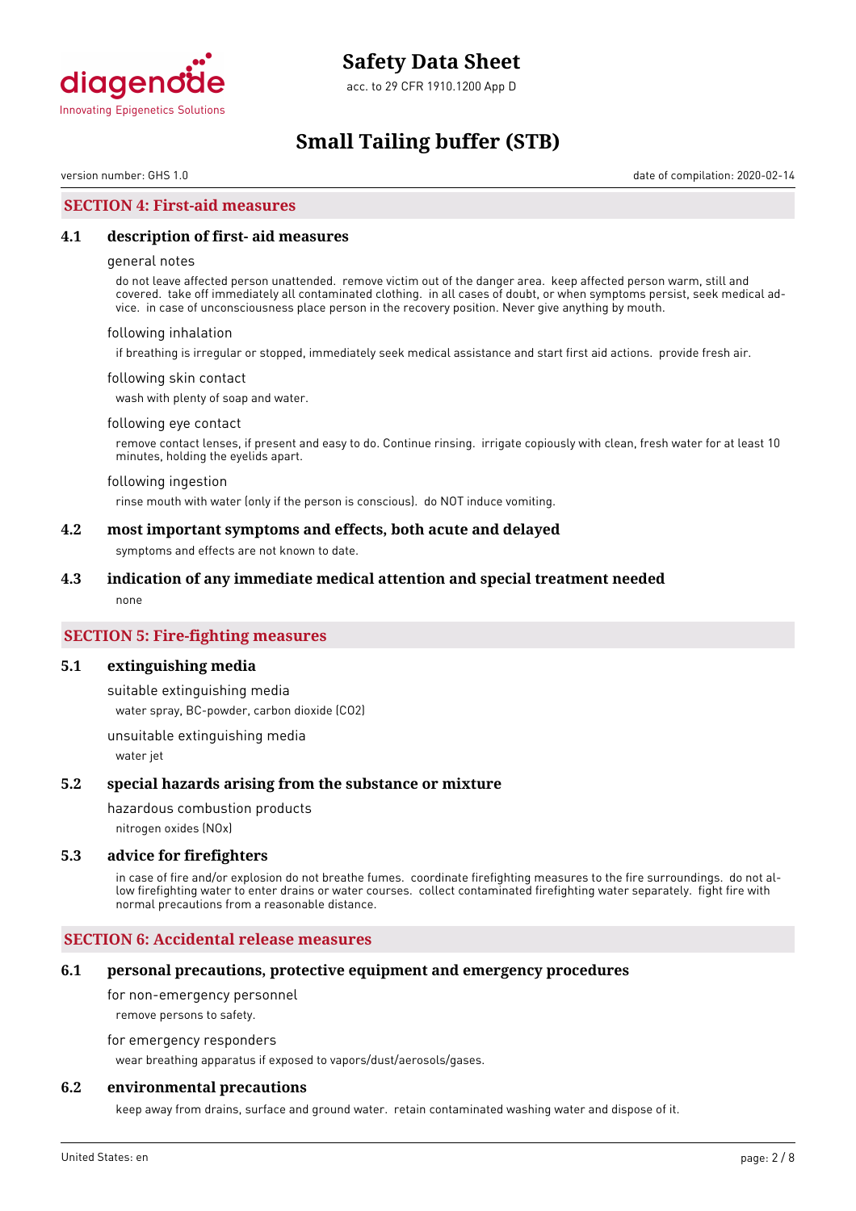## SECTION 4: First-aid measures

### 4.1 description of first- aid measures

general notes

do not leave affected person unattended. remove victim out of the danger area. keep affected person warm, still and covered. take off immediately all contaminated clothing. in all cases of doubt, or when symptoms persist, seek medical advice. in case of unconsciousness place person in the recovery position. Never give anything by mouth.

following inhalation

if breathing is irregular or stopped, immediately seek medical assistance and start first aid actions. provide fresh air.

following skin contact

wash with plenty of soap and water.

following eye contact

remove contact lenses, if present and easy to do. Continue rinsing. irrigate copiously with clean, fresh water for at least 10 minutes, holding the eyelids apart.

following ingestion

rinse mouth with water (only if the person is conscious). do NOT induce vomiting.

### 4.2 most important symptoms and effects, both acute and delayed

symptoms and effects are not known to date.

### 4.3 indication of any immediate medical attention and special treatment needed

none

## SECTION 5: Fire-fighting measures

### 5.1 extinguishing media

suitable extinguishing media

water spray, BC-powder, carbon dioxide ($CO_2$)

unsuitable extinguishing media

water jet

### 5.2 special hazards arising from the substance or mixture

hazardous combustion products

nitrogen oxides ($NO_x$)

### 5.3 advice for firefighters

in case of fire and/or explosion do not breathe fumes. coordinate firefighting measures to the fire surroundings. do not allow firefighting water to enter drains or water courses. collect contaminated firefighting water separately. fight fire with normal precautions from a reasonable distance.

## SECTION 6: Accidental release measures

### 6.1 personal precautions, protective equipment and emergency procedures

for non-emergency personnel

remove persons to safety.

for emergency responders

wear breathing apparatus if exposed to vapors/dust/aerosols/gases.

### 6.2 environmental precautions

keep away from drains, surface and ground water. retain contaminated washing water and dispose of it.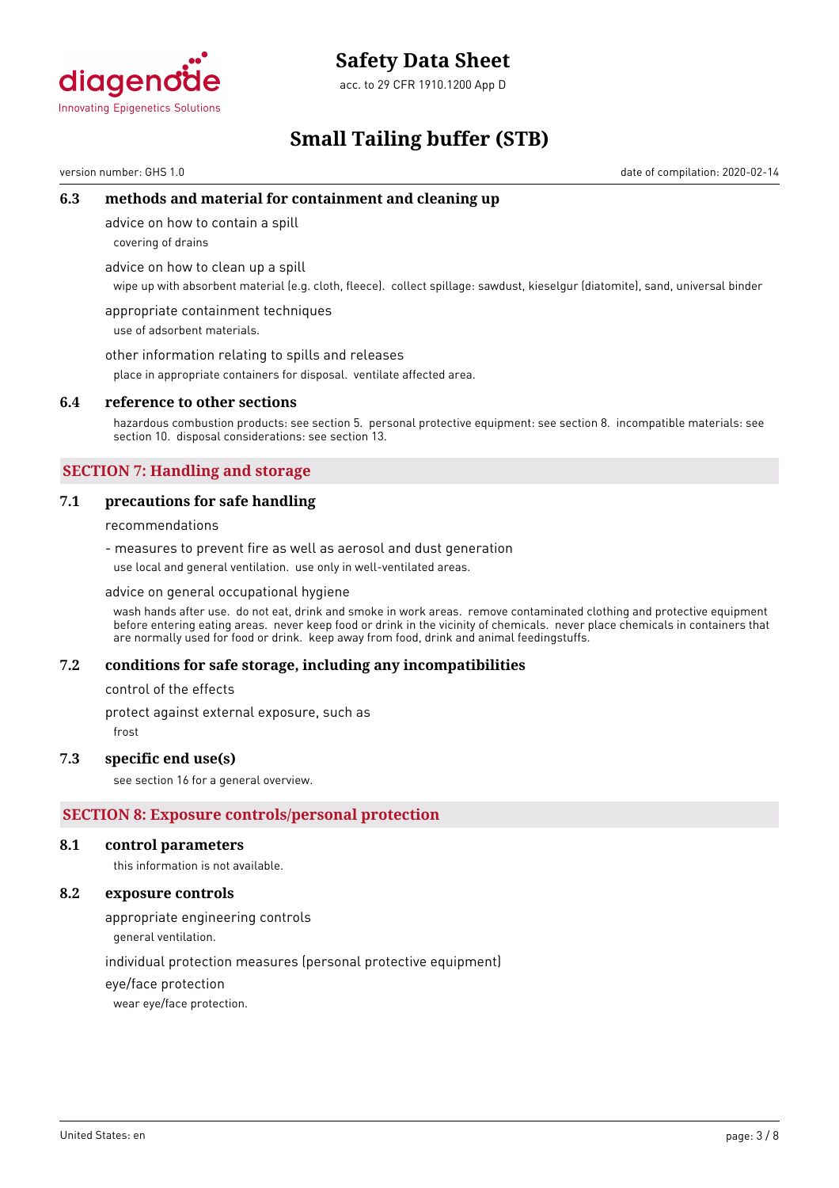### 6.3 methods and material for containment and cleaning up

advice on how to contain a spill

covering of drains

advice on how to clean up a spill

wipe up with absorbent material (e.g. cloth, fleece). collect spillage: sawdust, kieselgur (diatomite), sand, universal binder

appropriate containment techniques

use of adsorbent materials.

other information relating to spills and releases

place in appropriate containers for disposal. ventilate affected area.

### 6.4 reference to other sections

hazardous combustion products: see section 5. personal protective equipment: see section 8. incompatible materials: see section 10. disposal considerations: see section 13.

## SECTION 7: Handling and storage

### 7.1 precautions for safe handling

recommendations

- measures to prevent fire as well as aerosol and dust generation

use local and general ventilation. use only in well-ventilated areas.

advice on general occupational hygiene

wash hands after use. do not eat, drink and smoke in work areas. remove contaminated clothing and protective equipment before entering eating areas. never keep food or drink in the vicinity of chemicals. never place chemicals in containers that are normally used for food or drink. keep away from food, drink and animal feedingstuffs.

### 7.2 conditions for safe storage, including any incompatibilities

control of the effects

protect against external exposure, such as

frost

### 7.3 specific end use(s)

see section 16 for a general overview.

## SECTION 8: Exposure controls/personal protection

### 8.1 control parameters

this information is not available.

### 8.2 exposure controls

appropriate engineering controls

general ventilation.

individual protection measures (personal protective equipment)

eye/face protection

wear eye/face protection.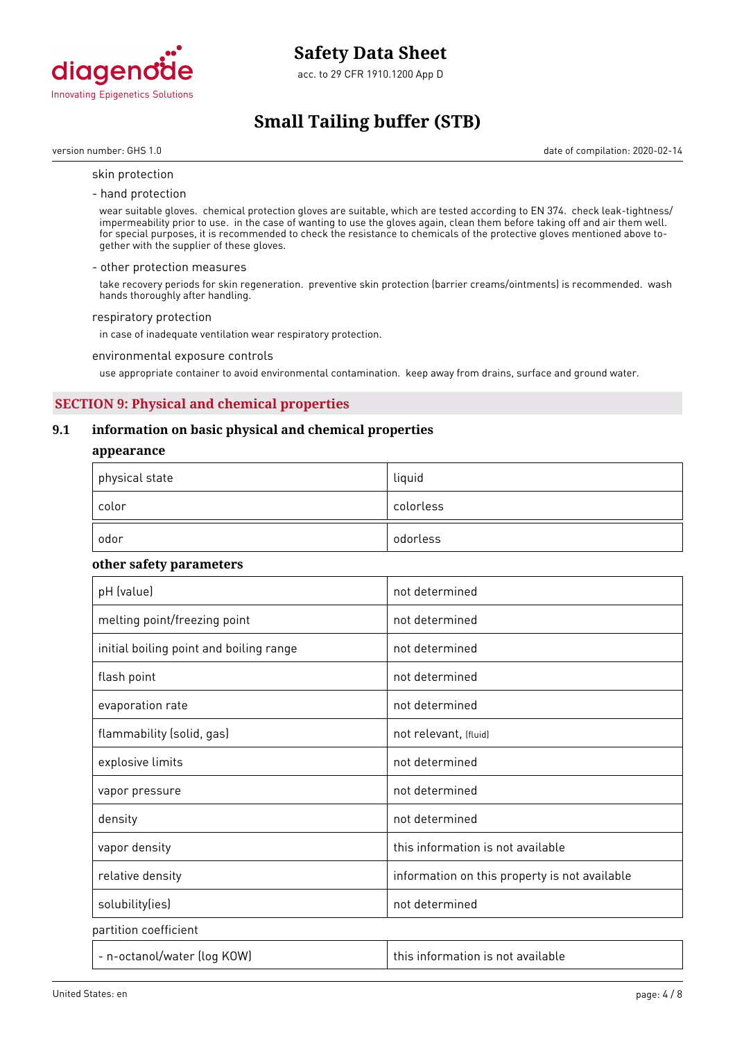skin protection

- hand protection

wear suitable gloves. chemical protection gloves are suitable, which are tested according to EN 374. check leak-tightness/ impermeability prior to use. in the case of wanting to use the gloves again, clean them before taking off and air them well. for special purposes, it is recommended to check the resistance to chemicals of the protective gloves mentioned above together with the supplier of these gloves.

- other protection measures

take recovery periods for skin regeneration. preventive skin protection (barrier creams/ointments) is recommended. wash hands thoroughly after handling.

respiratory protection

in case of inadequate ventilation wear respiratory protection.

environmental exposure controls

use appropriate container to avoid environmental contamination. keep away from drains, surface and ground water.

## SECTION 9: Physical and chemical properties

### 9.1 information on basic physical and chemical properties

**appearance**

| | |
|---|---|
| physical state | liquid |
| color | colorless |
| odor | odorless |

**other safety parameters**

| | |
|---|---|
| pH (value) | not determined |
| melting point/freezing point | not determined |
| initial boiling point and boiling range | not determined |
| flash point | not determined |
| evaporation rate | not determined |
| flammability (solid, gas) | not relevant, (fluid) |
| explosive limits | not determined |
| vapor pressure | not determined |
| density | not determined |
| vapor density | this information is not available |
| relative density | information on this property is not available |
| solubility(ies) | not determined |

partition coefficient

| | |
|---|---|
| - n-octanol/water (log KOW) | this information is not available |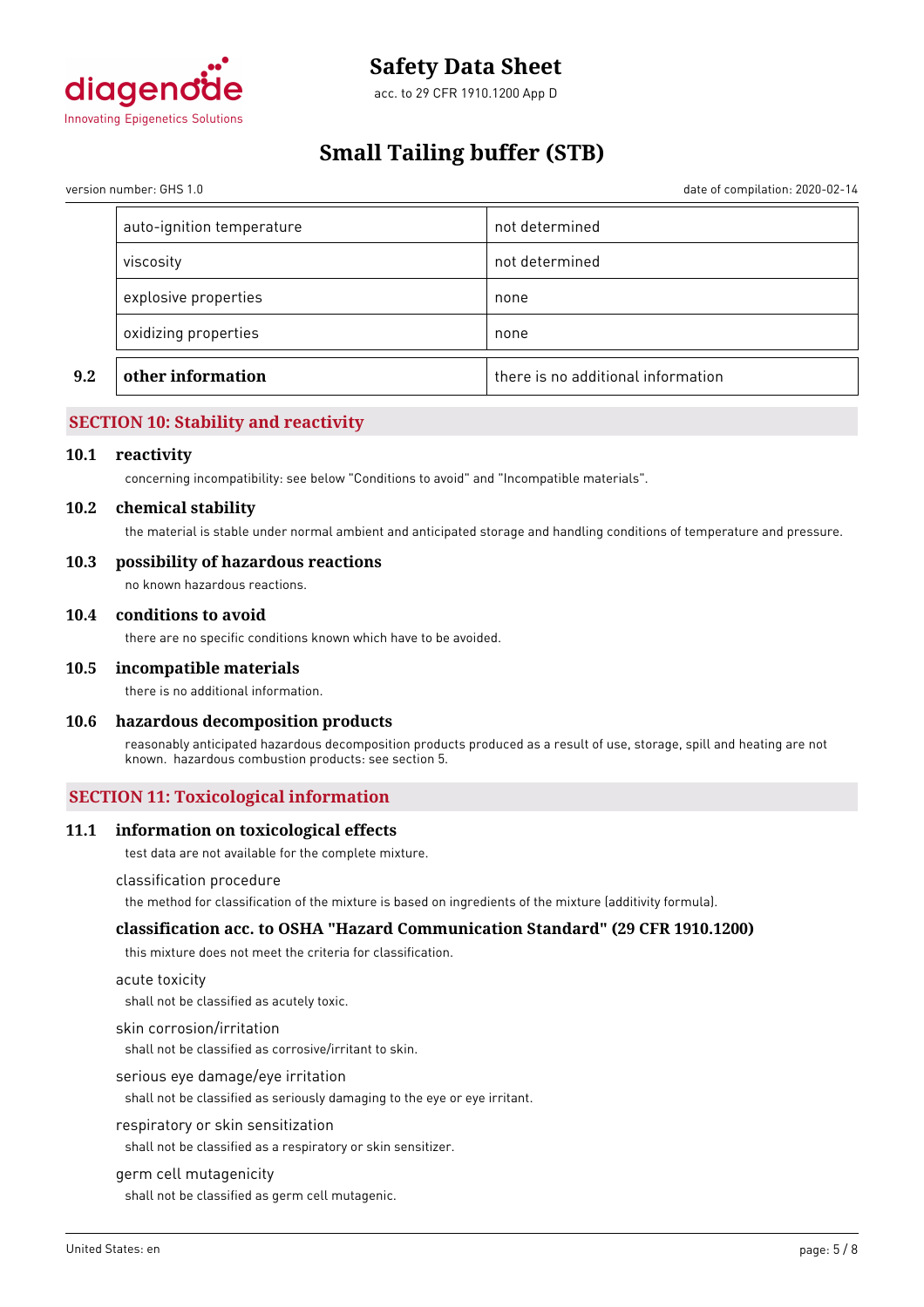| | | |
|---|---|---|
| | auto-ignition temperature | not determined |
| | viscosity | not determined |
| | explosive properties | none |
| | oxidizing properties | none |
| **9.2** | **other information** | there is no additional information |

## SECTION 10: Stability and reactivity

### 10.1 reactivity

concerning incompatibility: see below "Conditions to avoid" and "Incompatible materials".

### 10.2 chemical stability

the material is stable under normal ambient and anticipated storage and handling conditions of temperature and pressure.

### 10.3 possibility of hazardous reactions

no known hazardous reactions.

### 10.4 conditions to avoid

there are no specific conditions known which have to be avoided.

### 10.5 incompatible materials

there is no additional information.

### 10.6 hazardous decomposition products

reasonably anticipated hazardous decomposition products produced as a result of use, storage, spill and heating are not known. hazardous combustion products: see section 5.

## SECTION 11: Toxicological information

### 11.1 information on toxicological effects

test data are not available for the complete mixture.

classification procedure

the method for classification of the mixture is based on ingredients of the mixture (additivity formula).

#### classification acc. to OSHA "Hazard Communication Standard" (29 CFR 1910.1200)

this mixture does not meet the criteria for classification.

acute toxicity

shall not be classified as acutely toxic.

skin corrosion/irritation

shall not be classified as corrosive/irritant to skin.

serious eye damage/eye irritation

shall not be classified as seriously damaging to the eye or eye irritant.

respiratory or skin sensitization

shall not be classified as a respiratory or skin sensitizer.

germ cell mutagenicity

shall not be classified as germ cell mutagenic.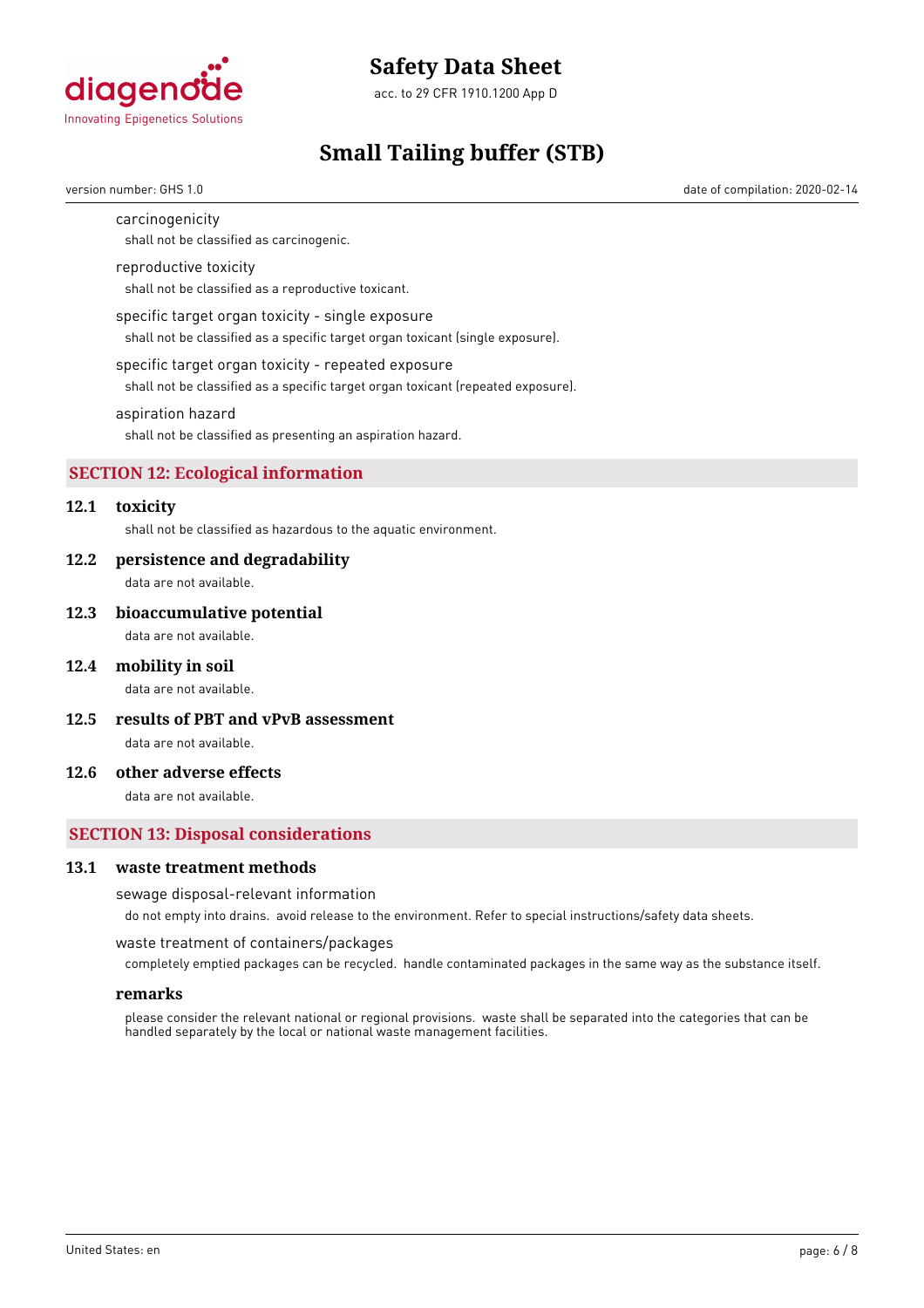carcinogenicity

shall not be classified as carcinogenic.

reproductive toxicity

shall not be classified as a reproductive toxicant.

specific target organ toxicity - single exposure

shall not be classified as a specific target organ toxicant (single exposure).

specific target organ toxicity - repeated exposure

shall not be classified as a specific target organ toxicant (repeated exposure).

aspiration hazard

shall not be classified as presenting an aspiration hazard.

## SECTION 12: Ecological information

### 12.1 toxicity

shall not be classified as hazardous to the aquatic environment.

### 12.2 persistence and degradability

data are not available.

### 12.3 bioaccumulative potential

data are not available.

### 12.4 mobility in soil

data are not available.

### 12.5 results of PBT and vPvB assessment

data are not available.

### 12.6 other adverse effects

data are not available.

## SECTION 13: Disposal considerations

### 13.1 waste treatment methods

sewage disposal-relevant information

do not empty into drains. avoid release to the environment. Refer to special instructions/safety data sheets.

waste treatment of containers/packages

completely emptied packages can be recycled. handle contaminated packages in the same way as the substance itself.

**remarks**

please consider the relevant national or regional provisions. waste shall be separated into the categories that can be handled separately by the local or national waste management facilities.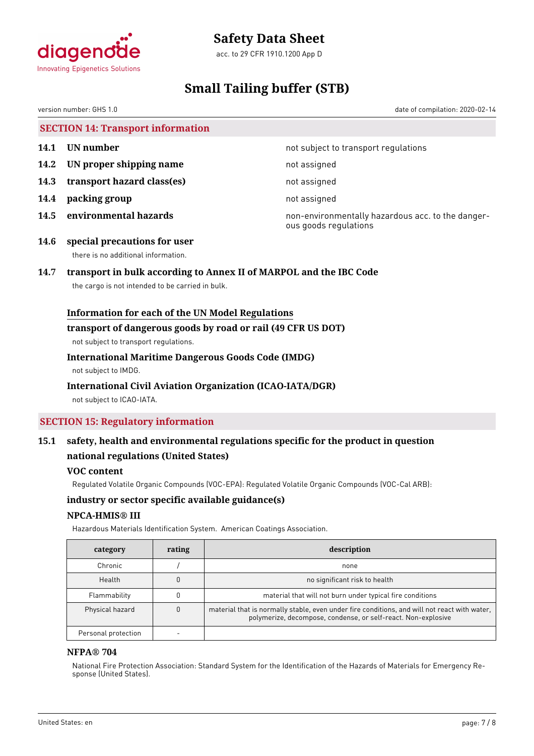## SECTION 14: Transport information

**14.1 UN number** — not subject to transport regulations

**14.2 UN proper shipping name** — not assigned

**14.3 transport hazard class(es)** — not assigned

**14.4 packing group** — not assigned

**14.5 environmental hazards** — non-environmentally hazardous acc. to the dangerous goods regulations

**14.6 special precautions for user**

there is no additional information.

**14.7 transport in bulk according to Annex II of MARPOL and the IBC Code**

the cargo is not intended to be carried in bulk.

**Information for each of the UN Model Regulations**

**transport of dangerous goods by road or rail (49 CFR US DOT)**

not subject to transport regulations.

**International Maritime Dangerous Goods Code (IMDG)**

not subject to IMDG.

**International Civil Aviation Organization (ICAO-IATA/DGR)**

not subject to ICAO-IATA.

## SECTION 15: Regulatory information

**15.1 safety, health and environmental regulations specific for the product in question**

**national regulations (United States)**

**VOC content**

Regulated Volatile Organic Compounds (VOC-EPA): Regulated Volatile Organic Compounds (VOC-Cal ARB):

**industry or sector specific available guidance(s)**

**NPCA-HMIS® III**

Hazardous Materials Identification System. American Coatings Association.

| category | rating | description |
|---|---|---|
| Chronic | / | none |
| Health | 0 | no significant risk to health |
| Flammability | 0 | material that will not burn under typical fire conditions |
| Physical hazard | 0 | material that is normally stable, even under fire conditions, and will not react with water, polymerize, decompose, condense, or self-react. Non-explosive |
| Personal protection | - | |

**NFPA® 704**

National Fire Protection Association: Standard System for the Identification of the Hazards of Materials for Emergency Response (United States).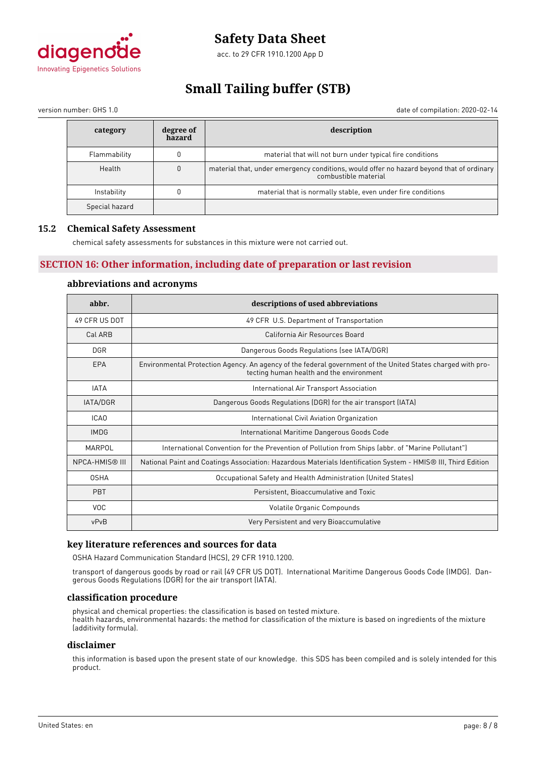| category | degree of hazard | description |
| --- | --- | --- |
| Flammability | 0 | material that will not burn under typical fire conditions |
| Health | 0 | material that, under emergency conditions, would offer no hazard beyond that of ordinary combustible material |
| Instability | 0 | material that is normally stable, even under fire conditions |
| Special hazard | | |

### 15.2 Chemical Safety Assessment

chemical safety assessments for substances in this mixture were not carried out.

## SECTION 16: Other information, including date of preparation or last revision

### abbreviations and acronyms

| abbr. | descriptions of used abbreviations |
| --- | --- |
| 49 CFR US DOT | 49 CFR U.S. Department of Transportation |
| Cal ARB | California Air Resources Board |
| DGR | Dangerous Goods Regulations (see IATA/DGR) |
| EPA | Environmental Protection Agency. An agency of the federal government of the United States charged with protecting human health and the environment |
| IATA | International Air Transport Association |
| IATA/DGR | Dangerous Goods Regulations (DGR) for the air transport (IATA) |
| ICAO | International Civil Aviation Organization |
| IMDG | International Maritime Dangerous Goods Code |
| MARPOL | International Convention for the Prevention of Pollution from Ships (abbr. of "Marine Pollutant") |
| NPCA-HMIS® III | National Paint and Coatings Association: Hazardous Materials Identification System - HMIS® III, Third Edition |
| OSHA | Occupational Safety and Health Administration (United States) |
| PBT | Persistent, Bioaccumulative and Toxic |
| VOC | Volatile Organic Compounds |
| vPvB | Very Persistent and very Bioaccumulative |

### key literature references and sources for data

OSHA Hazard Communication Standard (HCS), 29 CFR 1910.1200.

transport of dangerous goods by road or rail (49 CFR US DOT). International Maritime Dangerous Goods Code (IMDG). Dangerous Goods Regulations (DGR) for the air transport (IATA).

### classification procedure

physical and chemical properties: the classification is based on tested mixture.
health hazards, environmental hazards: the method for classification of the mixture is based on ingredients of the mixture (additivity formula).

### disclaimer

this information is based upon the present state of our knowledge. this SDS has been compiled and is solely intended for this product.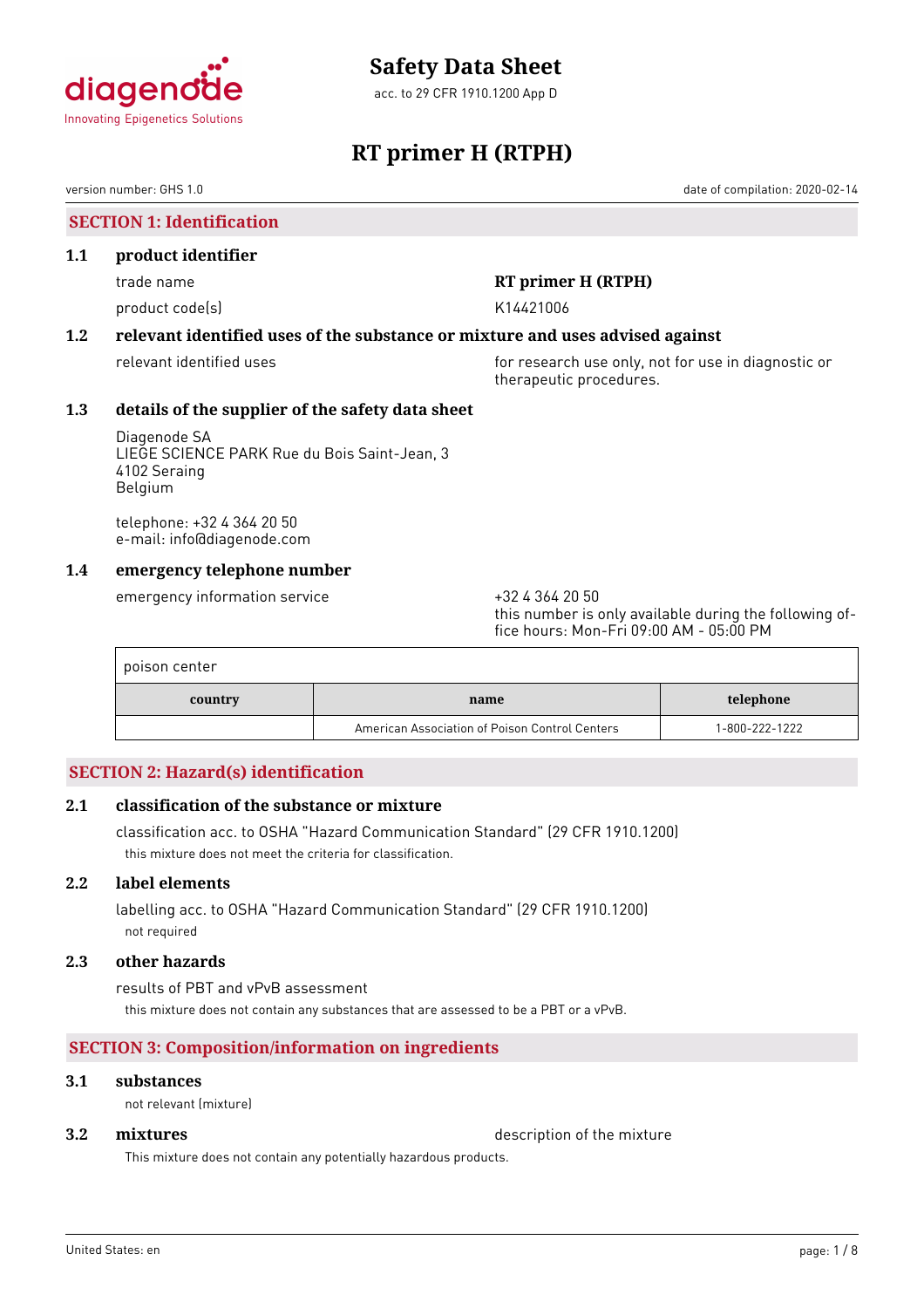# Safety Data Sheet

acc. to 29 CFR 1910.1200 App D

# RT primer H (RTPH)

version number: GHS 1.0

date of compilation: 2020-02-14

## SECTION 1: Identification

### 1.1 product identifier

trade name: **RT primer H (RTPH)**

product code(s): K14421006

### 1.2 relevant identified uses of the substance or mixture and uses advised against

relevant identified uses: for research use only, not for use in diagnostic or therapeutic procedures.

### 1.3 details of the supplier of the safety data sheet

Diagenode SA
LIEGE SCIENCE PARK Rue du Bois Saint-Jean, 3
4102 Seraing
Belgium

telephone: +32 4 364 20 50
e-mail: info@diagenode.com

### 1.4 emergency telephone number

emergency information service: +32 4 364 20 50
this number is only available during the following office hours: Mon-Fri 09:00 AM - 05:00 PM

poison center

| country | name | telephone |
|---|---|---|
| | American Association of Poison Control Centers | 1-800-222-1222 |

## SECTION 2: Hazard(s) identification

### 2.1 classification of the substance or mixture

classification acc. to OSHA "Hazard Communication Standard" (29 CFR 1910.1200)

this mixture does not meet the criteria for classification.

### 2.2 label elements

labelling acc. to OSHA "Hazard Communication Standard" (29 CFR 1910.1200)

not required

### 2.3 other hazards

results of PBT and vPvB assessment

this mixture does not contain any substances that are assessed to be a PBT or a vPvB.

## SECTION 3: Composition/information on ingredients

### 3.1 substances

not relevant (mixture)

### 3.2 mixtures

description of the mixture

This mixture does not contain any potentially hazardous products.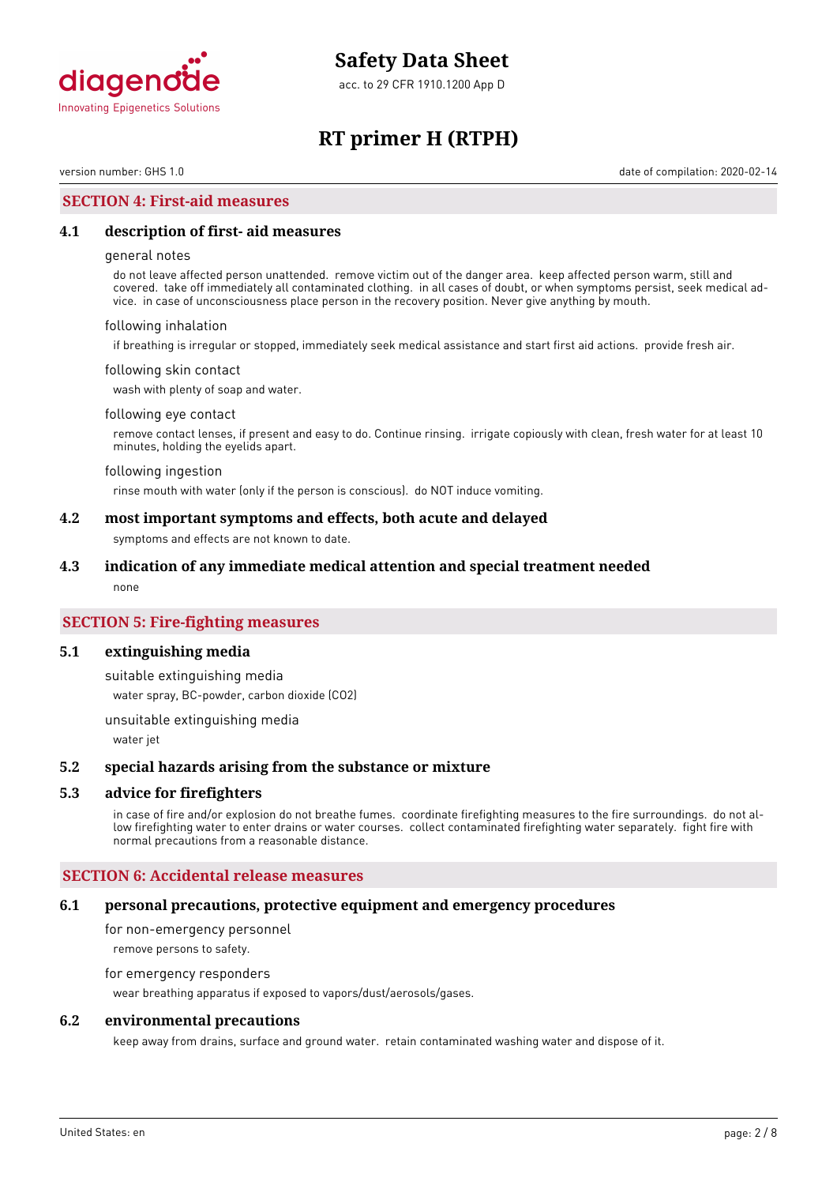## SECTION 4: First-aid measures

### 4.1 description of first- aid measures

general notes

do not leave affected person unattended. remove victim out of the danger area. keep affected person warm, still and covered. take off immediately all contaminated clothing. in all cases of doubt, or when symptoms persist, seek medical advice. in case of unconsciousness place person in the recovery position. Never give anything by mouth.

following inhalation

if breathing is irregular or stopped, immediately seek medical assistance and start first aid actions. provide fresh air.

following skin contact

wash with plenty of soap and water.

following eye contact

remove contact lenses, if present and easy to do. Continue rinsing. irrigate copiously with clean, fresh water for at least 10 minutes, holding the eyelids apart.

following ingestion

rinse mouth with water (only if the person is conscious). do NOT induce vomiting.

### 4.2 most important symptoms and effects, both acute and delayed

symptoms and effects are not known to date.

### 4.3 indication of any immediate medical attention and special treatment needed

none

## SECTION 5: Fire-fighting measures

### 5.1 extinguishing media

suitable extinguishing media

water spray, BC-powder, carbon dioxide ($CO_2$)

unsuitable extinguishing media

water jet

### 5.2 special hazards arising from the substance or mixture

### 5.3 advice for firefighters

in case of fire and/or explosion do not breathe fumes. coordinate firefighting measures to the fire surroundings. do not allow firefighting water to enter drains or water courses. collect contaminated firefighting water separately. fight fire with normal precautions from a reasonable distance.

## SECTION 6: Accidental release measures

### 6.1 personal precautions, protective equipment and emergency procedures

for non-emergency personnel

remove persons to safety.

for emergency responders

wear breathing apparatus if exposed to vapors/dust/aerosols/gases.

### 6.2 environmental precautions

keep away from drains, surface and ground water. retain contaminated washing water and dispose of it.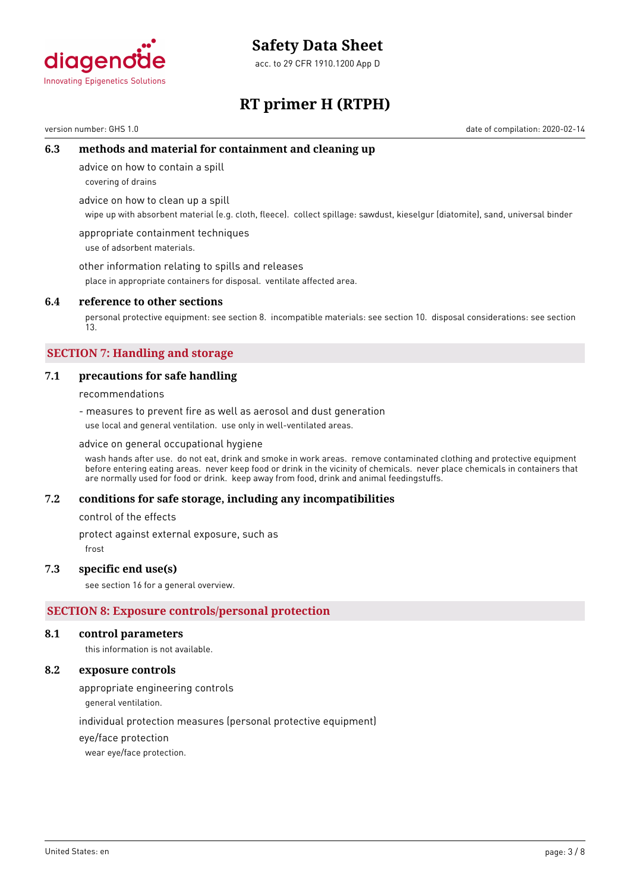### 6.3 methods and material for containment and cleaning up

advice on how to contain a spill

covering of drains

advice on how to clean up a spill

wipe up with absorbent material (e.g. cloth, fleece). collect spillage: sawdust, kieselgur (diatomite), sand, universal binder

appropriate containment techniques

use of adsorbent materials.

other information relating to spills and releases

place in appropriate containers for disposal. ventilate affected area.

### 6.4 reference to other sections

personal protective equipment: see section 8. incompatible materials: see section 10. disposal considerations: see section 13.

## SECTION 7: Handling and storage

### 7.1 precautions for safe handling

recommendations

- measures to prevent fire as well as aerosol and dust generation

use local and general ventilation. use only in well-ventilated areas.

advice on general occupational hygiene

wash hands after use. do not eat, drink and smoke in work areas. remove contaminated clothing and protective equipment before entering eating areas. never keep food or drink in the vicinity of chemicals. never place chemicals in containers that are normally used for food or drink. keep away from food, drink and animal feedingstuffs.

### 7.2 conditions for safe storage, including any incompatibilities

control of the effects

protect against external exposure, such as

frost

### 7.3 specific end use(s)

see section 16 for a general overview.

## SECTION 8: Exposure controls/personal protection

### 8.1 control parameters

this information is not available.

### 8.2 exposure controls

appropriate engineering controls

general ventilation.

individual protection measures (personal protective equipment)

eye/face protection

wear eye/face protection.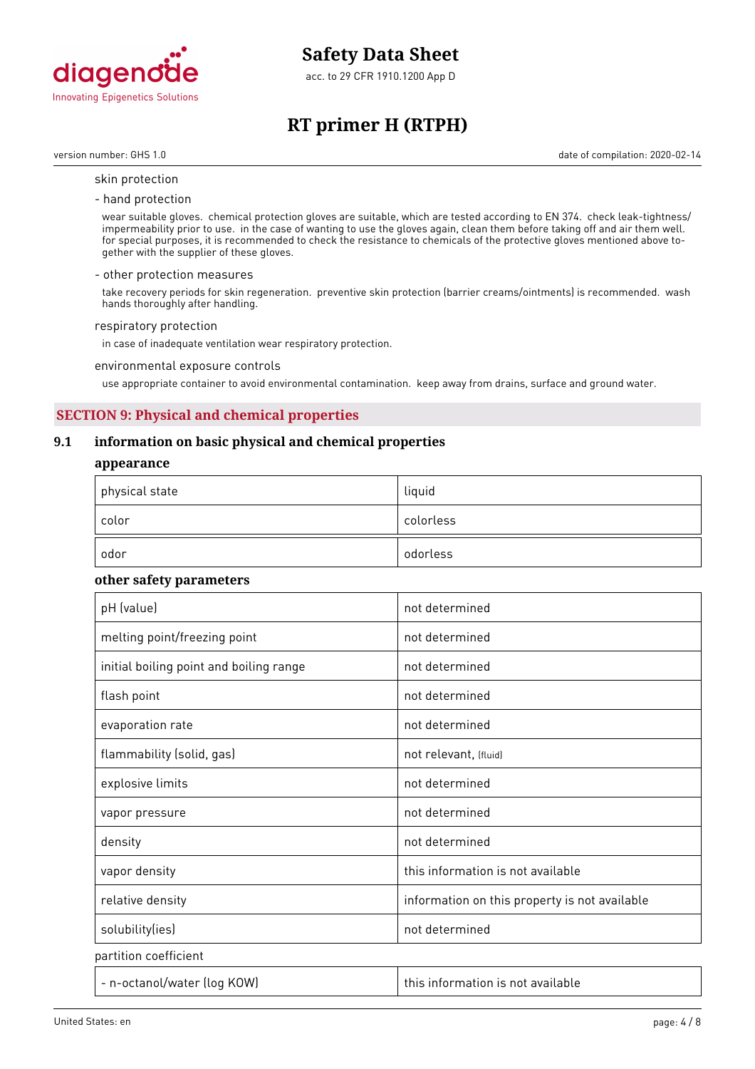skin protection

- hand protection

wear suitable gloves. chemical protection gloves are suitable, which are tested according to EN 374. check leak-tightness/ impermeability prior to use. in the case of wanting to use the gloves again, clean them before taking off and air them well. for special purposes, it is recommended to check the resistance to chemicals of the protective gloves mentioned above together with the supplier of these gloves.

- other protection measures

take recovery periods for skin regeneration. preventive skin protection (barrier creams/ointments) is recommended. wash hands thoroughly after handling.

respiratory protection

in case of inadequate ventilation wear respiratory protection.

environmental exposure controls

use appropriate container to avoid environmental contamination. keep away from drains, surface and ground water.

## SECTION 9: Physical and chemical properties

### 9.1 information on basic physical and chemical properties

**appearance**

| | |
|---|---|
| physical state | liquid |
| color | colorless |
| odor | odorless |

**other safety parameters**

| | |
|---|---|
| pH (value) | not determined |
| melting point/freezing point | not determined |
| initial boiling point and boiling range | not determined |
| flash point | not determined |
| evaporation rate | not determined |
| flammability (solid, gas) | not relevant, (fluid) |
| explosive limits | not determined |
| vapor pressure | not determined |
| density | not determined |
| vapor density | this information is not available |
| relative density | information on this property is not available |
| solubility(ies) | not determined |

partition coefficient

| | |
|---|---|
| - n-octanol/water (log KOW) | this information is not available |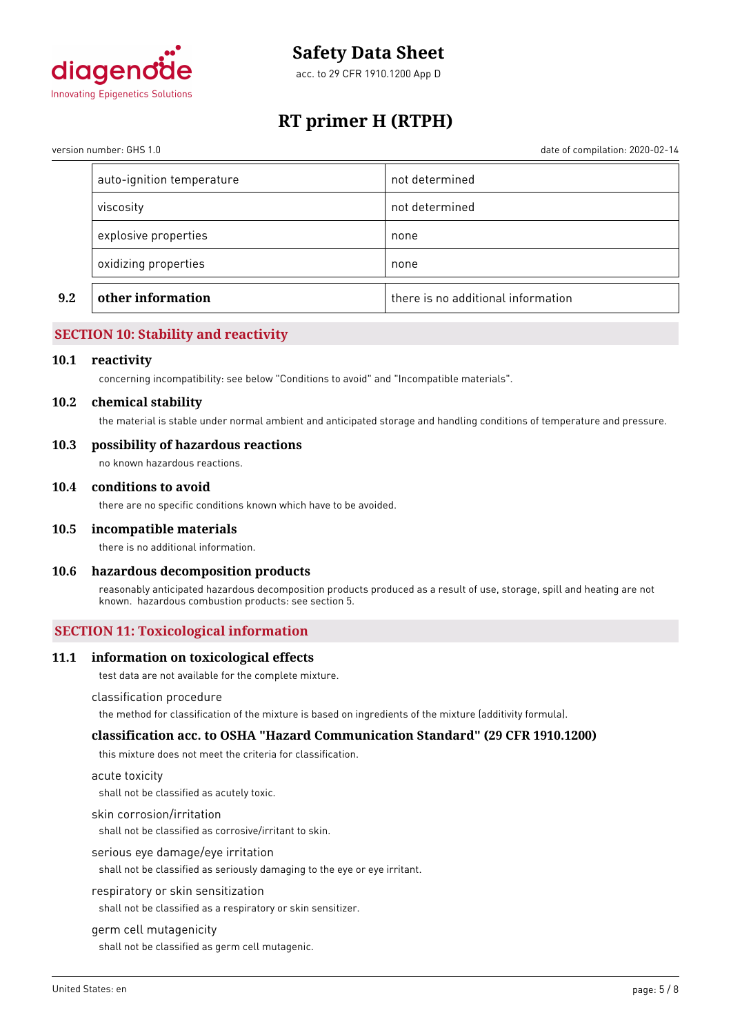| | |
|---|---|
| auto-ignition temperature | not determined |
| viscosity | not determined |
| explosive properties | none |
| oxidizing properties | none |

| | | |
|---|---|---|
| **9.2** | **other information** | there is no additional information |

## SECTION 10: Stability and reactivity

### 10.1 reactivity

concerning incompatibility: see below "Conditions to avoid" and "Incompatible materials".

### 10.2 chemical stability

the material is stable under normal ambient and anticipated storage and handling conditions of temperature and pressure.

### 10.3 possibility of hazardous reactions

no known hazardous reactions.

### 10.4 conditions to avoid

there are no specific conditions known which have to be avoided.

### 10.5 incompatible materials

there is no additional information.

### 10.6 hazardous decomposition products

reasonably anticipated hazardous decomposition products produced as a result of use, storage, spill and heating are not known. hazardous combustion products: see section 5.

## SECTION 11: Toxicological information

### 11.1 information on toxicological effects

test data are not available for the complete mixture.

classification procedure

the method for classification of the mixture is based on ingredients of the mixture (additivity formula).

#### classification acc. to OSHA "Hazard Communication Standard" (29 CFR 1910.1200)

this mixture does not meet the criteria for classification.

acute toxicity

shall not be classified as acutely toxic.

skin corrosion/irritation

shall not be classified as corrosive/irritant to skin.

serious eye damage/eye irritation

shall not be classified as seriously damaging to the eye or eye irritant.

respiratory or skin sensitization

shall not be classified as a respiratory or skin sensitizer.

germ cell mutagenicity

shall not be classified as germ cell mutagenic.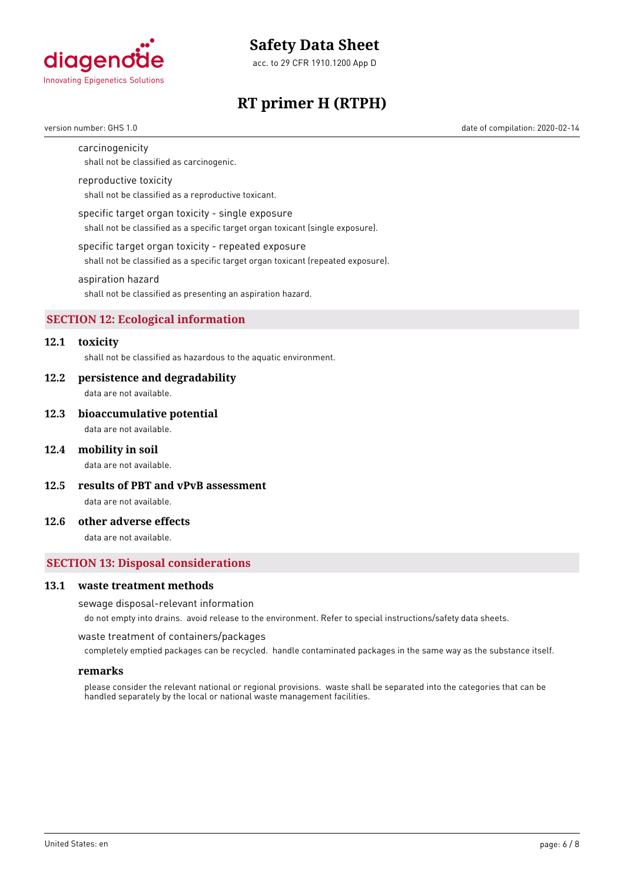carcinogenicity

shall not be classified as carcinogenic.

reproductive toxicity

shall not be classified as a reproductive toxicant.

specific target organ toxicity - single exposure

shall not be classified as a specific target organ toxicant (single exposure).

specific target organ toxicity - repeated exposure

shall not be classified as a specific target organ toxicant (repeated exposure).

aspiration hazard

shall not be classified as presenting an aspiration hazard.

## SECTION 12: Ecological information

### 12.1 toxicity

shall not be classified as hazardous to the aquatic environment.

### 12.2 persistence and degradability

data are not available.

### 12.3 bioaccumulative potential

data are not available.

### 12.4 mobility in soil

data are not available.

### 12.5 results of PBT and vPvB assessment

data are not available.

### 12.6 other adverse effects

data are not available.

## SECTION 13: Disposal considerations

### 13.1 waste treatment methods

sewage disposal-relevant information

do not empty into drains. avoid release to the environment. Refer to special instructions/safety data sheets.

waste treatment of containers/packages

completely emptied packages can be recycled. handle contaminated packages in the same way as the substance itself.

**remarks**

please consider the relevant national or regional provisions. waste shall be separated into the categories that can be handled separately by the local or national waste management facilities.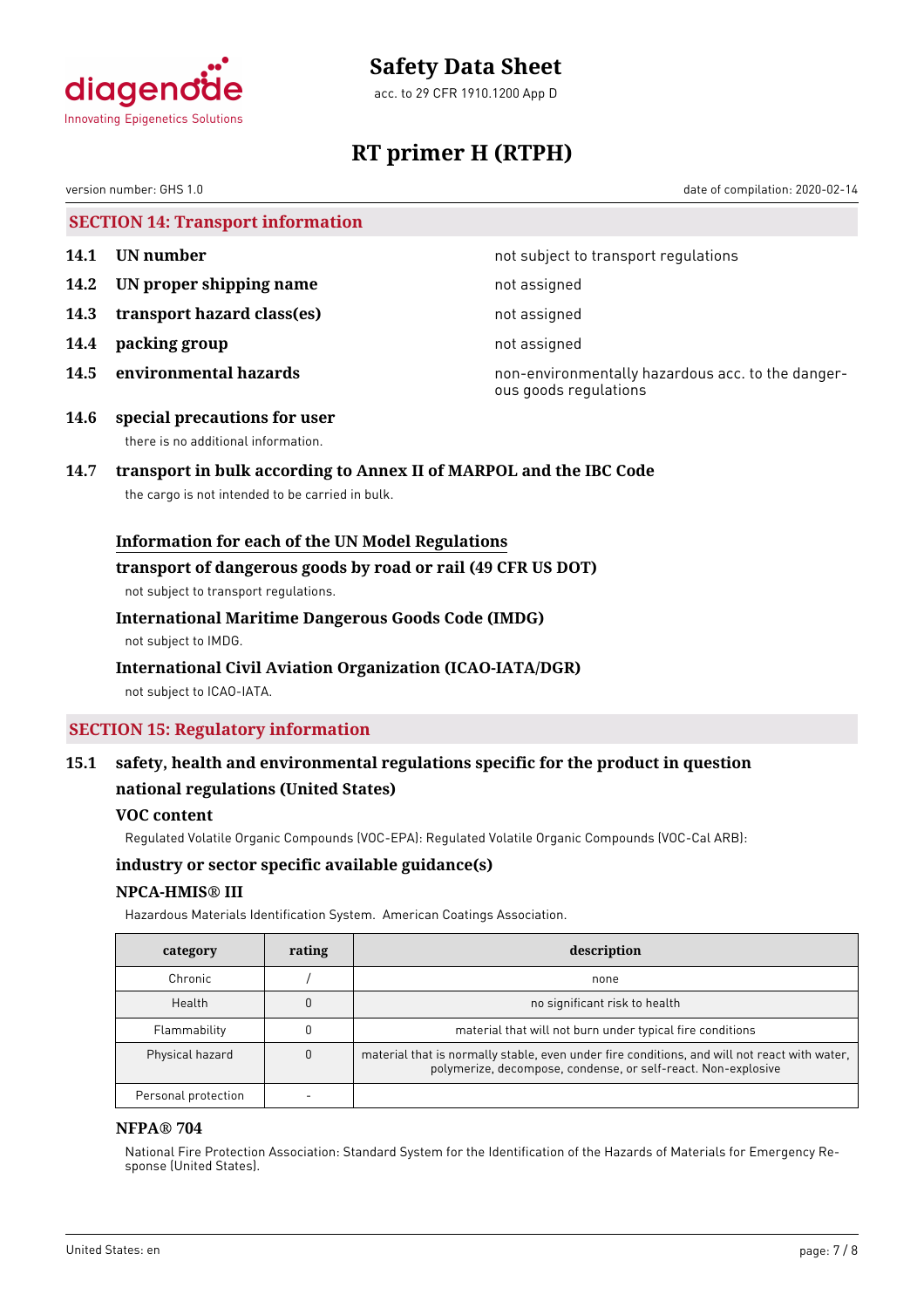## SECTION 14: Transport information

| | | |
|---|---|---|
| **14.1** | **UN number** | not subject to transport regulations |
| **14.2** | **UN proper shipping name** | not assigned |
| **14.3** | **transport hazard class(es)** | not assigned |
| **14.4** | **packing group** | not assigned |
| **14.5** | **environmental hazards** | non-environmentally hazardous acc. to the dangerous goods regulations |

**14.6 special precautions for user**

there is no additional information.

**14.7 transport in bulk according to Annex II of MARPOL and the IBC Code**

the cargo is not intended to be carried in bulk.

**Information for each of the UN Model Regulations**

**transport of dangerous goods by road or rail (49 CFR US DOT)**

not subject to transport regulations.

**International Maritime Dangerous Goods Code (IMDG)**

not subject to IMDG.

**International Civil Aviation Organization (ICAO-IATA/DGR)**

not subject to ICAO-IATA.

## SECTION 15: Regulatory information

**15.1 safety, health and environmental regulations specific for the product in question**

**national regulations (United States)**

**VOC content**

Regulated Volatile Organic Compounds (VOC-EPA): Regulated Volatile Organic Compounds (VOC-Cal ARB):

**industry or sector specific available guidance(s)**

**NPCA-HMIS® III**

Hazardous Materials Identification System. American Coatings Association.

| category | rating | description |
|---|---|---|
| Chronic | / | none |
| Health | 0 | no significant risk to health |
| Flammability | 0 | material that will not burn under typical fire conditions |
| Physical hazard | 0 | material that is normally stable, even under fire conditions, and will not react with water, polymerize, decompose, condense, or self-react. Non-explosive |
| Personal protection | - | |

**NFPA® 704**

National Fire Protection Association: Standard System for the Identification of the Hazards of Materials for Emergency Response (United States).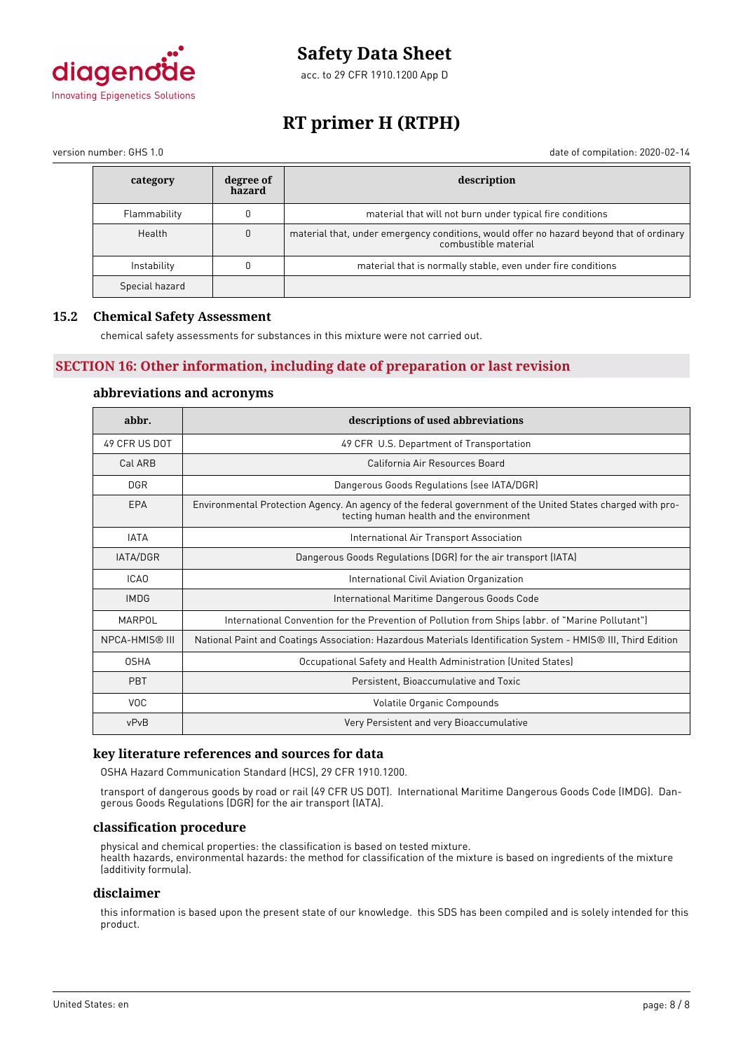| category | degree of hazard | description |
|---|---|---|
| Flammability | 0 | material that will not burn under typical fire conditions |
| Health | 0 | material that, under emergency conditions, would offer no hazard beyond that of ordinary combustible material |
| Instability | 0 | material that is normally stable, even under fire conditions |
| Special hazard | | |

### 15.2 Chemical Safety Assessment

chemical safety assessments for substances in this mixture were not carried out.

## SECTION 16: Other information, including date of preparation or last revision

### abbreviations and acronyms

| abbr. | descriptions of used abbreviations |
|---|---|
| 49 CFR US DOT | 49 CFR U.S. Department of Transportation |
| Cal ARB | California Air Resources Board |
| DGR | Dangerous Goods Regulations (see IATA/DGR) |
| EPA | Environmental Protection Agency. An agency of the federal government of the United States charged with protecting human health and the environment |
| IATA | International Air Transport Association |
| IATA/DGR | Dangerous Goods Regulations (DGR) for the air transport (IATA) |
| ICAO | International Civil Aviation Organization |
| IMDG | International Maritime Dangerous Goods Code |
| MARPOL | International Convention for the Prevention of Pollution from Ships (abbr. of "Marine Pollutant") |
| NPCA-HMIS® III | National Paint and Coatings Association: Hazardous Materials Identification System - HMIS® III, Third Edition |
| OSHA | Occupational Safety and Health Administration (United States) |
| PBT | Persistent, Bioaccumulative and Toxic |
| VOC | Volatile Organic Compounds |
| vPvB | Very Persistent and very Bioaccumulative |

### key literature references and sources for data

OSHA Hazard Communication Standard (HCS), 29 CFR 1910.1200.

transport of dangerous goods by road or rail (49 CFR US DOT). International Maritime Dangerous Goods Code (IMDG). Dangerous Goods Regulations (DGR) for the air transport (IATA).

### classification procedure

physical and chemical properties: the classification is based on tested mixture.
health hazards, environmental hazards: the method for classification of the mixture is based on ingredients of the mixture (additivity formula).

### disclaimer

this information is based upon the present state of our knowledge. this SDS has been compiled and is solely intended for this product.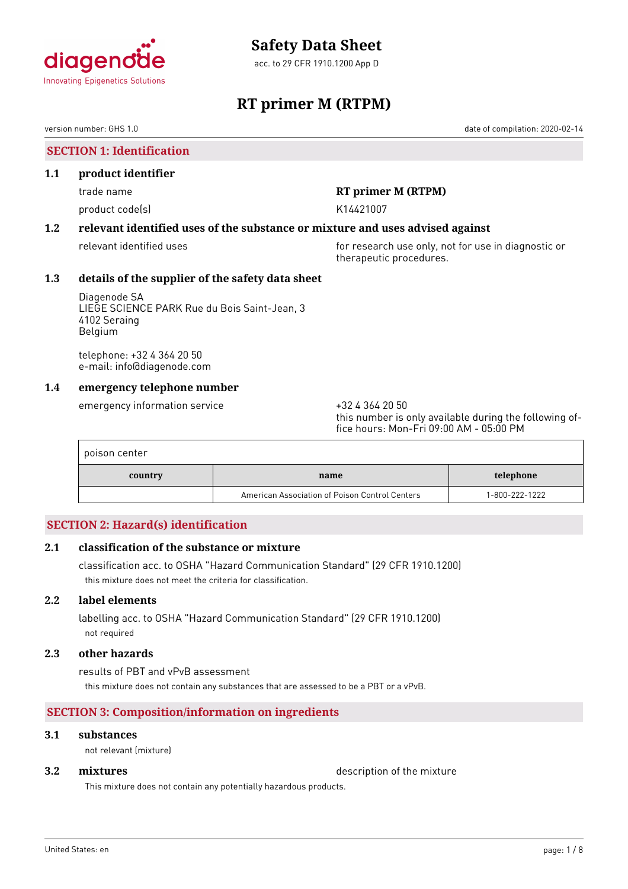# Safety Data Sheet

acc. to 29 CFR 1910.1200 App D

# RT primer M (RTPM)

version number: GHS 1.0

date of compilation: 2020-02-14

## SECTION 1: Identification

### 1.1 product identifier

trade name: **RT primer M (RTPM)**

product code(s): K14421007

### 1.2 relevant identified uses of the substance or mixture and uses advised against

relevant identified uses: for research use only, not for use in diagnostic or therapeutic procedures.

### 1.3 details of the supplier of the safety data sheet

Diagenode SA
LIEGE SCIENCE PARK Rue du Bois Saint-Jean, 3
4102 Seraing
Belgium

telephone: +32 4 364 20 50
e-mail: info@diagenode.com

### 1.4 emergency telephone number

emergency information service: +32 4 364 20 50
this number is only available during the following office hours: Mon-Fri 09:00 AM - 05:00 PM

poison center

| country | name | telephone |
|---|---|---|
| | American Association of Poison Control Centers | 1-800-222-1222 |

## SECTION 2: Hazard(s) identification

### 2.1 classification of the substance or mixture

classification acc. to OSHA "Hazard Communication Standard" (29 CFR 1910.1200)

this mixture does not meet the criteria for classification.

### 2.2 label elements

labelling acc. to OSHA "Hazard Communication Standard" (29 CFR 1910.1200)

not required

### 2.3 other hazards

results of PBT and vPvB assessment

this mixture does not contain any substances that are assessed to be a PBT or a vPvB.

## SECTION 3: Composition/information on ingredients

### 3.1 substances

not relevant (mixture)

### 3.2 mixtures

description of the mixture

This mixture does not contain any potentially hazardous products.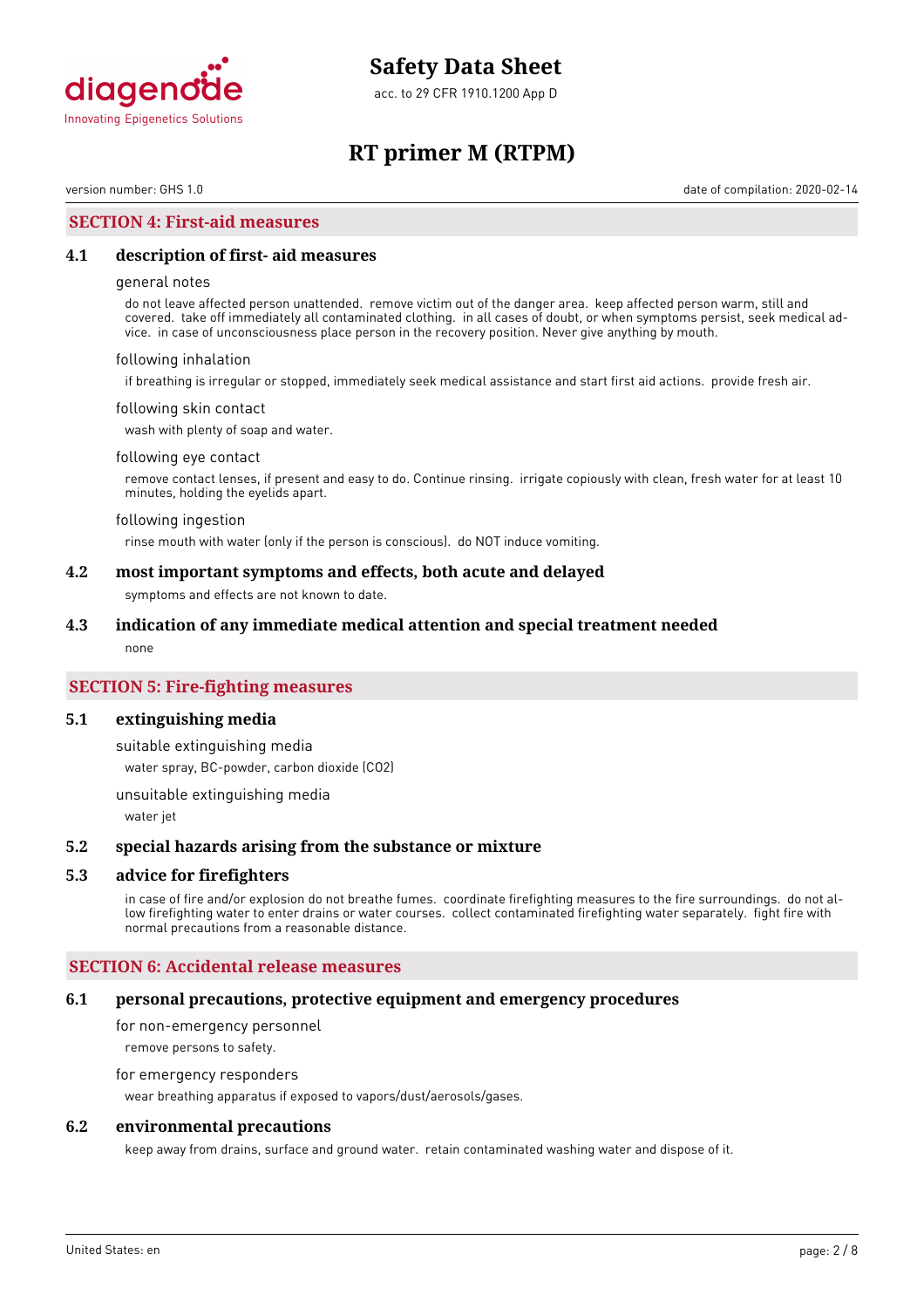## SECTION 4: First-aid measures

### 4.1 description of first- aid measures

general notes

do not leave affected person unattended. remove victim out of the danger area. keep affected person warm, still and covered. take off immediately all contaminated clothing. in all cases of doubt, or when symptoms persist, seek medical advice. in case of unconsciousness place person in the recovery position. Never give anything by mouth.

following inhalation

if breathing is irregular or stopped, immediately seek medical assistance and start first aid actions. provide fresh air.

following skin contact

wash with plenty of soap and water.

following eye contact

remove contact lenses, if present and easy to do. Continue rinsing. irrigate copiously with clean, fresh water for at least 10 minutes, holding the eyelids apart.

following ingestion

rinse mouth with water (only if the person is conscious). do NOT induce vomiting.

### 4.2 most important symptoms and effects, both acute and delayed

symptoms and effects are not known to date.

### 4.3 indication of any immediate medical attention and special treatment needed

none

## SECTION 5: Fire-fighting measures

### 5.1 extinguishing media

suitable extinguishing media

water spray, BC-powder, carbon dioxide ($CO_2$)

unsuitable extinguishing media

water jet

### 5.2 special hazards arising from the substance or mixture

### 5.3 advice for firefighters

in case of fire and/or explosion do not breathe fumes. coordinate firefighting measures to the fire surroundings. do not allow firefighting water to enter drains or water courses. collect contaminated firefighting water separately. fight fire with normal precautions from a reasonable distance.

## SECTION 6: Accidental release measures

### 6.1 personal precautions, protective equipment and emergency procedures

for non-emergency personnel

remove persons to safety.

for emergency responders

wear breathing apparatus if exposed to vapors/dust/aerosols/gases.

### 6.2 environmental precautions

keep away from drains, surface and ground water. retain contaminated washing water and dispose of it.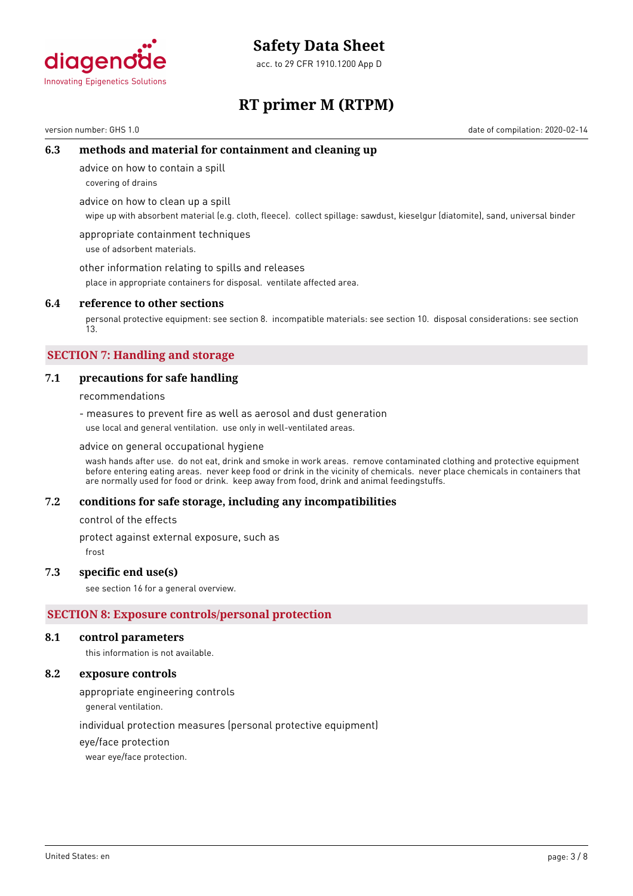### 6.3 methods and material for containment and cleaning up

advice on how to contain a spill

covering of drains

advice on how to clean up a spill

wipe up with absorbent material (e.g. cloth, fleece). collect spillage: sawdust, kieselgur (diatomite), sand, universal binder

appropriate containment techniques

use of adsorbent materials.

other information relating to spills and releases

place in appropriate containers for disposal. ventilate affected area.

### 6.4 reference to other sections

personal protective equipment: see section 8. incompatible materials: see section 10. disposal considerations: see section 13.

## SECTION 7: Handling and storage

### 7.1 precautions for safe handling

recommendations

- measures to prevent fire as well as aerosol and dust generation

use local and general ventilation. use only in well-ventilated areas.

advice on general occupational hygiene

wash hands after use. do not eat, drink and smoke in work areas. remove contaminated clothing and protective equipment before entering eating areas. never keep food or drink in the vicinity of chemicals. never place chemicals in containers that are normally used for food or drink. keep away from food, drink and animal feedingstuffs.

### 7.2 conditions for safe storage, including any incompatibilities

control of the effects

protect against external exposure, such as

frost

### 7.3 specific end use(s)

see section 16 for a general overview.

## SECTION 8: Exposure controls/personal protection

### 8.1 control parameters

this information is not available.

### 8.2 exposure controls

appropriate engineering controls

general ventilation.

individual protection measures (personal protective equipment)

eye/face protection

wear eye/face protection.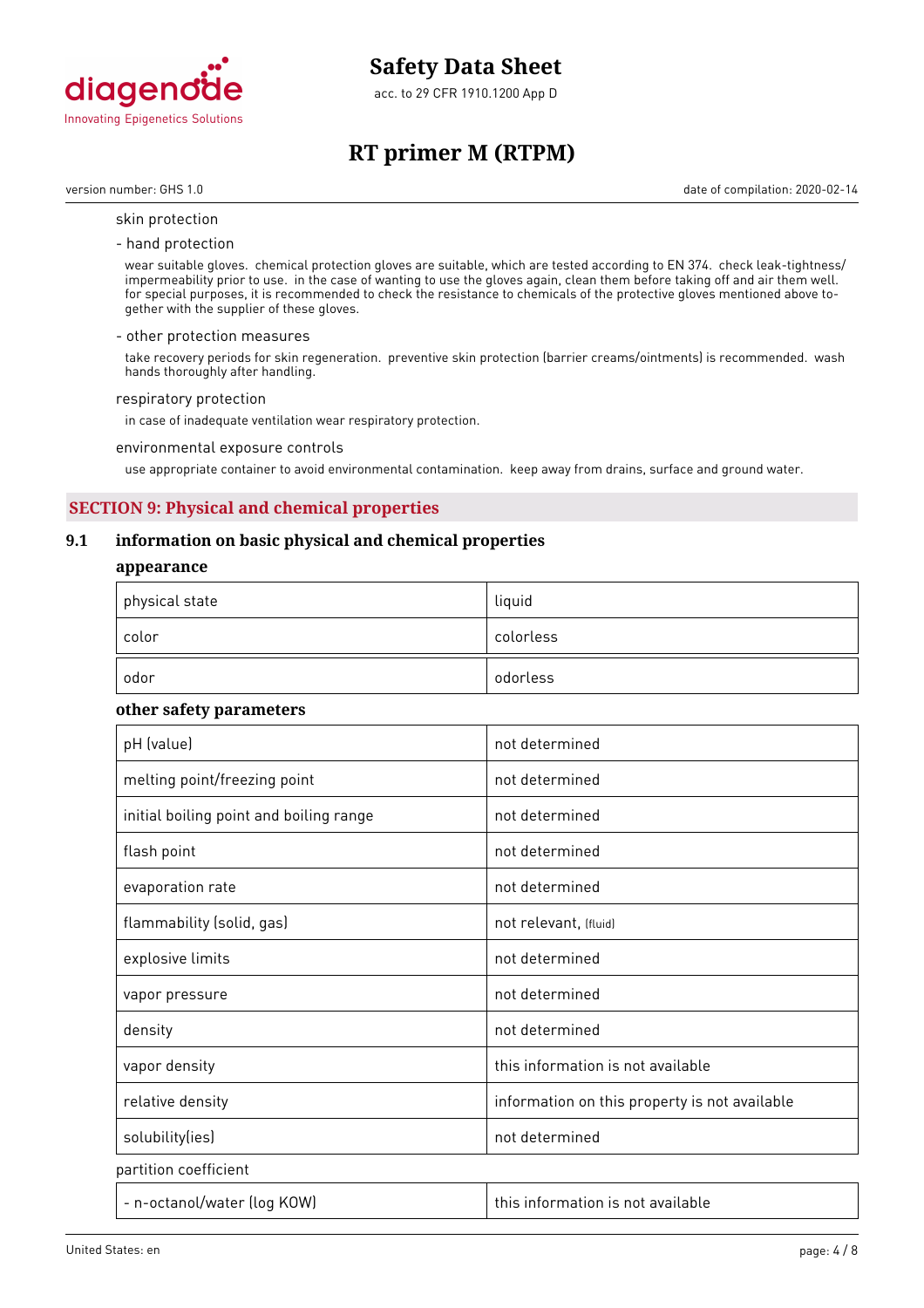skin protection

- hand protection

wear suitable gloves. chemical protection gloves are suitable, which are tested according to EN 374. check leak-tightness/ impermeability prior to use. in the case of wanting to use the gloves again, clean them before taking off and air them well. for special purposes, it is recommended to check the resistance to chemicals of the protective gloves mentioned above together with the supplier of these gloves.

- other protection measures

take recovery periods for skin regeneration. preventive skin protection (barrier creams/ointments) is recommended. wash hands thoroughly after handling.

respiratory protection

in case of inadequate ventilation wear respiratory protection.

environmental exposure controls

use appropriate container to avoid environmental contamination. keep away from drains, surface and ground water.

## SECTION 9: Physical and chemical properties

### 9.1 information on basic physical and chemical properties

**appearance**

| | |
|---|---|
| physical state | liquid |
| color | colorless |
| odor | odorless |

**other safety parameters**

| | |
|---|---|
| pH (value) | not determined |
| melting point/freezing point | not determined |
| initial boiling point and boiling range | not determined |
| flash point | not determined |
| evaporation rate | not determined |
| flammability (solid, gas) | not relevant, (fluid) |
| explosive limits | not determined |
| vapor pressure | not determined |
| density | not determined |
| vapor density | this information is not available |
| relative density | information on this property is not available |
| solubility(ies) | not determined |

partition coefficient

| | |
|---|---|
| - n-octanol/water (log KOW) | this information is not available |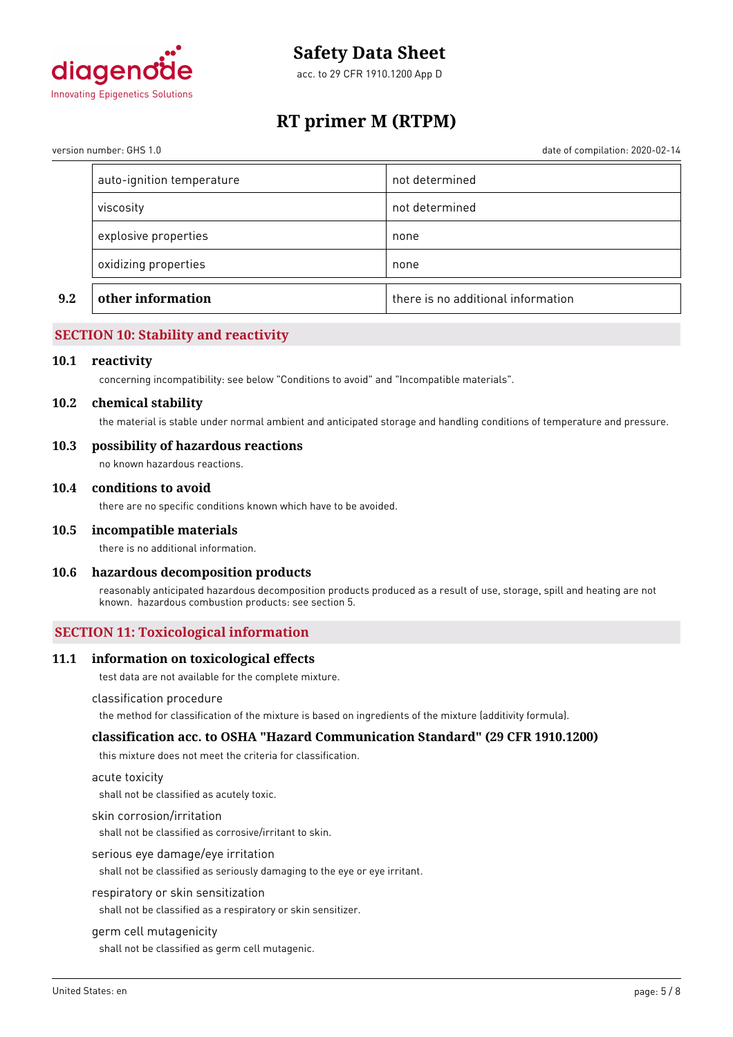| | | |
|---|---|---|
| | auto-ignition temperature | not determined |
| | viscosity | not determined |
| | explosive properties | none |
| | oxidizing properties | none |
| **9.2** | **other information** | there is no additional information |

## SECTION 10: Stability and reactivity

### 10.1 reactivity

concerning incompatibility: see below "Conditions to avoid" and "Incompatible materials".

### 10.2 chemical stability

the material is stable under normal ambient and anticipated storage and handling conditions of temperature and pressure.

### 10.3 possibility of hazardous reactions

no known hazardous reactions.

### 10.4 conditions to avoid

there are no specific conditions known which have to be avoided.

### 10.5 incompatible materials

there is no additional information.

### 10.6 hazardous decomposition products

reasonably anticipated hazardous decomposition products produced as a result of use, storage, spill and heating are not known. hazardous combustion products: see section 5.

## SECTION 11: Toxicological information

### 11.1 information on toxicological effects

test data are not available for the complete mixture.

classification procedure

the method for classification of the mixture is based on ingredients of the mixture (additivity formula).

### classification acc. to OSHA "Hazard Communication Standard" (29 CFR 1910.1200)

this mixture does not meet the criteria for classification.

acute toxicity

shall not be classified as acutely toxic.

skin corrosion/irritation

shall not be classified as corrosive/irritant to skin.

serious eye damage/eye irritation

shall not be classified as seriously damaging to the eye or eye irritant.

respiratory or skin sensitization

shall not be classified as a respiratory or skin sensitizer.

germ cell mutagenicity

shall not be classified as germ cell mutagenic.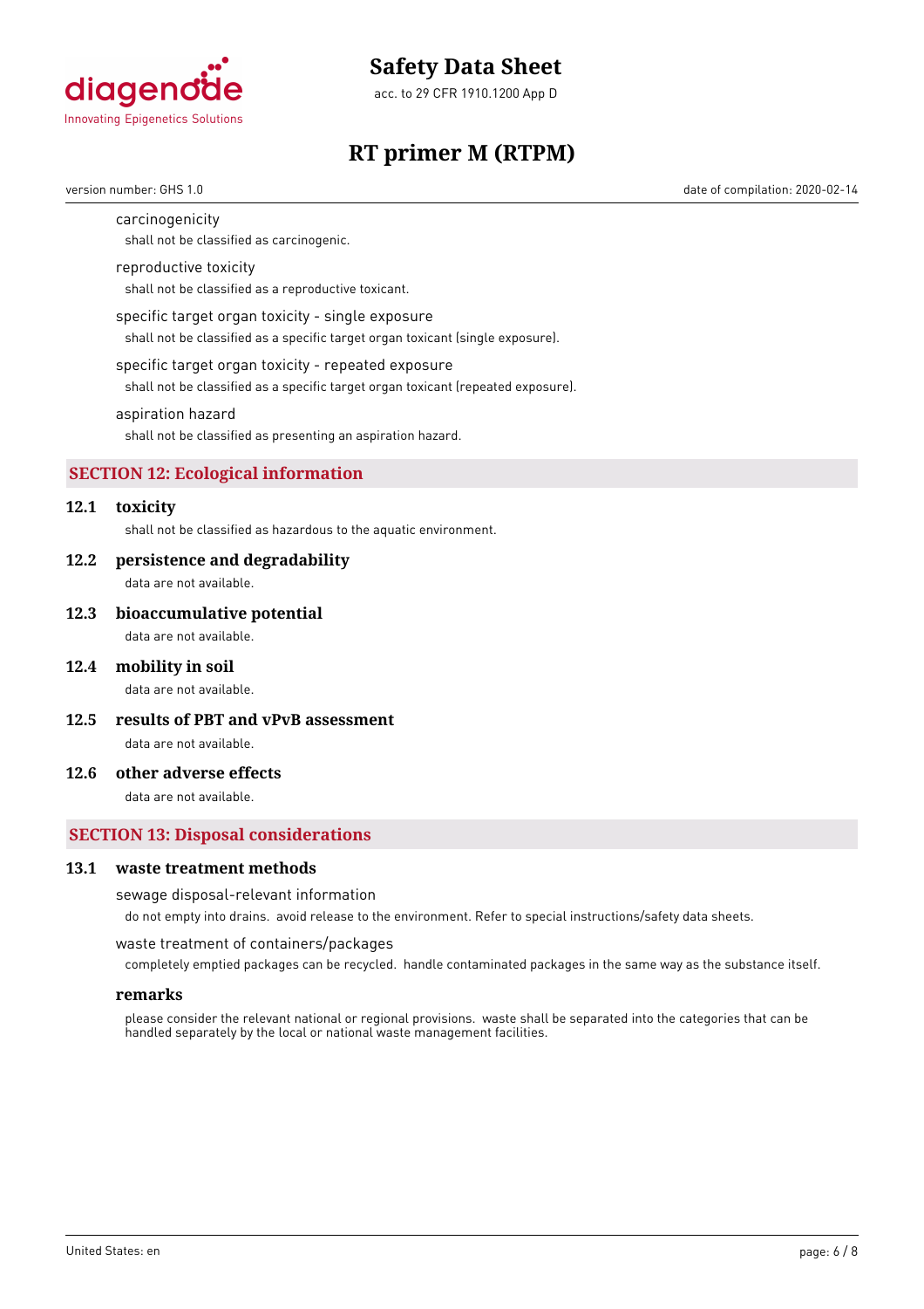carcinogenicity

shall not be classified as carcinogenic.

reproductive toxicity

shall not be classified as a reproductive toxicant.

specific target organ toxicity - single exposure

shall not be classified as a specific target organ toxicant (single exposure).

specific target organ toxicity - repeated exposure

shall not be classified as a specific target organ toxicant (repeated exposure).

aspiration hazard

shall not be classified as presenting an aspiration hazard.

## SECTION 12: Ecological information

### 12.1 toxicity

shall not be classified as hazardous to the aquatic environment.

### 12.2 persistence and degradability

data are not available.

### 12.3 bioaccumulative potential

data are not available.

### 12.4 mobility in soil

data are not available.

### 12.5 results of PBT and vPvB assessment

data are not available.

### 12.6 other adverse effects

data are not available.

## SECTION 13: Disposal considerations

### 13.1 waste treatment methods

sewage disposal-relevant information

do not empty into drains. avoid release to the environment. Refer to special instructions/safety data sheets.

waste treatment of containers/packages

completely emptied packages can be recycled. handle contaminated packages in the same way as the substance itself.

**remarks**

please consider the relevant national or regional provisions. waste shall be separated into the categories that can be handled separately by the local or national waste management facilities.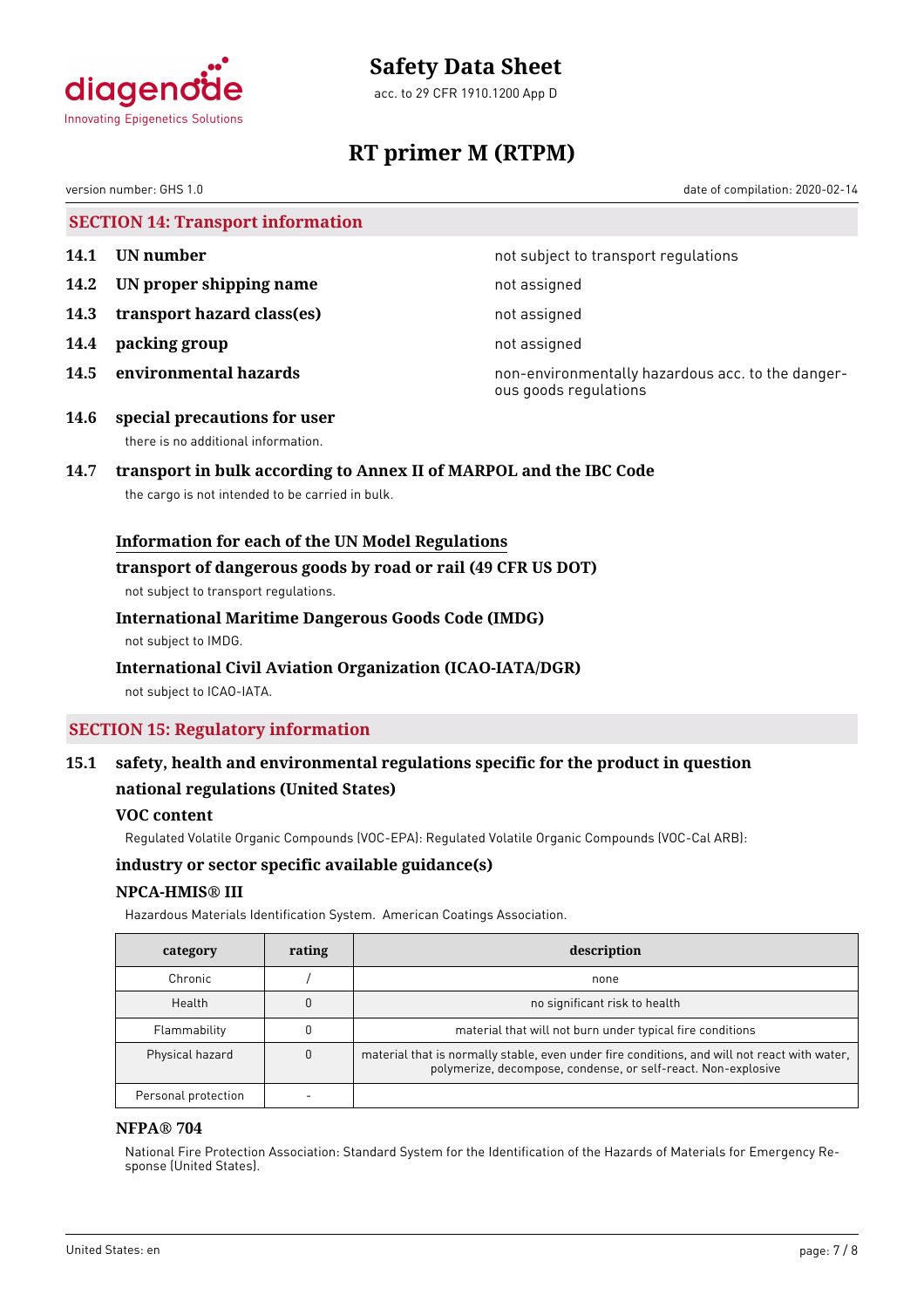## SECTION 14: Transport information

| | | |
|---|---|---|
| **14.1** | **UN number** | not subject to transport regulations |
| **14.2** | **UN proper shipping name** | not assigned |
| **14.3** | **transport hazard class(es)** | not assigned |
| **14.4** | **packing group** | not assigned |
| **14.5** | **environmental hazards** | non-environmentally hazardous acc. to the dangerous goods regulations |

**14.6 special precautions for user**

there is no additional information.

**14.7 transport in bulk according to Annex II of MARPOL and the IBC Code**

the cargo is not intended to be carried in bulk.

### Information for each of the UN Model Regulations

**transport of dangerous goods by road or rail (49 CFR US DOT)**

not subject to transport regulations.

**International Maritime Dangerous Goods Code (IMDG)**

not subject to IMDG.

**International Civil Aviation Organization (ICAO-IATA/DGR)**

not subject to ICAO-IATA.

## SECTION 15: Regulatory information

**15.1 safety, health and environmental regulations specific for the product in question**

**national regulations (United States)**

**VOC content**

Regulated Volatile Organic Compounds (VOC-EPA): Regulated Volatile Organic Compounds (VOC-Cal ARB):

**industry or sector specific available guidance(s)**

**NPCA-HMIS® III**

Hazardous Materials Identification System. American Coatings Association.

| category | rating | description |
|---|---|---|
| Chronic | / | none |
| Health | 0 | no significant risk to health |
| Flammability | 0 | material that will not burn under typical fire conditions |
| Physical hazard | 0 | material that is normally stable, even under fire conditions, and will not react with water, polymerize, decompose, condense, or self-react. Non-explosive |
| Personal protection | - | |

**NFPA® 704**

National Fire Protection Association: Standard System for the Identification of the Hazards of Materials for Emergency Response (United States).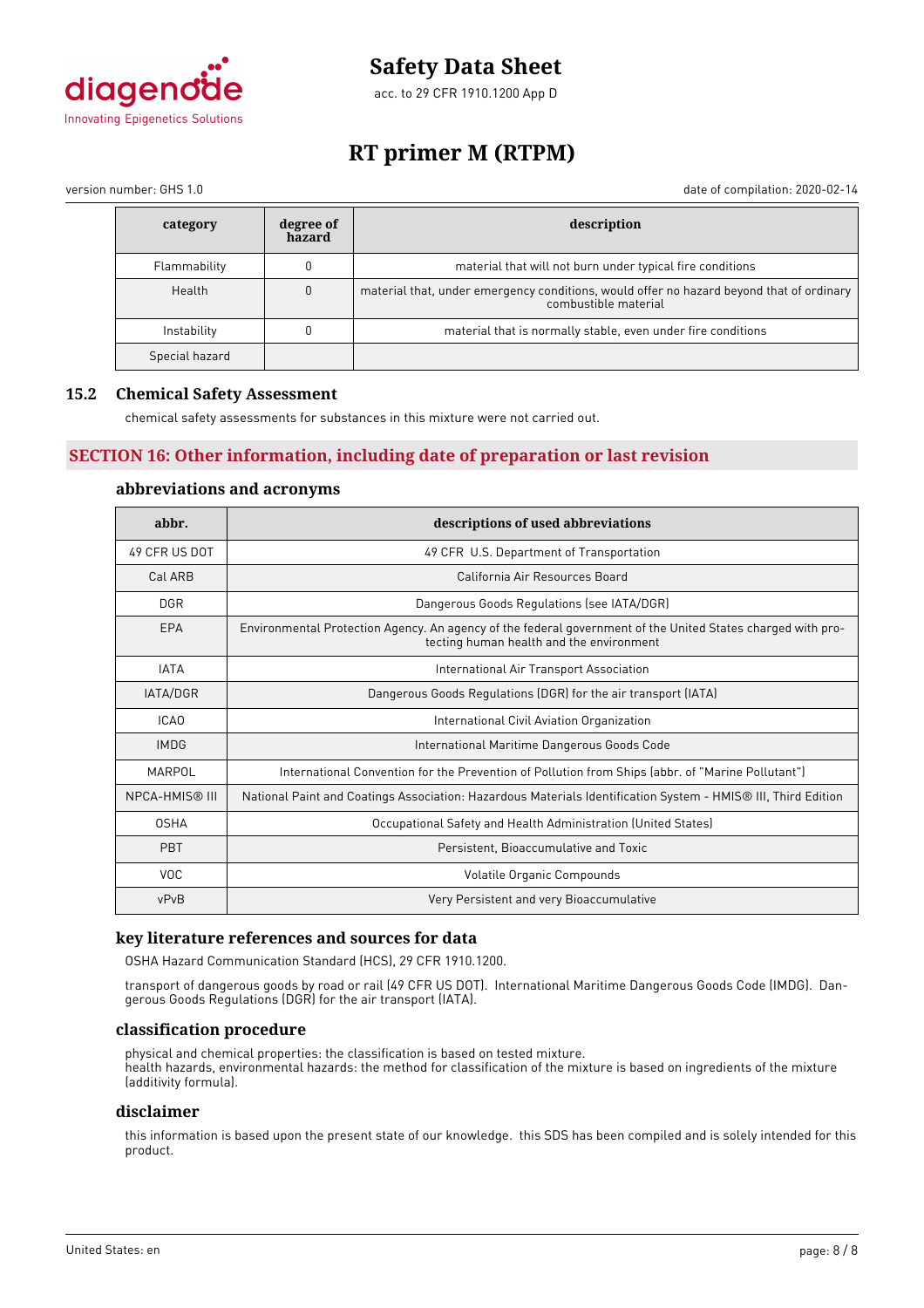| category | degree of hazard | description |
| --- | --- | --- |
| Flammability | 0 | material that will not burn under typical fire conditions |
| Health | 0 | material that, under emergency conditions, would offer no hazard beyond that of ordinary combustible material |
| Instability | 0 | material that is normally stable, even under fire conditions |
| Special hazard | | |

### 15.2 Chemical Safety Assessment

chemical safety assessments for substances in this mixture were not carried out.

## SECTION 16: Other information, including date of preparation or last revision

### abbreviations and acronyms

| abbr. | descriptions of used abbreviations |
| --- | --- |
| 49 CFR US DOT | 49 CFR U.S. Department of Transportation |
| Cal ARB | California Air Resources Board |
| DGR | Dangerous Goods Regulations (see IATA/DGR) |
| EPA | Environmental Protection Agency. An agency of the federal government of the United States charged with protecting human health and the environment |
| IATA | International Air Transport Association |
| IATA/DGR | Dangerous Goods Regulations (DGR) for the air transport (IATA) |
| ICAO | International Civil Aviation Organization |
| IMDG | International Maritime Dangerous Goods Code |
| MARPOL | International Convention for the Prevention of Pollution from Ships (abbr. of "Marine Pollutant") |
| NPCA-HMIS® III | National Paint and Coatings Association: Hazardous Materials Identification System - HMIS® III, Third Edition |
| OSHA | Occupational Safety and Health Administration (United States) |
| PBT | Persistent, Bioaccumulative and Toxic |
| VOC | Volatile Organic Compounds |
| vPvB | Very Persistent and very Bioaccumulative |

### key literature references and sources for data

OSHA Hazard Communication Standard (HCS), 29 CFR 1910.1200.

transport of dangerous goods by road or rail (49 CFR US DOT). International Maritime Dangerous Goods Code (IMDG). Dangerous Goods Regulations (DGR) for the air transport (IATA).

### classification procedure

physical and chemical properties: the classification is based on tested mixture.
health hazards, environmental hazards: the method for classification of the mixture is based on ingredients of the mixture (additivity formula).

### disclaimer

this information is based upon the present state of our knowledge. this SDS has been compiled and is solely intended for this product.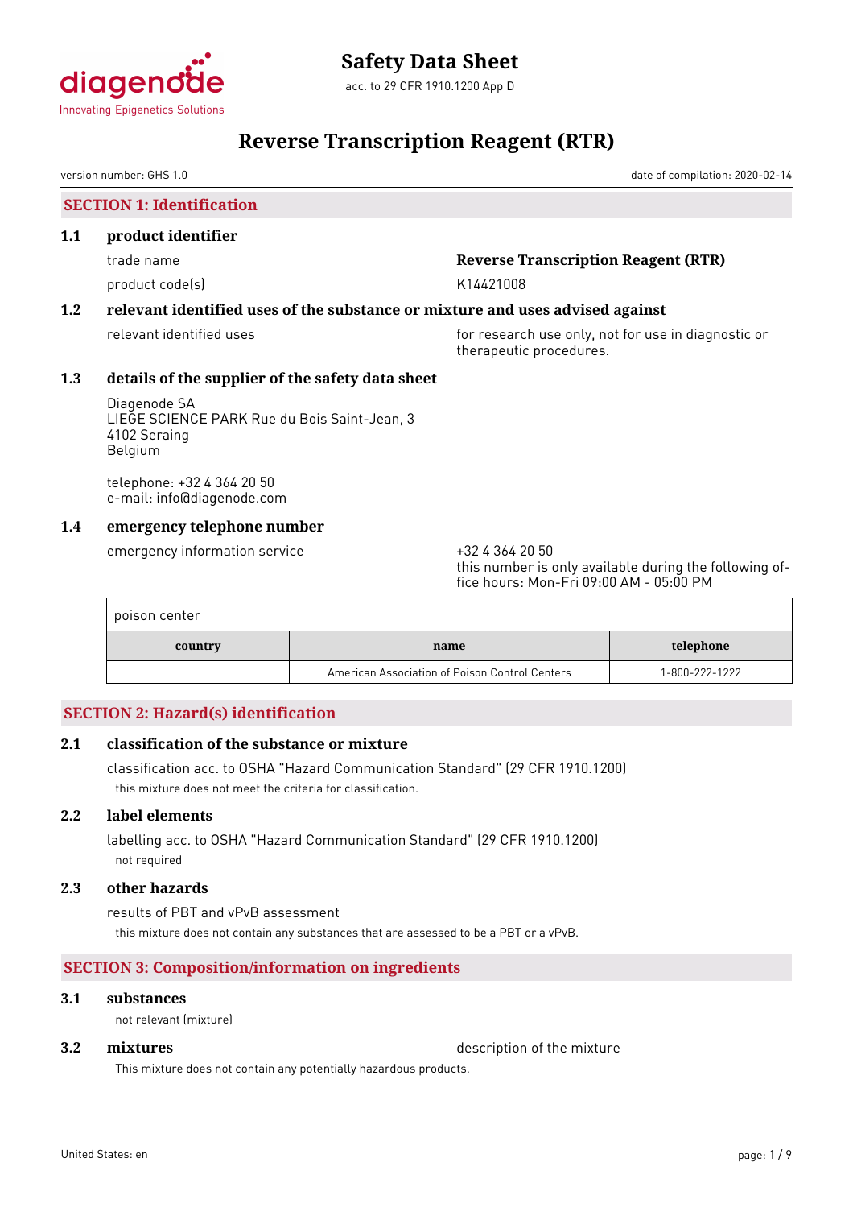# Safety Data Sheet

acc. to 29 CFR 1910.1200 App D

# Reverse Transcription Reagent (RTR)

version number: GHS 1.0 date of compilation: 2020-02-14

## SECTION 1: Identification

### 1.1 product identifier

trade name: **Reverse Transcription Reagent (RTR)**

product code(s): K14421008

### 1.2 relevant identified uses of the substance or mixture and uses advised against

relevant identified uses: for research use only, not for use in diagnostic or therapeutic procedures.

### 1.3 details of the supplier of the safety data sheet

Diagenode SA
LIEGE SCIENCE PARK Rue du Bois Saint-Jean, 3
4102 Seraing
Belgium

telephone: +32 4 364 20 50
e-mail: info@diagenode.com

### 1.4 emergency telephone number

emergency information service: +32 4 364 20 50
this number is only available during the following office hours: Mon-Fri 09:00 AM - 05:00 PM

poison center

| country | name | telephone |
|---|---|---|
| | American Association of Poison Control Centers | 1-800-222-1222 |

## SECTION 2: Hazard(s) identification

### 2.1 classification of the substance or mixture

classification acc. to OSHA "Hazard Communication Standard" (29 CFR 1910.1200)

this mixture does not meet the criteria for classification.

### 2.2 label elements

labelling acc. to OSHA "Hazard Communication Standard" (29 CFR 1910.1200)

not required

### 2.3 other hazards

results of PBT and vPvB assessment

this mixture does not contain any substances that are assessed to be a PBT or a vPvB.

## SECTION 3: Composition/information on ingredients

### 3.1 substances

not relevant (mixture)

### 3.2 mixtures

description of the mixture

This mixture does not contain any potentially hazardous products.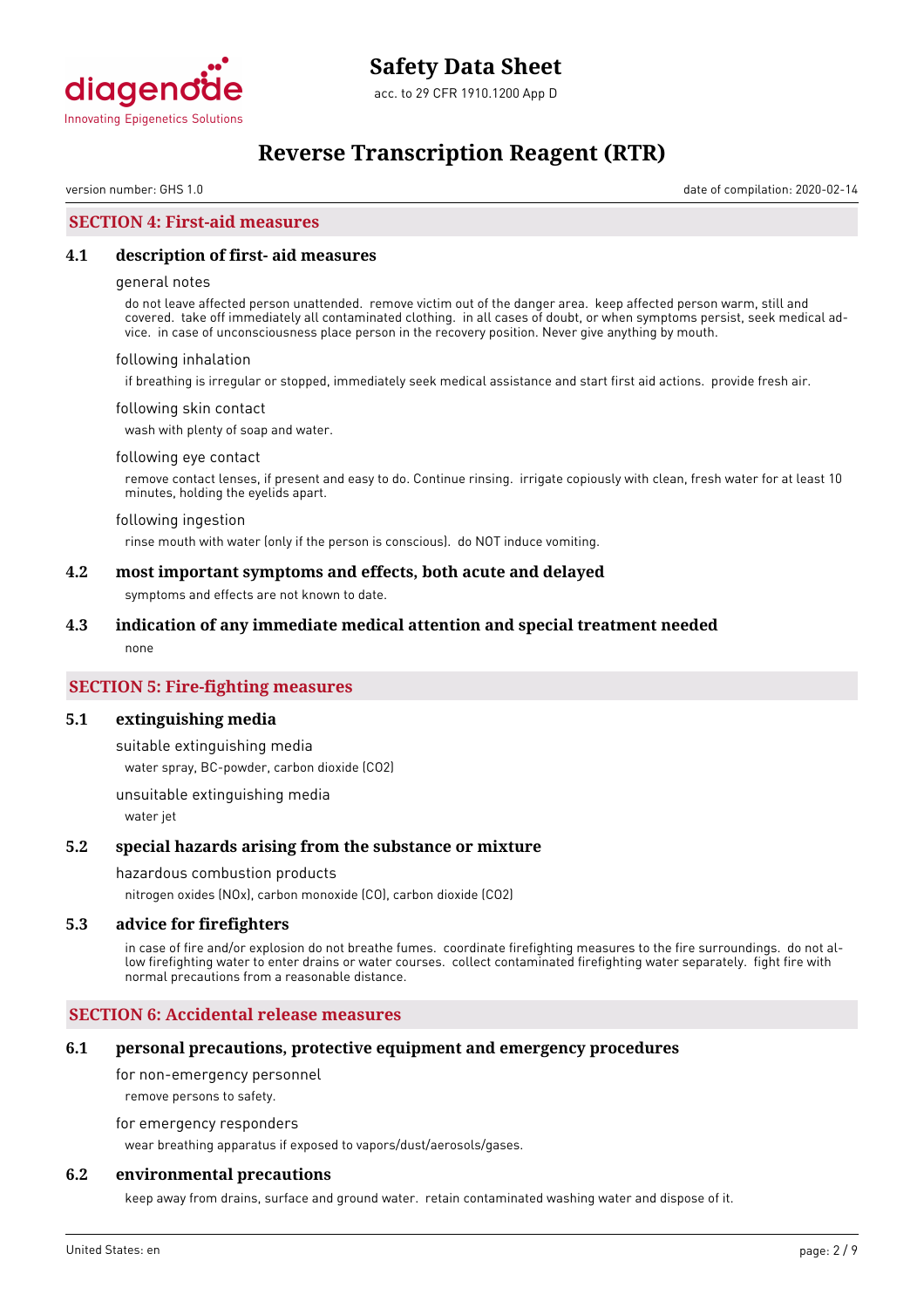## SECTION 4: First-aid measures

### 4.1 description of first- aid measures

general notes

do not leave affected person unattended. remove victim out of the danger area. keep affected person warm, still and covered. take off immediately all contaminated clothing. in all cases of doubt, or when symptoms persist, seek medical advice. in case of unconsciousness place person in the recovery position. Never give anything by mouth.

following inhalation

if breathing is irregular or stopped, immediately seek medical assistance and start first aid actions. provide fresh air.

following skin contact

wash with plenty of soap and water.

following eye contact

remove contact lenses, if present and easy to do. Continue rinsing. irrigate copiously with clean, fresh water for at least 10 minutes, holding the eyelids apart.

following ingestion

rinse mouth with water (only if the person is conscious). do NOT induce vomiting.

### 4.2 most important symptoms and effects, both acute and delayed

symptoms and effects are not known to date.

### 4.3 indication of any immediate medical attention and special treatment needed

none

## SECTION 5: Fire-fighting measures

### 5.1 extinguishing media

suitable extinguishing media

water spray, BC-powder, carbon dioxide ($CO_2$)

unsuitable extinguishing media

water jet

### 5.2 special hazards arising from the substance or mixture

hazardous combustion products

nitrogen oxides ($NO_x$), carbon monoxide (CO), carbon dioxide ($CO_2$)

### 5.3 advice for firefighters

in case of fire and/or explosion do not breathe fumes. coordinate firefighting measures to the fire surroundings. do not allow firefighting water to enter drains or water courses. collect contaminated firefighting water separately. fight fire with normal precautions from a reasonable distance.

## SECTION 6: Accidental release measures

### 6.1 personal precautions, protective equipment and emergency procedures

for non-emergency personnel

remove persons to safety.

for emergency responders

wear breathing apparatus if exposed to vapors/dust/aerosols/gases.

### 6.2 environmental precautions

keep away from drains, surface and ground water. retain contaminated washing water and dispose of it.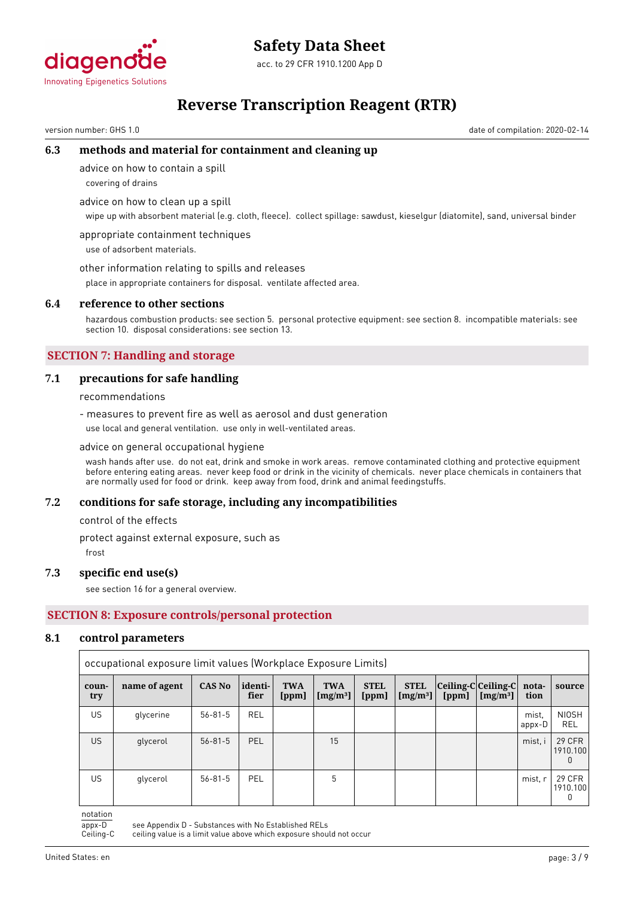### 6.3 methods and material for containment and cleaning up

advice on how to contain a spill

covering of drains

advice on how to clean up a spill

wipe up with absorbent material (e.g. cloth, fleece). collect spillage: sawdust, kieselgur (diatomite), sand, universal binder

appropriate containment techniques

use of adsorbent materials.

other information relating to spills and releases

place in appropriate containers for disposal. ventilate affected area.

### 6.4 reference to other sections

hazardous combustion products: see section 5. personal protective equipment: see section 8. incompatible materials: see section 10. disposal considerations: see section 13.

## SECTION 7: Handling and storage

### 7.1 precautions for safe handling

recommendations

- measures to prevent fire as well as aerosol and dust generation

use local and general ventilation. use only in well-ventilated areas.

advice on general occupational hygiene

wash hands after use. do not eat, drink and smoke in work areas. remove contaminated clothing and protective equipment before entering eating areas. never keep food or drink in the vicinity of chemicals. never place chemicals in containers that are normally used for food or drink. keep away from food, drink and animal feedingstuffs.

### 7.2 conditions for safe storage, including any incompatibilities

control of the effects

protect against external exposure, such as

frost

### 7.3 specific end use(s)

see section 16 for a general overview.

## SECTION 8: Exposure controls/personal protection

### 8.1 control parameters

occupational exposure limit values (Workplace Exposure Limits)

| country | name of agent | CAS No | identifier | TWA [ppm] | TWA [mg/m³] | STEL [ppm] | STEL [mg/m³] | Ceiling-C [ppm] | Ceiling-C [mg/m³] | notation | source |
|---|---|---|---|---|---|---|---|---|---|---|---|
| US | glycerine | 56-81-5 | REL | | | | | | | mist, appx-D | NIOSH REL |
| US | glycerol | 56-81-5 | PEL | | 15 | | | | | mist, i | 29 CFR 1910.1000 |
| US | glycerol | 56-81-5 | PEL | | 5 | | | | | mist, r | 29 CFR 1910.1000 |

notation

appx-D — see Appendix D - Substances with No Established RELs

Ceiling-C — ceiling value is a limit value above which exposure should not occur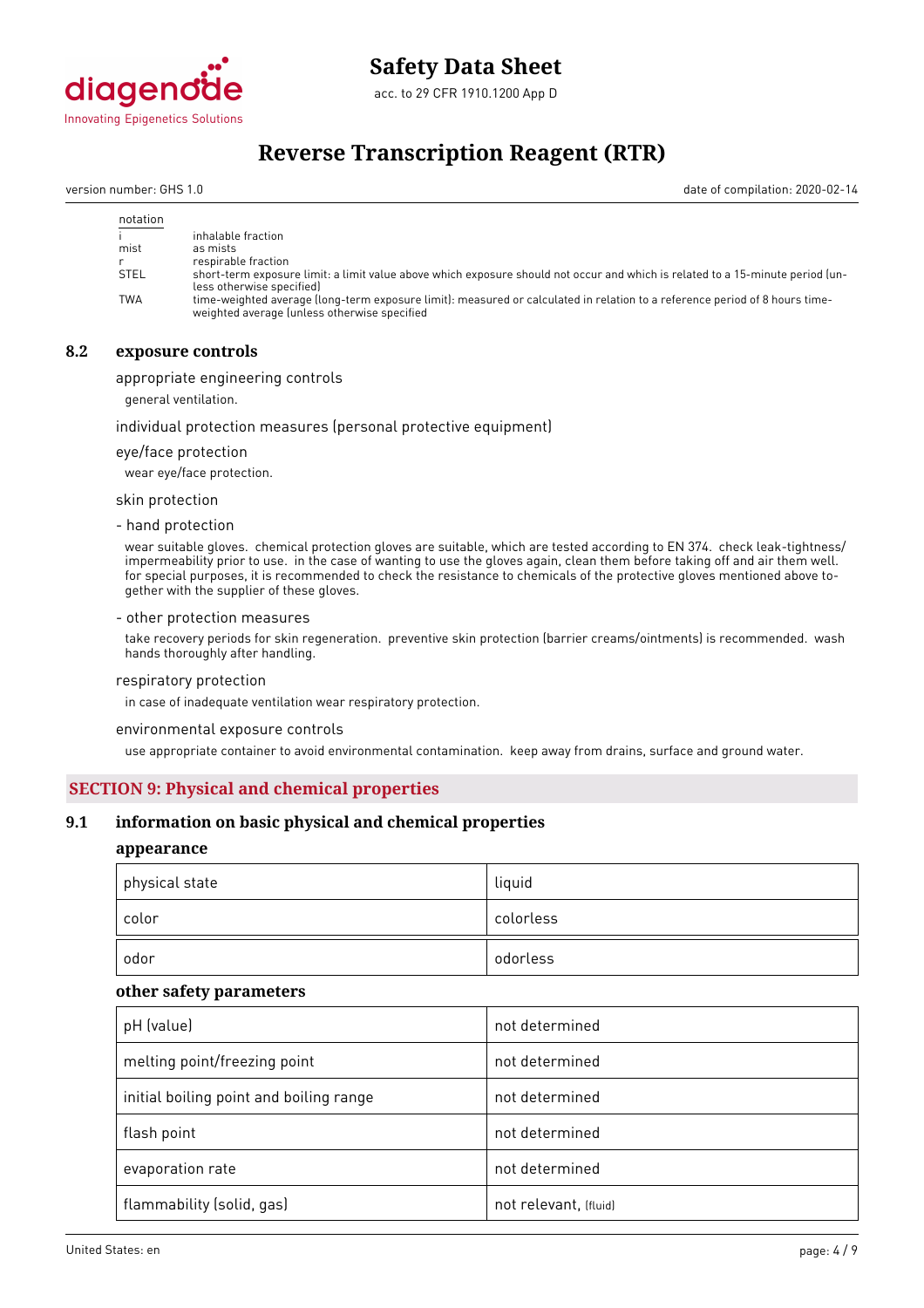| notation | |
|---|---|
| i | inhalable fraction |
| mist | as mists |
| r | respirable fraction |
| STEL | short-term exposure limit: a limit value above which exposure should not occur and which is related to a 15-minute period (unless otherwise specified) |
| TWA | time-weighted average (long-term exposure limit): measured or calculated in relation to a reference period of 8 hours time-weighted average (unless otherwise specified |

## 8.2 exposure controls

appropriate engineering controls

general ventilation.

individual protection measures (personal protective equipment)

eye/face protection

wear eye/face protection.

skin protection

- hand protection

wear suitable gloves. chemical protection gloves are suitable, which are tested according to EN 374. check leak-tightness/impermeability prior to use. in the case of wanting to use the gloves again, clean them before taking off and air them well. for special purposes, it is recommended to check the resistance to chemicals of the protective gloves mentioned above together with the supplier of these gloves.

- other protection measures

take recovery periods for skin regeneration. preventive skin protection (barrier creams/ointments) is recommended. wash hands thoroughly after handling.

respiratory protection

in case of inadequate ventilation wear respiratory protection.

environmental exposure controls

use appropriate container to avoid environmental contamination. keep away from drains, surface and ground water.

# SECTION 9: Physical and chemical properties

## 9.1 information on basic physical and chemical properties

### appearance

| physical state | liquid |
|---|---|
| color | colorless |
| odor | odorless |

### other safety parameters

| pH (value) | not determined |
|---|---|
| melting point/freezing point | not determined |
| initial boiling point and boiling range | not determined |
| flash point | not determined |
| evaporation rate | not determined |
| flammability (solid, gas) | not relevant, (fluid) |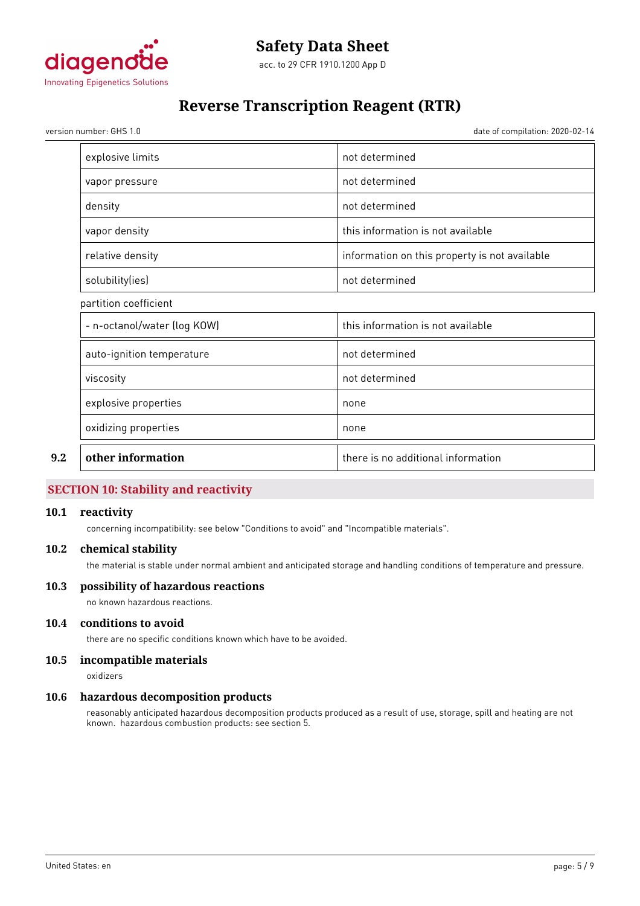| | |
|---|---|
| explosive limits | not determined |
| vapor pressure | not determined |
| density | not determined |
| vapor density | this information is not available |
| relative density | information on this property is not available |
| solubility(ies) | not determined |

partition coefficient

| | |
|---|---|
| - n-octanol/water (log KOW) | this information is not available |
| auto-ignition temperature | not determined |
| viscosity | not determined |
| explosive properties | none |
| oxidizing properties | none |

| | | |
|---|---|---|
| 9.2 | **other information** | there is no additional information |

## SECTION 10: Stability and reactivity

### 10.1 reactivity

concerning incompatibility: see below "Conditions to avoid" and "Incompatible materials".

### 10.2 chemical stability

the material is stable under normal ambient and anticipated storage and handling conditions of temperature and pressure.

### 10.3 possibility of hazardous reactions

no known hazardous reactions.

### 10.4 conditions to avoid

there are no specific conditions known which have to be avoided.

### 10.5 incompatible materials

oxidizers

### 10.6 hazardous decomposition products

reasonably anticipated hazardous decomposition products produced as a result of use, storage, spill and heating are not known. hazardous combustion products: see section 5.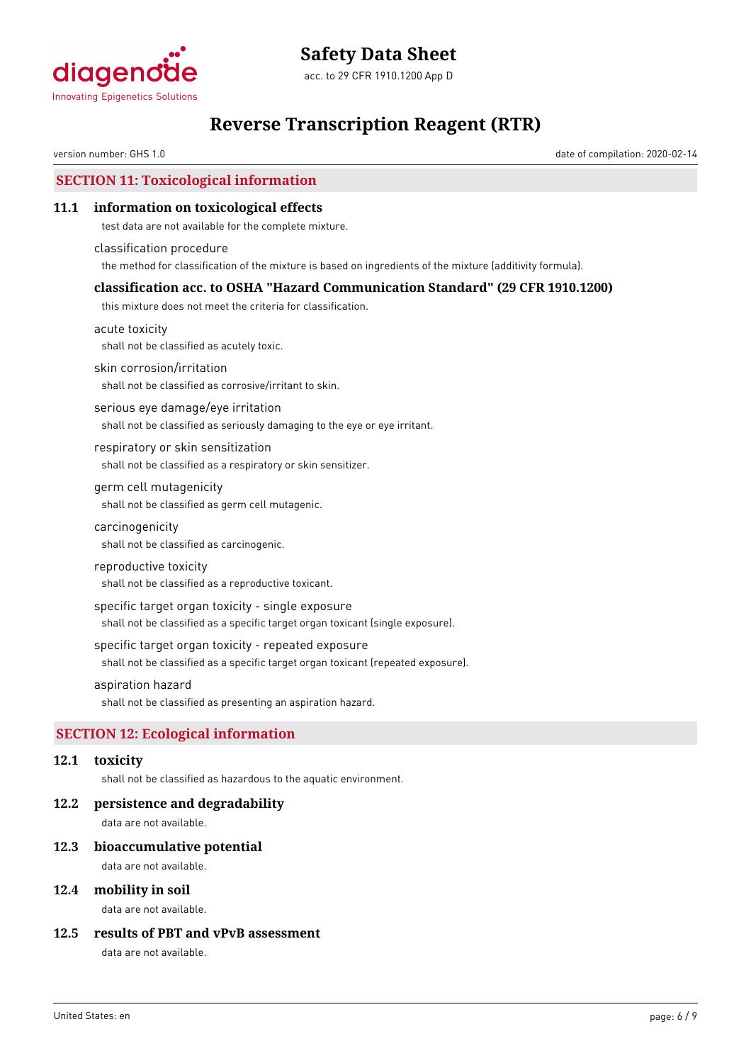## SECTION 11: Toxicological information

### 11.1 information on toxicological effects

test data are not available for the complete mixture.

classification procedure

the method for classification of the mixture is based on ingredients of the mixture (additivity formula).

### classification acc. to OSHA "Hazard Communication Standard" (29 CFR 1910.1200)

this mixture does not meet the criteria for classification.

acute toxicity

shall not be classified as acutely toxic.

skin corrosion/irritation

shall not be classified as corrosive/irritant to skin.

serious eye damage/eye irritation

shall not be classified as seriously damaging to the eye or eye irritant.

respiratory or skin sensitization

shall not be classified as a respiratory or skin sensitizer.

germ cell mutagenicity

shall not be classified as germ cell mutagenic.

carcinogenicity

shall not be classified as carcinogenic.

reproductive toxicity

shall not be classified as a reproductive toxicant.

specific target organ toxicity - single exposure

shall not be classified as a specific target organ toxicant (single exposure).

specific target organ toxicity - repeated exposure

shall not be classified as a specific target organ toxicant (repeated exposure).

aspiration hazard

shall not be classified as presenting an aspiration hazard.

## SECTION 12: Ecological information

### 12.1 toxicity

shall not be classified as hazardous to the aquatic environment.

### 12.2 persistence and degradability

data are not available.

### 12.3 bioaccumulative potential

data are not available.

### 12.4 mobility in soil

data are not available.

### 12.5 results of PBT and vPvB assessment

data are not available.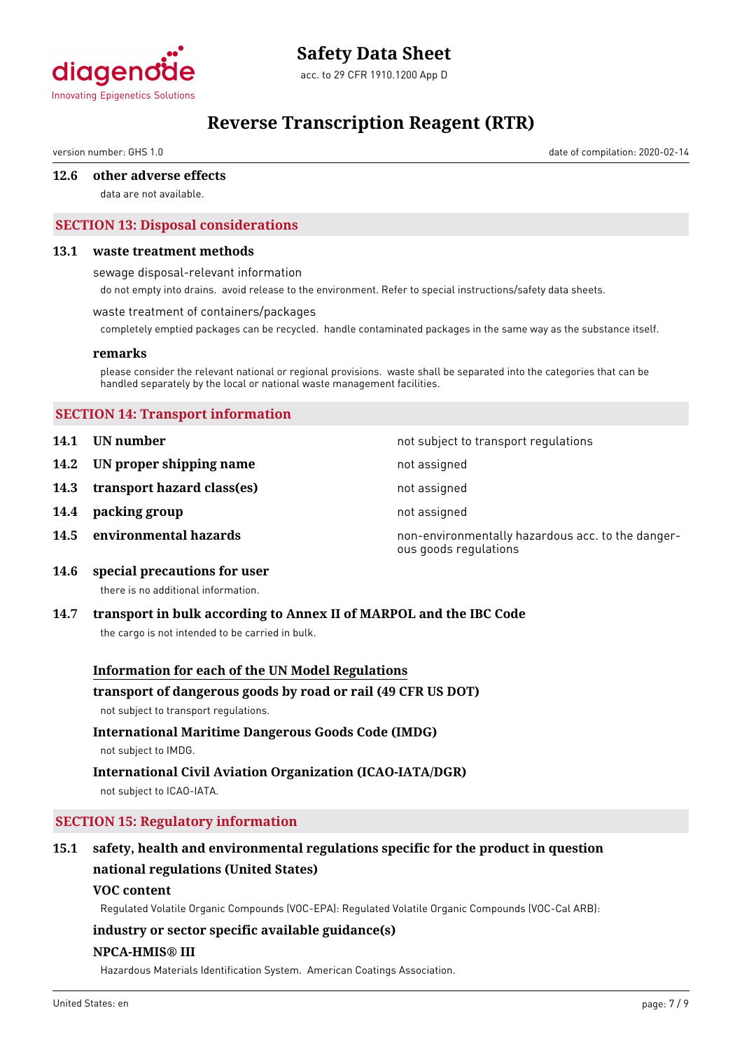### 12.6 other adverse effects

data are not available.

## SECTION 13: Disposal considerations

### 13.1 waste treatment methods

sewage disposal-relevant information

do not empty into drains. avoid release to the environment. Refer to special instructions/safety data sheets.

waste treatment of containers/packages

completely emptied packages can be recycled. handle contaminated packages in the same way as the substance itself.

**remarks**

please consider the relevant national or regional provisions. waste shall be separated into the categories that can be handled separately by the local or national waste management facilities.

## SECTION 14: Transport information

| | | |
|---|---|---|
| **14.1** | **UN number** | not subject to transport regulations |
| **14.2** | **UN proper shipping name** | not assigned |
| **14.3** | **transport hazard class(es)** | not assigned |
| **14.4** | **packing group** | not assigned |
| **14.5** | **environmental hazards** | non-environmentally hazardous acc. to the dangerous goods regulations |

### 14.6 special precautions for user

there is no additional information.

### 14.7 transport in bulk according to Annex II of MARPOL and the IBC Code

the cargo is not intended to be carried in bulk.

**Information for each of the UN Model Regulations**

**transport of dangerous goods by road or rail (49 CFR US DOT)**

not subject to transport regulations.

**International Maritime Dangerous Goods Code (IMDG)**

not subject to IMDG.

**International Civil Aviation Organization (ICAO-IATA/DGR)**

not subject to ICAO-IATA.

## SECTION 15: Regulatory information

### 15.1 safety, health and environmental regulations specific for the product in question

**national regulations (United States)**

**VOC content**

Regulated Volatile Organic Compounds (VOC-EPA): Regulated Volatile Organic Compounds (VOC-Cal ARB):

**industry or sector specific available guidance(s)**

**NPCA-HMIS® III**

Hazardous Materials Identification System. American Coatings Association.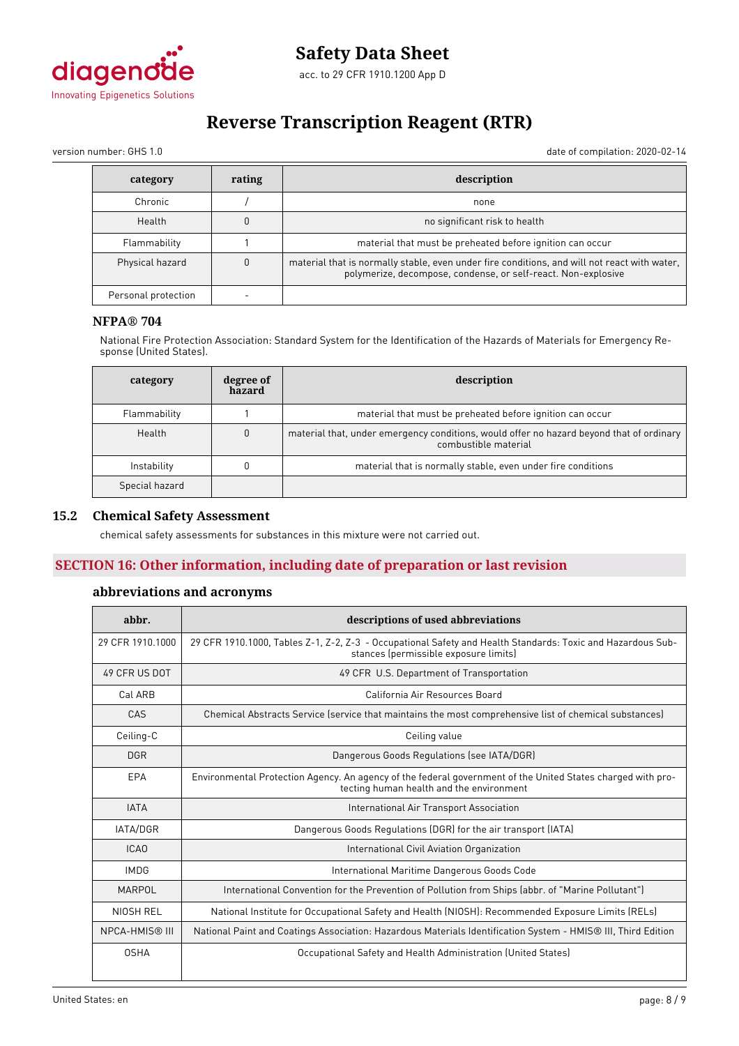| category | rating | description |
|---|---|---|
| Chronic | / | none |
| Health | 0 | no significant risk to health |
| Flammability | 1 | material that must be preheated before ignition can occur |
| Physical hazard | 0 | material that is normally stable, even under fire conditions, and will not react with water, polymerize, decompose, condense, or self-react. Non-explosive |
| Personal protection | - | |

### NFPA® 704

National Fire Protection Association: Standard System for the Identification of the Hazards of Materials for Emergency Response (United States).

| category | degree of hazard | description |
|---|---|---|
| Flammability | 1 | material that must be preheated before ignition can occur |
| Health | 0 | material that, under emergency conditions, would offer no hazard beyond that of ordinary combustible material |
| Instability | 0 | material that is normally stable, even under fire conditions |
| Special hazard | | |

## 15.2 Chemical Safety Assessment

chemical safety assessments for substances in this mixture were not carried out.

## SECTION 16: Other information, including date of preparation or last revision

### abbreviations and acronyms

| abbr. | descriptions of used abbreviations |
|---|---|
| 29 CFR 1910.1000 | 29 CFR 1910.1000, Tables Z-1, Z-2, Z-3 - Occupational Safety and Health Standards: Toxic and Hazardous Substances (permissible exposure limits) |
| 49 CFR US DOT | 49 CFR U.S. Department of Transportation |
| Cal ARB | California Air Resources Board |
| CAS | Chemical Abstracts Service (service that maintains the most comprehensive list of chemical substances) |
| Ceiling-C | Ceiling value |
| DGR | Dangerous Goods Regulations (see IATA/DGR) |
| EPA | Environmental Protection Agency. An agency of the federal government of the United States charged with protecting human health and the environment |
| IATA | International Air Transport Association |
| IATA/DGR | Dangerous Goods Regulations (DGR) for the air transport (IATA) |
| ICAO | International Civil Aviation Organization |
| IMDG | International Maritime Dangerous Goods Code |
| MARPOL | International Convention for the Prevention of Pollution from Ships (abbr. of "Marine Pollutant") |
| NIOSH REL | National Institute for Occupational Safety and Health (NIOSH): Recommended Exposure Limits (RELs) |
| NPCA-HMIS® III | National Paint and Coatings Association: Hazardous Materials Identification System - HMIS® III, Third Edition |
| OSHA | Occupational Safety and Health Administration (United States) |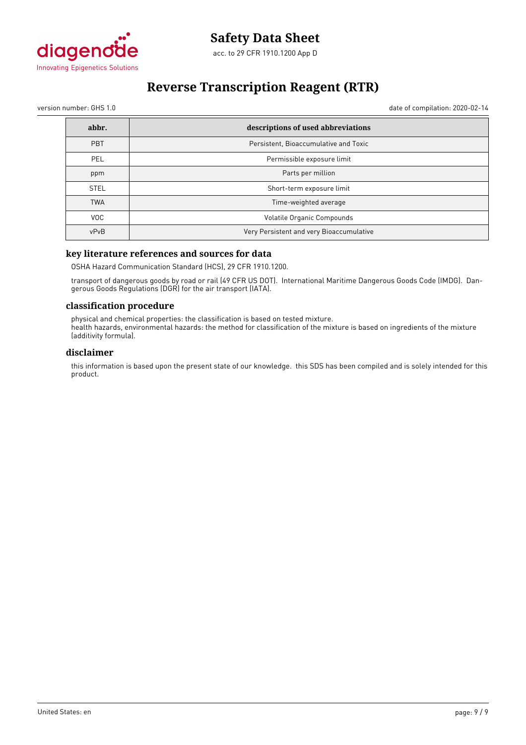| abbr. | descriptions of used abbreviations |
|---|---|
| PBT | Persistent, Bioaccumulative and Toxic |
| PEL | Permissible exposure limit |
| ppm | Parts per million |
| STEL | Short-term exposure limit |
| TWA | Time-weighted average |
| VOC | Volatile Organic Compounds |
| vPvB | Very Persistent and very Bioaccumulative |

### key literature references and sources for data

OSHA Hazard Communication Standard (HCS), 29 CFR 1910.1200.

transport of dangerous goods by road or rail (49 CFR US DOT). International Maritime Dangerous Goods Code (IMDG). Dangerous Goods Regulations (DGR) for the air transport (IATA).

### classification procedure

physical and chemical properties: the classification is based on tested mixture.
health hazards, environmental hazards: the method for classification of the mixture is based on ingredients of the mixture (additivity formula).

### disclaimer

this information is based upon the present state of our knowledge. this SDS has been compiled and is solely intended for this product.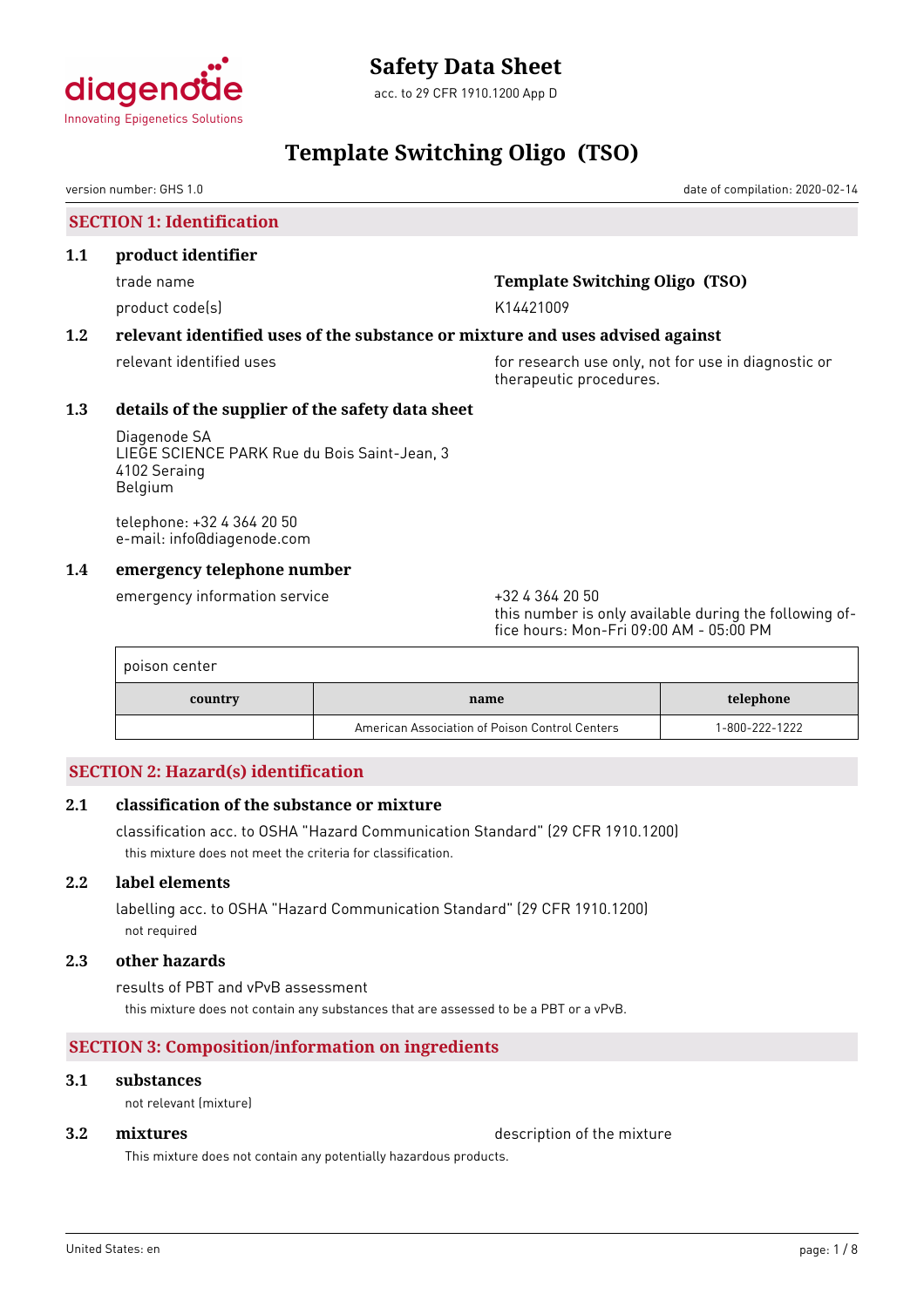# Safety Data Sheet

acc. to 29 CFR 1910.1200 App D

# Template Switching Oligo (TSO)

version number: GHS 1.0 date of compilation: 2020-02-14

## SECTION 1: Identification

### 1.1 product identifier

trade name: **Template Switching Oligo (TSO)**

product code(s): K14421009

### 1.2 relevant identified uses of the substance or mixture and uses advised against

relevant identified uses: for research use only, not for use in diagnostic or therapeutic procedures.

### 1.3 details of the supplier of the safety data sheet

Diagenode SA
LIEGE SCIENCE PARK Rue du Bois Saint-Jean, 3
4102 Seraing
Belgium

telephone: +32 4 364 20 50
e-mail: info@diagenode.com

### 1.4 emergency telephone number

emergency information service: +32 4 364 20 50
this number is only available during the following office hours: Mon-Fri 09:00 AM - 05:00 PM

poison center

| country | name | telephone |
|---|---|---|
| | American Association of Poison Control Centers | 1-800-222-1222 |

## SECTION 2: Hazard(s) identification

### 2.1 classification of the substance or mixture

classification acc. to OSHA "Hazard Communication Standard" (29 CFR 1910.1200)

this mixture does not meet the criteria for classification.

### 2.2 label elements

labelling acc. to OSHA "Hazard Communication Standard" (29 CFR 1910.1200)

not required

### 2.3 other hazards

results of PBT and vPvB assessment

this mixture does not contain any substances that are assessed to be a PBT or a vPvB.

## SECTION 3: Composition/information on ingredients

### 3.1 substances

not relevant (mixture)

### 3.2 mixtures

description of the mixture

This mixture does not contain any potentially hazardous products.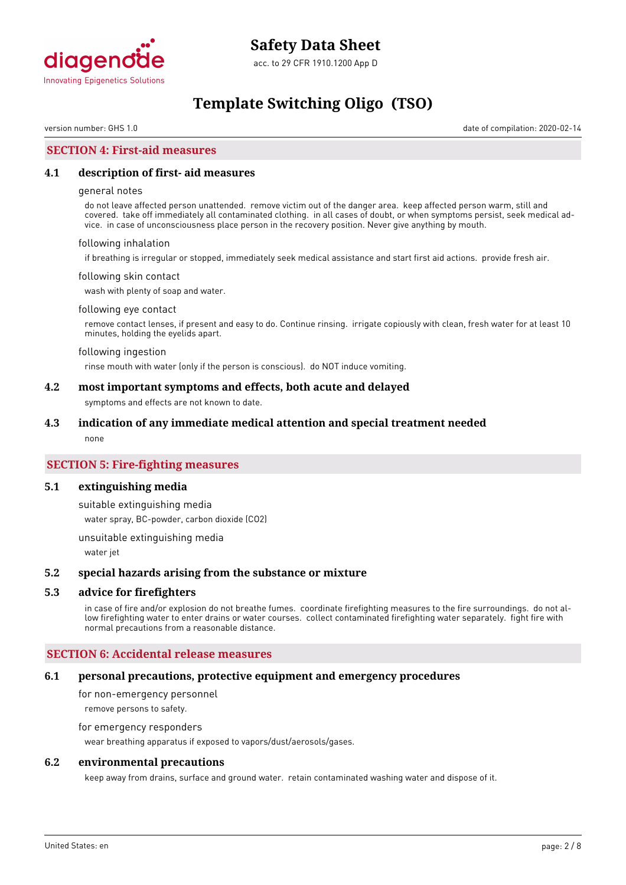## SECTION 4: First-aid measures

### 4.1 description of first- aid measures

general notes

do not leave affected person unattended. remove victim out of the danger area. keep affected person warm, still and covered. take off immediately all contaminated clothing. in all cases of doubt, or when symptoms persist, seek medical advice. in case of unconsciousness place person in the recovery position. Never give anything by mouth.

following inhalation

if breathing is irregular or stopped, immediately seek medical assistance and start first aid actions. provide fresh air.

following skin contact

wash with plenty of soap and water.

following eye contact

remove contact lenses, if present and easy to do. Continue rinsing. irrigate copiously with clean, fresh water for at least 10 minutes, holding the eyelids apart.

following ingestion

rinse mouth with water (only if the person is conscious). do NOT induce vomiting.

### 4.2 most important symptoms and effects, both acute and delayed

symptoms and effects are not known to date.

### 4.3 indication of any immediate medical attention and special treatment needed

none

## SECTION 5: Fire-fighting measures

### 5.1 extinguishing media

suitable extinguishing media

water spray, BC-powder, carbon dioxide ($CO_2$)

unsuitable extinguishing media

water jet

### 5.2 special hazards arising from the substance or mixture

### 5.3 advice for firefighters

in case of fire and/or explosion do not breathe fumes. coordinate firefighting measures to the fire surroundings. do not allow firefighting water to enter drains or water courses. collect contaminated firefighting water separately. fight fire with normal precautions from a reasonable distance.

## SECTION 6: Accidental release measures

### 6.1 personal precautions, protective equipment and emergency procedures

for non-emergency personnel

remove persons to safety.

for emergency responders

wear breathing apparatus if exposed to vapors/dust/aerosols/gases.

### 6.2 environmental precautions

keep away from drains, surface and ground water. retain contaminated washing water and dispose of it.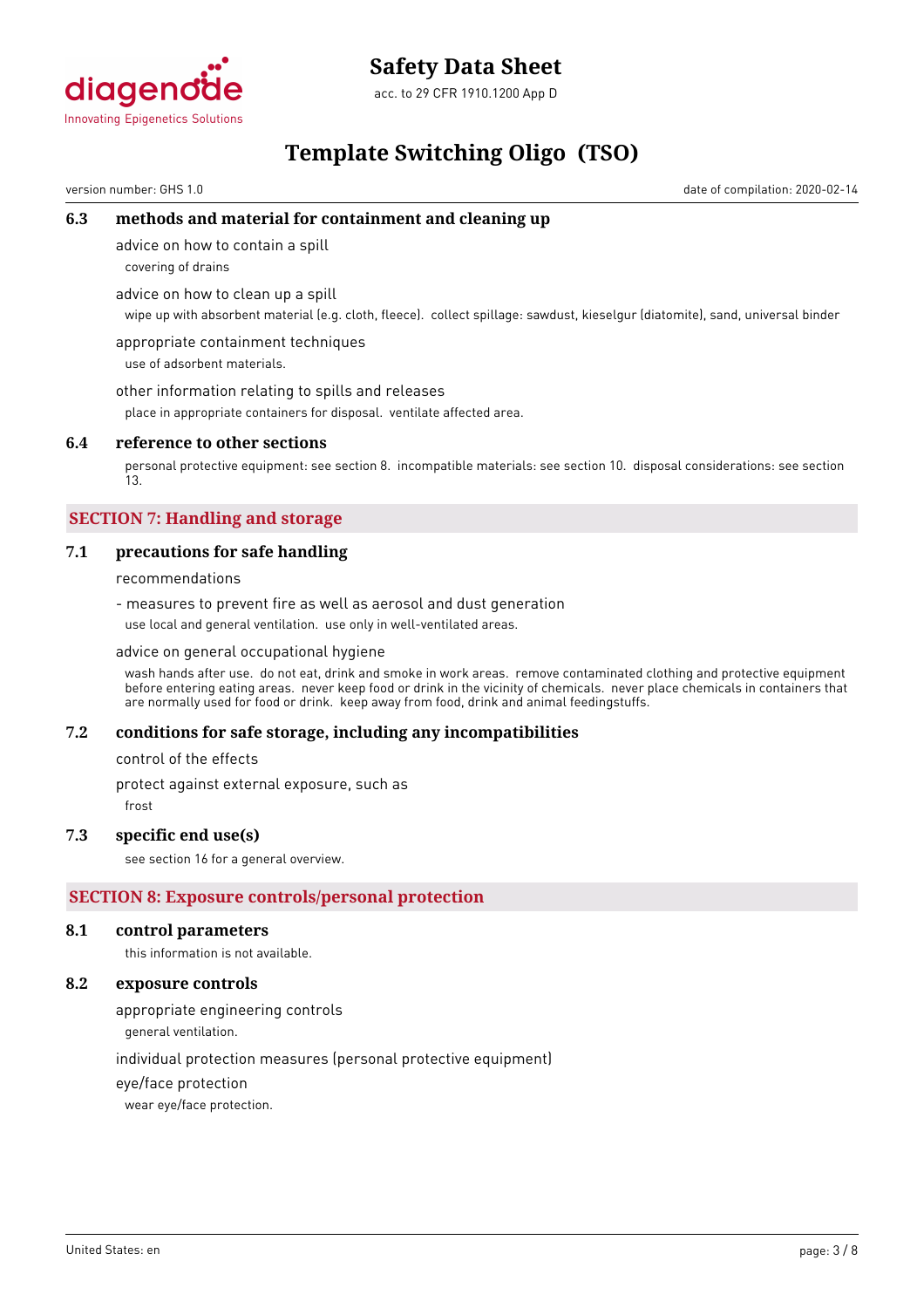### 6.3 methods and material for containment and cleaning up

advice on how to contain a spill

covering of drains

advice on how to clean up a spill

wipe up with absorbent material (e.g. cloth, fleece). collect spillage: sawdust, kieselgur (diatomite), sand, universal binder

appropriate containment techniques

use of adsorbent materials.

other information relating to spills and releases

place in appropriate containers for disposal. ventilate affected area.

### 6.4 reference to other sections

personal protective equipment: see section 8. incompatible materials: see section 10. disposal considerations: see section 13.

## SECTION 7: Handling and storage

### 7.1 precautions for safe handling

recommendations

- measures to prevent fire as well as aerosol and dust generation

use local and general ventilation. use only in well-ventilated areas.

advice on general occupational hygiene

wash hands after use. do not eat, drink and smoke in work areas. remove contaminated clothing and protective equipment before entering eating areas. never keep food or drink in the vicinity of chemicals. never place chemicals in containers that are normally used for food or drink. keep away from food, drink and animal feedingstuffs.

### 7.2 conditions for safe storage, including any incompatibilities

control of the effects

protect against external exposure, such as

frost

### 7.3 specific end use(s)

see section 16 for a general overview.

## SECTION 8: Exposure controls/personal protection

### 8.1 control parameters

this information is not available.

### 8.2 exposure controls

appropriate engineering controls

general ventilation.

individual protection measures (personal protective equipment)

eye/face protection

wear eye/face protection.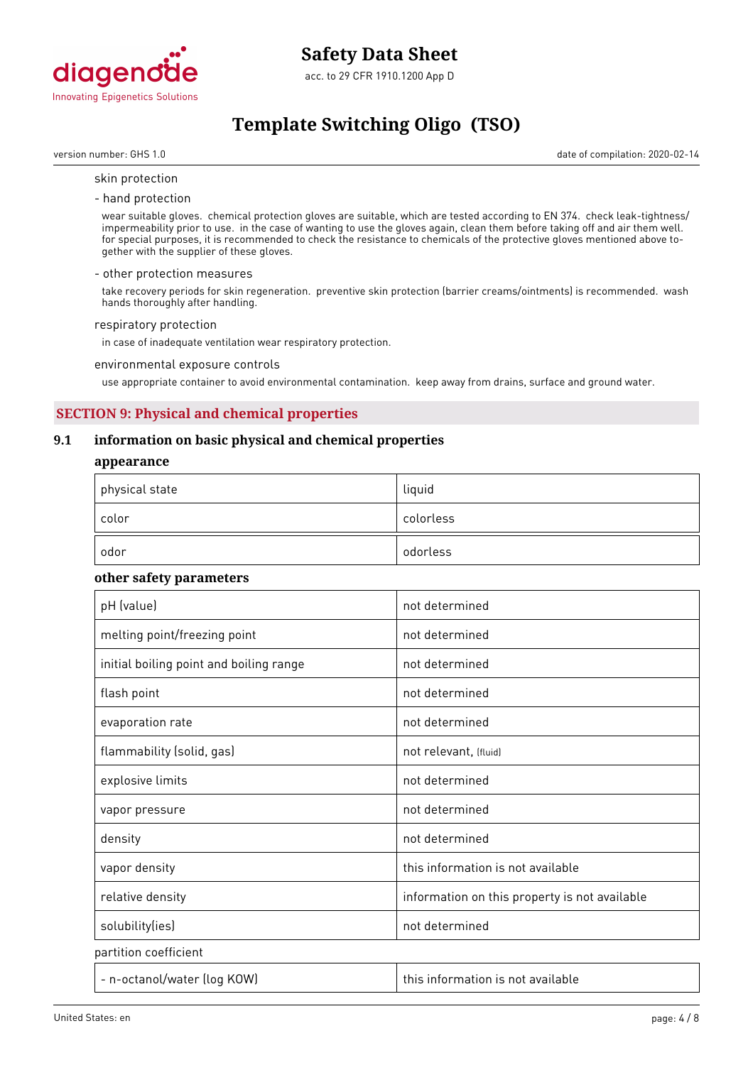skin protection

- hand protection

wear suitable gloves. chemical protection gloves are suitable, which are tested according to EN 374. check leak-tightness/ impermeability prior to use. in the case of wanting to use the gloves again, clean them before taking off and air them well. for special purposes, it is recommended to check the resistance to chemicals of the protective gloves mentioned above together with the supplier of these gloves.

- other protection measures

take recovery periods for skin regeneration. preventive skin protection (barrier creams/ointments) is recommended. wash hands thoroughly after handling.

respiratory protection

in case of inadequate ventilation wear respiratory protection.

environmental exposure controls

use appropriate container to avoid environmental contamination. keep away from drains, surface and ground water.

## SECTION 9: Physical and chemical properties

### 9.1 information on basic physical and chemical properties

**appearance**

| physical state | liquid |
|---|---|
| color | colorless |
| odor | odorless |

**other safety parameters**

| pH (value) | not determined |
|---|---|
| melting point/freezing point | not determined |
| initial boiling point and boiling range | not determined |
| flash point | not determined |
| evaporation rate | not determined |
| flammability (solid, gas) | not relevant, (fluid) |
| explosive limits | not determined |
| vapor pressure | not determined |
| density | not determined |
| vapor density | this information is not available |
| relative density | information on this property is not available |
| solubility(ies) | not determined |

partition coefficient

| - n-octanol/water (log KOW) | this information is not available |
|---|---|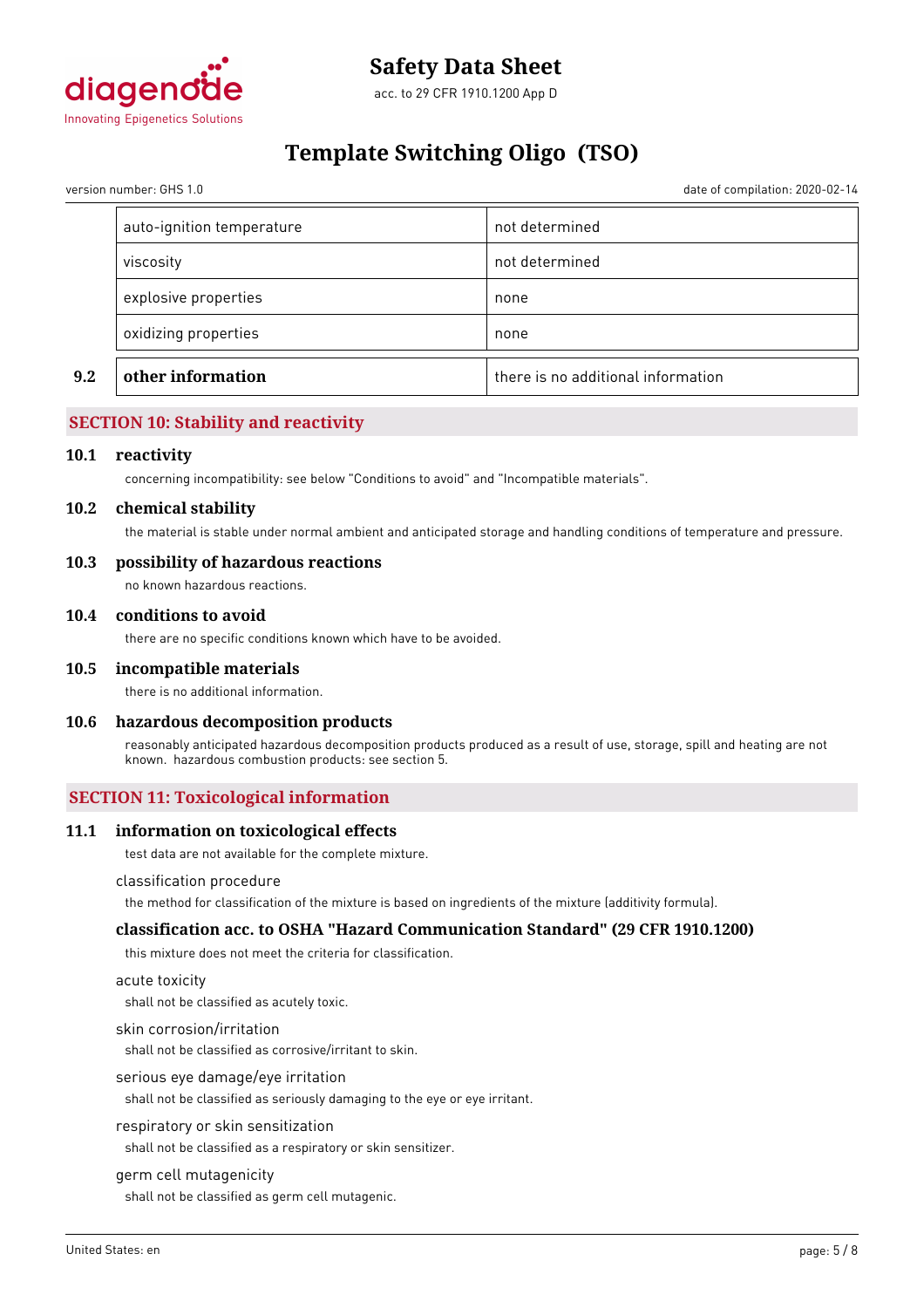| | |
|---|---|
| auto-ignition temperature | not determined |
| viscosity | not determined |
| explosive properties | none |
| oxidizing properties | none |

| | | |
|---|---|---|
| **9.2** | **other information** | there is no additional information |

## SECTION 10: Stability and reactivity

### 10.1 reactivity

concerning incompatibility: see below "Conditions to avoid" and "Incompatible materials".

### 10.2 chemical stability

the material is stable under normal ambient and anticipated storage and handling conditions of temperature and pressure.

### 10.3 possibility of hazardous reactions

no known hazardous reactions.

### 10.4 conditions to avoid

there are no specific conditions known which have to be avoided.

### 10.5 incompatible materials

there is no additional information.

### 10.6 hazardous decomposition products

reasonably anticipated hazardous decomposition products produced as a result of use, storage, spill and heating are not known. hazardous combustion products: see section 5.

## SECTION 11: Toxicological information

### 11.1 information on toxicological effects

test data are not available for the complete mixture.

classification procedure

the method for classification of the mixture is based on ingredients of the mixture (additivity formula).

### classification acc. to OSHA "Hazard Communication Standard" (29 CFR 1910.1200)

this mixture does not meet the criteria for classification.

acute toxicity

shall not be classified as acutely toxic.

skin corrosion/irritation

shall not be classified as corrosive/irritant to skin.

serious eye damage/eye irritation

shall not be classified as seriously damaging to the eye or eye irritant.

respiratory or skin sensitization

shall not be classified as a respiratory or skin sensitizer.

germ cell mutagenicity

shall not be classified as germ cell mutagenic.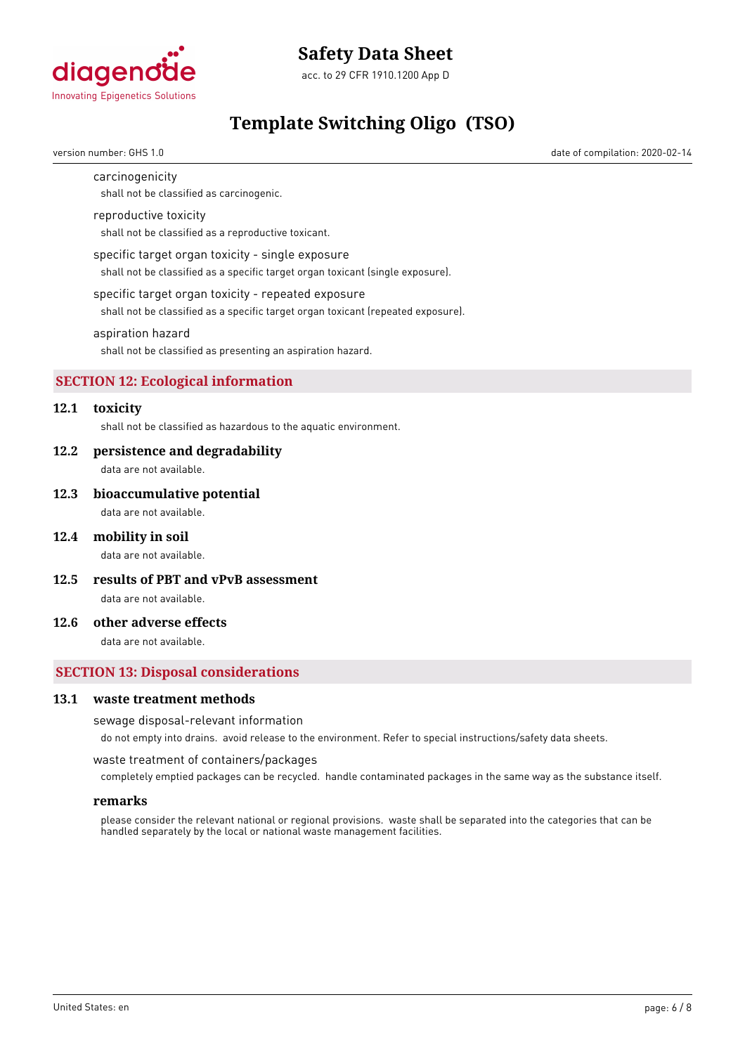carcinogenicity

shall not be classified as carcinogenic.

reproductive toxicity

shall not be classified as a reproductive toxicant.

specific target organ toxicity - single exposure

shall not be classified as a specific target organ toxicant (single exposure).

specific target organ toxicity - repeated exposure

shall not be classified as a specific target organ toxicant (repeated exposure).

aspiration hazard

shall not be classified as presenting an aspiration hazard.

## SECTION 12: Ecological information

### 12.1 toxicity

shall not be classified as hazardous to the aquatic environment.

### 12.2 persistence and degradability

data are not available.

### 12.3 bioaccumulative potential

data are not available.

### 12.4 mobility in soil

data are not available.

### 12.5 results of PBT and vPvB assessment

data are not available.

### 12.6 other adverse effects

data are not available.

## SECTION 13: Disposal considerations

### 13.1 waste treatment methods

sewage disposal-relevant information

do not empty into drains. avoid release to the environment. Refer to special instructions/safety data sheets.

waste treatment of containers/packages

completely emptied packages can be recycled. handle contaminated packages in the same way as the substance itself.

**remarks**

please consider the relevant national or regional provisions. waste shall be separated into the categories that can be handled separately by the local or national waste management facilities.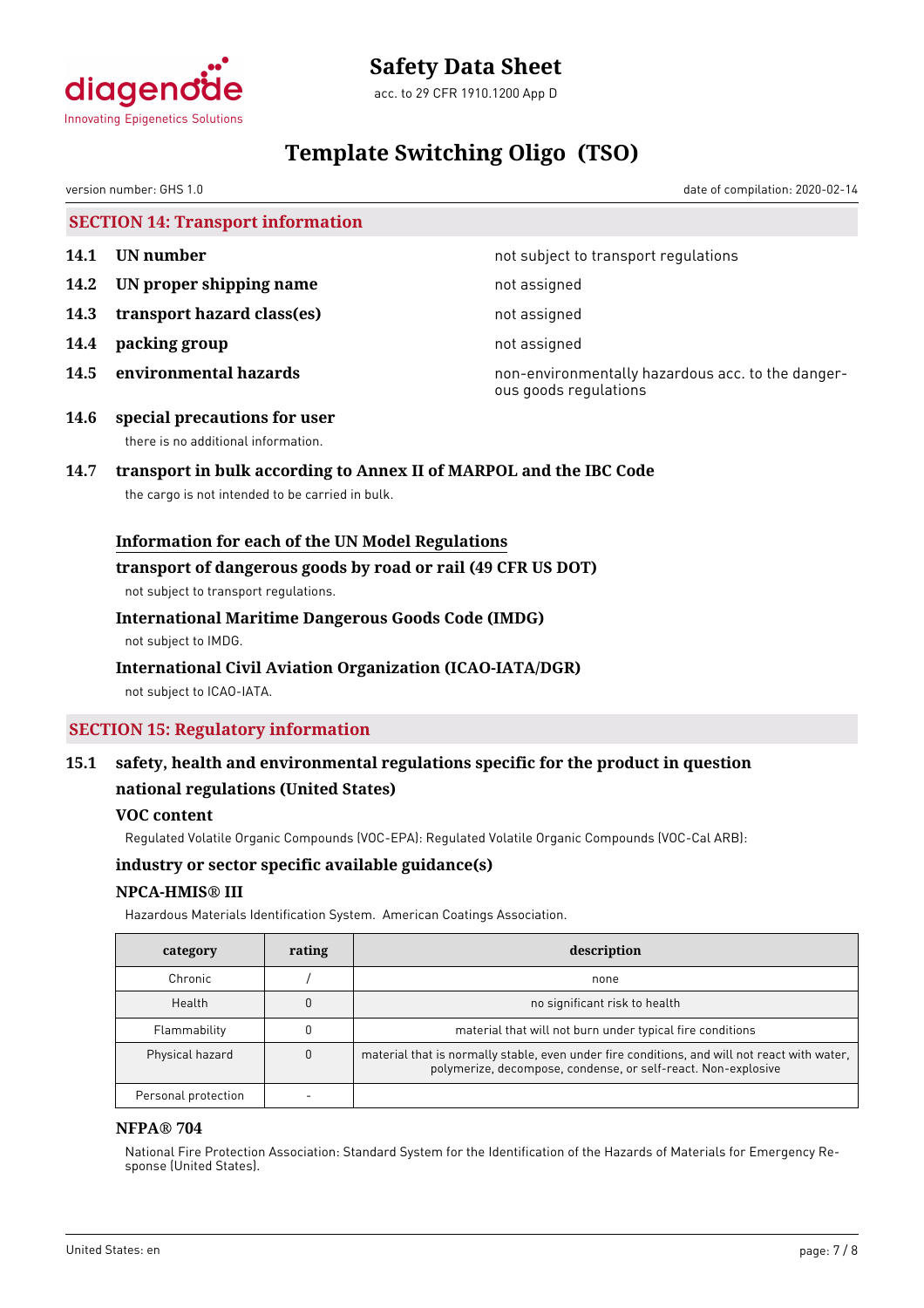## SECTION 14: Transport information

**14.1 UN number** — not subject to transport regulations

**14.2 UN proper shipping name** — not assigned

**14.3 transport hazard class(es)** — not assigned

**14.4 packing group** — not assigned

**14.5 environmental hazards** — non-environmentally hazardous acc. to the dangerous goods regulations

**14.6 special precautions for user**

there is no additional information.

**14.7 transport in bulk according to Annex II of MARPOL and the IBC Code**

the cargo is not intended to be carried in bulk.

**Information for each of the UN Model Regulations**

**transport of dangerous goods by road or rail (49 CFR US DOT)**

not subject to transport regulations.

**International Maritime Dangerous Goods Code (IMDG)**

not subject to IMDG.

**International Civil Aviation Organization (ICAO-IATA/DGR)**

not subject to ICAO-IATA.

## SECTION 15: Regulatory information

**15.1 safety, health and environmental regulations specific for the product in question**

**national regulations (United States)**

**VOC content**

Regulated Volatile Organic Compounds (VOC-EPA): Regulated Volatile Organic Compounds (VOC-Cal ARB):

**industry or sector specific available guidance(s)**

**NPCA-HMIS® III**

Hazardous Materials Identification System. American Coatings Association.

| category | rating | description |
|---|---|---|
| Chronic | / | none |
| Health | 0 | no significant risk to health |
| Flammability | 0 | material that will not burn under typical fire conditions |
| Physical hazard | 0 | material that is normally stable, even under fire conditions, and will not react with water, polymerize, decompose, condense, or self-react. Non-explosive |
| Personal protection | - | |

**NFPA® 704**

National Fire Protection Association: Standard System for the Identification of the Hazards of Materials for Emergency Response (United States).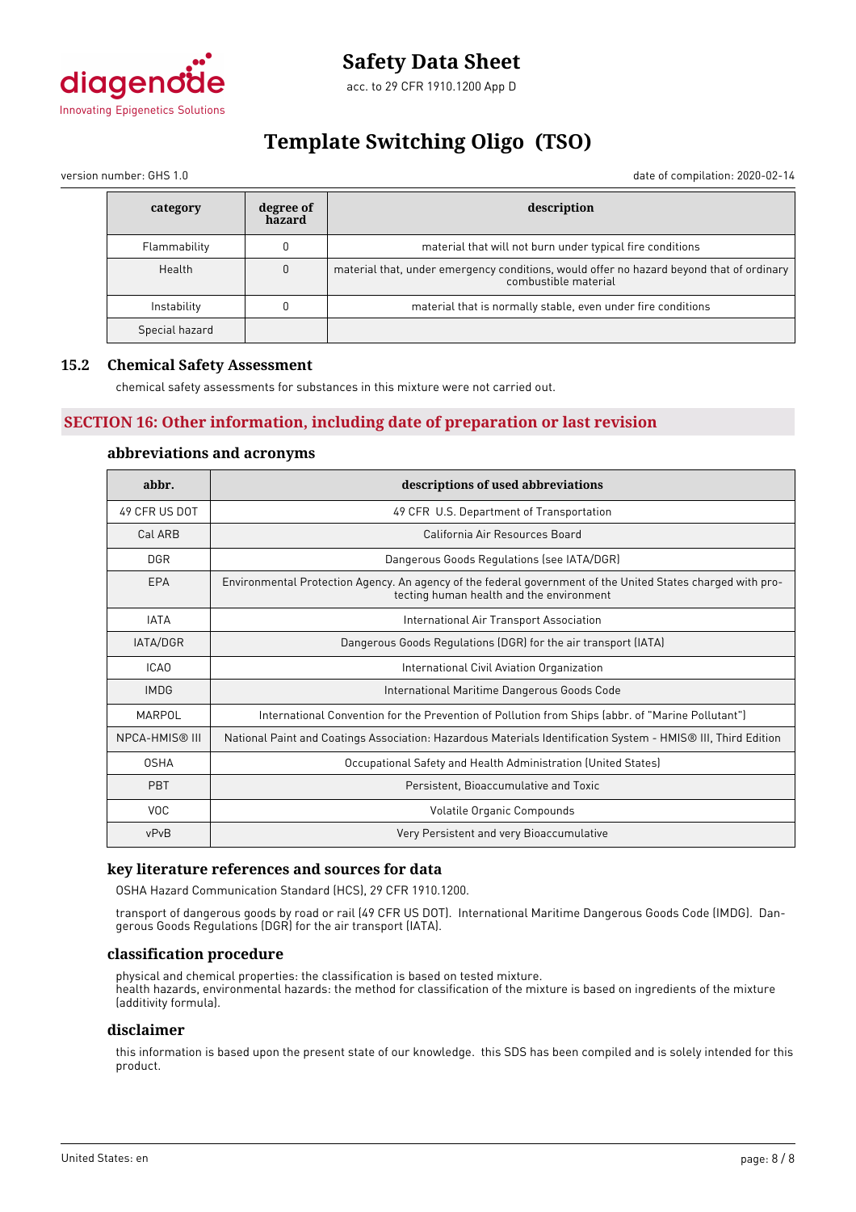| category | degree of hazard | description |
|---|---|---|
| Flammability | 0 | material that will not burn under typical fire conditions |
| Health | 0 | material that, under emergency conditions, would offer no hazard beyond that of ordinary combustible material |
| Instability | 0 | material that is normally stable, even under fire conditions |
| Special hazard | | |

### 15.2 Chemical Safety Assessment

chemical safety assessments for substances in this mixture were not carried out.

## SECTION 16: Other information, including date of preparation or last revision

### abbreviations and acronyms

| abbr. | descriptions of used abbreviations |
|---|---|
| 49 CFR US DOT | 49 CFR U.S. Department of Transportation |
| Cal ARB | California Air Resources Board |
| DGR | Dangerous Goods Regulations (see IATA/DGR) |
| EPA | Environmental Protection Agency. An agency of the federal government of the United States charged with protecting human health and the environment |
| IATA | International Air Transport Association |
| IATA/DGR | Dangerous Goods Regulations (DGR) for the air transport (IATA) |
| ICAO | International Civil Aviation Organization |
| IMDG | International Maritime Dangerous Goods Code |
| MARPOL | International Convention for the Prevention of Pollution from Ships (abbr. of "Marine Pollutant") |
| NPCA-HMIS® III | National Paint and Coatings Association: Hazardous Materials Identification System - HMIS® III, Third Edition |
| OSHA | Occupational Safety and Health Administration (United States) |
| PBT | Persistent, Bioaccumulative and Toxic |
| VOC | Volatile Organic Compounds |
| vPvB | Very Persistent and very Bioaccumulative |

### key literature references and sources for data

OSHA Hazard Communication Standard (HCS), 29 CFR 1910.1200.

transport of dangerous goods by road or rail (49 CFR US DOT). International Maritime Dangerous Goods Code (IMDG). Dangerous Goods Regulations (DGR) for the air transport (IATA).

### classification procedure

physical and chemical properties: the classification is based on tested mixture.
health hazards, environmental hazards: the method for classification of the mixture is based on ingredients of the mixture (additivity formula).

### disclaimer

this information is based upon the present state of our knowledge. this SDS has been compiled and is solely intended for this product.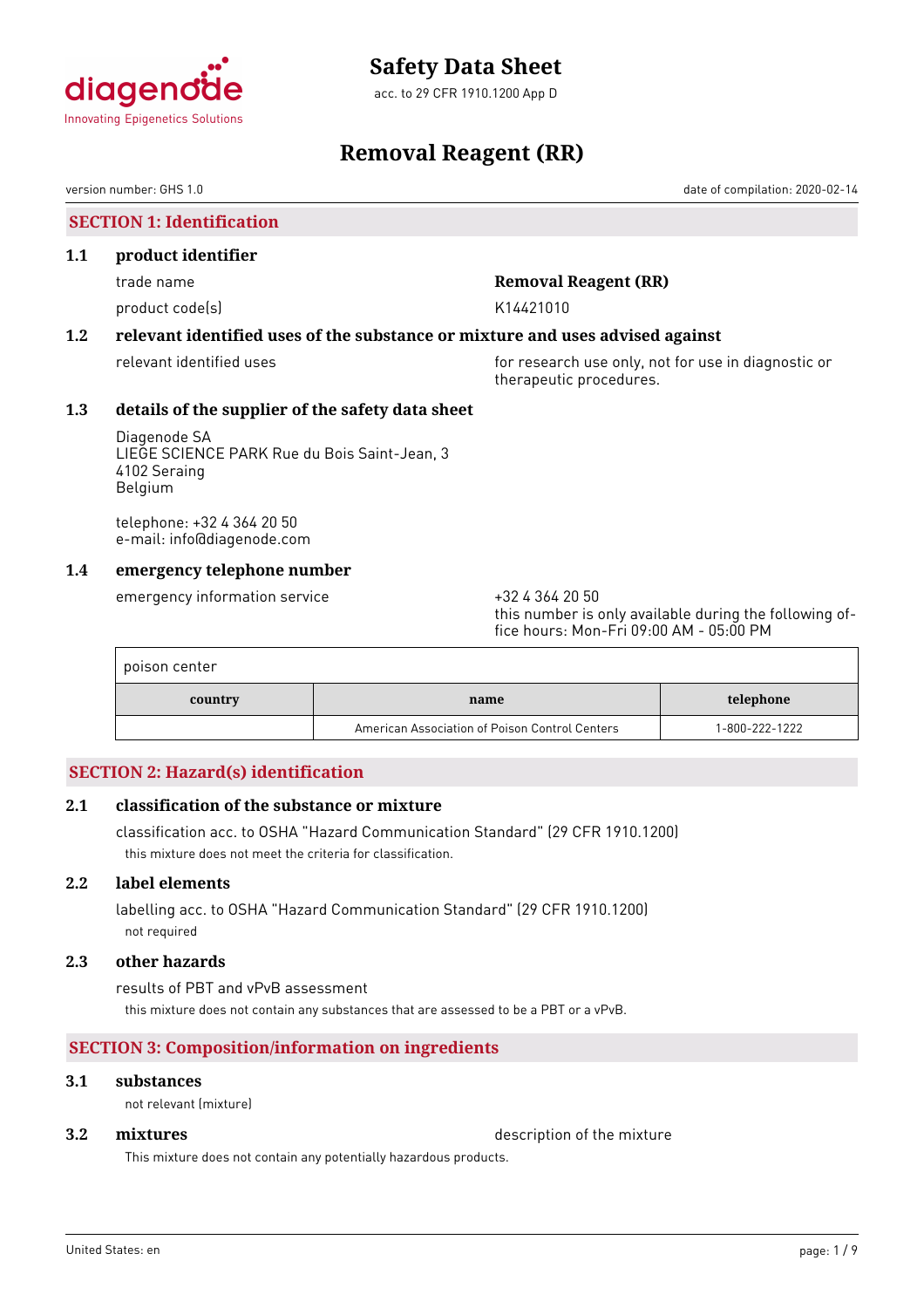# Safety Data Sheet

acc. to 29 CFR 1910.1200 App D

# Removal Reagent (RR)

version number: GHS 1.0

date of compilation: 2020-02-14

## SECTION 1: Identification

### 1.1 product identifier

trade name: **Removal Reagent (RR)**

product code(s): K14421010

### 1.2 relevant identified uses of the substance or mixture and uses advised against

relevant identified uses: for research use only, not for use in diagnostic or therapeutic procedures.

### 1.3 details of the supplier of the safety data sheet

Diagenode SA
LIEGE SCIENCE PARK Rue du Bois Saint-Jean, 3
4102 Seraing
Belgium

telephone: +32 4 364 20 50
e-mail: info@diagenode.com

### 1.4 emergency telephone number

emergency information service: +32 4 364 20 50
this number is only available during the following office hours: Mon-Fri 09:00 AM - 05:00 PM

poison center

| country | name | telephone |
|---|---|---|
| | American Association of Poison Control Centers | 1-800-222-1222 |

## SECTION 2: Hazard(s) identification

### 2.1 classification of the substance or mixture

classification acc. to OSHA "Hazard Communication Standard" (29 CFR 1910.1200)

this mixture does not meet the criteria for classification.

### 2.2 label elements

labelling acc. to OSHA "Hazard Communication Standard" (29 CFR 1910.1200)

not required

### 2.3 other hazards

results of PBT and vPvB assessment

this mixture does not contain any substances that are assessed to be a PBT or a vPvB.

## SECTION 3: Composition/information on ingredients

### 3.1 substances

not relevant (mixture)

### 3.2 mixtures

description of the mixture

This mixture does not contain any potentially hazardous products.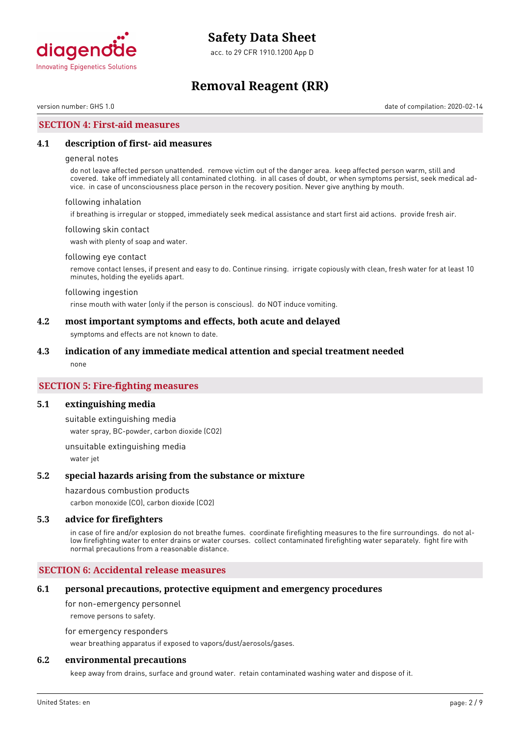## SECTION 4: First-aid measures

### 4.1 description of first- aid measures

general notes

do not leave affected person unattended. remove victim out of the danger area. keep affected person warm, still and covered. take off immediately all contaminated clothing. in all cases of doubt, or when symptoms persist, seek medical advice. in case of unconsciousness place person in the recovery position. Never give anything by mouth.

following inhalation

if breathing is irregular or stopped, immediately seek medical assistance and start first aid actions. provide fresh air.

following skin contact

wash with plenty of soap and water.

following eye contact

remove contact lenses, if present and easy to do. Continue rinsing. irrigate copiously with clean, fresh water for at least 10 minutes, holding the eyelids apart.

following ingestion

rinse mouth with water (only if the person is conscious). do NOT induce vomiting.

### 4.2 most important symptoms and effects, both acute and delayed

symptoms and effects are not known to date.

### 4.3 indication of any immediate medical attention and special treatment needed

none

## SECTION 5: Fire-fighting measures

### 5.1 extinguishing media

suitable extinguishing media

water spray, BC-powder, carbon dioxide ($CO_2$)

unsuitable extinguishing media

water jet

### 5.2 special hazards arising from the substance or mixture

hazardous combustion products

carbon monoxide (CO), carbon dioxide ($CO_2$)

### 5.3 advice for firefighters

in case of fire and/or explosion do not breathe fumes. coordinate firefighting measures to the fire surroundings. do not allow firefighting water to enter drains or water courses. collect contaminated firefighting water separately. fight fire with normal precautions from a reasonable distance.

## SECTION 6: Accidental release measures

### 6.1 personal precautions, protective equipment and emergency procedures

for non-emergency personnel

remove persons to safety.

for emergency responders

wear breathing apparatus if exposed to vapors/dust/aerosols/gases.

### 6.2 environmental precautions

keep away from drains, surface and ground water. retain contaminated washing water and dispose of it.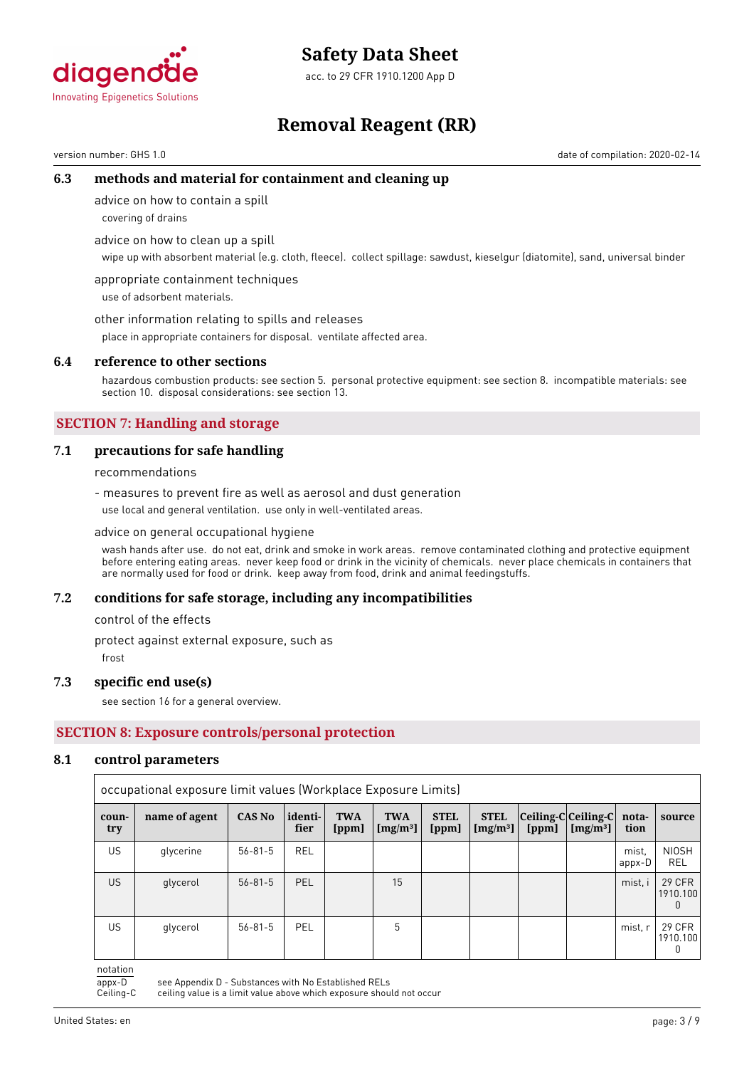### 6.3 methods and material for containment and cleaning up

advice on how to contain a spill

covering of drains

advice on how to clean up a spill

wipe up with absorbent material (e.g. cloth, fleece). collect spillage: sawdust, kieselgur (diatomite), sand, universal binder

appropriate containment techniques

use of adsorbent materials.

other information relating to spills and releases

place in appropriate containers for disposal. ventilate affected area.

### 6.4 reference to other sections

hazardous combustion products: see section 5. personal protective equipment: see section 8. incompatible materials: see section 10. disposal considerations: see section 13.

## SECTION 7: Handling and storage

### 7.1 precautions for safe handling

recommendations

- measures to prevent fire as well as aerosol and dust generation

use local and general ventilation. use only in well-ventilated areas.

advice on general occupational hygiene

wash hands after use. do not eat, drink and smoke in work areas. remove contaminated clothing and protective equipment before entering eating areas. never keep food or drink in the vicinity of chemicals. never place chemicals in containers that are normally used for food or drink. keep away from food, drink and animal feedingstuffs.

### 7.2 conditions for safe storage, including any incompatibilities

control of the effects

protect against external exposure, such as

frost

### 7.3 specific end use(s)

see section 16 for a general overview.

## SECTION 8: Exposure controls/personal protection

### 8.1 control parameters

occupational exposure limit values (Workplace Exposure Limits)

| country | name of agent | CAS No | identifier | TWA [ppm] | TWA [mg/m³] | STEL [ppm] | STEL [mg/m³] | Ceiling-C [ppm] | Ceiling-C [mg/m³] | notation | source |
|---|---|---|---|---|---|---|---|---|---|---|---|
| US | glycerine | 56-81-5 | REL | | | | | | | mist, appx-D | NIOSH REL |
| US | glycerol | 56-81-5 | PEL | | 15 | | | | | mist, i | 29 CFR 1910.1000 |
| US | glycerol | 56-81-5 | PEL | | 5 | | | | | mist, r | 29 CFR 1910.1000 |

notation

appx-D see Appendix D - Substances with No Established RELs

Ceiling-C ceiling value is a limit value above which exposure should not occur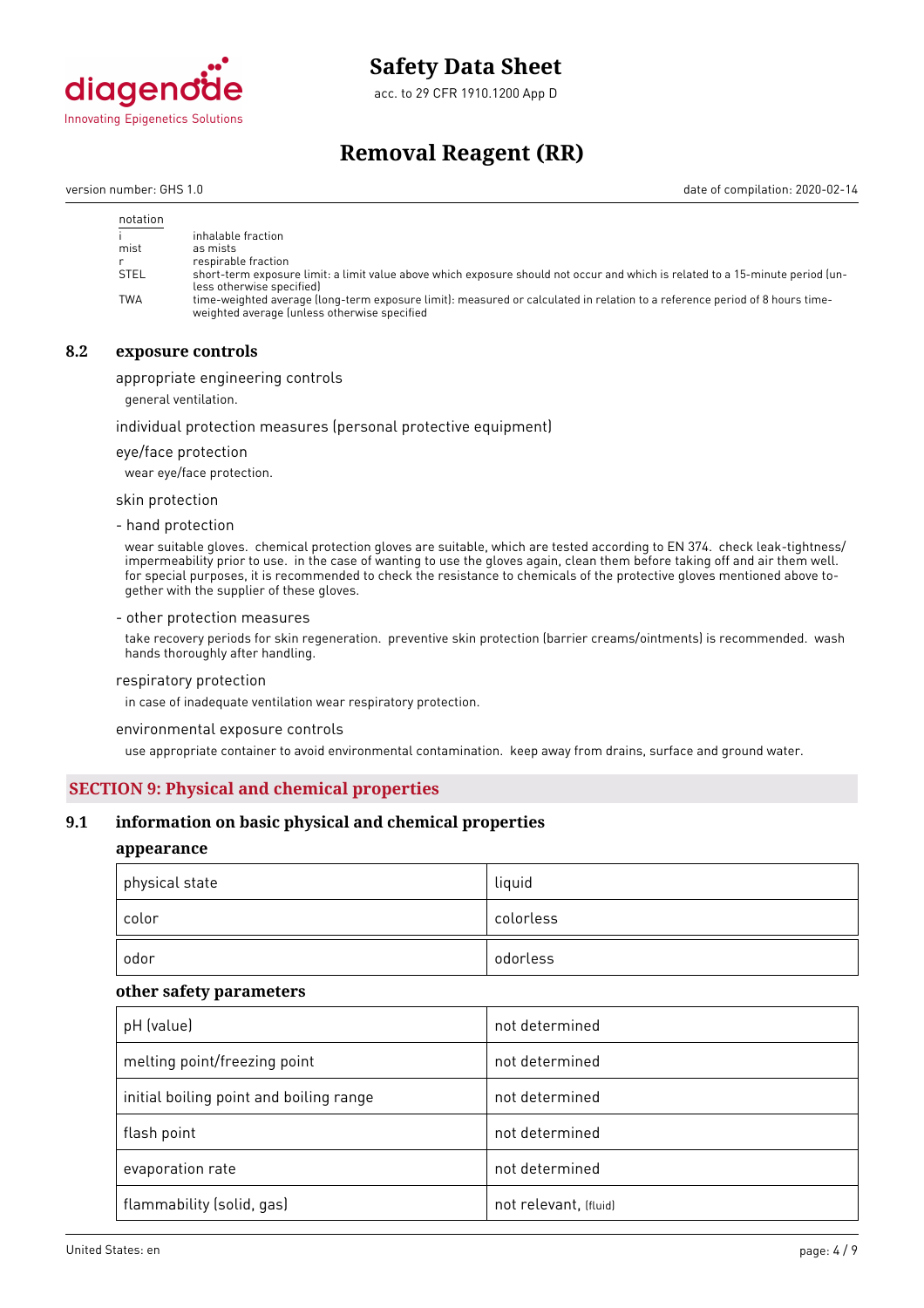| notation | |
|---|---|
| i | inhalable fraction |
| mist | as mists |
| r | respirable fraction |
| STEL | short-term exposure limit: a limit value above which exposure should not occur and which is related to a 15-minute period (unless otherwise specified) |
| TWA | time-weighted average (long-term exposure limit): measured or calculated in relation to a reference period of 8 hours time-weighted average (unless otherwise specified |

### 8.2 exposure controls

appropriate engineering controls

general ventilation.

individual protection measures (personal protective equipment)

eye/face protection

wear eye/face protection.

skin protection

- hand protection

wear suitable gloves. chemical protection gloves are suitable, which are tested according to EN 374. check leak-tightness/impermeability prior to use. in the case of wanting to use the gloves again, clean them before taking off and air them well. for special purposes, it is recommended to check the resistance to chemicals of the protective gloves mentioned above together with the supplier of these gloves.

- other protection measures

take recovery periods for skin regeneration. preventive skin protection (barrier creams/ointments) is recommended. wash hands thoroughly after handling.

respiratory protection

in case of inadequate ventilation wear respiratory protection.

environmental exposure controls

use appropriate container to avoid environmental contamination. keep away from drains, surface and ground water.

## SECTION 9: Physical and chemical properties

### 9.1 information on basic physical and chemical properties

**appearance**

| | |
|---|---|
| physical state | liquid |
| color | colorless |
| odor | odorless |

**other safety parameters**

| | |
|---|---|
| pH (value) | not determined |
| melting point/freezing point | not determined |
| initial boiling point and boiling range | not determined |
| flash point | not determined |
| evaporation rate | not determined |
| flammability (solid, gas) | not relevant, (fluid) |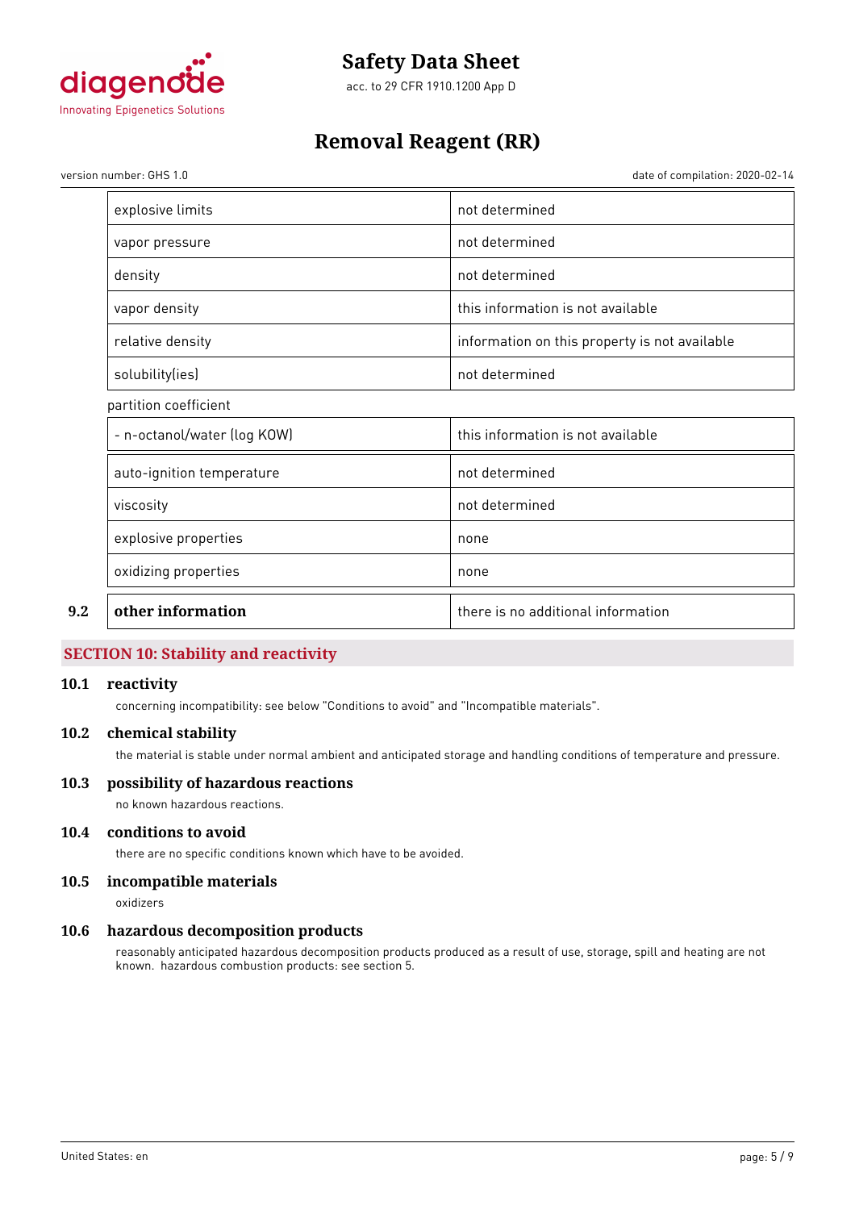| | |
|---|---|
| explosive limits | not determined |
| vapor pressure | not determined |
| density | not determined |
| vapor density | this information is not available |
| relative density | information on this property is not available |
| solubility(ies) | not determined |

partition coefficient

| | |
|---|---|
| - n-octanol/water (log KOW) | this information is not available |
| auto-ignition temperature | not determined |
| viscosity | not determined |
| explosive properties | none |
| oxidizing properties | none |

| | | |
|---|---|---|
| 9.2 | **other information** | there is no additional information |

## SECTION 10: Stability and reactivity

### 10.1 reactivity

concerning incompatibility: see below "Conditions to avoid" and "Incompatible materials".

### 10.2 chemical stability

the material is stable under normal ambient and anticipated storage and handling conditions of temperature and pressure.

### 10.3 possibility of hazardous reactions

no known hazardous reactions.

### 10.4 conditions to avoid

there are no specific conditions known which have to be avoided.

### 10.5 incompatible materials

oxidizers

### 10.6 hazardous decomposition products

reasonably anticipated hazardous decomposition products produced as a result of use, storage, spill and heating are not known. hazardous combustion products: see section 5.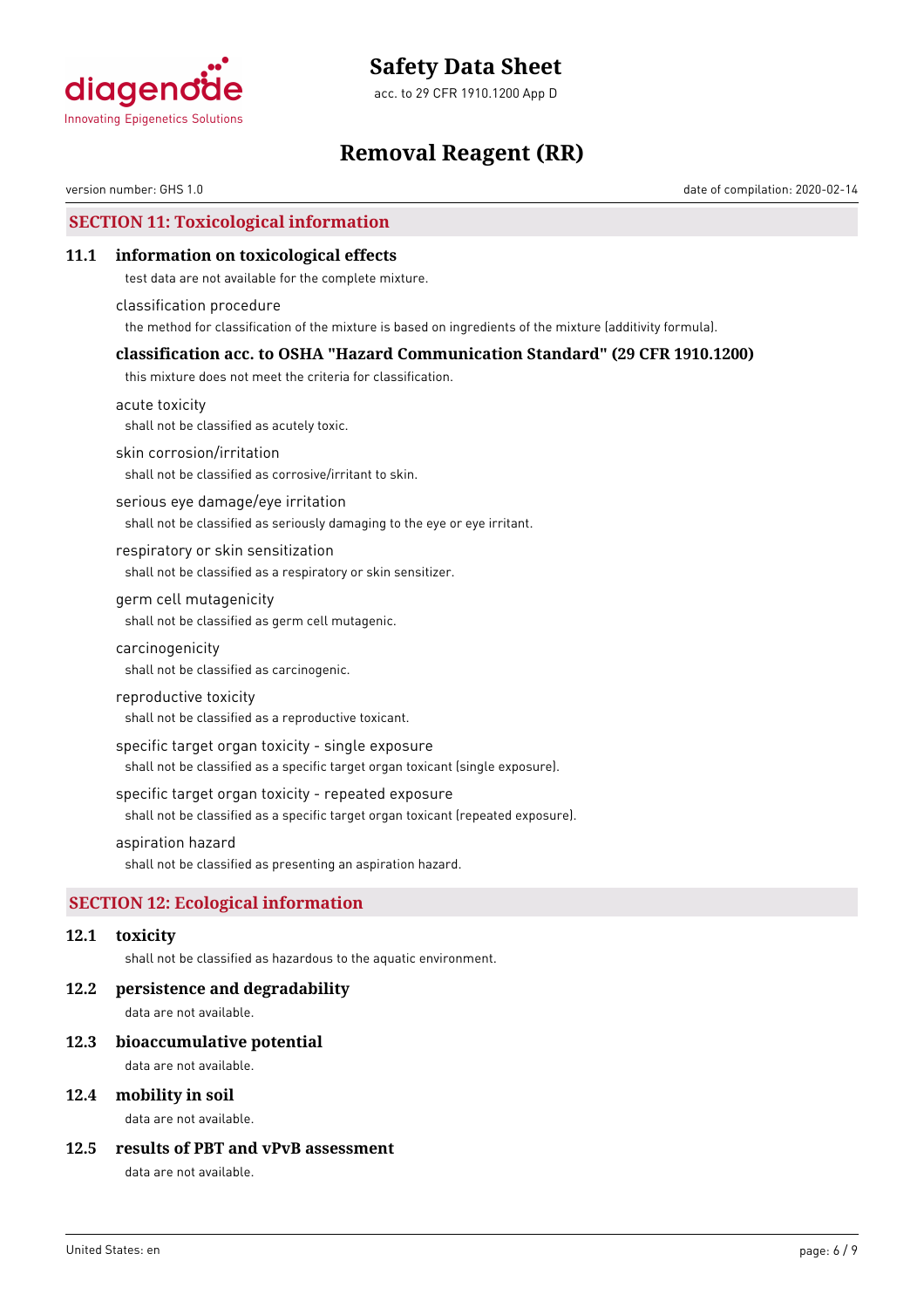## SECTION 11: Toxicological information

### 11.1 information on toxicological effects

test data are not available for the complete mixture.

classification procedure

the method for classification of the mixture is based on ingredients of the mixture (additivity formula).

### classification acc. to OSHA "Hazard Communication Standard" (29 CFR 1910.1200)

this mixture does not meet the criteria for classification.

acute toxicity

shall not be classified as acutely toxic.

skin corrosion/irritation

shall not be classified as corrosive/irritant to skin.

serious eye damage/eye irritation

shall not be classified as seriously damaging to the eye or eye irritant.

respiratory or skin sensitization

shall not be classified as a respiratory or skin sensitizer.

germ cell mutagenicity

shall not be classified as germ cell mutagenic.

carcinogenicity

shall not be classified as carcinogenic.

reproductive toxicity

shall not be classified as a reproductive toxicant.

specific target organ toxicity - single exposure

shall not be classified as a specific target organ toxicant (single exposure).

specific target organ toxicity - repeated exposure

shall not be classified as a specific target organ toxicant (repeated exposure).

aspiration hazard

shall not be classified as presenting an aspiration hazard.

## SECTION 12: Ecological information

### 12.1 toxicity

shall not be classified as hazardous to the aquatic environment.

### 12.2 persistence and degradability

data are not available.

### 12.3 bioaccumulative potential

data are not available.

### 12.4 mobility in soil

data are not available.

### 12.5 results of PBT and vPvB assessment

data are not available.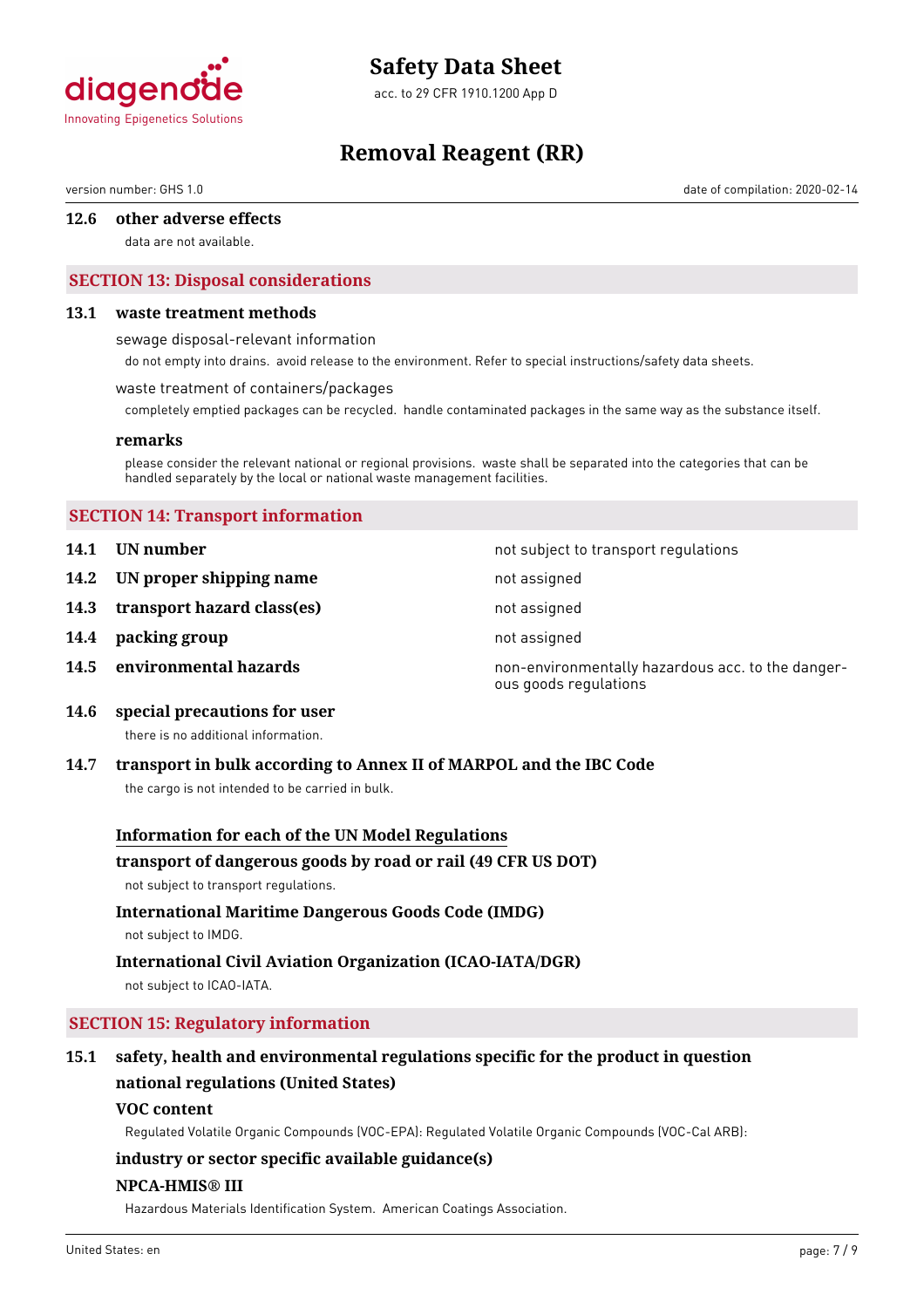### 12.6 other adverse effects

data are not available.

## SECTION 13: Disposal considerations

### 13.1 waste treatment methods

sewage disposal-relevant information

do not empty into drains. avoid release to the environment. Refer to special instructions/safety data sheets.

waste treatment of containers/packages

completely emptied packages can be recycled. handle contaminated packages in the same way as the substance itself.

**remarks**

please consider the relevant national or regional provisions. waste shall be separated into the categories that can be handled separately by the local or national waste management facilities.

## SECTION 14: Transport information

| | | |
|---|---|---|
| 14.1 | **UN number** | not subject to transport regulations |
| 14.2 | **UN proper shipping name** | not assigned |
| 14.3 | **transport hazard class(es)** | not assigned |
| 14.4 | **packing group** | not assigned |
| 14.5 | **environmental hazards** | non-environmentally hazardous acc. to the dangerous goods regulations |

### 14.6 special precautions for user

there is no additional information.

### 14.7 transport in bulk according to Annex II of MARPOL and the IBC Code

the cargo is not intended to be carried in bulk.

**Information for each of the UN Model Regulations**

**transport of dangerous goods by road or rail (49 CFR US DOT)**

not subject to transport regulations.

**International Maritime Dangerous Goods Code (IMDG)**

not subject to IMDG.

**International Civil Aviation Organization (ICAO-IATA/DGR)**

not subject to ICAO-IATA.

## SECTION 15: Regulatory information

### 15.1 safety, health and environmental regulations specific for the product in question

**national regulations (United States)**

**VOC content**

Regulated Volatile Organic Compounds (VOC-EPA): Regulated Volatile Organic Compounds (VOC-Cal ARB):

**industry or sector specific available guidance(s)**

**NPCA-HMIS® III**

Hazardous Materials Identification System. American Coatings Association.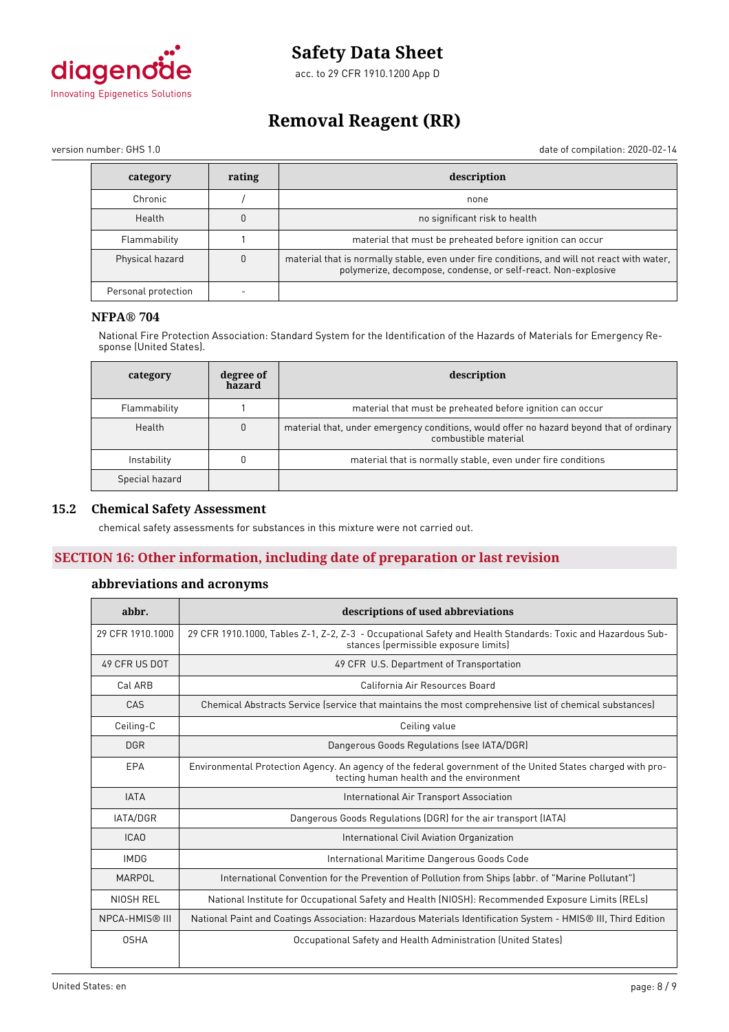| category | rating | description |
| --- | --- | --- |
| Chronic | / | none |
| Health | 0 | no significant risk to health |
| Flammability | 1 | material that must be preheated before ignition can occur |
| Physical hazard | 0 | material that is normally stable, even under fire conditions, and will not react with water, polymerize, decompose, condense, or self-react. Non-explosive |
| Personal protection | - | |

### NFPA® 704

National Fire Protection Association: Standard System for the Identification of the Hazards of Materials for Emergency Response (United States).

| category | degree of hazard | description |
| --- | --- | --- |
| Flammability | 1 | material that must be preheated before ignition can occur |
| Health | 0 | material that, under emergency conditions, would offer no hazard beyond that of ordinary combustible material |
| Instability | 0 | material that is normally stable, even under fire conditions |
| Special hazard | | |

## 15.2 Chemical Safety Assessment

chemical safety assessments for substances in this mixture were not carried out.

## SECTION 16: Other information, including date of preparation or last revision

### abbreviations and acronyms

| abbr. | descriptions of used abbreviations |
| --- | --- |
| 29 CFR 1910.1000 | 29 CFR 1910.1000, Tables Z-1, Z-2, Z-3 - Occupational Safety and Health Standards: Toxic and Hazardous Substances (permissible exposure limits) |
| 49 CFR US DOT | 49 CFR U.S. Department of Transportation |
| Cal ARB | California Air Resources Board |
| CAS | Chemical Abstracts Service (service that maintains the most comprehensive list of chemical substances) |
| Ceiling-C | Ceiling value |
| DGR | Dangerous Goods Regulations (see IATA/DGR) |
| EPA | Environmental Protection Agency. An agency of the federal government of the United States charged with protecting human health and the environment |
| IATA | International Air Transport Association |
| IATA/DGR | Dangerous Goods Regulations (DGR) for the air transport (IATA) |
| ICAO | International Civil Aviation Organization |
| IMDG | International Maritime Dangerous Goods Code |
| MARPOL | International Convention for the Prevention of Pollution from Ships (abbr. of "Marine Pollutant") |
| NIOSH REL | National Institute for Occupational Safety and Health (NIOSH): Recommended Exposure Limits (RELs) |
| NPCA-HMIS® III | National Paint and Coatings Association: Hazardous Materials Identification System - HMIS® III, Third Edition |
| OSHA | Occupational Safety and Health Administration (United States) |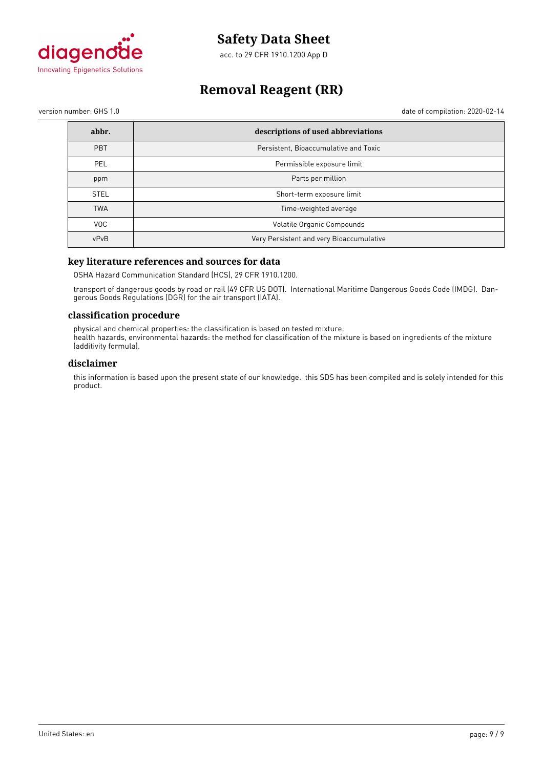| abbr. | descriptions of used abbreviations |
| --- | --- |
| PBT | Persistent, Bioaccumulative and Toxic |
| PEL | Permissible exposure limit |
| ppm | Parts per million |
| STEL | Short-term exposure limit |
| TWA | Time-weighted average |
| VOC | Volatile Organic Compounds |
| vPvB | Very Persistent and very Bioaccumulative |

### key literature references and sources for data

OSHA Hazard Communication Standard (HCS), 29 CFR 1910.1200.

transport of dangerous goods by road or rail (49 CFR US DOT). International Maritime Dangerous Goods Code (IMDG). Dangerous Goods Regulations (DGR) for the air transport (IATA).

### classification procedure

physical and chemical properties: the classification is based on tested mixture.
health hazards, environmental hazards: the method for classification of the mixture is based on ingredients of the mixture (additivity formula).

### disclaimer

this information is based upon the present state of our knowledge. this SDS has been compiled and is solely intended for this product.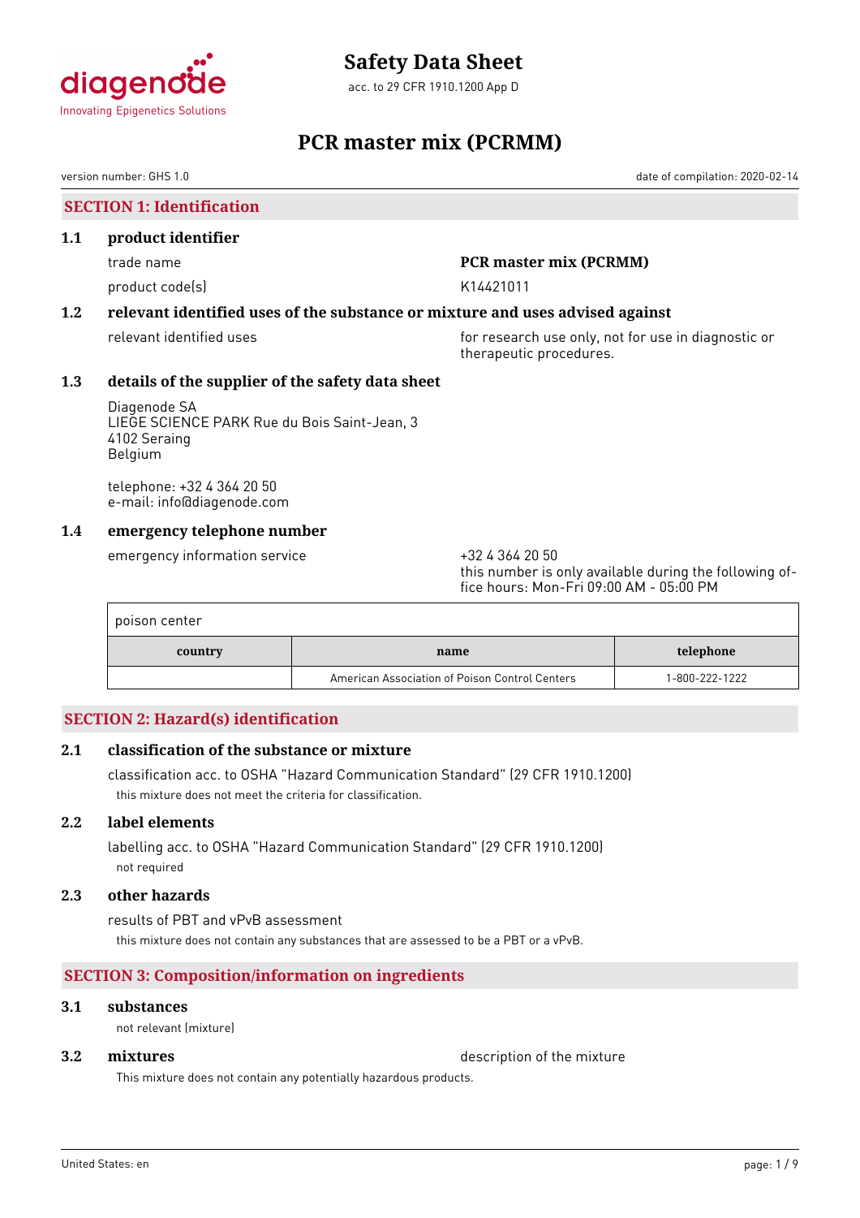diagenode
Innovating Epigenetics Solutions

# Safety Data Sheet

acc. to 29 CFR 1910.1200 App D

# PCR master mix (PCRMM)

version number: GHS 1.0

date of compilation: 2020-02-14

## SECTION 1: Identification

### 1.1 product identifier

trade name: **PCR master mix (PCRMM)**

product code(s): K14421011

### 1.2 relevant identified uses of the substance or mixture and uses advised against

relevant identified uses: for research use only, not for use in diagnostic or therapeutic procedures.

### 1.3 details of the supplier of the safety data sheet

Diagenode SA
LIEGE SCIENCE PARK Rue du Bois Saint-Jean, 3
4102 Seraing
Belgium

telephone: +32 4 364 20 50
e-mail: info@diagenode.com

### 1.4 emergency telephone number

emergency information service: +32 4 364 20 50
this number is only available during the following office hours: Mon-Fri 09:00 AM - 05:00 PM

| poison center | | |
|---|---|---|
| **country** | **name** | **telephone** |
| | American Association of Poison Control Centers | 1-800-222-1222 |

## SECTION 2: Hazard(s) identification

### 2.1 classification of the substance or mixture

classification acc. to OSHA "Hazard Communication Standard" (29 CFR 1910.1200)

this mixture does not meet the criteria for classification.

### 2.2 label elements

labelling acc. to OSHA "Hazard Communication Standard" (29 CFR 1910.1200)

not required

### 2.3 other hazards

results of PBT and vPvB assessment

this mixture does not contain any substances that are assessed to be a PBT or a vPvB.

## SECTION 3: Composition/information on ingredients

### 3.1 substances

not relevant (mixture)

### 3.2 mixtures

description of the mixture

This mixture does not contain any potentially hazardous products.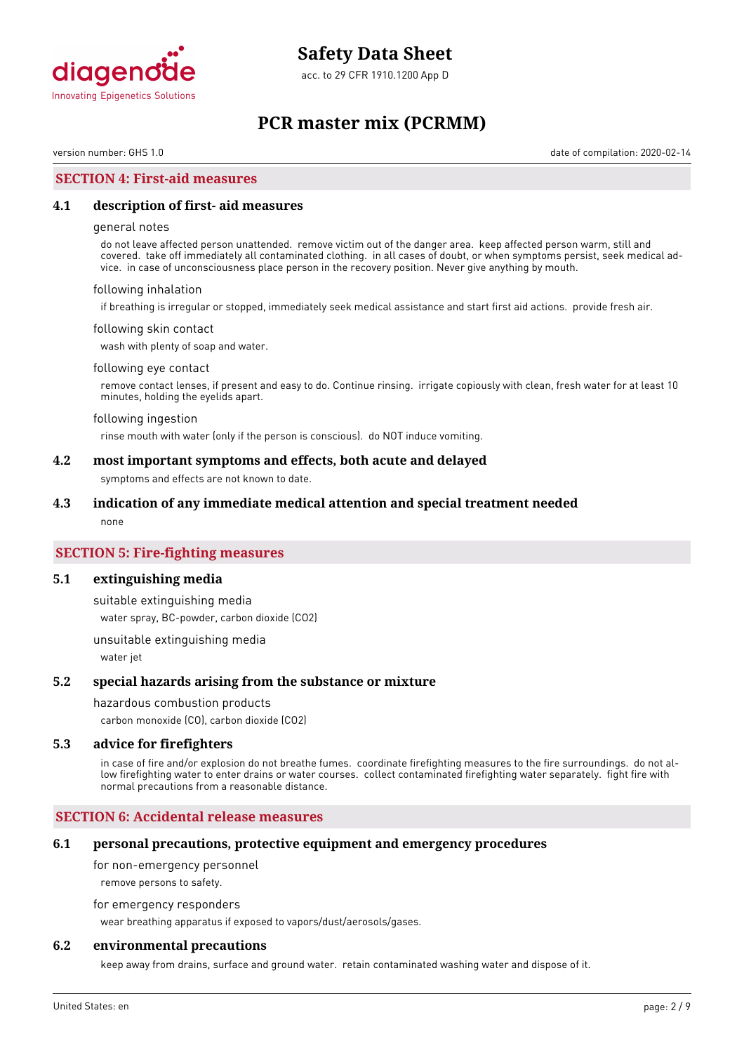## SECTION 4: First-aid measures

### 4.1 description of first- aid measures

general notes

do not leave affected person unattended. remove victim out of the danger area. keep affected person warm, still and covered. take off immediately all contaminated clothing. in all cases of doubt, or when symptoms persist, seek medical advice. in case of unconsciousness place person in the recovery position. Never give anything by mouth.

following inhalation

if breathing is irregular or stopped, immediately seek medical assistance and start first aid actions. provide fresh air.

following skin contact

wash with plenty of soap and water.

following eye contact

remove contact lenses, if present and easy to do. Continue rinsing. irrigate copiously with clean, fresh water for at least 10 minutes, holding the eyelids apart.

following ingestion

rinse mouth with water (only if the person is conscious). do NOT induce vomiting.

### 4.2 most important symptoms and effects, both acute and delayed

symptoms and effects are not known to date.

### 4.3 indication of any immediate medical attention and special treatment needed

none

## SECTION 5: Fire-fighting measures

### 5.1 extinguishing media

suitable extinguishing media

water spray, BC-powder, carbon dioxide ($CO_2$)

unsuitable extinguishing media

water jet

### 5.2 special hazards arising from the substance or mixture

hazardous combustion products

carbon monoxide (CO), carbon dioxide ($CO_2$)

### 5.3 advice for firefighters

in case of fire and/or explosion do not breathe fumes. coordinate firefighting measures to the fire surroundings. do not allow firefighting water to enter drains or water courses. collect contaminated firefighting water separately. fight fire with normal precautions from a reasonable distance.

## SECTION 6: Accidental release measures

### 6.1 personal precautions, protective equipment and emergency procedures

for non-emergency personnel

remove persons to safety.

for emergency responders

wear breathing apparatus if exposed to vapors/dust/aerosols/gases.

### 6.2 environmental precautions

keep away from drains, surface and ground water. retain contaminated washing water and dispose of it.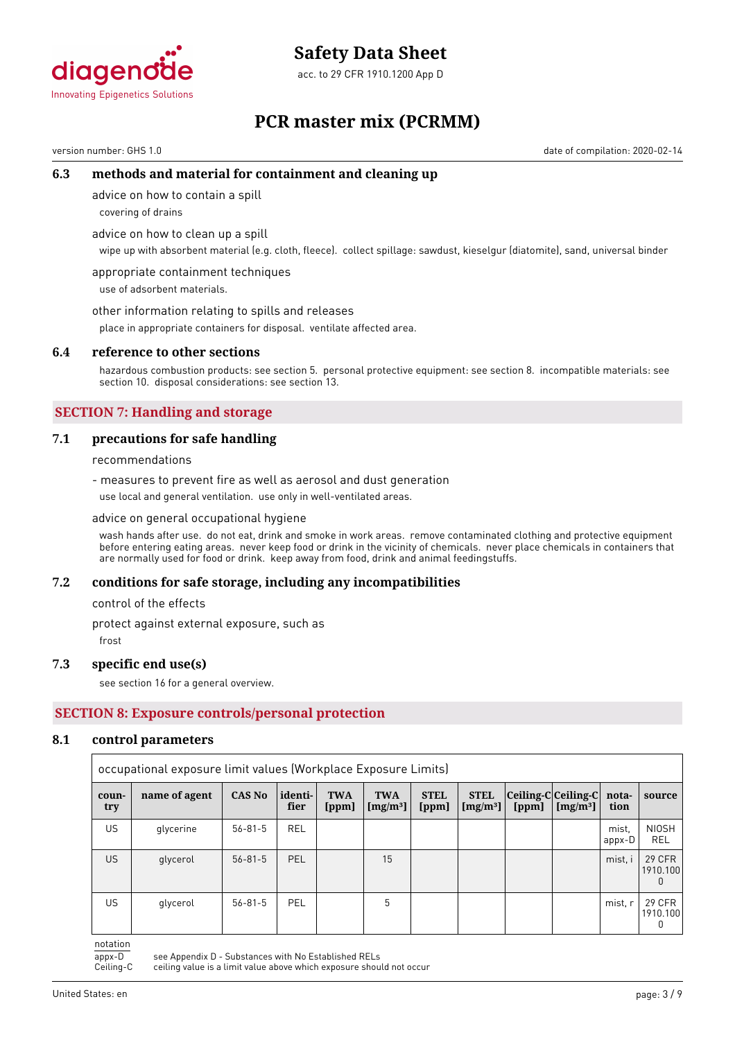### 6.3 methods and material for containment and cleaning up

advice on how to contain a spill

covering of drains

advice on how to clean up a spill

wipe up with absorbent material (e.g. cloth, fleece). collect spillage: sawdust, kieselgur (diatomite), sand, universal binder

appropriate containment techniques

use of adsorbent materials.

other information relating to spills and releases

place in appropriate containers for disposal. ventilate affected area.

### 6.4 reference to other sections

hazardous combustion products: see section 5. personal protective equipment: see section 8. incompatible materials: see section 10. disposal considerations: see section 13.

## SECTION 7: Handling and storage

### 7.1 precautions for safe handling

recommendations

- measures to prevent fire as well as aerosol and dust generation

use local and general ventilation. use only in well-ventilated areas.

advice on general occupational hygiene

wash hands after use. do not eat, drink and smoke in work areas. remove contaminated clothing and protective equipment before entering eating areas. never keep food or drink in the vicinity of chemicals. never place chemicals in containers that are normally used for food or drink. keep away from food, drink and animal feedingstuffs.

### 7.2 conditions for safe storage, including any incompatibilities

control of the effects

protect against external exposure, such as

frost

### 7.3 specific end use(s)

see section 16 for a general overview.

## SECTION 8: Exposure controls/personal protection

### 8.1 control parameters

occupational exposure limit values (Workplace Exposure Limits)

| country | name of agent | CAS No | identifier | TWA [ppm] | TWA [mg/m³] | STEL [ppm] | STEL [mg/m³] | Ceiling-C [ppm] | Ceiling-C [mg/m³] | notation | source |
|---|---|---|---|---|---|---|---|---|---|---|---|
| US | glycerine | 56-81-5 | REL | | | | | | | mist, appx-D | NIOSH REL |
| US | glycerol | 56-81-5 | PEL | | 15 | | | | | mist, i | 29 CFR 1910.1000 |
| US | glycerol | 56-81-5 | PEL | | 5 | | | | | mist, r | 29 CFR 1910.1000 |

notation

appx-D see Appendix D - Substances with No Established RELs

Ceiling-C ceiling value is a limit value above which exposure should not occur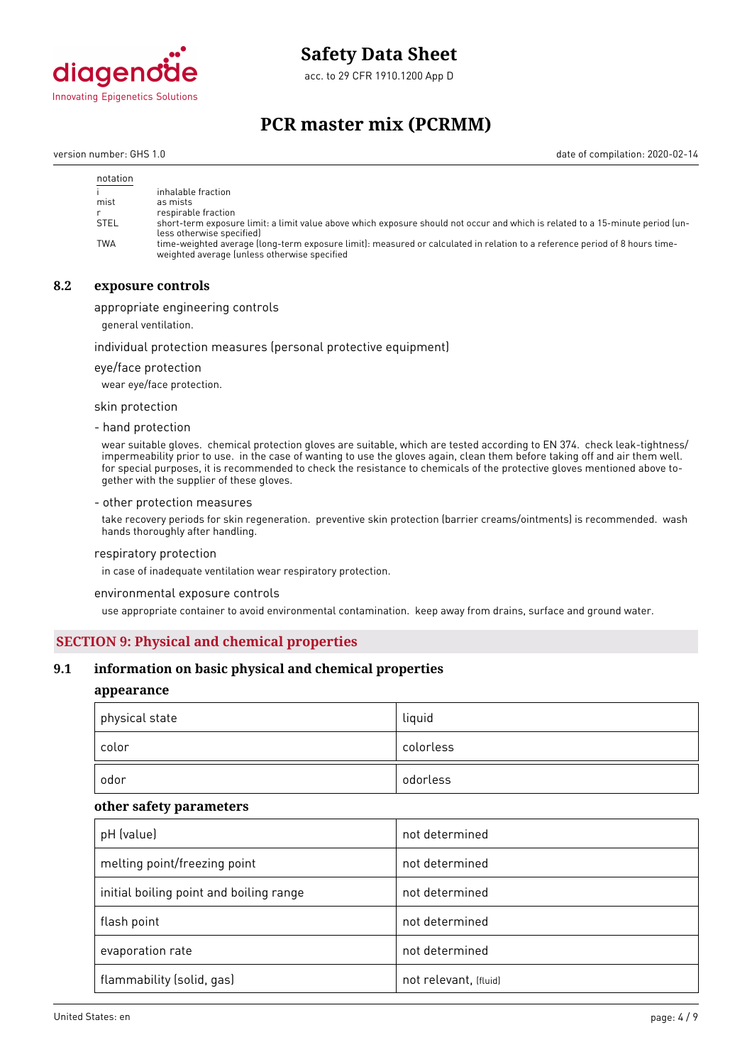| notation | |
|---|---|
| i | inhalable fraction |
| mist | as mists |
| r | respirable fraction |
| STEL | short-term exposure limit: a limit value above which exposure should not occur and which is related to a 15-minute period (unless otherwise specified) |
| TWA | time-weighted average (long-term exposure limit): measured or calculated in relation to a reference period of 8 hours time-weighted average (unless otherwise specified |

### 8.2 exposure controls

appropriate engineering controls

general ventilation.

individual protection measures (personal protective equipment)

eye/face protection

wear eye/face protection.

skin protection

- hand protection

wear suitable gloves. chemical protection gloves are suitable, which are tested according to EN 374. check leak-tightness/impermeability prior to use. in the case of wanting to use the gloves again, clean them before taking off and air them well. for special purposes, it is recommended to check the resistance to chemicals of the protective gloves mentioned above together with the supplier of these gloves.

- other protection measures

take recovery periods for skin regeneration. preventive skin protection (barrier creams/ointments) is recommended. wash hands thoroughly after handling.

respiratory protection

in case of inadequate ventilation wear respiratory protection.

environmental exposure controls

use appropriate container to avoid environmental contamination. keep away from drains, surface and ground water.

## SECTION 9: Physical and chemical properties

### 9.1 information on basic physical and chemical properties

#### appearance

| physical state | liquid |
|---|---|
| color | colorless |
| odor | odorless |

#### other safety parameters

| pH (value) | not determined |
|---|---|
| melting point/freezing point | not determined |
| initial boiling point and boiling range | not determined |
| flash point | not determined |
| evaporation rate | not determined |
| flammability (solid, gas) | not relevant, (fluid) |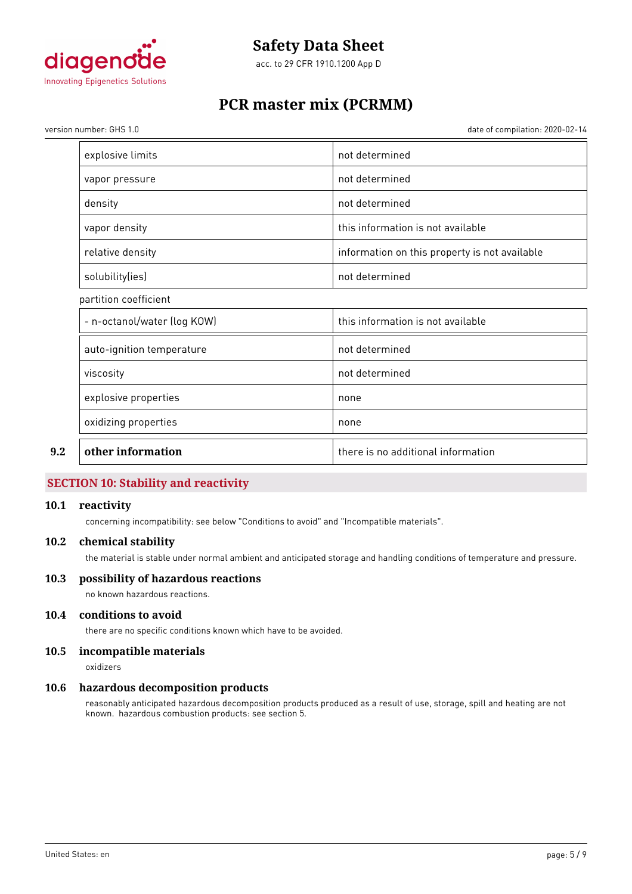| | |
|---|---|
| explosive limits | not determined |
| vapor pressure | not determined |
| density | not determined |
| vapor density | this information is not available |
| relative density | information on this property is not available |
| solubility(ies) | not determined |

partition coefficient

| | |
|---|---|
| - n-octanol/water (log KOW) | this information is not available |
| auto-ignition temperature | not determined |
| viscosity | not determined |
| explosive properties | none |
| oxidizing properties | none |

| | | |
|---|---|---|
| **9.2** | **other information** | there is no additional information |

## SECTION 10: Stability and reactivity

### 10.1 reactivity

concerning incompatibility: see below "Conditions to avoid" and "Incompatible materials".

### 10.2 chemical stability

the material is stable under normal ambient and anticipated storage and handling conditions of temperature and pressure.

### 10.3 possibility of hazardous reactions

no known hazardous reactions.

### 10.4 conditions to avoid

there are no specific conditions known which have to be avoided.

### 10.5 incompatible materials

oxidizers

### 10.6 hazardous decomposition products

reasonably anticipated hazardous decomposition products produced as a result of use, storage, spill and heating are not known. hazardous combustion products: see section 5.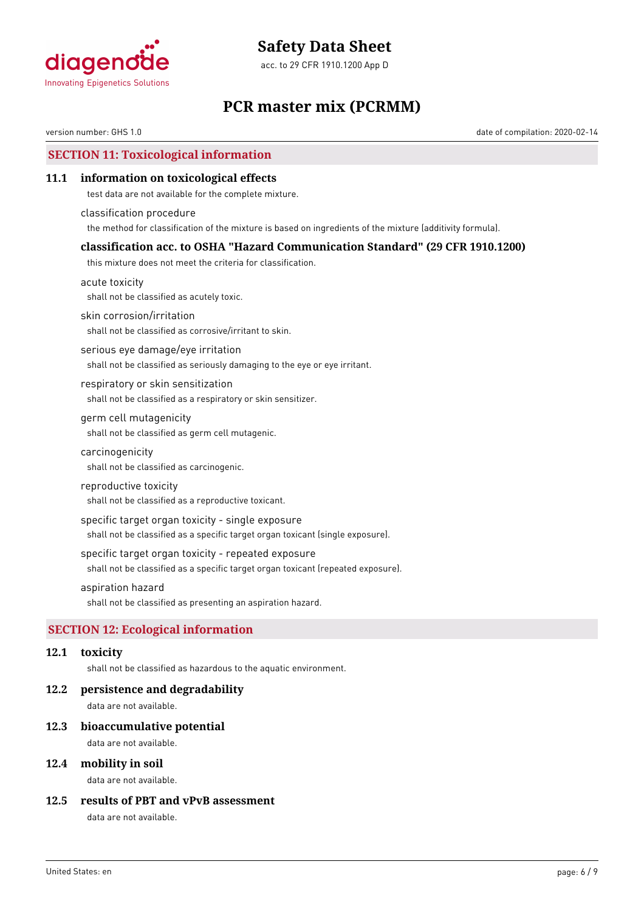## SECTION 11: Toxicological information

### 11.1 information on toxicological effects

test data are not available for the complete mixture.

classification procedure

the method for classification of the mixture is based on ingredients of the mixture (additivity formula).

#### classification acc. to OSHA "Hazard Communication Standard" (29 CFR 1910.1200)

this mixture does not meet the criteria for classification.

acute toxicity

shall not be classified as acutely toxic.

skin corrosion/irritation

shall not be classified as corrosive/irritant to skin.

serious eye damage/eye irritation

shall not be classified as seriously damaging to the eye or eye irritant.

respiratory or skin sensitization

shall not be classified as a respiratory or skin sensitizer.

germ cell mutagenicity

shall not be classified as germ cell mutagenic.

carcinogenicity

shall not be classified as carcinogenic.

reproductive toxicity

shall not be classified as a reproductive toxicant.

specific target organ toxicity - single exposure

shall not be classified as a specific target organ toxicant (single exposure).

specific target organ toxicity - repeated exposure

shall not be classified as a specific target organ toxicant (repeated exposure).

aspiration hazard

shall not be classified as presenting an aspiration hazard.

## SECTION 12: Ecological information

### 12.1 toxicity

shall not be classified as hazardous to the aquatic environment.

### 12.2 persistence and degradability

data are not available.

### 12.3 bioaccumulative potential

data are not available.

### 12.4 mobility in soil

data are not available.

### 12.5 results of PBT and vPvB assessment

data are not available.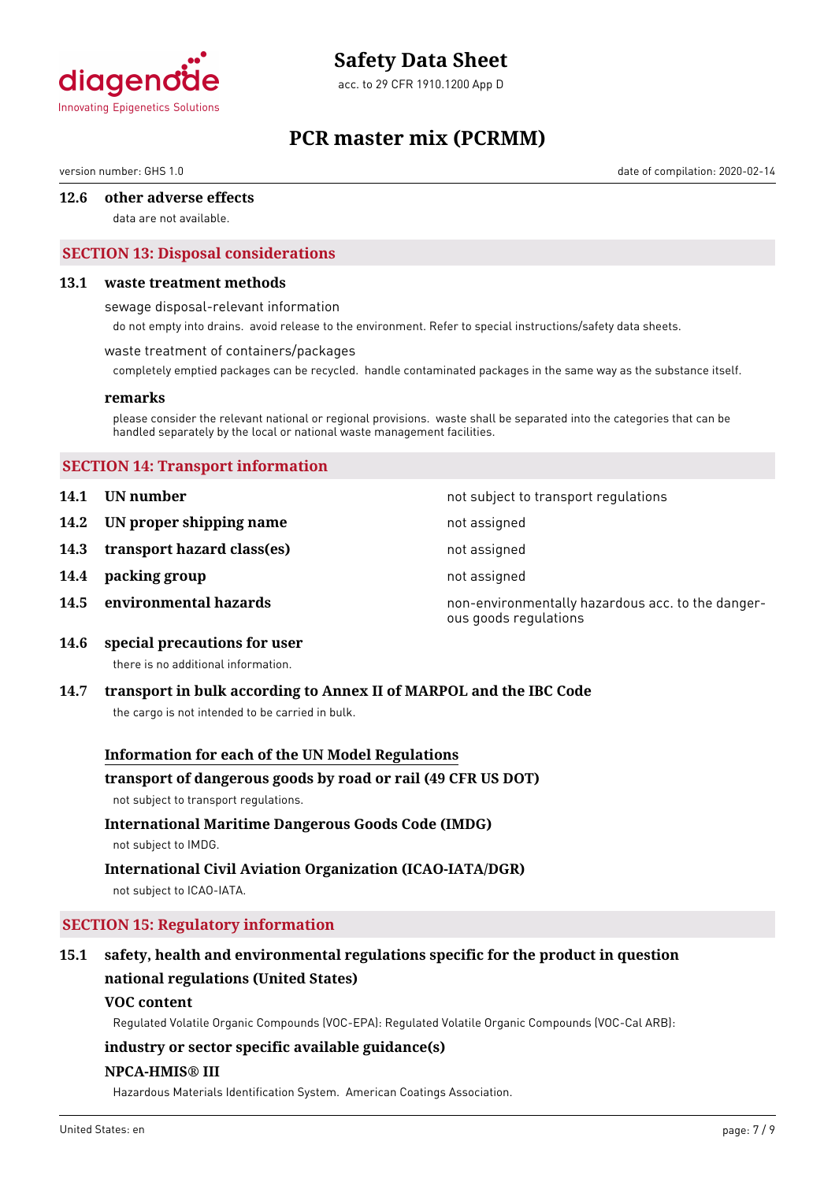### 12.6 other adverse effects

data are not available.

## SECTION 13: Disposal considerations

### 13.1 waste treatment methods

sewage disposal-relevant information

do not empty into drains. avoid release to the environment. Refer to special instructions/safety data sheets.

waste treatment of containers/packages

completely emptied packages can be recycled. handle contaminated packages in the same way as the substance itself.

**remarks**

please consider the relevant national or regional provisions. waste shall be separated into the categories that can be handled separately by the local or national waste management facilities.

## SECTION 14: Transport information

| | | |
|---|---|---|
| 14.1 | **UN number** | not subject to transport regulations |
| 14.2 | **UN proper shipping name** | not assigned |
| 14.3 | **transport hazard class(es)** | not assigned |
| 14.4 | **packing group** | not assigned |
| 14.5 | **environmental hazards** | non-environmentally hazardous acc. to the dangerous goods regulations |

### 14.6 special precautions for user

there is no additional information.

### 14.7 transport in bulk according to Annex II of MARPOL and the IBC Code

the cargo is not intended to be carried in bulk.

**Information for each of the UN Model Regulations**

**transport of dangerous goods by road or rail (49 CFR US DOT)**

not subject to transport regulations.

**International Maritime Dangerous Goods Code (IMDG)**

not subject to IMDG.

**International Civil Aviation Organization (ICAO-IATA/DGR)**

not subject to ICAO-IATA.

## SECTION 15: Regulatory information

### 15.1 safety, health and environmental regulations specific for the product in question

**national regulations (United States)**

**VOC content**

Regulated Volatile Organic Compounds (VOC-EPA): Regulated Volatile Organic Compounds (VOC-Cal ARB):

**industry or sector specific available guidance(s)**

**NPCA-HMIS® III**

Hazardous Materials Identification System. American Coatings Association.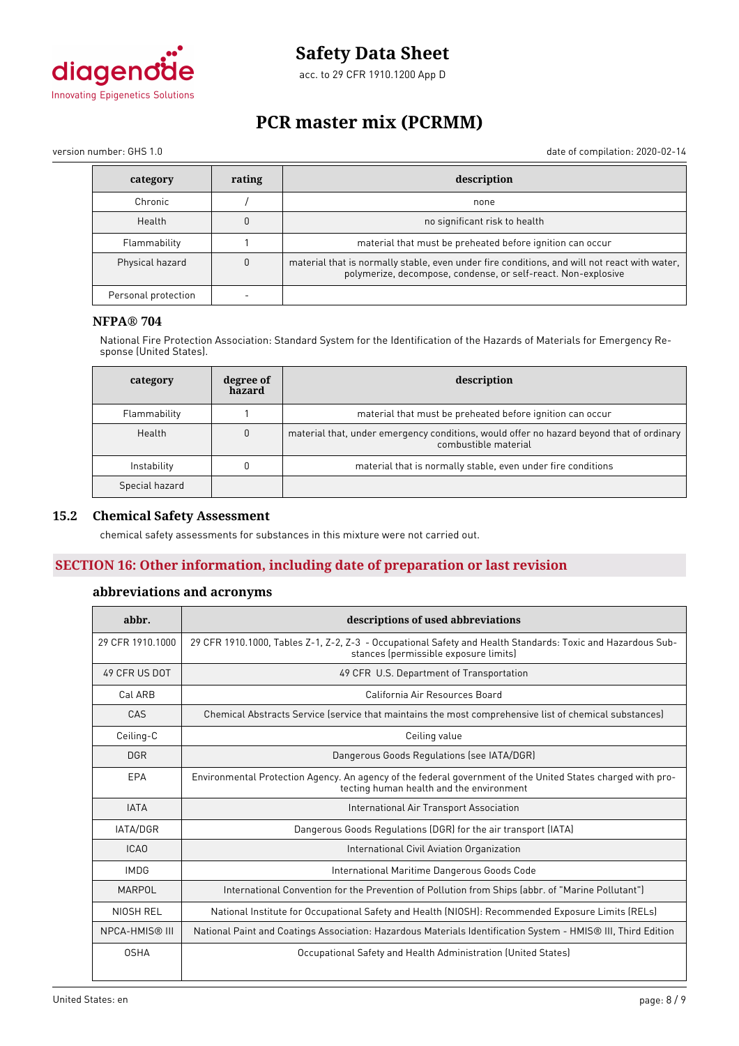| category | rating | description |
|---|---|---|
| Chronic | / | none |
| Health | 0 | no significant risk to health |
| Flammability | 1 | material that must be preheated before ignition can occur |
| Physical hazard | 0 | material that is normally stable, even under fire conditions, and will not react with water, polymerize, decompose, condense, or self-react. Non-explosive |
| Personal protection | - | |

### NFPA® 704

National Fire Protection Association: Standard System for the Identification of the Hazards of Materials for Emergency Response (United States).

| category | degree of hazard | description |
|---|---|---|
| Flammability | 1 | material that must be preheated before ignition can occur |
| Health | 0 | material that, under emergency conditions, would offer no hazard beyond that of ordinary combustible material |
| Instability | 0 | material that is normally stable, even under fire conditions |
| Special hazard | | |

## 15.2 Chemical Safety Assessment

chemical safety assessments for substances in this mixture were not carried out.

## SECTION 16: Other information, including date of preparation or last revision

### abbreviations and acronyms

| abbr. | descriptions of used abbreviations |
|---|---|
| 29 CFR 1910.1000 | 29 CFR 1910.1000, Tables Z-1, Z-2, Z-3 - Occupational Safety and Health Standards: Toxic and Hazardous Substances (permissible exposure limits) |
| 49 CFR US DOT | 49 CFR U.S. Department of Transportation |
| Cal ARB | California Air Resources Board |
| CAS | Chemical Abstracts Service (service that maintains the most comprehensive list of chemical substances) |
| Ceiling-C | Ceiling value |
| DGR | Dangerous Goods Regulations (see IATA/DGR) |
| EPA | Environmental Protection Agency. An agency of the federal government of the United States charged with protecting human health and the environment |
| IATA | International Air Transport Association |
| IATA/DGR | Dangerous Goods Regulations (DGR) for the air transport (IATA) |
| ICAO | International Civil Aviation Organization |
| IMDG | International Maritime Dangerous Goods Code |
| MARPOL | International Convention for the Prevention of Pollution from Ships (abbr. of "Marine Pollutant") |
| NIOSH REL | National Institute for Occupational Safety and Health (NIOSH): Recommended Exposure Limits (RELs) |
| NPCA-HMIS® III | National Paint and Coatings Association: Hazardous Materials Identification System - HMIS® III, Third Edition |
| OSHA | Occupational Safety and Health Administration (United States) |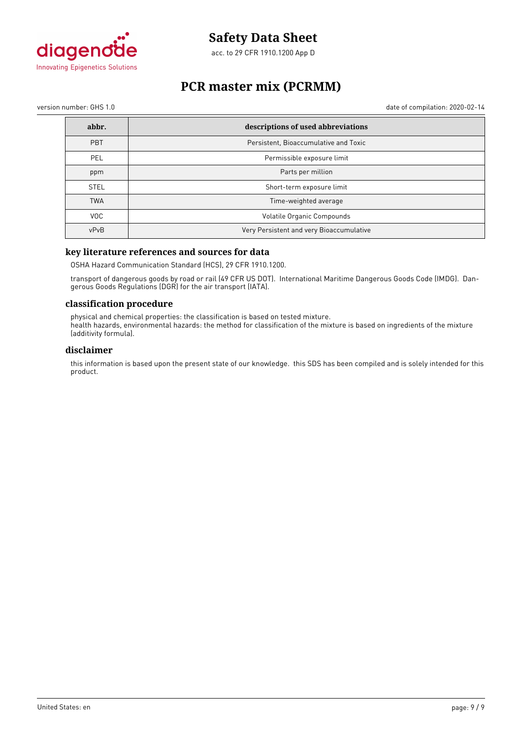| abbr. | descriptions of used abbreviations |
|---|---|
| PBT | Persistent, Bioaccumulative and Toxic |
| PEL | Permissible exposure limit |
| ppm | Parts per million |
| STEL | Short-term exposure limit |
| TWA | Time-weighted average |
| VOC | Volatile Organic Compounds |
| vPvB | Very Persistent and very Bioaccumulative |

### key literature references and sources for data

OSHA Hazard Communication Standard (HCS), 29 CFR 1910.1200.

transport of dangerous goods by road or rail (49 CFR US DOT). International Maritime Dangerous Goods Code (IMDG). Dangerous Goods Regulations (DGR) for the air transport (IATA).

### classification procedure

physical and chemical properties: the classification is based on tested mixture.
health hazards, environmental hazards: the method for classification of the mixture is based on ingredients of the mixture (additivity formula).

### disclaimer

this information is based upon the present state of our knowledge. this SDS has been compiled and is solely intended for this product.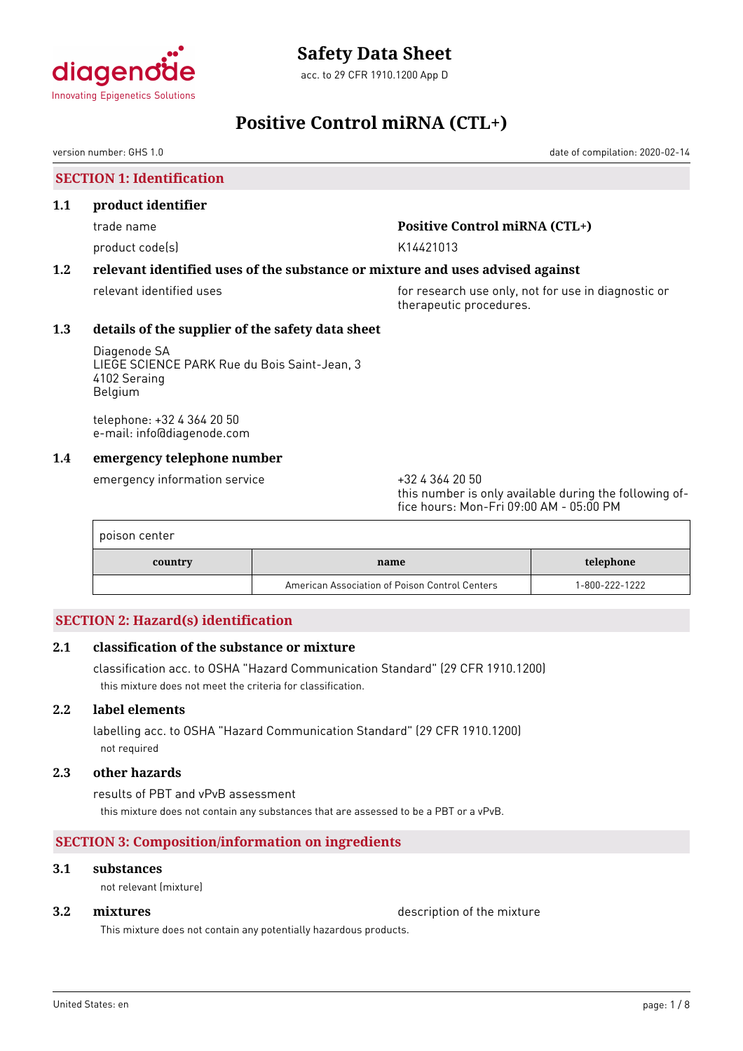# Safety Data Sheet

acc. to 29 CFR 1910.1200 App D

# Positive Control miRNA (CTL+)

version number: GHS 1.0

date of compilation: 2020-02-14

## SECTION 1: Identification

### 1.1 product identifier

trade name: **Positive Control miRNA (CTL+)**

product code(s): K14421013

### 1.2 relevant identified uses of the substance or mixture and uses advised against

relevant identified uses: for research use only, not for use in diagnostic or therapeutic procedures.

### 1.3 details of the supplier of the safety data sheet

Diagenode SA
LIEGE SCIENCE PARK Rue du Bois Saint-Jean, 3
4102 Seraing
Belgium

telephone: +32 4 364 20 50
e-mail: info@diagenode.com

### 1.4 emergency telephone number

emergency information service: +32 4 364 20 50
this number is only available during the following office hours: Mon-Fri 09:00 AM - 05:00 PM

poison center

| country | name | telephone |
|---|---|---|
| | American Association of Poison Control Centers | 1-800-222-1222 |

## SECTION 2: Hazard(s) identification

### 2.1 classification of the substance or mixture

classification acc. to OSHA "Hazard Communication Standard" (29 CFR 1910.1200)

this mixture does not meet the criteria for classification.

### 2.2 label elements

labelling acc. to OSHA "Hazard Communication Standard" (29 CFR 1910.1200)

not required

### 2.3 other hazards

results of PBT and vPvB assessment

this mixture does not contain any substances that are assessed to be a PBT or a vPvB.

## SECTION 3: Composition/information on ingredients

### 3.1 substances

not relevant (mixture)

### 3.2 mixtures

description of the mixture

This mixture does not contain any potentially hazardous products.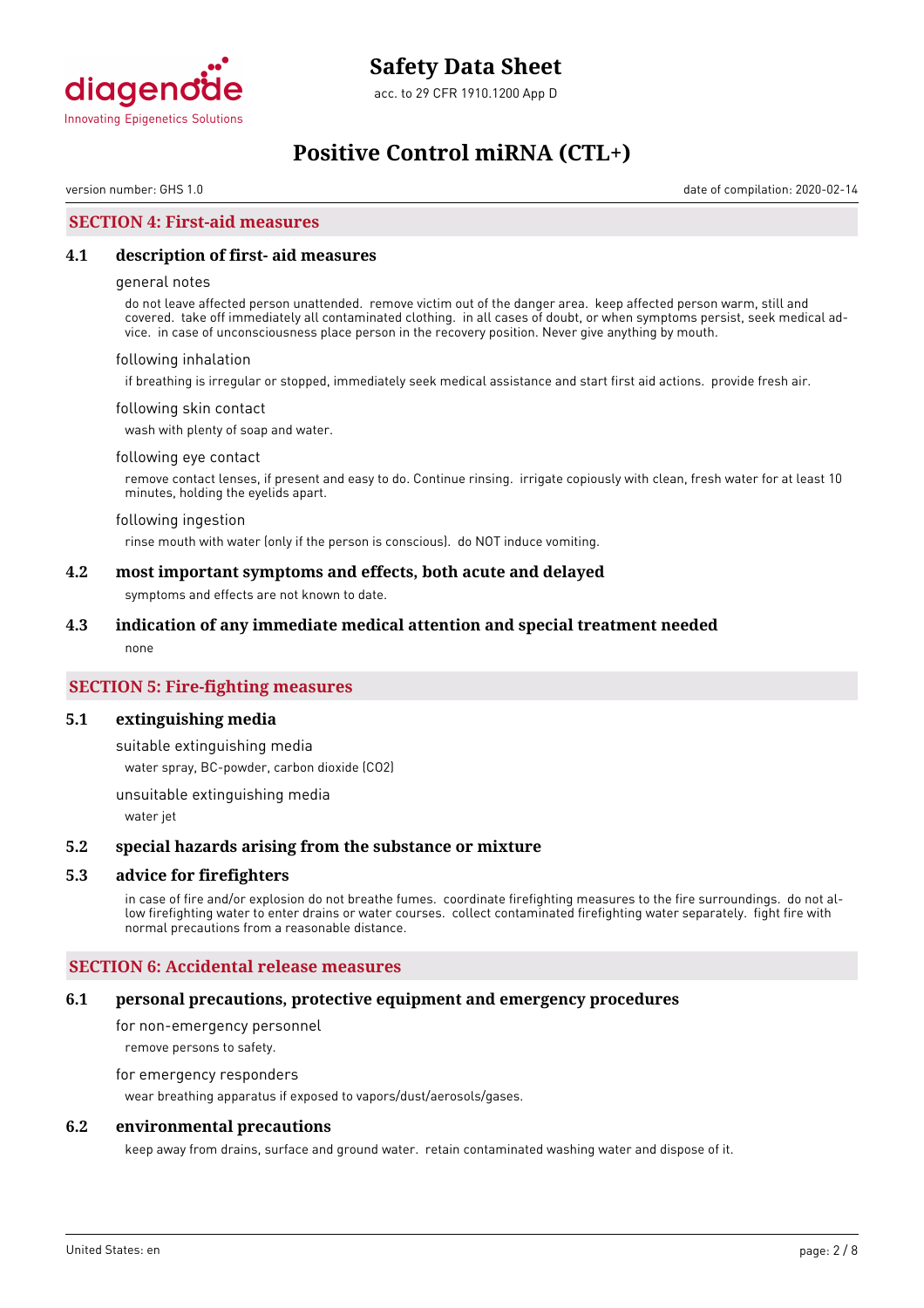# Safety Data Sheet

acc. to 29 CFR 1910.1200 App D

# Positive Control miRNA (CTL+)

version number: GHS 1.0 date of compilation: 2020-02-14

## SECTION 4: First-aid measures

### 4.1 description of first- aid measures

general notes

do not leave affected person unattended. remove victim out of the danger area. keep affected person warm, still and covered. take off immediately all contaminated clothing. in all cases of doubt, or when symptoms persist, seek medical advice. in case of unconsciousness place person in the recovery position. Never give anything by mouth.

following inhalation

if breathing is irregular or stopped, immediately seek medical assistance and start first aid actions. provide fresh air.

following skin contact

wash with plenty of soap and water.

following eye contact

remove contact lenses, if present and easy to do. Continue rinsing. irrigate copiously with clean, fresh water for at least 10 minutes, holding the eyelids apart.

following ingestion

rinse mouth with water (only if the person is conscious). do NOT induce vomiting.

### 4.2 most important symptoms and effects, both acute and delayed

symptoms and effects are not known to date.

### 4.3 indication of any immediate medical attention and special treatment needed

none

## SECTION 5: Fire-fighting measures

### 5.1 extinguishing media

suitable extinguishing media

water spray, BC-powder, carbon dioxide ($CO_2$)

unsuitable extinguishing media

water jet

### 5.2 special hazards arising from the substance or mixture

### 5.3 advice for firefighters

in case of fire and/or explosion do not breathe fumes. coordinate firefighting measures to the fire surroundings. do not allow firefighting water to enter drains or water courses. collect contaminated firefighting water separately. fight fire with normal precautions from a reasonable distance.

## SECTION 6: Accidental release measures

### 6.1 personal precautions, protective equipment and emergency procedures

for non-emergency personnel

remove persons to safety.

for emergency responders

wear breathing apparatus if exposed to vapors/dust/aerosols/gases.

### 6.2 environmental precautions

keep away from drains, surface and ground water. retain contaminated washing water and dispose of it.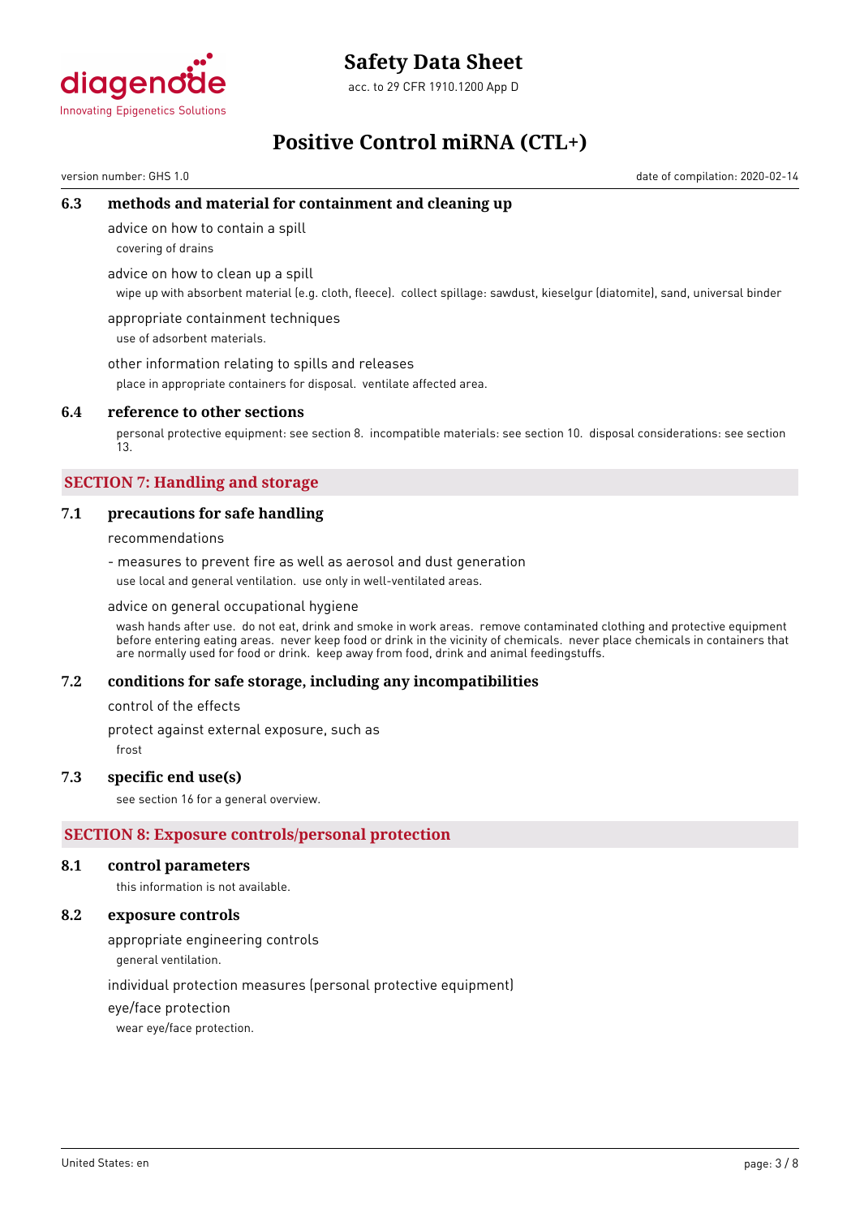### 6.3 methods and material for containment and cleaning up

advice on how to contain a spill

covering of drains

advice on how to clean up a spill

wipe up with absorbent material (e.g. cloth, fleece). collect spillage: sawdust, kieselgur (diatomite), sand, universal binder

appropriate containment techniques

use of adsorbent materials.

other information relating to spills and releases

place in appropriate containers for disposal. ventilate affected area.

### 6.4 reference to other sections

personal protective equipment: see section 8. incompatible materials: see section 10. disposal considerations: see section 13.

## SECTION 7: Handling and storage

### 7.1 precautions for safe handling

recommendations

- measures to prevent fire as well as aerosol and dust generation

use local and general ventilation. use only in well-ventilated areas.

advice on general occupational hygiene

wash hands after use. do not eat, drink and smoke in work areas. remove contaminated clothing and protective equipment before entering eating areas. never keep food or drink in the vicinity of chemicals. never place chemicals in containers that are normally used for food or drink. keep away from food, drink and animal feedingstuffs.

### 7.2 conditions for safe storage, including any incompatibilities

control of the effects

protect against external exposure, such as

frost

### 7.3 specific end use(s)

see section 16 for a general overview.

## SECTION 8: Exposure controls/personal protection

### 8.1 control parameters

this information is not available.

### 8.2 exposure controls

appropriate engineering controls

general ventilation.

individual protection measures (personal protective equipment)

eye/face protection

wear eye/face protection.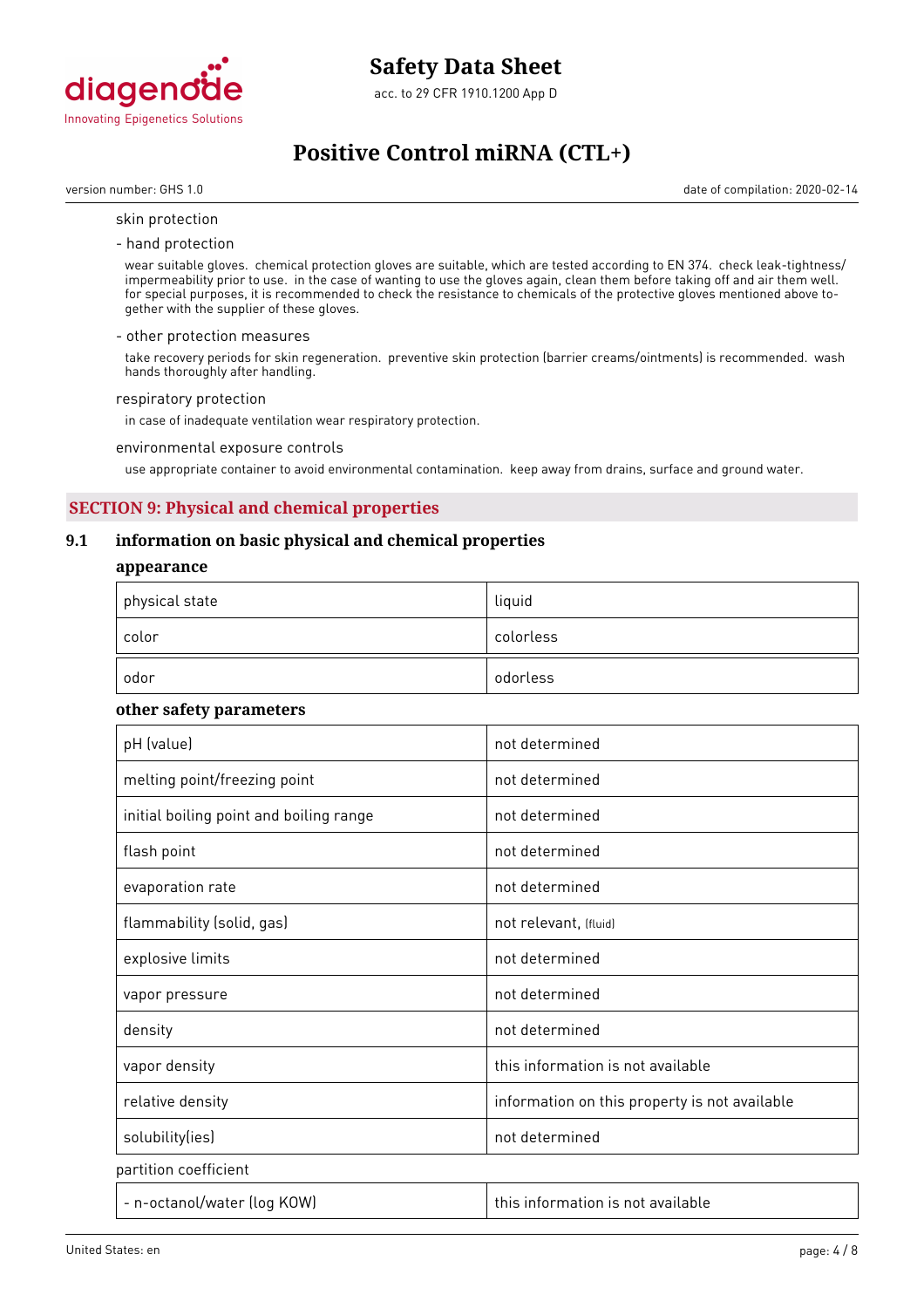skin protection

- hand protection

wear suitable gloves. chemical protection gloves are suitable, which are tested according to EN 374. check leak-tightness/ impermeability prior to use. in the case of wanting to use the gloves again, clean them before taking off and air them well. for special purposes, it is recommended to check the resistance to chemicals of the protective gloves mentioned above together with the supplier of these gloves.

- other protection measures

take recovery periods for skin regeneration. preventive skin protection (barrier creams/ointments) is recommended. wash hands thoroughly after handling.

respiratory protection

in case of inadequate ventilation wear respiratory protection.

environmental exposure controls

use appropriate container to avoid environmental contamination. keep away from drains, surface and ground water.

## SECTION 9: Physical and chemical properties

### 9.1 information on basic physical and chemical properties

**appearance**

| | |
|---|---|
| physical state | liquid |
| color | colorless |
| odor | odorless |

**other safety parameters**

| | |
|---|---|
| pH (value) | not determined |
| melting point/freezing point | not determined |
| initial boiling point and boiling range | not determined |
| flash point | not determined |
| evaporation rate | not determined |
| flammability (solid, gas) | not relevant, (fluid) |
| explosive limits | not determined |
| vapor pressure | not determined |
| density | not determined |
| vapor density | this information is not available |
| relative density | information on this property is not available |
| solubility(ies) | not determined |

partition coefficient

| | |
|---|---|
| - n-octanol/water (log KOW) | this information is not available |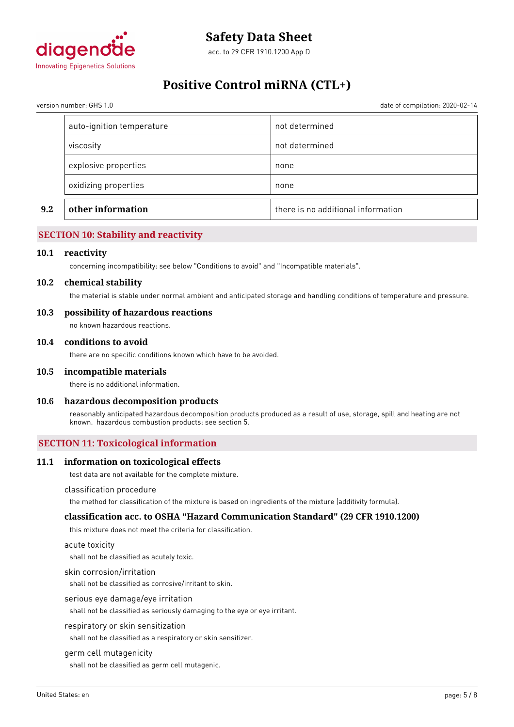| | | |
|---|---|---|
| | auto-ignition temperature | not determined |
| | viscosity | not determined |
| | explosive properties | none |
| | oxidizing properties | none |
| **9.2** | **other information** | there is no additional information |

## SECTION 10: Stability and reactivity

### 10.1 reactivity

concerning incompatibility: see below "Conditions to avoid" and "Incompatible materials".

### 10.2 chemical stability

the material is stable under normal ambient and anticipated storage and handling conditions of temperature and pressure.

### 10.3 possibility of hazardous reactions

no known hazardous reactions.

### 10.4 conditions to avoid

there are no specific conditions known which have to be avoided.

### 10.5 incompatible materials

there is no additional information.

### 10.6 hazardous decomposition products

reasonably anticipated hazardous decomposition products produced as a result of use, storage, spill and heating are not known. hazardous combustion products: see section 5.

## SECTION 11: Toxicological information

### 11.1 information on toxicological effects

test data are not available for the complete mixture.

classification procedure

the method for classification of the mixture is based on ingredients of the mixture (additivity formula).

### classification acc. to OSHA "Hazard Communication Standard" (29 CFR 1910.1200)

this mixture does not meet the criteria for classification.

acute toxicity

shall not be classified as acutely toxic.

skin corrosion/irritation

shall not be classified as corrosive/irritant to skin.

serious eye damage/eye irritation

shall not be classified as seriously damaging to the eye or eye irritant.

respiratory or skin sensitization

shall not be classified as a respiratory or skin sensitizer.

germ cell mutagenicity

shall not be classified as germ cell mutagenic.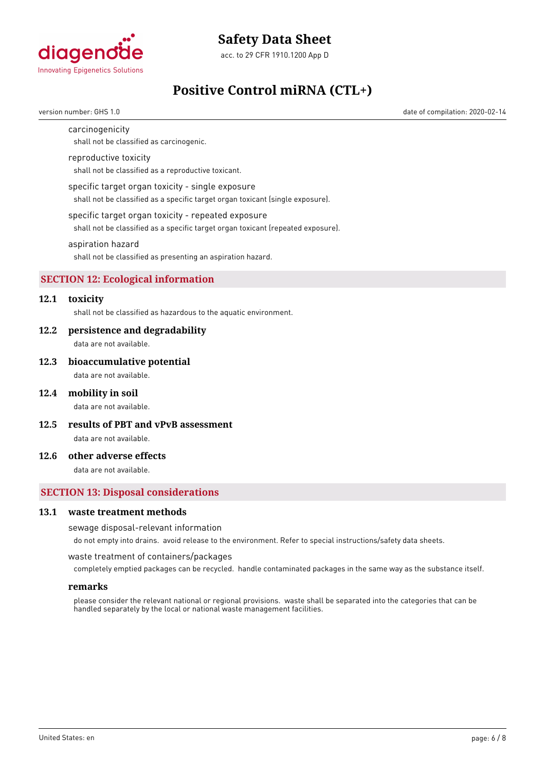carcinogenicity

shall not be classified as carcinogenic.

reproductive toxicity

shall not be classified as a reproductive toxicant.

specific target organ toxicity - single exposure

shall not be classified as a specific target organ toxicant (single exposure).

specific target organ toxicity - repeated exposure

shall not be classified as a specific target organ toxicant (repeated exposure).

aspiration hazard

shall not be classified as presenting an aspiration hazard.

## SECTION 12: Ecological information

### 12.1 toxicity

shall not be classified as hazardous to the aquatic environment.

### 12.2 persistence and degradability

data are not available.

### 12.3 bioaccumulative potential

data are not available.

### 12.4 mobility in soil

data are not available.

### 12.5 results of PBT and vPvB assessment

data are not available.

### 12.6 other adverse effects

data are not available.

## SECTION 13: Disposal considerations

### 13.1 waste treatment methods

sewage disposal-relevant information

do not empty into drains. avoid release to the environment. Refer to special instructions/safety data sheets.

waste treatment of containers/packages

completely emptied packages can be recycled. handle contaminated packages in the same way as the substance itself.

#### remarks

please consider the relevant national or regional provisions. waste shall be separated into the categories that can be handled separately by the local or national waste management facilities.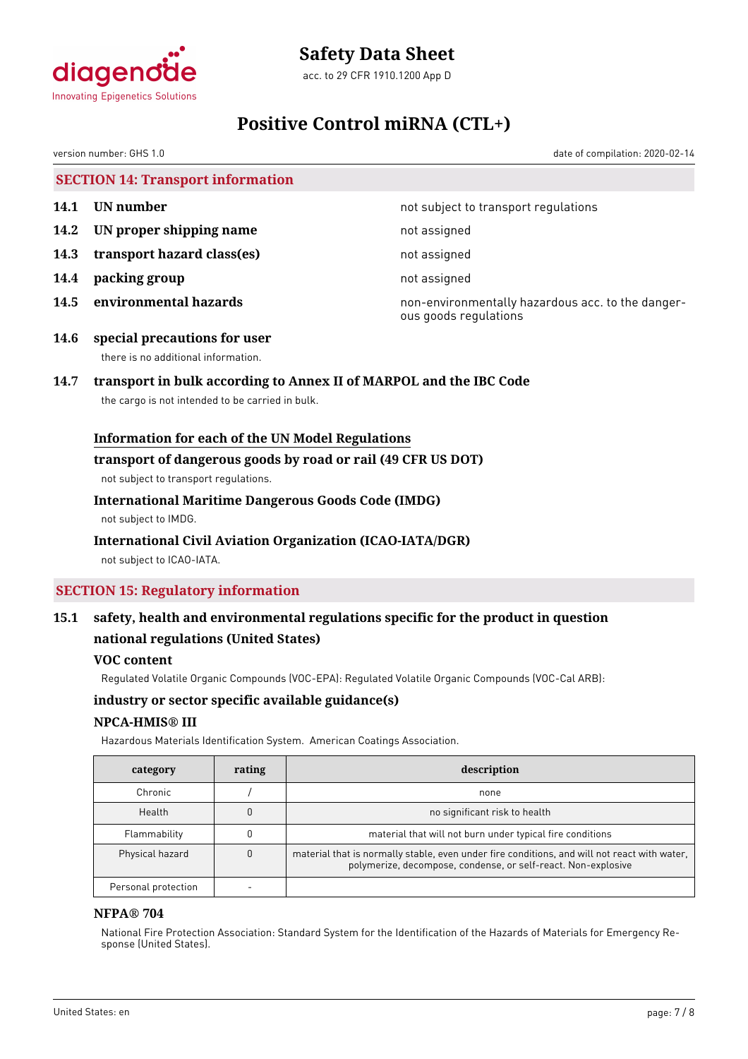## SECTION 14: Transport information

**14.1 UN number** — not subject to transport regulations

**14.2 UN proper shipping name** — not assigned

**14.3 transport hazard class(es)** — not assigned

**14.4 packing group** — not assigned

**14.5 environmental hazards** — non-environmentally hazardous acc. to the dangerous goods regulations

**14.6 special precautions for user**

there is no additional information.

**14.7 transport in bulk according to Annex II of MARPOL and the IBC Code**

the cargo is not intended to be carried in bulk.

**Information for each of the UN Model Regulations**

**transport of dangerous goods by road or rail (49 CFR US DOT)**

not subject to transport regulations.

**International Maritime Dangerous Goods Code (IMDG)**

not subject to IMDG.

**International Civil Aviation Organization (ICAO-IATA/DGR)**

not subject to ICAO-IATA.

## SECTION 15: Regulatory information

**15.1 safety, health and environmental regulations specific for the product in question**

**national regulations (United States)**

**VOC content**

Regulated Volatile Organic Compounds (VOC-EPA): Regulated Volatile Organic Compounds (VOC-Cal ARB):

**industry or sector specific available guidance(s)**

**NPCA-HMIS® III**

Hazardous Materials Identification System. American Coatings Association.

| category | rating | description |
|---|---|---|
| Chronic | / | none |
| Health | 0 | no significant risk to health |
| Flammability | 0 | material that will not burn under typical fire conditions |
| Physical hazard | 0 | material that is normally stable, even under fire conditions, and will not react with water, polymerize, decompose, condense, or self-react. Non-explosive |
| Personal protection | - | |

**NFPA® 704**

National Fire Protection Association: Standard System for the Identification of the Hazards of Materials for Emergency Response (United States).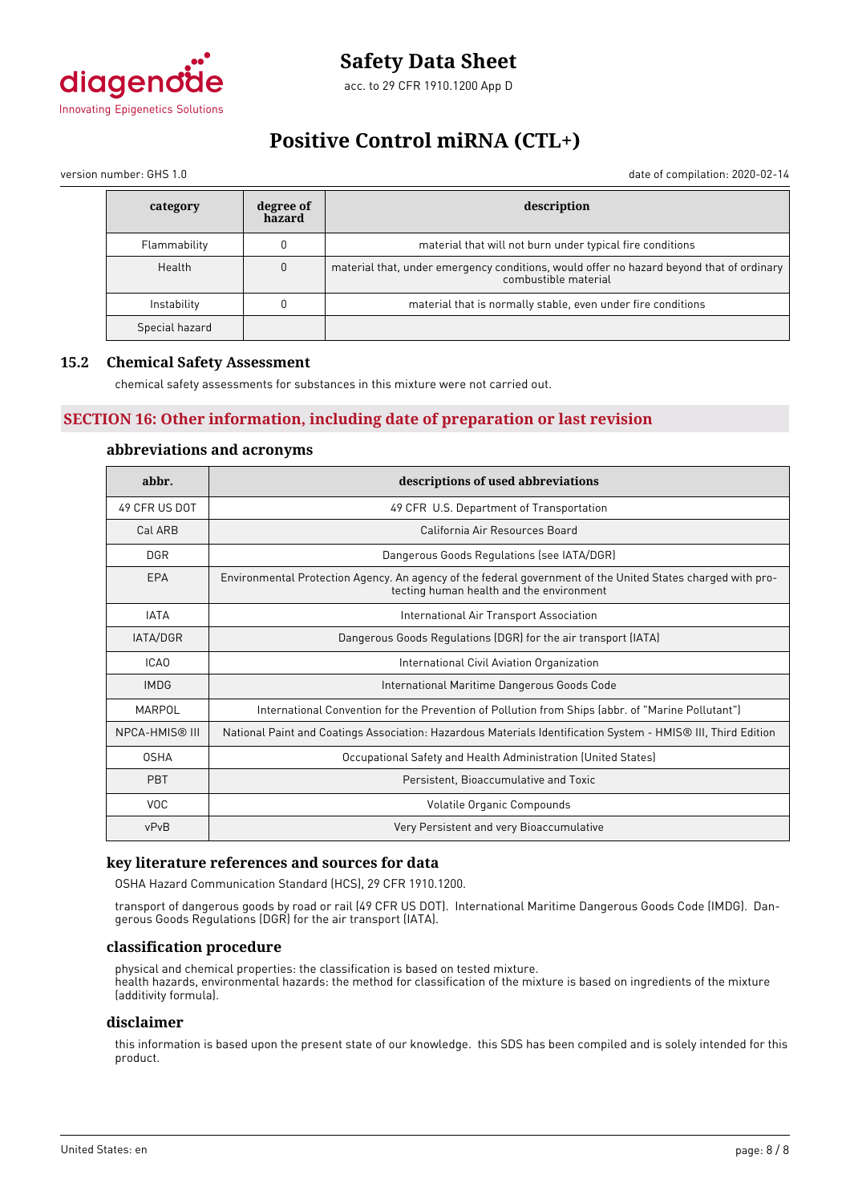| category | degree of hazard | description |
|---|---|---|
| Flammability | 0 | material that will not burn under typical fire conditions |
| Health | 0 | material that, under emergency conditions, would offer no hazard beyond that of ordinary combustible material |
| Instability | 0 | material that is normally stable, even under fire conditions |
| Special hazard | | |

### 15.2 Chemical Safety Assessment

chemical safety assessments for substances in this mixture were not carried out.

## SECTION 16: Other information, including date of preparation or last revision

### abbreviations and acronyms

| abbr. | descriptions of used abbreviations |
|---|---|
| 49 CFR US DOT | 49 CFR U.S. Department of Transportation |
| Cal ARB | California Air Resources Board |
| DGR | Dangerous Goods Regulations (see IATA/DGR) |
| EPA | Environmental Protection Agency. An agency of the federal government of the United States charged with protecting human health and the environment |
| IATA | International Air Transport Association |
| IATA/DGR | Dangerous Goods Regulations (DGR) for the air transport (IATA) |
| ICAO | International Civil Aviation Organization |
| IMDG | International Maritime Dangerous Goods Code |
| MARPOL | International Convention for the Prevention of Pollution from Ships (abbr. of "Marine Pollutant") |
| NPCA-HMIS® III | National Paint and Coatings Association: Hazardous Materials Identification System - HMIS® III, Third Edition |
| OSHA | Occupational Safety and Health Administration (United States) |
| PBT | Persistent, Bioaccumulative and Toxic |
| VOC | Volatile Organic Compounds |
| vPvB | Very Persistent and very Bioaccumulative |

### key literature references and sources for data

OSHA Hazard Communication Standard (HCS), 29 CFR 1910.1200.

transport of dangerous goods by road or rail (49 CFR US DOT). International Maritime Dangerous Goods Code (IMDG). Dangerous Goods Regulations (DGR) for the air transport (IATA).

### classification procedure

physical and chemical properties: the classification is based on tested mixture.
health hazards, environmental hazards: the method for classification of the mixture is based on ingredients of the mixture (additivity formula).

### disclaimer

this information is based upon the present state of our knowledge. this SDS has been compiled and is solely intended for this product.